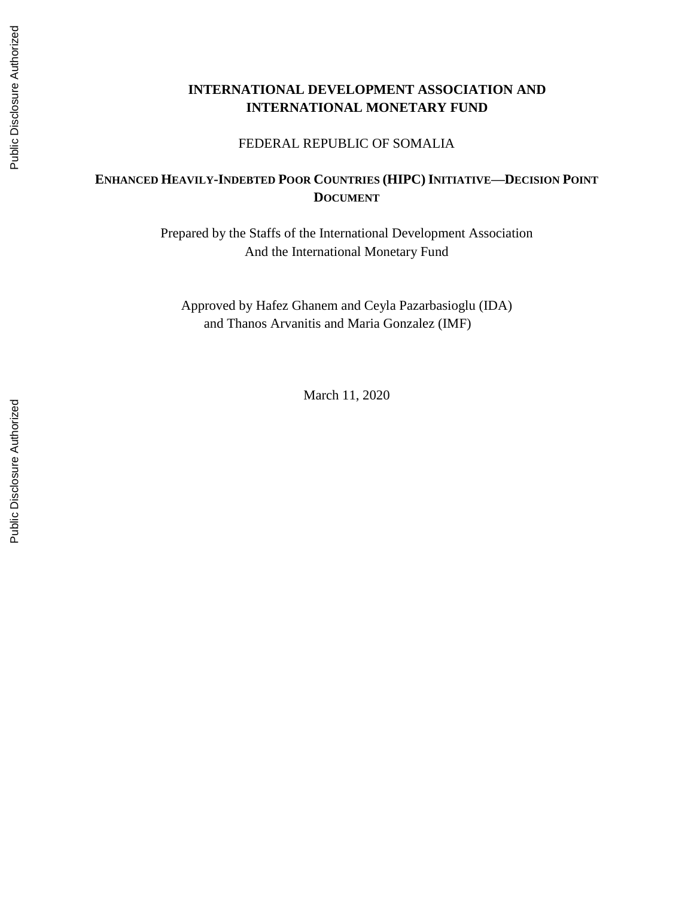**INTERNATIONAL DEVELOPMENT ASSOCIATION AND INTERNATIONAL MONETARY FUND**

FEDERAL REPUBLIC OF SOMALIA

# ENHANCED HEAVILY-INDEBTED POOR COUNTRIES (HIPC) INITIATIVE—DECISION POINT DOCUMENT

Prepared by the Staffs of the International Development Association
And the International Monetary Fund

Approved by Hafez Ghanem and Ceyla Pazarbasioglu (IDA)
and Thanos Arvanitis and Maria Gonzalez (IMF)

March 11, 2020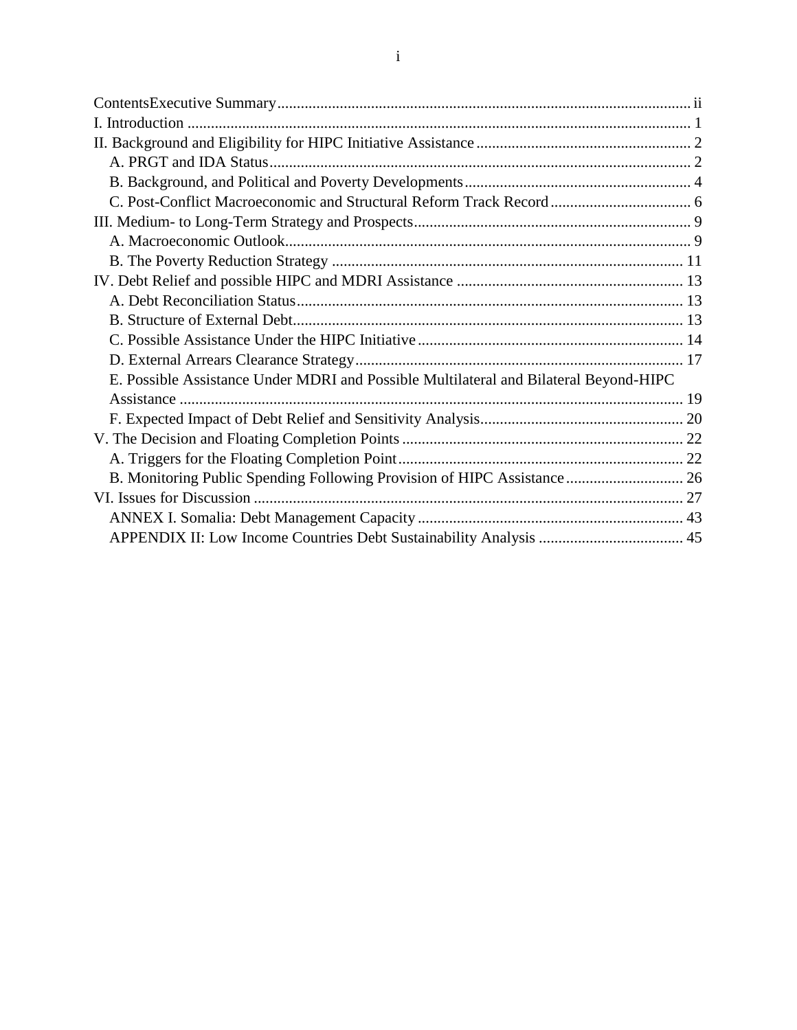ContentsExecutive Summary ........................................................................................................... ii

I. Introduction .................................................................................................................................. 1

II. Background and Eligibility for HIPC Initiative Assistance ........................................................ 2

A. PRGT and IDA Status ............................................................................................................. 2

B. Background, and Political and Poverty Developments ........................................................... 4

C. Post-Conflict Macroeconomic and Structural Reform Track Record ...................................... 6

III. Medium- to Long-Term Strategy and Prospects ....................................................................... 9

A. Macroeconomic Outlook ........................................................................................................ 9

B. The Poverty Reduction Strategy ........................................................................................... 11

IV. Debt Relief and possible HIPC and MDRI Assistance .......................................................... 13

A. Debt Reconciliation Status .................................................................................................... 13

B. Structure of External Debt ..................................................................................................... 13

C. Possible Assistance Under the HIPC Initiative ..................................................................... 14

D. External Arrears Clearance Strategy ..................................................................................... 17

E. Possible Assistance Under MDRI and Possible Multilateral and Bilateral Beyond-HIPC Assistance ................................................................................................................................. 19

F. Expected Impact of Debt Relief and Sensitivity Analysis ..................................................... 20

V. The Decision and Floating Completion Points ......................................................................... 22

A. Triggers for the Floating Completion Point .......................................................................... 22

B. Monitoring Public Spending Following Provision of HIPC Assistance ............................... 26

VI. Issues for Discussion .............................................................................................................. 27

ANNEX I. Somalia: Debt Management Capacity ..................................................................... 43

APPENDIX II: Low Income Countries Debt Sustainability Analysis ...................................... 45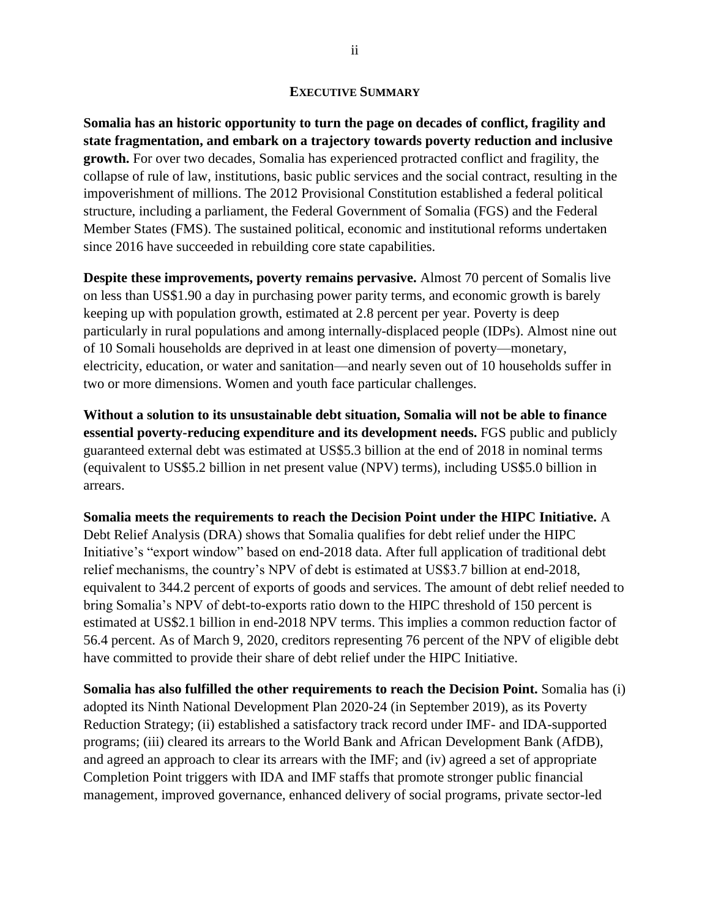## EXECUTIVE SUMMARY

**Somalia has an historic opportunity to turn the page on decades of conflict, fragility and state fragmentation, and embark on a trajectory towards poverty reduction and inclusive growth.** For over two decades, Somalia has experienced protracted conflict and fragility, the collapse of rule of law, institutions, basic public services and the social contract, resulting in the impoverishment of millions. The 2012 Provisional Constitution established a federal political structure, including a parliament, the Federal Government of Somalia (FGS) and the Federal Member States (FMS). The sustained political, economic and institutional reforms undertaken since 2016 have succeeded in rebuilding core state capabilities.

**Despite these improvements, poverty remains pervasive.** Almost 70 percent of Somalis live on less than US$1.90 a day in purchasing power parity terms, and economic growth is barely keeping up with population growth, estimated at 2.8 percent per year. Poverty is deep particularly in rural populations and among internally-displaced people (IDPs). Almost nine out of 10 Somali households are deprived in at least one dimension of poverty—monetary, electricity, education, or water and sanitation—and nearly seven out of 10 households suffer in two or more dimensions. Women and youth face particular challenges.

**Without a solution to its unsustainable debt situation, Somalia will not be able to finance essential poverty-reducing expenditure and its development needs.** FGS public and publicly guaranteed external debt was estimated at US$5.3 billion at the end of 2018 in nominal terms (equivalent to US$5.2 billion in net present value (NPV) terms), including US$5.0 billion in arrears.

**Somalia meets the requirements to reach the Decision Point under the HIPC Initiative.** A Debt Relief Analysis (DRA) shows that Somalia qualifies for debt relief under the HIPC Initiative's "export window" based on end-2018 data. After full application of traditional debt relief mechanisms, the country's NPV of debt is estimated at US$3.7 billion at end-2018, equivalent to 344.2 percent of exports of goods and services. The amount of debt relief needed to bring Somalia's NPV of debt-to-exports ratio down to the HIPC threshold of 150 percent is estimated at US$2.1 billion in end-2018 NPV terms. This implies a common reduction factor of 56.4 percent. As of March 9, 2020, creditors representing 76 percent of the NPV of eligible debt have committed to provide their share of debt relief under the HIPC Initiative.

**Somalia has also fulfilled the other requirements to reach the Decision Point.** Somalia has (i) adopted its Ninth National Development Plan 2020-24 (in September 2019), as its Poverty Reduction Strategy; (ii) established a satisfactory track record under IMF- and IDA-supported programs; (iii) cleared its arrears to the World Bank and African Development Bank (AfDB), and agreed an approach to clear its arrears with the IMF; and (iv) agreed a set of appropriate Completion Point triggers with IDA and IMF staffs that promote stronger public financial management, improved governance, enhanced delivery of social programs, private sector-led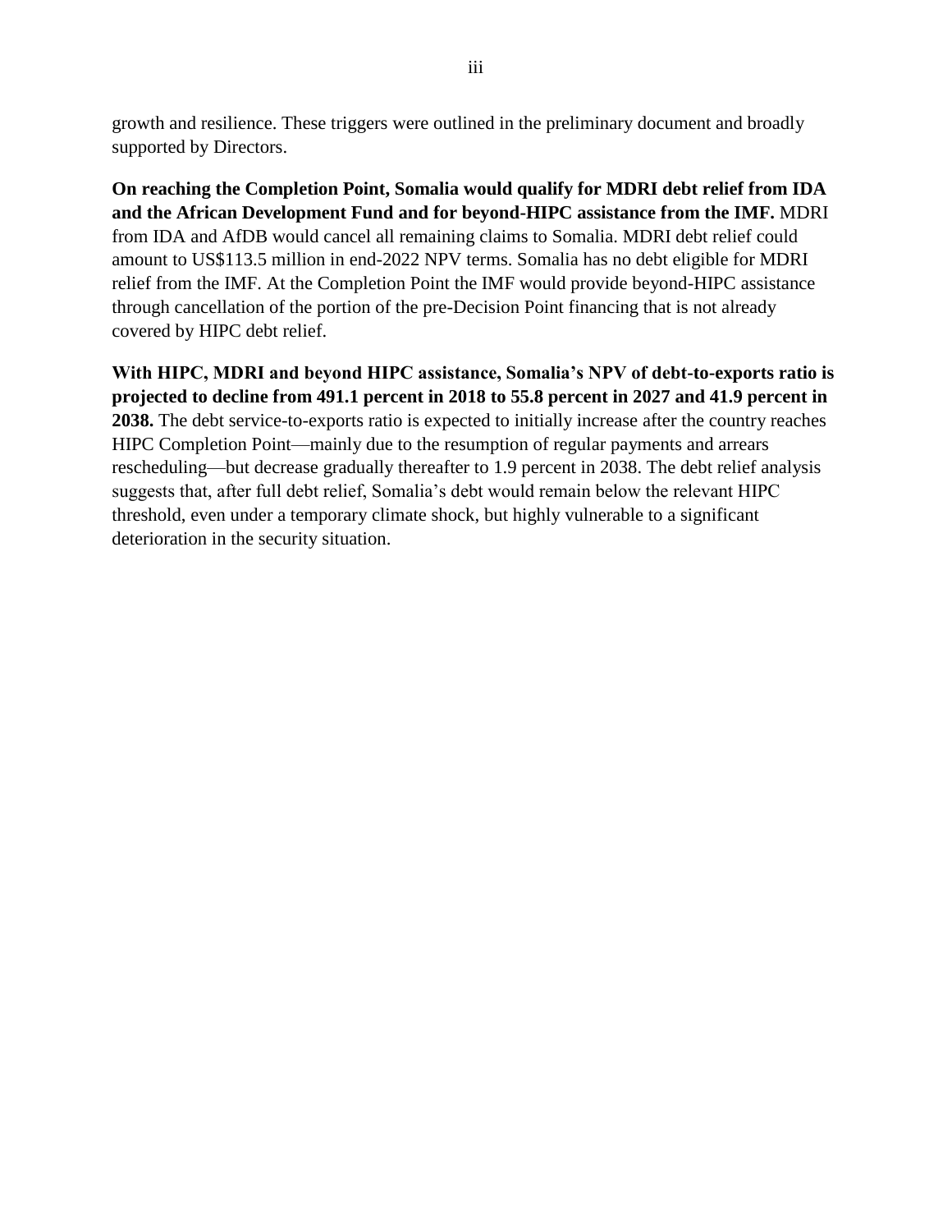growth and resilience. These triggers were outlined in the preliminary document and broadly supported by Directors.

**On reaching the Completion Point, Somalia would qualify for MDRI debt relief from IDA and the African Development Fund and for beyond-HIPC assistance from the IMF.** MDRI from IDA and AfDB would cancel all remaining claims to Somalia. MDRI debt relief could amount to US$113.5 million in end-2022 NPV terms. Somalia has no debt eligible for MDRI relief from the IMF. At the Completion Point the IMF would provide beyond-HIPC assistance through cancellation of the portion of the pre-Decision Point financing that is not already covered by HIPC debt relief.

**With HIPC, MDRI and beyond HIPC assistance, Somalia's NPV of debt-to-exports ratio is projected to decline from 491.1 percent in 2018 to 55.8 percent in 2027 and 41.9 percent in 2038.** The debt service-to-exports ratio is expected to initially increase after the country reaches HIPC Completion Point—mainly due to the resumption of regular payments and arrears rescheduling—but decrease gradually thereafter to 1.9 percent in 2038. The debt relief analysis suggests that, after full debt relief, Somalia's debt would remain below the relevant HIPC threshold, even under a temporary climate shock, but highly vulnerable to a significant deterioration in the security situation.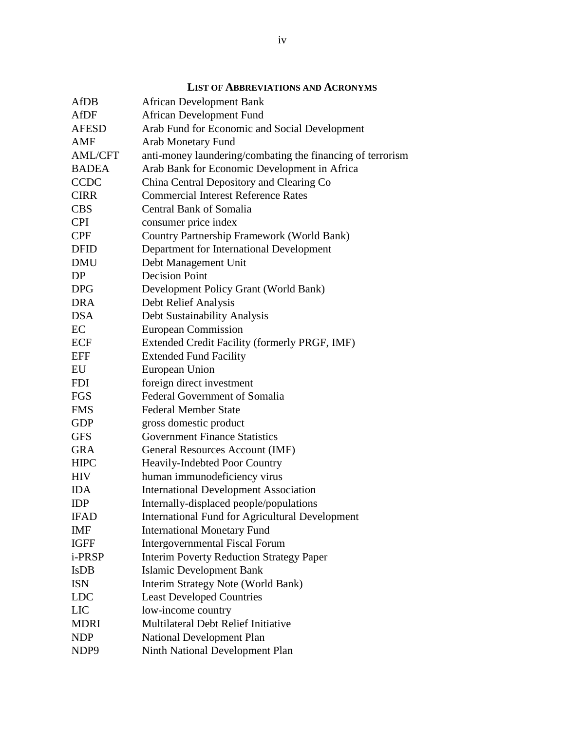## List of Abbreviations and Acronyms

| | |
|---|---|
| AfDB | African Development Bank |
| AfDF | African Development Fund |
| AFESD | Arab Fund for Economic and Social Development |
| AMF | Arab Monetary Fund |
| AML/CFT | anti-money laundering/combating the financing of terrorism |
| BADEA | Arab Bank for Economic Development in Africa |
| CCDC | China Central Depository and Clearing Co |
| CIRR | Commercial Interest Reference Rates |
| CBS | Central Bank of Somalia |
| CPI | consumer price index |
| CPF | Country Partnership Framework (World Bank) |
| DFID | Department for International Development |
| DMU | Debt Management Unit |
| DP | Decision Point |
| DPG | Development Policy Grant (World Bank) |
| DRA | Debt Relief Analysis |
| DSA | Debt Sustainability Analysis |
| EC | European Commission |
| ECF | Extended Credit Facility (formerly PRGF, IMF) |
| EFF | Extended Fund Facility |
| EU | European Union |
| FDI | foreign direct investment |
| FGS | Federal Government of Somalia |
| FMS | Federal Member State |
| GDP | gross domestic product |
| GFS | Government Finance Statistics |
| GRA | General Resources Account (IMF) |
| HIPC | Heavily-Indebted Poor Country |
| HIV | human immunodeficiency virus |
| IDA | International Development Association |
| IDP | Internally-displaced people/populations |
| IFAD | International Fund for Agricultural Development |
| IMF | International Monetary Fund |
| IGFF | Intergovernmental Fiscal Forum |
| i-PRSP | Interim Poverty Reduction Strategy Paper |
| IsDB | Islamic Development Bank |
| ISN | Interim Strategy Note (World Bank) |
| LDC | Least Developed Countries |
| LIC | low-income country |
| MDRI | Multilateral Debt Relief Initiative |
| NDP | National Development Plan |
| NDP9 | Ninth National Development Plan |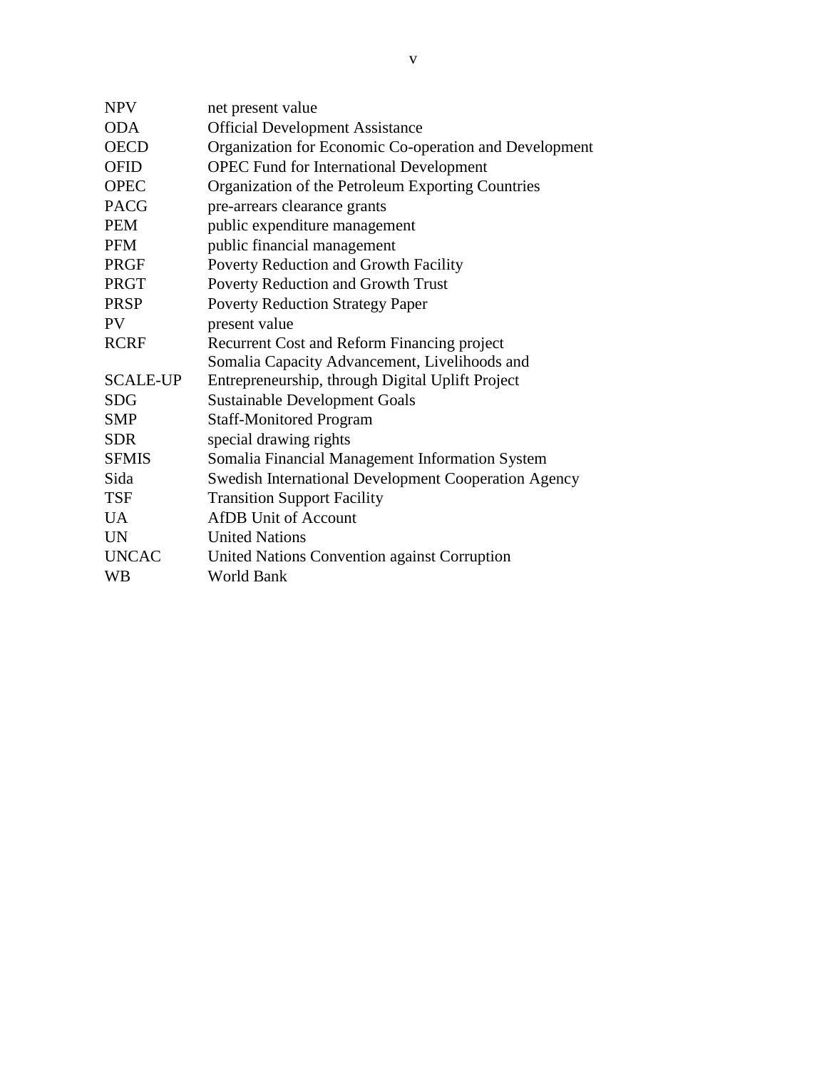| | |
|---|---|
| NPV | net present value |
| ODA | Official Development Assistance |
| OECD | Organization for Economic Co-operation and Development |
| OFID | OPEC Fund for International Development |
| OPEC | Organization of the Petroleum Exporting Countries |
| PACG | pre-arrears clearance grants |
| PEM | public expenditure management |
| PFM | public financial management |
| PRGF | Poverty Reduction and Growth Facility |
| PRGT | Poverty Reduction and Growth Trust |
| PRSP | Poverty Reduction Strategy Paper |
| PV | present value |
| RCRF | Recurrent Cost and Reform Financing project |
| SCALE-UP | Somalia Capacity Advancement, Livelihoods and Entrepreneurship, through Digital Uplift Project |
| SDG | Sustainable Development Goals |
| SMP | Staff-Monitored Program |
| SDR | special drawing rights |
| SFMIS | Somalia Financial Management Information System |
| Sida | Swedish International Development Cooperation Agency |
| TSF | Transition Support Facility |
| UA | AfDB Unit of Account |
| UN | United Nations |
| UNCAC | United Nations Convention against Corruption |
| WB | World Bank |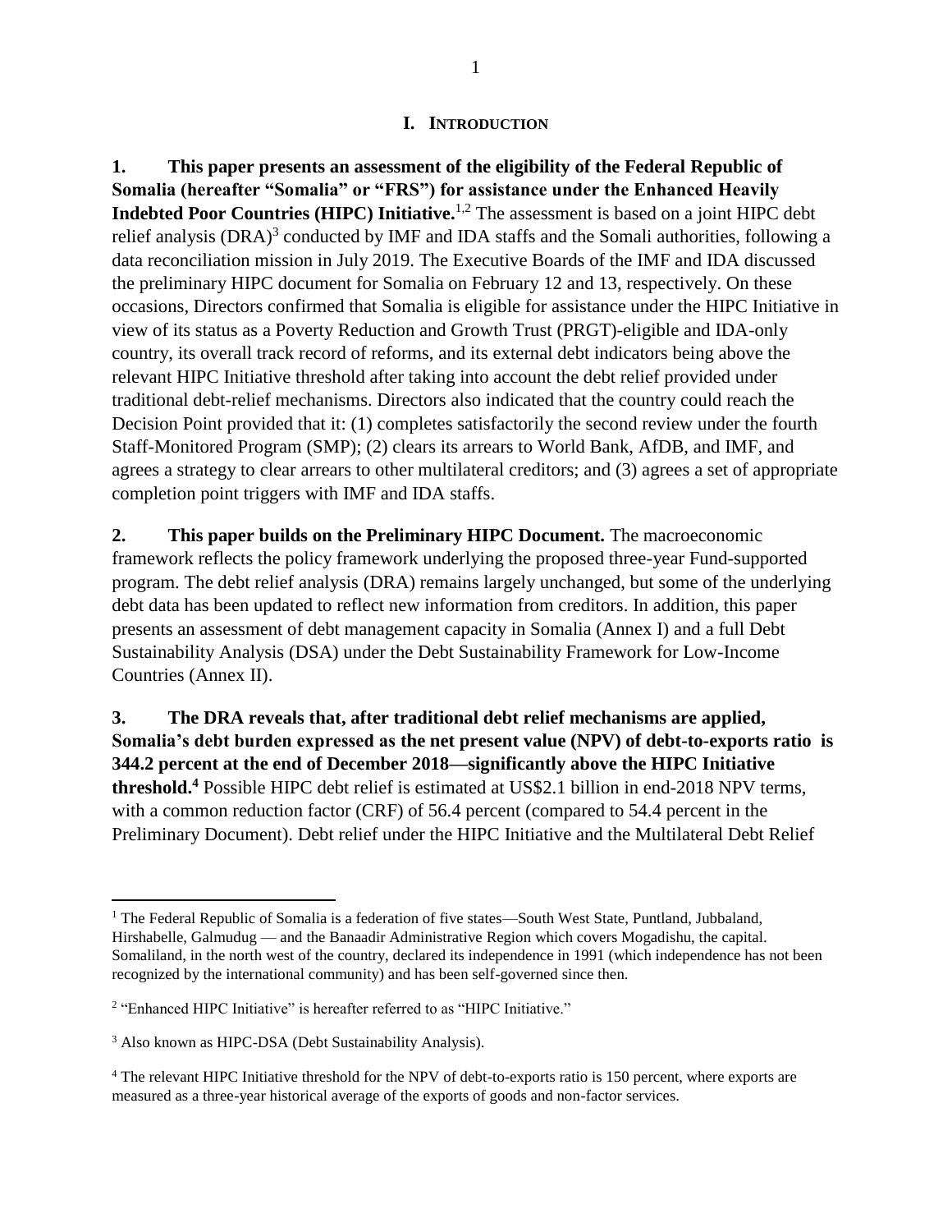## I. INTRODUCTION

**1. This paper presents an assessment of the eligibility of the Federal Republic of Somalia (hereafter "Somalia" or "FRS") for assistance under the Enhanced Heavily Indebted Poor Countries (HIPC) Initiative.**[1,2] The assessment is based on a joint HIPC debt relief analysis (DRA)[3] conducted by IMF and IDA staffs and the Somali authorities, following a data reconciliation mission in July 2019. The Executive Boards of the IMF and IDA discussed the preliminary HIPC document for Somalia on February 12 and 13, respectively. On these occasions, Directors confirmed that Somalia is eligible for assistance under the HIPC Initiative in view of its status as a Poverty Reduction and Growth Trust (PRGT)-eligible and IDA-only country, its overall track record of reforms, and its external debt indicators being above the relevant HIPC Initiative threshold after taking into account the debt relief provided under traditional debt-relief mechanisms. Directors also indicated that the country could reach the Decision Point provided that it: (1) completes satisfactorily the second review under the fourth Staff-Monitored Program (SMP); (2) clears its arrears to World Bank, AfDB, and IMF, and agrees a strategy to clear arrears to other multilateral creditors; and (3) agrees a set of appropriate completion point triggers with IMF and IDA staffs.

**2. This paper builds on the Preliminary HIPC Document.** The macroeconomic framework reflects the policy framework underlying the proposed three-year Fund-supported program. The debt relief analysis (DRA) remains largely unchanged, but some of the underlying debt data has been updated to reflect new information from creditors. In addition, this paper presents an assessment of debt management capacity in Somalia (Annex I) and a full Debt Sustainability Analysis (DSA) under the Debt Sustainability Framework for Low-Income Countries (Annex II).

**3. The DRA reveals that, after traditional debt relief mechanisms are applied, Somalia's debt burden expressed as the net present value (NPV) of debt-to-exports ratio is 344.2 percent at the end of December 2018—significantly above the HIPC Initiative threshold.**[4] Possible HIPC debt relief is estimated at US$2.1 billion in end-2018 NPV terms, with a common reduction factor (CRF) of 56.4 percent (compared to 54.4 percent in the Preliminary Document). Debt relief under the HIPC Initiative and the Multilateral Debt Relief

---

[1] The Federal Republic of Somalia is a federation of five states—South West State, Puntland, Jubbaland, Hirshabelle, Galmudug — and the Banaadir Administrative Region which covers Mogadishu, the capital. Somaliland, in the north west of the country, declared its independence in 1991 (which independence has not been recognized by the international community) and has been self-governed since then.

[2] "Enhanced HIPC Initiative" is hereafter referred to as "HIPC Initiative."

[3] Also known as HIPC-DSA (Debt Sustainability Analysis).

[4] The relevant HIPC Initiative threshold for the NPV of debt-to-exports ratio is 150 percent, where exports are measured as a three-year historical average of the exports of goods and non-factor services.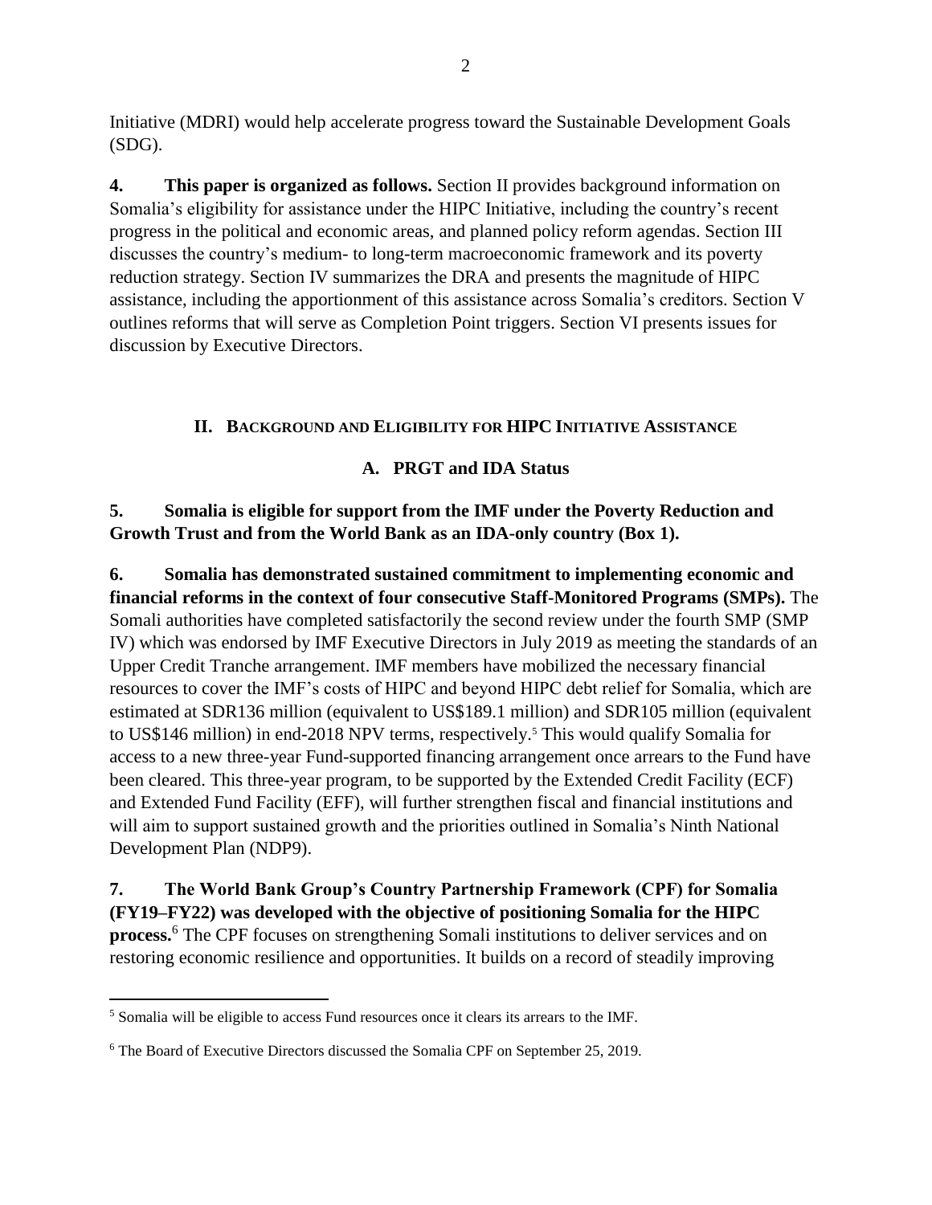Initiative (MDRI) would help accelerate progress toward the Sustainable Development Goals (SDG).

**4. This paper is organized as follows.** Section II provides background information on Somalia's eligibility for assistance under the HIPC Initiative, including the country's recent progress in the political and economic areas, and planned policy reform agendas. Section III discusses the country's medium- to long-term macroeconomic framework and its poverty reduction strategy. Section IV summarizes the DRA and presents the magnitude of HIPC assistance, including the apportionment of this assistance across Somalia's creditors. Section V outlines reforms that will serve as Completion Point triggers. Section VI presents issues for discussion by Executive Directors.

## II. BACKGROUND AND ELIGIBILITY FOR HIPC INITIATIVE ASSISTANCE

### A. PRGT and IDA Status

**5. Somalia is eligible for support from the IMF under the Poverty Reduction and Growth Trust and from the World Bank as an IDA-only country (Box 1).**

**6. Somalia has demonstrated sustained commitment to implementing economic and financial reforms in the context of four consecutive Staff-Monitored Programs (SMPs).** The Somali authorities have completed satisfactorily the second review under the fourth SMP (SMP IV) which was endorsed by IMF Executive Directors in July 2019 as meeting the standards of an Upper Credit Tranche arrangement. IMF members have mobilized the necessary financial resources to cover the IMF's costs of HIPC and beyond HIPC debt relief for Somalia, which are estimated at SDR136 million (equivalent to US$189.1 million) and SDR105 million (equivalent to US$146 million) in end-2018 NPV terms, respectively.[5] This would qualify Somalia for access to a new three-year Fund-supported financing arrangement once arrears to the Fund have been cleared. This three-year program, to be supported by the Extended Credit Facility (ECF) and Extended Fund Facility (EFF), will further strengthen fiscal and financial institutions and will aim to support sustained growth and the priorities outlined in Somalia's Ninth National Development Plan (NDP9).

**7. The World Bank Group's Country Partnership Framework (CPF) for Somalia (FY19–FY22) was developed with the objective of positioning Somalia for the HIPC process.**[6] The CPF focuses on strengthening Somali institutions to deliver services and on restoring economic resilience and opportunities. It builds on a record of steadily improving

---

[5] Somalia will be eligible to access Fund resources once it clears its arrears to the IMF.

[6] The Board of Executive Directors discussed the Somalia CPF on September 25, 2019.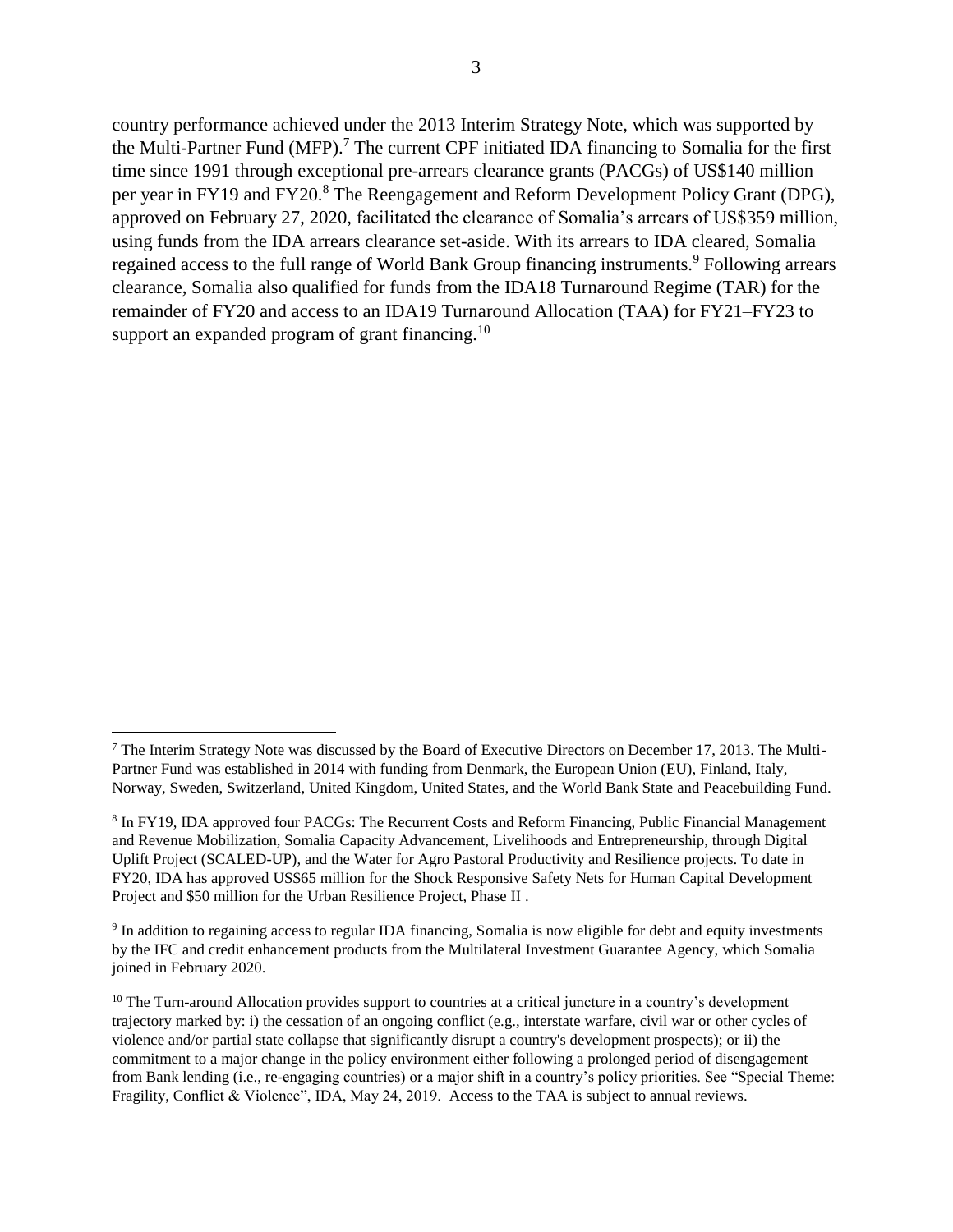country performance achieved under the 2013 Interim Strategy Note, which was supported by the Multi-Partner Fund (MFP).[7] The current CPF initiated IDA financing to Somalia for the first time since 1991 through exceptional pre-arrears clearance grants (PACGs) of US$140 million per year in FY19 and FY20.[8] The Reengagement and Reform Development Policy Grant (DPG), approved on February 27, 2020, facilitated the clearance of Somalia's arrears of US$359 million, using funds from the IDA arrears clearance set-aside. With its arrears to IDA cleared, Somalia regained access to the full range of World Bank Group financing instruments.[9] Following arrears clearance, Somalia also qualified for funds from the IDA18 Turnaround Regime (TAR) for the remainder of FY20 and access to an IDA19 Turnaround Allocation (TAA) for FY21–FY23 to support an expanded program of grant financing.[10]

---

[7] The Interim Strategy Note was discussed by the Board of Executive Directors on December 17, 2013. The Multi-Partner Fund was established in 2014 with funding from Denmark, the European Union (EU), Finland, Italy, Norway, Sweden, Switzerland, United Kingdom, United States, and the World Bank State and Peacebuilding Fund.

[8] In FY19, IDA approved four PACGs: The Recurrent Costs and Reform Financing, Public Financial Management and Revenue Mobilization, Somalia Capacity Advancement, Livelihoods and Entrepreneurship, through Digital Uplift Project (SCALED-UP), and the Water for Agro Pastoral Productivity and Resilience projects. To date in FY20, IDA has approved US$65 million for the Shock Responsive Safety Nets for Human Capital Development Project and $50 million for the Urban Resilience Project, Phase II .

[9] In addition to regaining access to regular IDA financing, Somalia is now eligible for debt and equity investments by the IFC and credit enhancement products from the Multilateral Investment Guarantee Agency, which Somalia joined in February 2020.

[10] The Turn-around Allocation provides support to countries at a critical juncture in a country's development trajectory marked by: i) the cessation of an ongoing conflict (e.g., interstate warfare, civil war or other cycles of violence and/or partial state collapse that significantly disrupt a country's development prospects); or ii) the commitment to a major change in the policy environment either following a prolonged period of disengagement from Bank lending (i.e., re-engaging countries) or a major shift in a country's policy priorities. See "Special Theme: Fragility, Conflict & Violence", IDA, May 24, 2019. Access to the TAA is subject to annual reviews.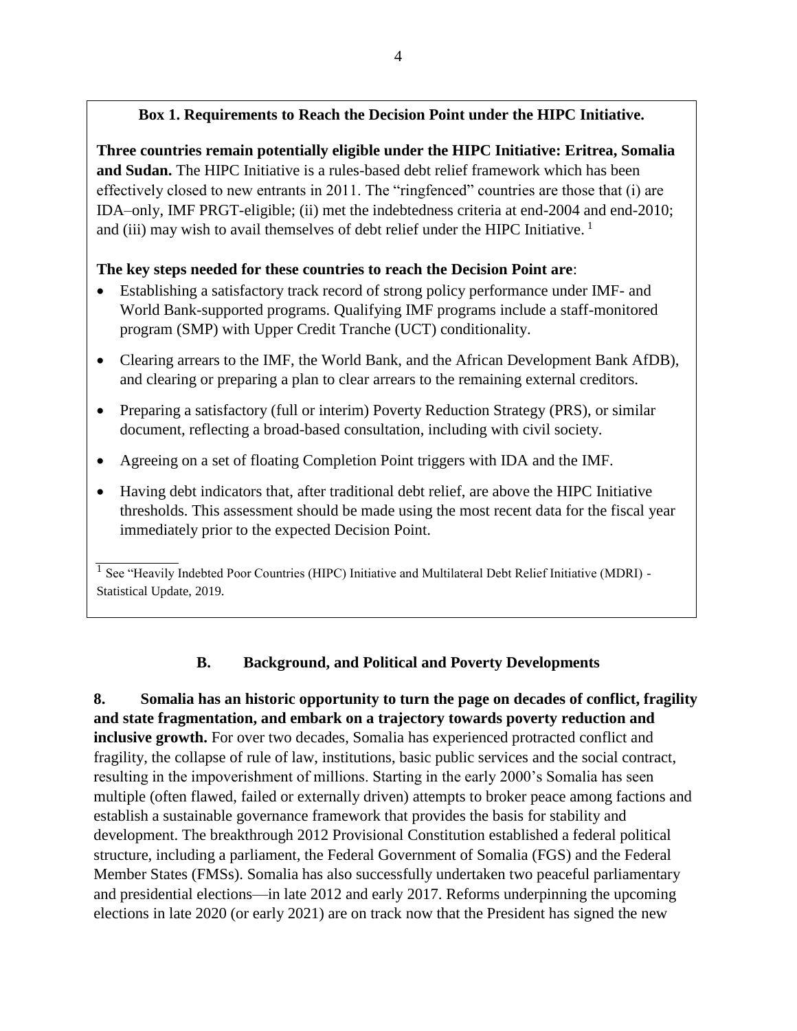**Box 1. Requirements to Reach the Decision Point under the HIPC Initiative.**

**Three countries remain potentially eligible under the HIPC Initiative: Eritrea, Somalia and Sudan.** The HIPC Initiative is a rules-based debt relief framework which has been effectively closed to new entrants in 2011. The "ringfenced" countries are those that (i) are IDA–only, IMF PRGT-eligible; (ii) met the indebtedness criteria at end-2004 and end-2010; and (iii) may wish to avail themselves of debt relief under the HIPC Initiative. [1]

**The key steps needed for these countries to reach the Decision Point are**:

- Establishing a satisfactory track record of strong policy performance under IMF- and World Bank-supported programs. Qualifying IMF programs include a staff-monitored program (SMP) with Upper Credit Tranche (UCT) conditionality.
- Clearing arrears to the IMF, the World Bank, and the African Development Bank AfDB), and clearing or preparing a plan to clear arrears to the remaining external creditors.
- Preparing a satisfactory (full or interim) Poverty Reduction Strategy (PRS), or similar document, reflecting a broad-based consultation, including with civil society.
- Agreeing on a set of floating Completion Point triggers with IDA and the IMF.
- Having debt indicators that, after traditional debt relief, are above the HIPC Initiative thresholds. This assessment should be made using the most recent data for the fiscal year immediately prior to the expected Decision Point.

[1] See "Heavily Indebted Poor Countries (HIPC) Initiative and Multilateral Debt Relief Initiative (MDRI) - Statistical Update, 2019.

## B. Background, and Political and Poverty Developments

**8. Somalia has an historic opportunity to turn the page on decades of conflict, fragility and state fragmentation, and embark on a trajectory towards poverty reduction and inclusive growth.** For over two decades, Somalia has experienced protracted conflict and fragility, the collapse of rule of law, institutions, basic public services and the social contract, resulting in the impoverishment of millions. Starting in the early 2000's Somalia has seen multiple (often flawed, failed or externally driven) attempts to broker peace among factions and establish a sustainable governance framework that provides the basis for stability and development. The breakthrough 2012 Provisional Constitution established a federal political structure, including a parliament, the Federal Government of Somalia (FGS) and the Federal Member States (FMSs). Somalia has also successfully undertaken two peaceful parliamentary and presidential elections—in late 2012 and early 2017. Reforms underpinning the upcoming elections in late 2020 (or early 2021) are on track now that the President has signed the new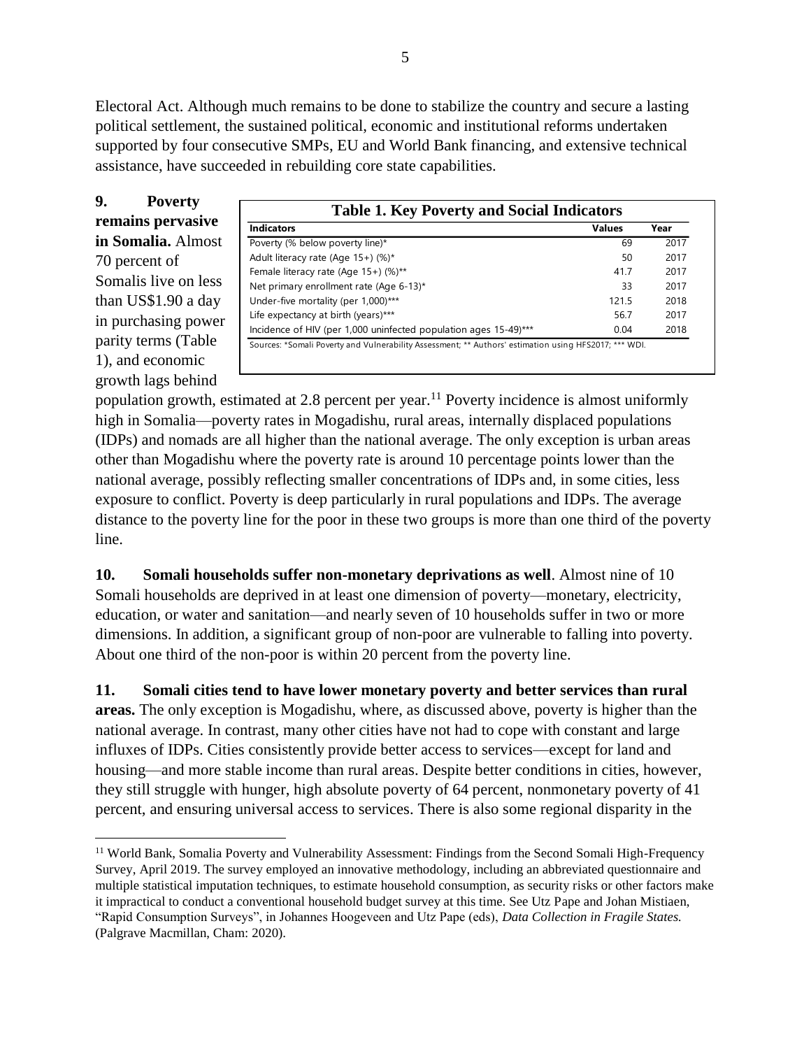Electoral Act. Although much remains to be done to stabilize the country and secure a lasting political settlement, the sustained political, economic and institutional reforms undertaken supported by four consecutive SMPs, EU and World Bank financing, and extensive technical assistance, have succeeded in rebuilding core state capabilities.

**9. Poverty remains pervasive in Somalia.** Almost 70 percent of Somalis live on less than US$1.90 a day in purchasing power parity terms (Table 1), and economic growth lags behind population growth, estimated at 2.8 percent per year.[11] Poverty incidence is almost uniformly high in Somalia—poverty rates in Mogadishu, rural areas, internally displaced populations (IDPs) and nomads are all higher than the national average. The only exception is urban areas other than Mogadishu where the poverty rate is around 10 percentage points lower than the national average, possibly reflecting smaller concentrations of IDPs and, in some cities, less exposure to conflict. Poverty is deep particularly in rural populations and IDPs. The average distance to the poverty line for the poor in these two groups is more than one third of the poverty line.

**Table 1. Key Poverty and Social Indicators**

| Indicators | Values | Year |
|---|---|---|
| Poverty (% below poverty line)* | 69 | 2017 |
| Adult literacy rate (Age 15+) (%)* | 50 | 2017 |
| Female literacy rate (Age 15+) (%)** | 41.7 | 2017 |
| Net primary enrollment rate (Age 6-13)* | 33 | 2017 |
| Under-five mortality (per 1,000)*** | 121.5 | 2018 |
| Life expectancy at birth (years)*** | 56.7 | 2017 |
| Incidence of HIV (per 1,000 uninfected population ages 15-49)*** | 0.04 | 2018 |

Sources: *Somali Poverty and Vulnerability Assessment; ** Authors' estimation using HFS2017; *** WDI.

**10. Somali households suffer non-monetary deprivations as well**. Almost nine of 10 Somali households are deprived in at least one dimension of poverty—monetary, electricity, education, or water and sanitation—and nearly seven of 10 households suffer in two or more dimensions. In addition, a significant group of non-poor are vulnerable to falling into poverty. About one third of the non-poor is within 20 percent from the poverty line.

**11. Somali cities tend to have lower monetary poverty and better services than rural areas.** The only exception is Mogadishu, where, as discussed above, poverty is higher than the national average. In contrast, many other cities have not had to cope with constant and large influxes of IDPs. Cities consistently provide better access to services—except for land and housing—and more stable income than rural areas. Despite better conditions in cities, however, they still struggle with hunger, high absolute poverty of 64 percent, nonmonetary poverty of 41 percent, and ensuring universal access to services. There is also some regional disparity in the

[11] World Bank, Somalia Poverty and Vulnerability Assessment: Findings from the Second Somali High-Frequency Survey, April 2019. The survey employed an innovative methodology, including an abbreviated questionnaire and multiple statistical imputation techniques, to estimate household consumption, as security risks or other factors make it impractical to conduct a conventional household budget survey at this time. See Utz Pape and Johan Mistiaen, "Rapid Consumption Surveys", in Johannes Hoogeveen and Utz Pape (eds), *Data Collection in Fragile States.* (Palgrave Macmillan, Cham: 2020).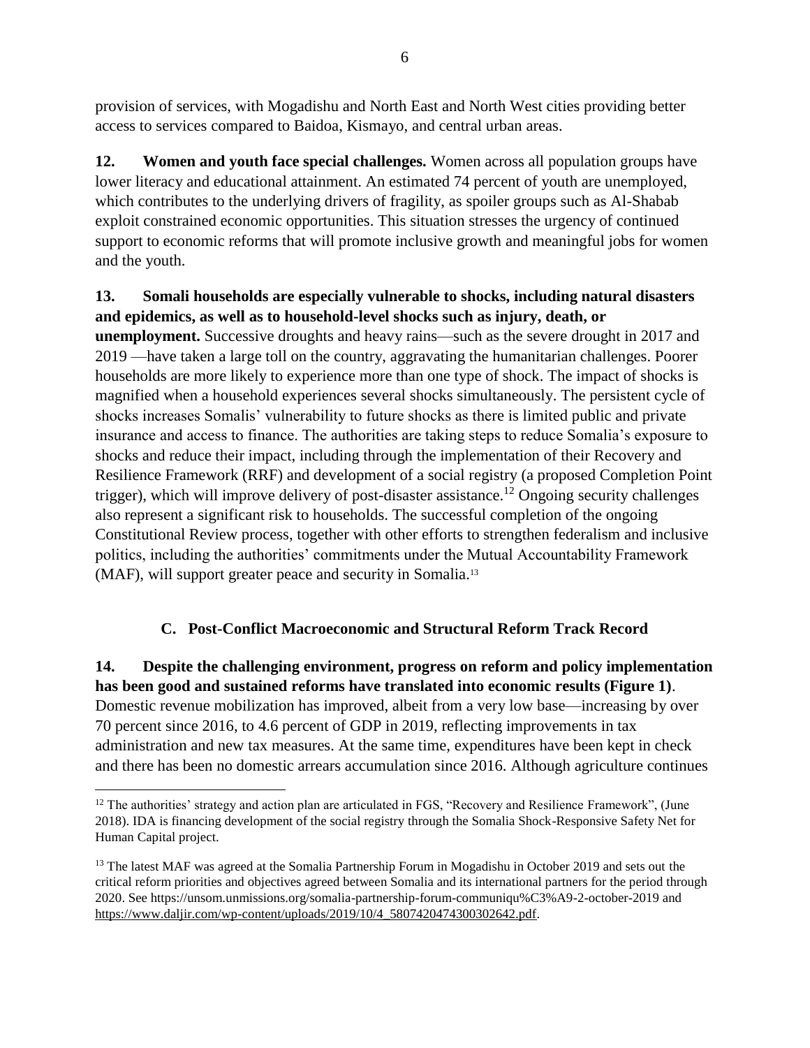provision of services, with Mogadishu and North East and North West cities providing better access to services compared to Baidoa, Kismayo, and central urban areas.

**12. Women and youth face special challenges.** Women across all population groups have lower literacy and educational attainment. An estimated 74 percent of youth are unemployed, which contributes to the underlying drivers of fragility, as spoiler groups such as Al-Shabab exploit constrained economic opportunities. This situation stresses the urgency of continued support to economic reforms that will promote inclusive growth and meaningful jobs for women and the youth.

**13. Somali households are especially vulnerable to shocks, including natural disasters and epidemics, as well as to household-level shocks such as injury, death, or unemployment.** Successive droughts and heavy rains—such as the severe drought in 2017 and 2019 —have taken a large toll on the country, aggravating the humanitarian challenges. Poorer households are more likely to experience more than one type of shock. The impact of shocks is magnified when a household experiences several shocks simultaneously. The persistent cycle of shocks increases Somalis' vulnerability to future shocks as there is limited public and private insurance and access to finance. The authorities are taking steps to reduce Somalia's exposure to shocks and reduce their impact, including through the implementation of their Recovery and Resilience Framework (RRF) and development of a social registry (a proposed Completion Point trigger), which will improve delivery of post-disaster assistance.[12] Ongoing security challenges also represent a significant risk to households. The successful completion of the ongoing Constitutional Review process, together with other efforts to strengthen federalism and inclusive politics, including the authorities' commitments under the Mutual Accountability Framework (MAF), will support greater peace and security in Somalia.[13]

## C. Post-Conflict Macroeconomic and Structural Reform Track Record

**14. Despite the challenging environment, progress on reform and policy implementation has been good and sustained reforms have translated into economic results (Figure 1)**. Domestic revenue mobilization has improved, albeit from a very low base—increasing by over 70 percent since 2016, to 4.6 percent of GDP in 2019, reflecting improvements in tax administration and new tax measures. At the same time, expenditures have been kept in check and there has been no domestic arrears accumulation since 2016. Although agriculture continues

---

[12] The authorities' strategy and action plan are articulated in FGS, "Recovery and Resilience Framework", (June 2018). IDA is financing development of the social registry through the Somalia Shock-Responsive Safety Net for Human Capital project.

[13] The latest MAF was agreed at the Somalia Partnership Forum in Mogadishu in October 2019 and sets out the critical reform priorities and objectives agreed between Somalia and its international partners for the period through 2020. See https://unsom.unmissions.org/somalia-partnership-forum-communiqu%C3%A9-2-october-2019 and https://www.daljir.com/wp-content/uploads/2019/10/4_5807420474300302642.pdf.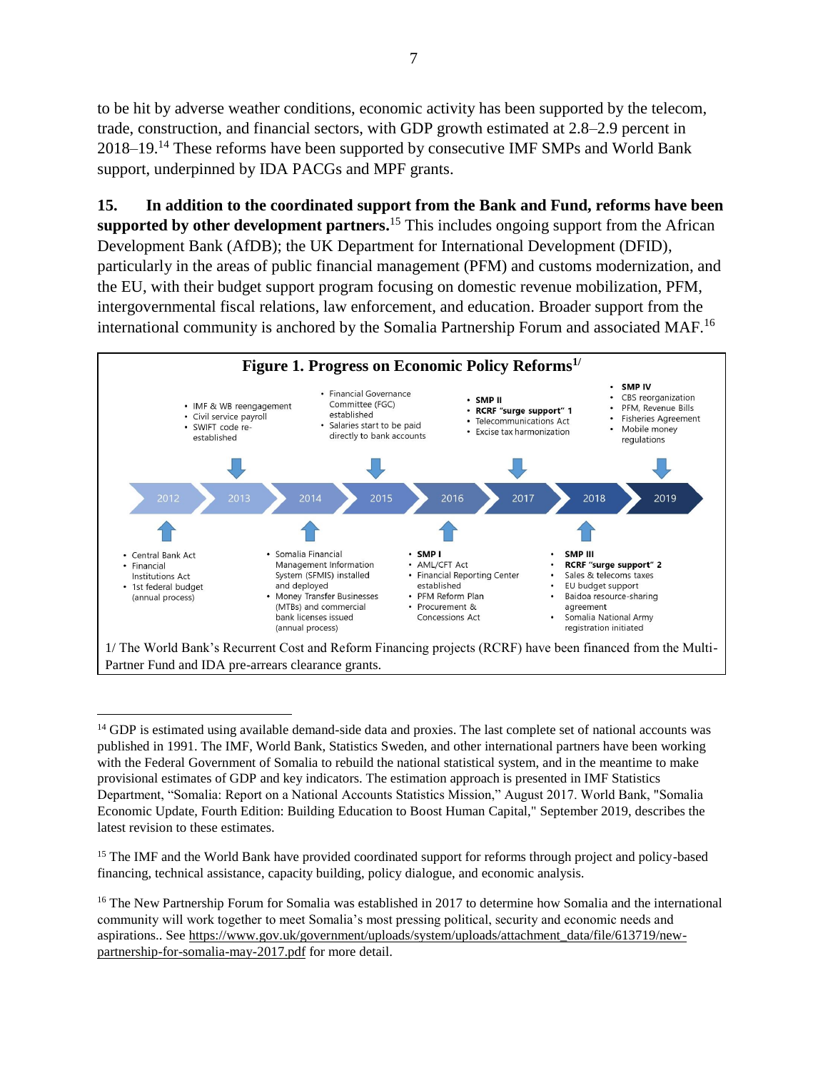to be hit by adverse weather conditions, economic activity has been supported by the telecom, trade, construction, and financial sectors, with GDP growth estimated at 2.8–2.9 percent in 2018–19.[14] These reforms have been supported by consecutive IMF SMPs and World Bank support, underpinned by IDA PACGs and MPF grants.

**15. In addition to the coordinated support from the Bank and Fund, reforms have been supported by other development partners.**[15] This includes ongoing support from the African Development Bank (AfDB); the UK Department for International Development (DFID), particularly in the areas of public financial management (PFM) and customs modernization, and the EU, with their budget support program focusing on domestic revenue mobilization, PFM, intergovernmental fiscal relations, law enforcement, and education. Broader support from the international community is anchored by the Somalia Partnership Forum and associated MAF.[16]

**Figure 1. Progress on Economic Policy Reforms[1/]**

| Year | Reforms |
| --- | --- |
| 2012 | • Central Bank Act<br>• Financial Institutions Act<br>• 1st federal budget (annual process) |
| 2013 | • IMF & WB reengagement<br>• Civil service payroll<br>• SWIFT code re-established |
| 2014 | • Somalia Financial Management Information System (SFMIS) installed and deployed<br>• Money Transfer Businesses (MTBs) and commercial bank licenses issued (annual process) |
| 2015 | • Financial Governance Committee (FGC) established<br>• Salaries start to be paid directly to bank accounts |
| 2016 | • **SMP I**<br>• AML/CFT Act<br>• Financial Reporting Center established<br>• PFM Reform Plan<br>• Procurement & Concessions Act |
| 2017 | • **SMP II**<br>• **RCRF "surge support" 1**<br>• Telecommunications Act<br>• Excise tax harmonization |
| 2018 | • **SMP III**<br>• **RCRF "surge support" 2**<br>• Sales & telecoms taxes<br>• EU budget support<br>• Baidoa resource-sharing agreement<br>• Somalia National Army registration initiated |
| 2019 | • **SMP IV**<br>• CBS reorganization<br>• PFM, Revenue Bills<br>• Fisheries Agreement<br>• Mobile money regulations |

1/ The World Bank's Recurrent Cost and Reform Financing projects (RCRF) have been financed from the Multi-Partner Fund and IDA pre-arrears clearance grants.

---

[14] GDP is estimated using available demand-side data and proxies. The last complete set of national accounts was published in 1991. The IMF, World Bank, Statistics Sweden, and other international partners have been working with the Federal Government of Somalia to rebuild the national statistical system, and in the meantime to make provisional estimates of GDP and key indicators. The estimation approach is presented in IMF Statistics Department, "Somalia: Report on a National Accounts Statistics Mission," August 2017. World Bank, "Somalia Economic Update, Fourth Edition: Building Education to Boost Human Capital," September 2019, describes the latest revision to these estimates.

[15] The IMF and the World Bank have provided coordinated support for reforms through project and policy-based financing, technical assistance, capacity building, policy dialogue, and economic analysis.

[16] The New Partnership Forum for Somalia was established in 2017 to determine how Somalia and the international community will work together to meet Somalia's most pressing political, security and economic needs and aspirations.. See https://www.gov.uk/government/uploads/system/uploads/attachment_data/file/613719/new-partnership-for-somalia-may-2017.pdf for more detail.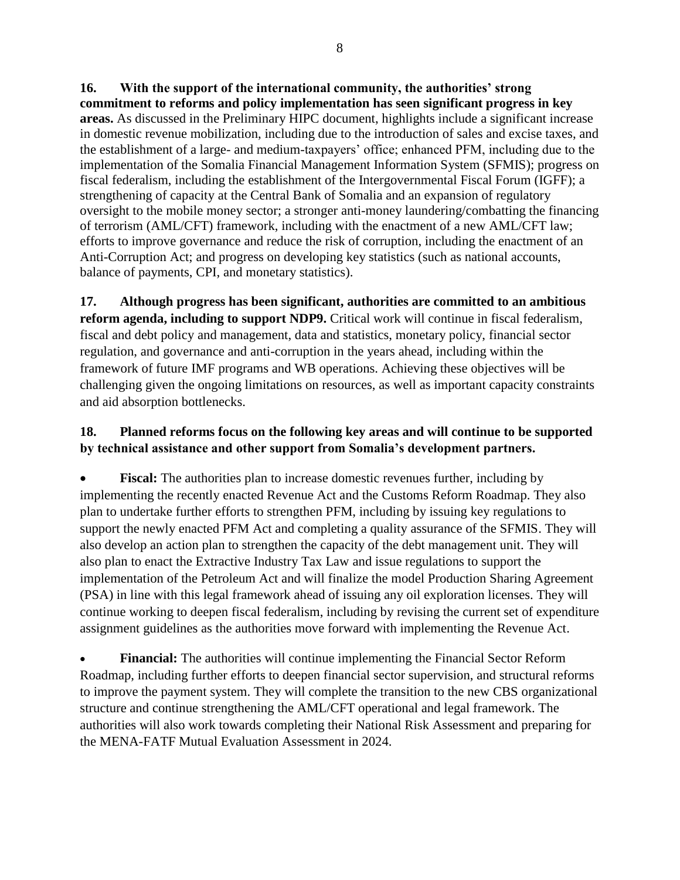**16. With the support of the international community, the authorities' strong commitment to reforms and policy implementation has seen significant progress in key areas.** As discussed in the Preliminary HIPC document, highlights include a significant increase in domestic revenue mobilization, including due to the introduction of sales and excise taxes, and the establishment of a large- and medium-taxpayers' office; enhanced PFM, including due to the implementation of the Somalia Financial Management Information System (SFMIS); progress on fiscal federalism, including the establishment of the Intergovernmental Fiscal Forum (IGFF); a strengthening of capacity at the Central Bank of Somalia and an expansion of regulatory oversight to the mobile money sector; a stronger anti-money laundering/combatting the financing of terrorism (AML/CFT) framework, including with the enactment of a new AML/CFT law; efforts to improve governance and reduce the risk of corruption, including the enactment of an Anti-Corruption Act; and progress on developing key statistics (such as national accounts, balance of payments, CPI, and monetary statistics).

**17. Although progress has been significant, authorities are committed to an ambitious reform agenda, including to support NDP9.** Critical work will continue in fiscal federalism, fiscal and debt policy and management, data and statistics, monetary policy, financial sector regulation, and governance and anti-corruption in the years ahead, including within the framework of future IMF programs and WB operations. Achieving these objectives will be challenging given the ongoing limitations on resources, as well as important capacity constraints and aid absorption bottlenecks.

**18. Planned reforms focus on the following key areas and will continue to be supported by technical assistance and other support from Somalia's development partners.**

- **Fiscal:** The authorities plan to increase domestic revenues further, including by implementing the recently enacted Revenue Act and the Customs Reform Roadmap. They also plan to undertake further efforts to strengthen PFM, including by issuing key regulations to support the newly enacted PFM Act and completing a quality assurance of the SFMIS. They will also develop an action plan to strengthen the capacity of the debt management unit. They will also plan to enact the Extractive Industry Tax Law and issue regulations to support the implementation of the Petroleum Act and will finalize the model Production Sharing Agreement (PSA) in line with this legal framework ahead of issuing any oil exploration licenses. They will continue working to deepen fiscal federalism, including by revising the current set of expenditure assignment guidelines as the authorities move forward with implementing the Revenue Act.

- **Financial:** The authorities will continue implementing the Financial Sector Reform Roadmap, including further efforts to deepen financial sector supervision, and structural reforms to improve the payment system. They will complete the transition to the new CBS organizational structure and continue strengthening the AML/CFT operational and legal framework. The authorities will also work towards completing their National Risk Assessment and preparing for the MENA-FATF Mutual Evaluation Assessment in 2024.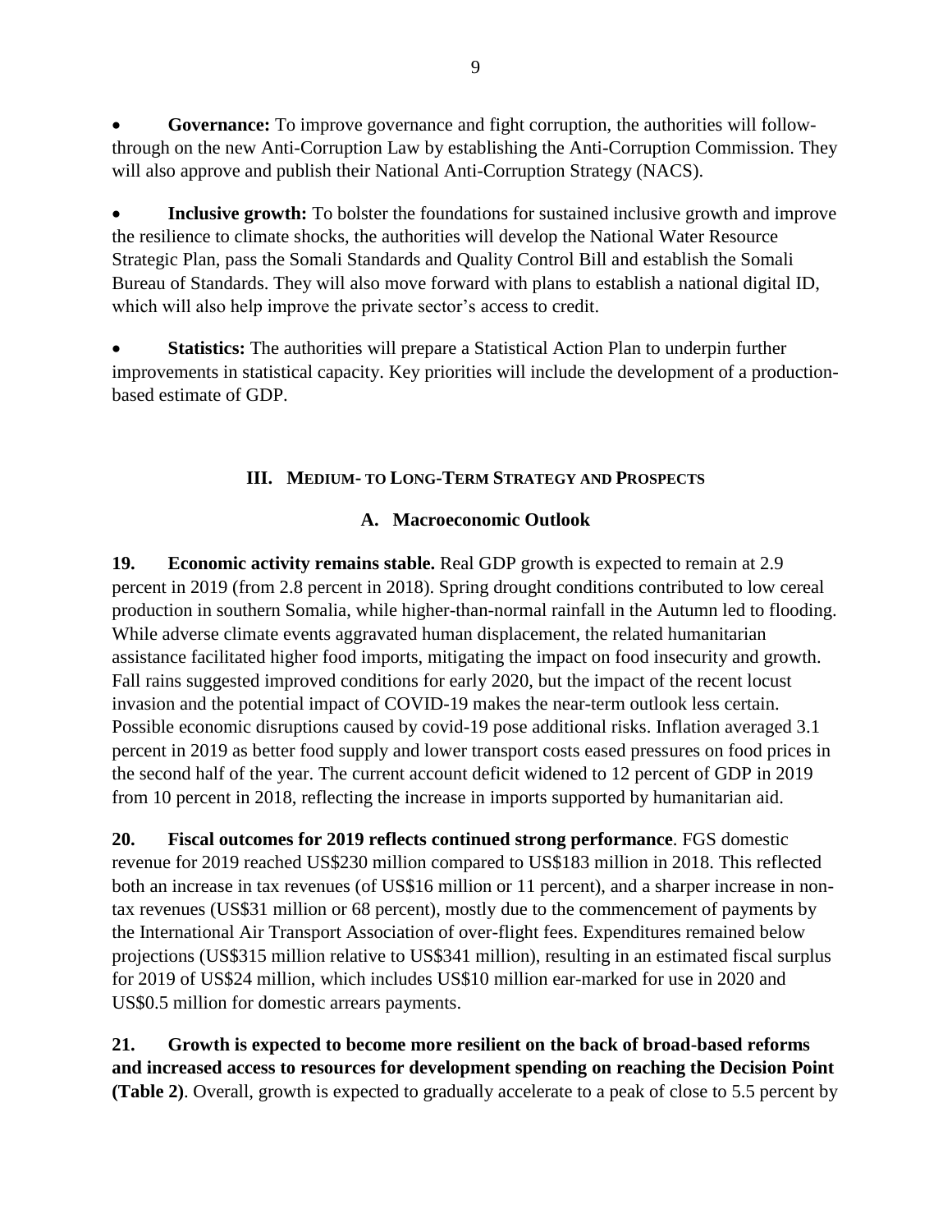- **Governance:** To improve governance and fight corruption, the authorities will follow-through on the new Anti-Corruption Law by establishing the Anti-Corruption Commission. They will also approve and publish their National Anti-Corruption Strategy (NACS).

- **Inclusive growth:** To bolster the foundations for sustained inclusive growth and improve the resilience to climate shocks, the authorities will develop the National Water Resource Strategic Plan, pass the Somali Standards and Quality Control Bill and establish the Somali Bureau of Standards. They will also move forward with plans to establish a national digital ID, which will also help improve the private sector's access to credit.

- **Statistics:** The authorities will prepare a Statistical Action Plan to underpin further improvements in statistical capacity. Key priorities will include the development of a production-based estimate of GDP.

## III. MEDIUM- TO LONG-TERM STRATEGY AND PROSPECTS

### A. Macroeconomic Outlook

**19. Economic activity remains stable.** Real GDP growth is expected to remain at 2.9 percent in 2019 (from 2.8 percent in 2018). Spring drought conditions contributed to low cereal production in southern Somalia, while higher-than-normal rainfall in the Autumn led to flooding. While adverse climate events aggravated human displacement, the related humanitarian assistance facilitated higher food imports, mitigating the impact on food insecurity and growth. Fall rains suggested improved conditions for early 2020, but the impact of the recent locust invasion and the potential impact of COVID-19 makes the near-term outlook less certain. Possible economic disruptions caused by covid-19 pose additional risks. Inflation averaged 3.1 percent in 2019 as better food supply and lower transport costs eased pressures on food prices in the second half of the year. The current account deficit widened to 12 percent of GDP in 2019 from 10 percent in 2018, reflecting the increase in imports supported by humanitarian aid.

**20. Fiscal outcomes for 2019 reflects continued strong performance**. FGS domestic revenue for 2019 reached US$230 million compared to US$183 million in 2018. This reflected both an increase in tax revenues (of US$16 million or 11 percent), and a sharper increase in non-tax revenues (US$31 million or 68 percent), mostly due to the commencement of payments by the International Air Transport Association of over-flight fees. Expenditures remained below projections (US$315 million relative to US$341 million), resulting in an estimated fiscal surplus for 2019 of US$24 million, which includes US$10 million ear-marked for use in 2020 and US$0.5 million for domestic arrears payments.

**21. Growth is expected to become more resilient on the back of broad-based reforms and increased access to resources for development spending on reaching the Decision Point (Table 2)**. Overall, growth is expected to gradually accelerate to a peak of close to 5.5 percent by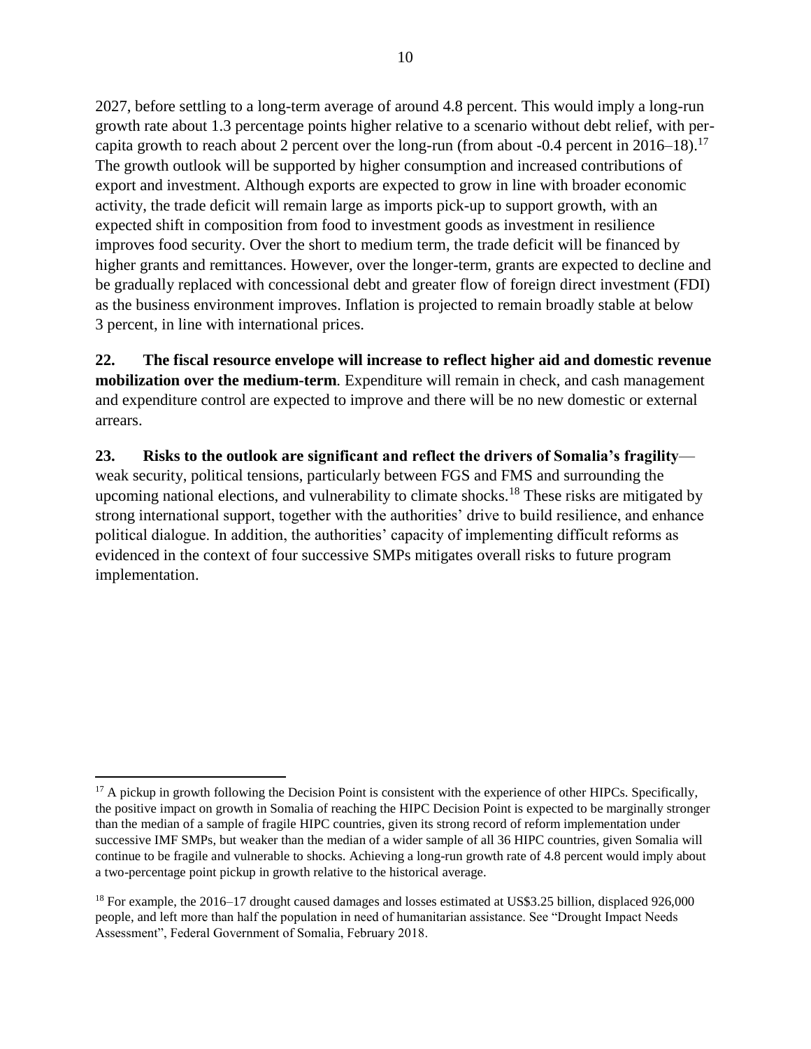2027, before settling to a long-term average of around 4.8 percent. This would imply a long-run growth rate about 1.3 percentage points higher relative to a scenario without debt relief, with per-capita growth to reach about 2 percent over the long-run (from about -0.4 percent in 2016–18).[17] The growth outlook will be supported by higher consumption and increased contributions of export and investment. Although exports are expected to grow in line with broader economic activity, the trade deficit will remain large as imports pick-up to support growth, with an expected shift in composition from food to investment goods as investment in resilience improves food security. Over the short to medium term, the trade deficit will be financed by higher grants and remittances. However, over the longer-term, grants are expected to decline and be gradually replaced with concessional debt and greater flow of foreign direct investment (FDI) as the business environment improves. Inflation is projected to remain broadly stable at below 3 percent, in line with international prices.

**22. The fiscal resource envelope will increase to reflect higher aid and domestic revenue mobilization over the medium-term**. Expenditure will remain in check, and cash management and expenditure control are expected to improve and there will be no new domestic or external arrears.

**23. Risks to the outlook are significant and reflect the drivers of Somalia's fragility**—weak security, political tensions, particularly between FGS and FMS and surrounding the upcoming national elections, and vulnerability to climate shocks.[18] These risks are mitigated by strong international support, together with the authorities' drive to build resilience, and enhance political dialogue. In addition, the authorities' capacity of implementing difficult reforms as evidenced in the context of four successive SMPs mitigates overall risks to future program implementation.

---

[17] A pickup in growth following the Decision Point is consistent with the experience of other HIPCs. Specifically, the positive impact on growth in Somalia of reaching the HIPC Decision Point is expected to be marginally stronger than the median of a sample of fragile HIPC countries, given its strong record of reform implementation under successive IMF SMPs, but weaker than the median of a wider sample of all 36 HIPC countries, given Somalia will continue to be fragile and vulnerable to shocks. Achieving a long-run growth rate of 4.8 percent would imply about a two-percentage point pickup in growth relative to the historical average.

[18] For example, the 2016–17 drought caused damages and losses estimated at US$3.25 billion, displaced 926,000 people, and left more than half the population in need of humanitarian assistance. See "Drought Impact Needs Assessment", Federal Government of Somalia, February 2018.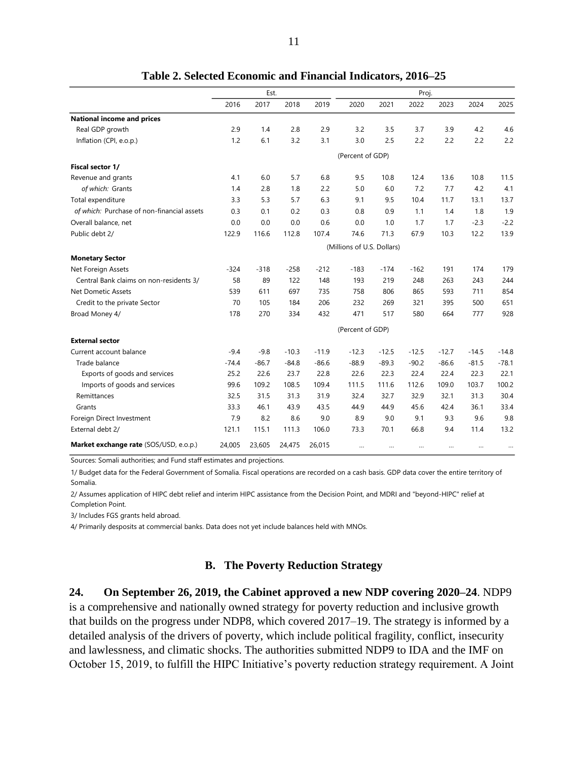**Table 2. Selected Economic and Financial Indicators, 2016–25**

| | Est. | | | | Proj. | | | | | |
|---|---|---|---|---|---|---|---|---|---|---|
| | 2016 | 2017 | 2018 | 2019 | 2020 | 2021 | 2022 | 2023 | 2024 | 2025 |
| **National income and prices** | | | | | | | | | | |
| Real GDP growth | 2.9 | 1.4 | 2.8 | 2.9 | 3.2 | 3.5 | 3.7 | 3.9 | 4.2 | 4.6 |
| Inflation (CPI, e.o.p.) | 1.2 | 6.1 | 3.2 | 3.1 | 3.0 | 2.5 | 2.2 | 2.2 | 2.2 | 2.2 |
| | | | | | (Percent of GDP) | | | | | |
| **Fiscal sector 1/** | | | | | | | | | | |
| Revenue and grants | 4.1 | 6.0 | 5.7 | 6.8 | 9.5 | 10.8 | 12.4 | 13.6 | 10.8 | 11.5 |
| *of which:* Grants | 1.4 | 2.8 | 1.8 | 2.2 | 5.0 | 6.0 | 7.2 | 7.7 | 4.2 | 4.1 |
| Total expenditure | 3.3 | 5.3 | 5.7 | 6.3 | 9.1 | 9.5 | 10.4 | 11.7 | 13.1 | 13.7 |
| *of which:* Purchase of non-financial assets | 0.3 | 0.1 | 0.2 | 0.3 | 0.8 | 0.9 | 1.1 | 1.4 | 1.8 | 1.9 |
| Overall balance, net | 0.0 | 0.0 | 0.0 | 0.6 | 0.0 | 1.0 | 1.7 | 1.7 | -2.3 | -2.2 |
| Public debt 2/ | 122.9 | 116.6 | 112.8 | 107.4 | 74.6 | 71.3 | 67.9 | 10.3 | 12.2 | 13.9 |
| | | | | | (Millions of U.S. Dollars) | | | | | |
| **Monetary Sector** | | | | | | | | | | |
| Net Foreign Assets | -324 | -318 | -258 | -212 | -183 | -174 | -162 | 191 | 174 | 179 |
| Central Bank claims on non-residents 3/ | 58 | 89 | 122 | 148 | 193 | 219 | 248 | 263 | 243 | 244 |
| Net Dometic Assets | 539 | 611 | 697 | 735 | 758 | 806 | 865 | 593 | 711 | 854 |
| Credit to the private Sector | 70 | 105 | 184 | 206 | 232 | 269 | 321 | 395 | 500 | 651 |
| Broad Money 4/ | 178 | 270 | 334 | 432 | 471 | 517 | 580 | 664 | 777 | 928 |
| | | | | | (Percent of GDP) | | | | | |
| **External sector** | | | | | | | | | | |
| Current account balance | -9.4 | -9.8 | -10.3 | -11.9 | -12.3 | -12.5 | -12.5 | -12.7 | -14.5 | -14.8 |
| Trade balance | -74.4 | -86.7 | -84.8 | -86.6 | -88.9 | -89.3 | -90.2 | -86.6 | -81.5 | -78.1 |
| Exports of goods and services | 25.2 | 22.6 | 23.7 | 22.8 | 22.6 | 22.3 | 22.4 | 22.4 | 22.3 | 22.1 |
| Imports of goods and services | 99.6 | 109.2 | 108.5 | 109.4 | 111.5 | 111.6 | 112.6 | 109.0 | 103.7 | 100.2 |
| Remittances | 32.5 | 31.5 | 31.3 | 31.9 | 32.4 | 32.7 | 32.9 | 32.1 | 31.3 | 30.4 |
| Grants | 33.3 | 46.1 | 43.9 | 43.5 | 44.9 | 44.9 | 45.6 | 42.4 | 36.1 | 33.4 |
| Foreign Direct Investment | 7.9 | 8.2 | 8.6 | 9.0 | 8.9 | 9.0 | 9.1 | 9.3 | 9.6 | 9.8 |
| External debt 2/ | 121.1 | 115.1 | 111.3 | 106.0 | 73.3 | 70.1 | 66.8 | 9.4 | 11.4 | 13.2 |
| **Market exchange rate** (SOS/USD, e.o.p.) | 24,005 | 23,605 | 24,475 | 26,015 | … | … | … | … | … | … |

Sources: Somali authorities; and Fund staff estimates and projections.

1/ Budget data for the Federal Government of Somalia. Fiscal operations are recorded on a cash basis. GDP data cover the entire territory of Somalia.

2/ Assumes application of HIPC debt relief and interim HIPC assistance from the Decision Point, and MDRI and "beyond-HIPC" relief at Completion Point.

3/ Includes FGS grants held abroad.

4/ Primarily desposits at commercial banks. Data does not yet include balances held with MNOs.

### B. The Poverty Reduction Strategy

**24. On September 26, 2019, the Cabinet approved a new NDP covering 2020–24**. NDP9 is a comprehensive and nationally owned strategy for poverty reduction and inclusive growth that builds on the progress under NDP8, which covered 2017–19. The strategy is informed by a detailed analysis of the drivers of poverty, which include political fragility, conflict, insecurity and lawlessness, and climatic shocks. The authorities submitted NDP9 to IDA and the IMF on October 15, 2019, to fulfill the HIPC Initiative's poverty reduction strategy requirement. A Joint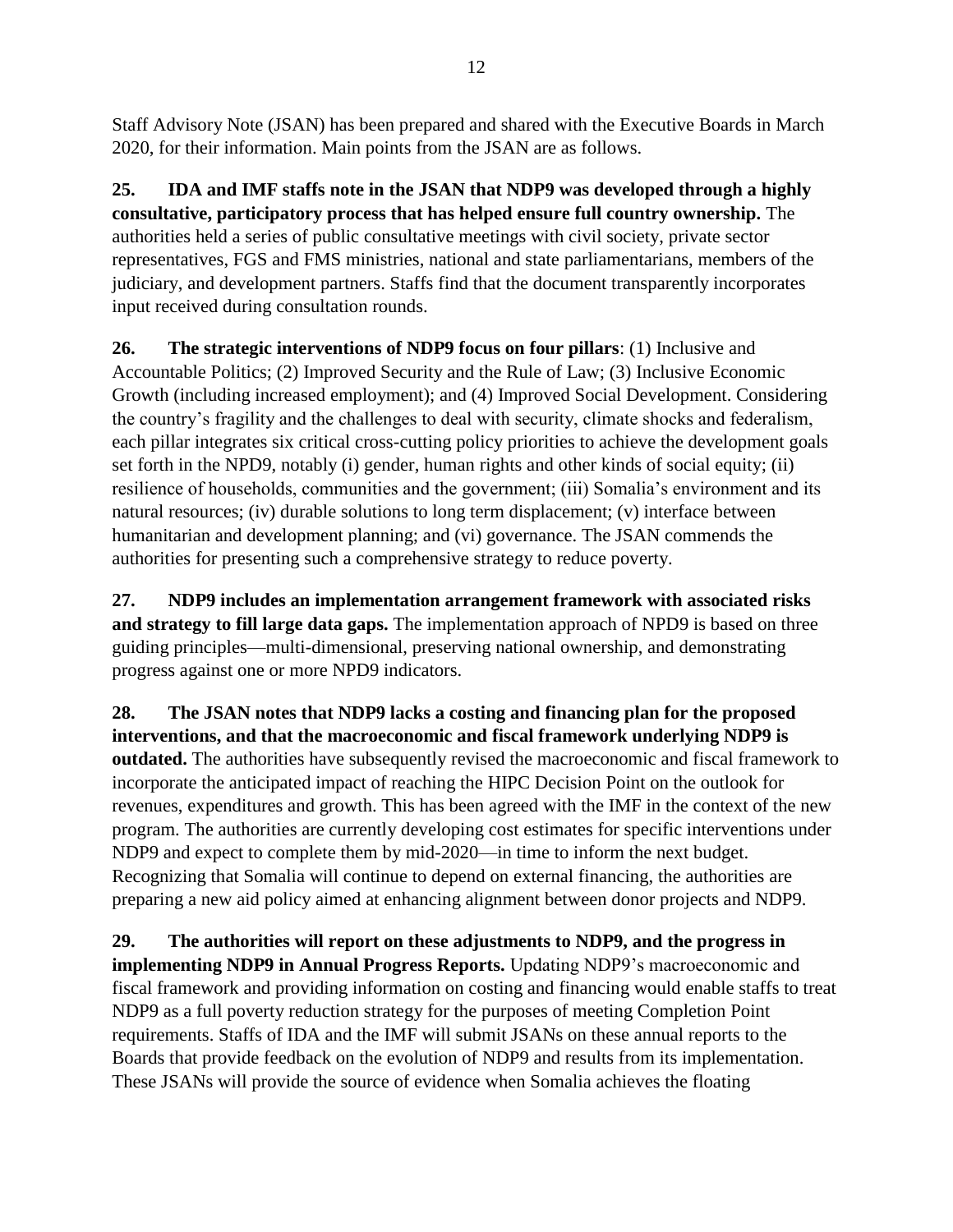Staff Advisory Note (JSAN) has been prepared and shared with the Executive Boards in March 2020, for their information. Main points from the JSAN are as follows.

**25. IDA and IMF staffs note in the JSAN that NDP9 was developed through a highly consultative, participatory process that has helped ensure full country ownership.** The authorities held a series of public consultative meetings with civil society, private sector representatives, FGS and FMS ministries, national and state parliamentarians, members of the judiciary, and development partners. Staffs find that the document transparently incorporates input received during consultation rounds.

**26. The strategic interventions of NDP9 focus on four pillars**: (1) Inclusive and Accountable Politics; (2) Improved Security and the Rule of Law; (3) Inclusive Economic Growth (including increased employment); and (4) Improved Social Development. Considering the country's fragility and the challenges to deal with security, climate shocks and federalism, each pillar integrates six critical cross-cutting policy priorities to achieve the development goals set forth in the NPD9, notably (i) gender, human rights and other kinds of social equity; (ii) resilience of households, communities and the government; (iii) Somalia's environment and its natural resources; (iv) durable solutions to long term displacement; (v) interface between humanitarian and development planning; and (vi) governance. The JSAN commends the authorities for presenting such a comprehensive strategy to reduce poverty.

**27. NDP9 includes an implementation arrangement framework with associated risks and strategy to fill large data gaps.** The implementation approach of NPD9 is based on three guiding principles—multi-dimensional, preserving national ownership, and demonstrating progress against one or more NPD9 indicators.

**28. The JSAN notes that NDP9 lacks a costing and financing plan for the proposed interventions, and that the macroeconomic and fiscal framework underlying NDP9 is outdated.** The authorities have subsequently revised the macroeconomic and fiscal framework to incorporate the anticipated impact of reaching the HIPC Decision Point on the outlook for revenues, expenditures and growth. This has been agreed with the IMF in the context of the new program. The authorities are currently developing cost estimates for specific interventions under NDP9 and expect to complete them by mid-2020—in time to inform the next budget. Recognizing that Somalia will continue to depend on external financing, the authorities are preparing a new aid policy aimed at enhancing alignment between donor projects and NDP9.

**29. The authorities will report on these adjustments to NDP9, and the progress in implementing NDP9 in Annual Progress Reports.** Updating NDP9's macroeconomic and fiscal framework and providing information on costing and financing would enable staffs to treat NDP9 as a full poverty reduction strategy for the purposes of meeting Completion Point requirements. Staffs of IDA and the IMF will submit JSANs on these annual reports to the Boards that provide feedback on the evolution of NDP9 and results from its implementation. These JSANs will provide the source of evidence when Somalia achieves the floating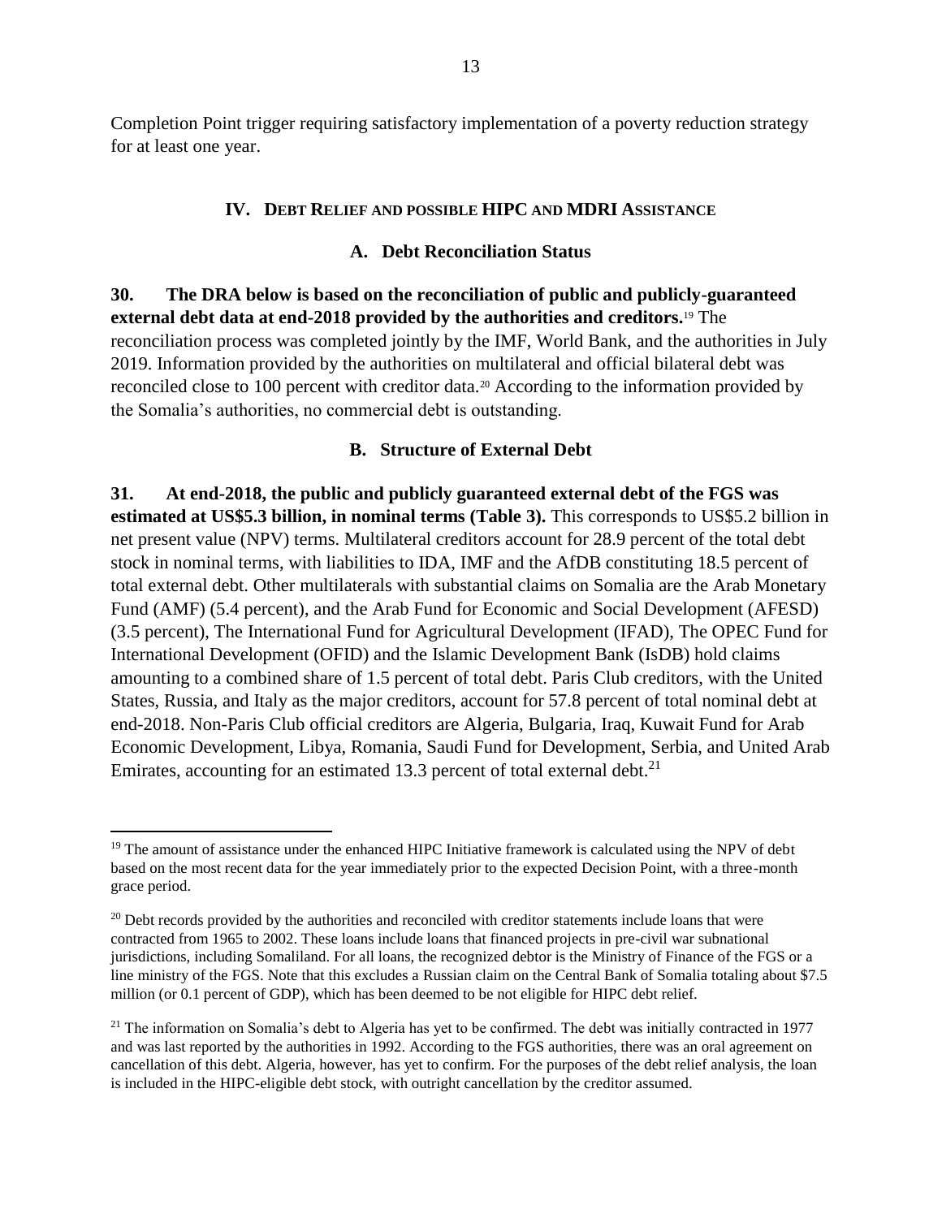Completion Point trigger requiring satisfactory implementation of a poverty reduction strategy for at least one year.

## IV. Debt Relief and possible HIPC and MDRI Assistance

### A. Debt Reconciliation Status

**30. The DRA below is based on the reconciliation of public and publicly-guaranteed external debt data at end-2018 provided by the authorities and creditors.**[19] The reconciliation process was completed jointly by the IMF, World Bank, and the authorities in July 2019. Information provided by the authorities on multilateral and official bilateral debt was reconciled close to 100 percent with creditor data.[20] According to the information provided by the Somalia's authorities, no commercial debt is outstanding.

### B. Structure of External Debt

**31. At end-2018, the public and publicly guaranteed external debt of the FGS was estimated at US$5.3 billion, in nominal terms (Table 3).** This corresponds to US$5.2 billion in net present value (NPV) terms. Multilateral creditors account for 28.9 percent of the total debt stock in nominal terms, with liabilities to IDA, IMF and the AfDB constituting 18.5 percent of total external debt. Other multilaterals with substantial claims on Somalia are the Arab Monetary Fund (AMF) (5.4 percent), and the Arab Fund for Economic and Social Development (AFESD) (3.5 percent), The International Fund for Agricultural Development (IFAD), The OPEC Fund for International Development (OFID) and the Islamic Development Bank (IsDB) hold claims amounting to a combined share of 1.5 percent of total debt. Paris Club creditors, with the United States, Russia, and Italy as the major creditors, account for 57.8 percent of total nominal debt at end-2018. Non-Paris Club official creditors are Algeria, Bulgaria, Iraq, Kuwait Fund for Arab Economic Development, Libya, Romania, Saudi Fund for Development, Serbia, and United Arab Emirates, accounting for an estimated 13.3 percent of total external debt.[21]

---

[19] The amount of assistance under the enhanced HIPC Initiative framework is calculated using the NPV of debt based on the most recent data for the year immediately prior to the expected Decision Point, with a three-month grace period.

[20] Debt records provided by the authorities and reconciled with creditor statements include loans that were contracted from 1965 to 2002. These loans include loans that financed projects in pre-civil war subnational jurisdictions, including Somaliland. For all loans, the recognized debtor is the Ministry of Finance of the FGS or a line ministry of the FGS. Note that this excludes a Russian claim on the Central Bank of Somalia totaling about $7.5 million (or 0.1 percent of GDP), which has been deemed to be not eligible for HIPC debt relief.

[21] The information on Somalia's debt to Algeria has yet to be confirmed. The debt was initially contracted in 1977 and was last reported by the authorities in 1992. According to the FGS authorities, there was an oral agreement on cancellation of this debt. Algeria, however, has yet to confirm. For the purposes of the debt relief analysis, the loan is included in the HIPC-eligible debt stock, with outright cancellation by the creditor assumed.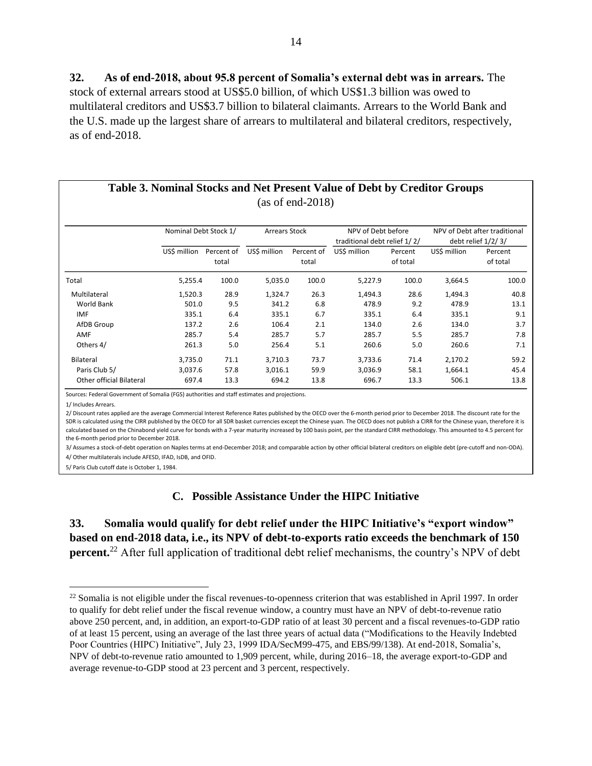**32. As of end-2018, about 95.8 percent of Somalia's external debt was in arrears.** The stock of external arrears stood at US$5.0 billion, of which US$1.3 billion was owed to multilateral creditors and US$3.7 billion to bilateral claimants. Arrears to the World Bank and the U.S. made up the largest share of arrears to multilateral and bilateral creditors, respectively, as of end-2018.

**Table 3. Nominal Stocks and Net Present Value of Debt by Creditor Groups**
(as of end-2018)

| | Nominal Debt Stock 1/ | | Arrears Stock | | NPV of Debt before traditional debt relief 1/ 2/ | | NPV of Debt after traditional debt relief 1/2/ 3/ | |
|---|---|---|---|---|---|---|---|---|
| | US$ million | Percent of total | US$ million | Percent of total | US$ million | Percent of total | US$ million | Percent of total |
| Total | 5,255.4 | 100.0 | 5,035.0 | 100.0 | 5,227.9 | 100.0 | 3,664.5 | 100.0 |
| Multilateral | 1,520.3 | 28.9 | 1,324.7 | 26.3 | 1,494.3 | 28.6 | 1,494.3 | 40.8 |
| World Bank | 501.0 | 9.5 | 341.2 | 6.8 | 478.9 | 9.2 | 478.9 | 13.1 |
| IMF | 335.1 | 6.4 | 335.1 | 6.7 | 335.1 | 6.4 | 335.1 | 9.1 |
| AfDB Group | 137.2 | 2.6 | 106.4 | 2.1 | 134.0 | 2.6 | 134.0 | 3.7 |
| AMF | 285.7 | 5.4 | 285.7 | 5.7 | 285.7 | 5.5 | 285.7 | 7.8 |
| Others 4/ | 261.3 | 5.0 | 256.4 | 5.1 | 260.6 | 5.0 | 260.6 | 7.1 |
| Bilateral | 3,735.0 | 71.1 | 3,710.3 | 73.7 | 3,733.6 | 71.4 | 2,170.2 | 59.2 |
| Paris Club 5/ | 3,037.6 | 57.8 | 3,016.1 | 59.9 | 3,036.9 | 58.1 | 1,664.1 | 45.4 |
| Other official Bilateral | 697.4 | 13.3 | 694.2 | 13.8 | 696.7 | 13.3 | 506.1 | 13.8 |

Sources: Federal Government of Somalia (FGS) authorities and staff estimates and projections.

1/ Includes Arrears.

2/ Discount rates applied are the average Commercial Interest Reference Rates published by the OECD over the 6-month period prior to December 2018. The discount rate for the SDR is calculated using the CIRR published by the OECD for all SDR basket currencies except the Chinese yuan. The OECD does not publish a CIRR for the Chinese yuan, therefore it is calculated based on the Chinabond yield curve for bonds with a 7-year maturity increased by 100 basis point, per the standard CIRR methodology. This amounted to 4.5 percent for the 6-month period prior to December 2018.

3/ Assumes a stock-of-debt operation on Naples terms at end-December 2018; and comparable action by other official bilateral creditors on eligible debt (pre-cutoff and non-ODA).

4/ Other multilaterals include AFESD, IFAD, IsDB, and OFID.

5/ Paris Club cutoff date is October 1, 1984.

## C. Possible Assistance Under the HIPC Initiative

**33. Somalia would qualify for debt relief under the HIPC Initiative's "export window" based on end-2018 data, i.e., its NPV of debt-to-exports ratio exceeds the benchmark of 150 percent.**[22] After full application of traditional debt relief mechanisms, the country's NPV of debt

[22] Somalia is not eligible under the fiscal revenues-to-openness criterion that was established in April 1997. In order to qualify for debt relief under the fiscal revenue window, a country must have an NPV of debt-to-revenue ratio above 250 percent, and, in addition, an export-to-GDP ratio of at least 30 percent and a fiscal revenues-to-GDP ratio of at least 15 percent, using an average of the last three years of actual data ("Modifications to the Heavily Indebted Poor Countries (HIPC) Initiative", July 23, 1999 IDA/SecM99-475, and EBS/99/138). At end-2018, Somalia's, NPV of debt-to-revenue ratio amounted to 1,909 percent, while, during 2016–18, the average export-to-GDP and average revenue-to-GDP stood at 23 percent and 3 percent, respectively.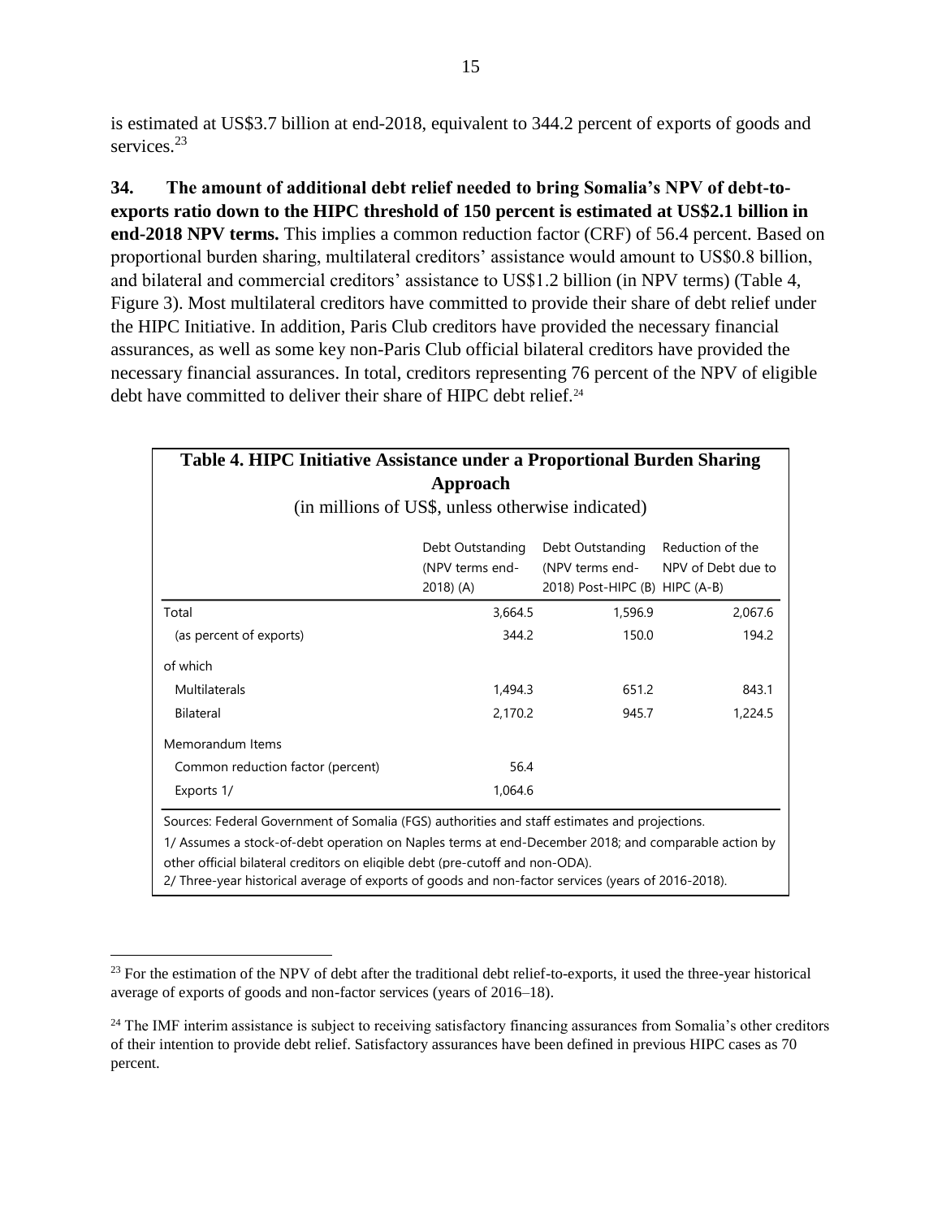is estimated at US$3.7 billion at end-2018, equivalent to 344.2 percent of exports of goods and services.[23]

**34. The amount of additional debt relief needed to bring Somalia's NPV of debt-to-exports ratio down to the HIPC threshold of 150 percent is estimated at US$2.1 billion in end-2018 NPV terms.** This implies a common reduction factor (CRF) of 56.4 percent. Based on proportional burden sharing, multilateral creditors' assistance would amount to US$0.8 billion, and bilateral and commercial creditors' assistance to US$1.2 billion (in NPV terms) (Table 4, Figure 3). Most multilateral creditors have committed to provide their share of debt relief under the HIPC Initiative. In addition, Paris Club creditors have provided the necessary financial assurances, as well as some key non-Paris Club official bilateral creditors have provided the necessary financial assurances. In total, creditors representing 76 percent of the NPV of eligible debt have committed to deliver their share of HIPC debt relief.[24]

**Table 4. HIPC Initiative Assistance under a Proportional Burden Sharing Approach**

(in millions of US$, unless otherwise indicated)

| | Debt Outstanding (NPV terms end-2018) (A) | Debt Outstanding (NPV terms end-2018) Post-HIPC (B) | Reduction of the NPV of Debt due to HIPC (A-B) |
|---|---|---|---|
| Total | 3,664.5 | 1,596.9 | 2,067.6 |
| (as percent of exports) | 344.2 | 150.0 | 194.2 |
| of which | | | |
| Multilaterals | 1,494.3 | 651.2 | 843.1 |
| Bilateral | 2,170.2 | 945.7 | 1,224.5 |
| Memorandum Items | | | |
| Common reduction factor (percent) | 56.4 | | |
| Exports 1/ | 1,064.6 | | |

Sources: Federal Government of Somalia (FGS) authorities and staff estimates and projections.

1/ Assumes a stock-of-debt operation on Naples terms at end-December 2018; and comparable action by other official bilateral creditors on eligible debt (pre-cutoff and non-ODA).

2/ Three-year historical average of exports of goods and non-factor services (years of 2016-2018).

[23] For the estimation of the NPV of debt after the traditional debt relief-to-exports, it used the three-year historical average of exports of goods and non-factor services (years of 2016–18).

[24] The IMF interim assistance is subject to receiving satisfactory financing assurances from Somalia's other creditors of their intention to provide debt relief. Satisfactory assurances have been defined in previous HIPC cases as 70 percent.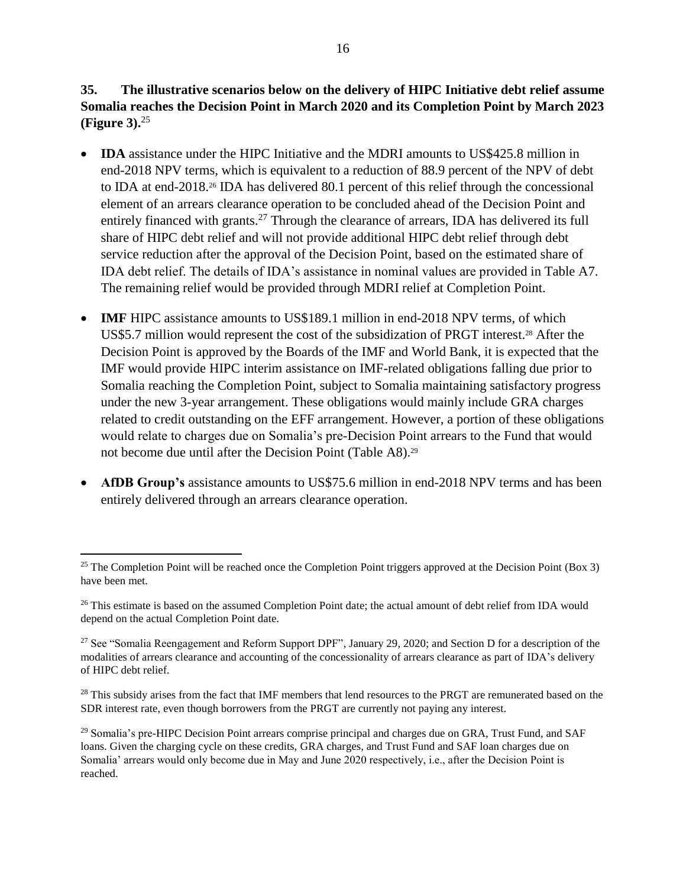**35. The illustrative scenarios below on the delivery of HIPC Initiative debt relief assume Somalia reaches the Decision Point in March 2020 and its Completion Point by March 2023 (Figure 3).**[25]

- **IDA** assistance under the HIPC Initiative and the MDRI amounts to US$425.8 million in end-2018 NPV terms, which is equivalent to a reduction of 88.9 percent of the NPV of debt to IDA at end-2018.[26] IDA has delivered 80.1 percent of this relief through the concessional element of an arrears clearance operation to be concluded ahead of the Decision Point and entirely financed with grants.[27] Through the clearance of arrears, IDA has delivered its full share of HIPC debt relief and will not provide additional HIPC debt relief through debt service reduction after the approval of the Decision Point, based on the estimated share of IDA debt relief. The details of IDA's assistance in nominal values are provided in Table A7. The remaining relief would be provided through MDRI relief at Completion Point.

- **IMF** HIPC assistance amounts to US$189.1 million in end-2018 NPV terms, of which US$5.7 million would represent the cost of the subsidization of PRGT interest.[28] After the Decision Point is approved by the Boards of the IMF and World Bank, it is expected that the IMF would provide HIPC interim assistance on IMF-related obligations falling due prior to Somalia reaching the Completion Point, subject to Somalia maintaining satisfactory progress under the new 3-year arrangement. These obligations would mainly include GRA charges related to credit outstanding on the EFF arrangement. However, a portion of these obligations would relate to charges due on Somalia's pre-Decision Point arrears to the Fund that would not become due until after the Decision Point (Table A8).[29]

- **AfDB Group's** assistance amounts to US$75.6 million in end-2018 NPV terms and has been entirely delivered through an arrears clearance operation.

---

[25] The Completion Point will be reached once the Completion Point triggers approved at the Decision Point (Box 3) have been met.

[26] This estimate is based on the assumed Completion Point date; the actual amount of debt relief from IDA would depend on the actual Completion Point date.

[27] See "Somalia Reengagement and Reform Support DPF", January 29, 2020; and Section D for a description of the modalities of arrears clearance and accounting of the concessionality of arrears clearance as part of IDA's delivery of HIPC debt relief.

[28] This subsidy arises from the fact that IMF members that lend resources to the PRGT are remunerated based on the SDR interest rate, even though borrowers from the PRGT are currently not paying any interest.

[29] Somalia's pre-HIPC Decision Point arrears comprise principal and charges due on GRA, Trust Fund, and SAF loans. Given the charging cycle on these credits, GRA charges, and Trust Fund and SAF loan charges due on Somalia' arrears would only become due in May and June 2020 respectively, i.e., after the Decision Point is reached.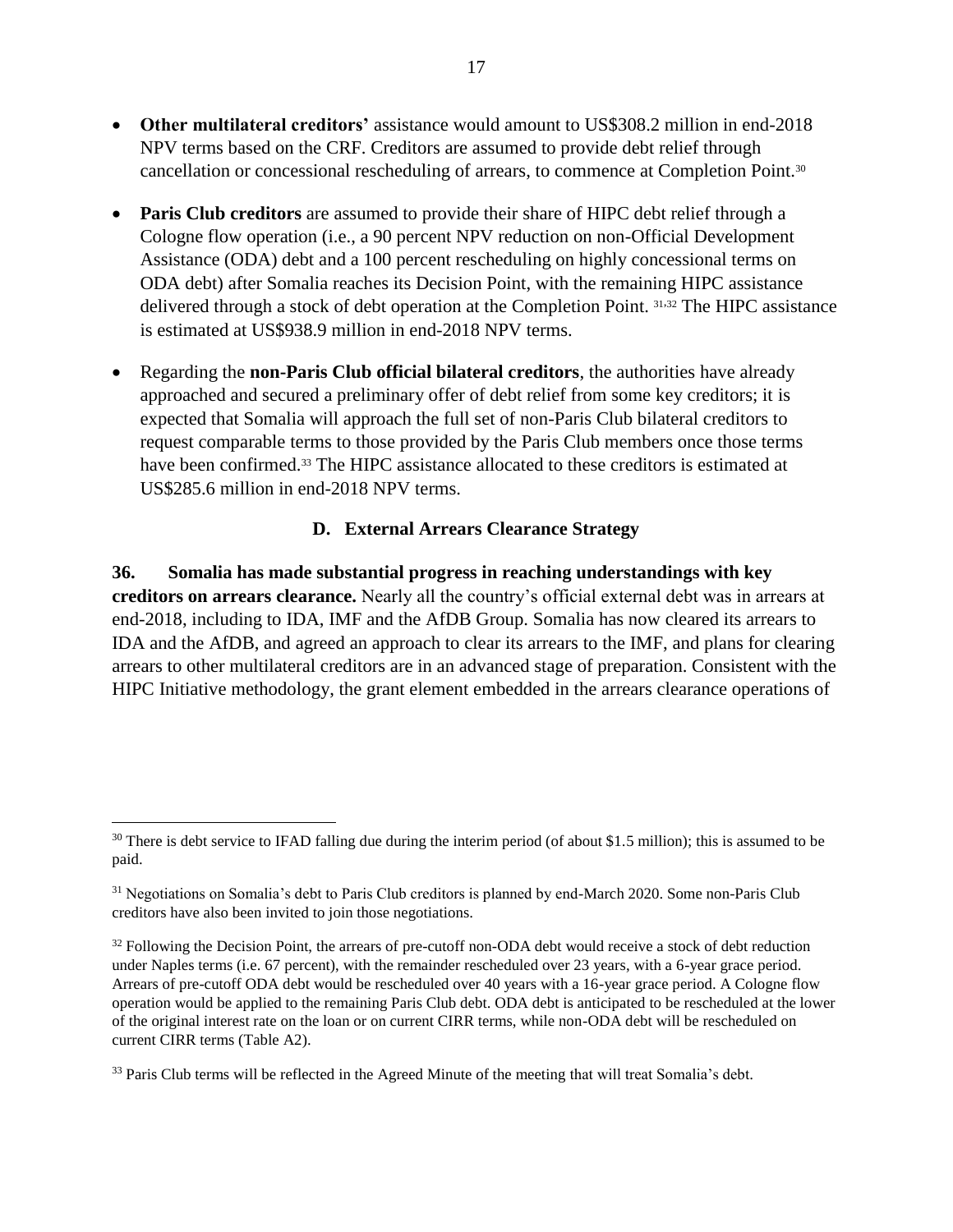- **Other multilateral creditors'** assistance would amount to US$308.2 million in end-2018 NPV terms based on the CRF. Creditors are assumed to provide debt relief through cancellation or concessional rescheduling of arrears, to commence at Completion Point.[30]

- **Paris Club creditors** are assumed to provide their share of HIPC debt relief through a Cologne flow operation (i.e., a 90 percent NPV reduction on non-Official Development Assistance (ODA) debt and a 100 percent rescheduling on highly concessional terms on ODA debt) after Somalia reaches its Decision Point, with the remaining HIPC assistance delivered through a stock of debt operation at the Completion Point.[31,32] The HIPC assistance is estimated at US$938.9 million in end-2018 NPV terms.

- Regarding the **non-Paris Club official bilateral creditors**, the authorities have already approached and secured a preliminary offer of debt relief from some key creditors; it is expected that Somalia will approach the full set of non-Paris Club bilateral creditors to request comparable terms to those provided by the Paris Club members once those terms have been confirmed.[33] The HIPC assistance allocated to these creditors is estimated at US$285.6 million in end-2018 NPV terms.

### D. External Arrears Clearance Strategy

**36. Somalia has made substantial progress in reaching understandings with key creditors on arrears clearance.** Nearly all the country's official external debt was in arrears at end-2018, including to IDA, IMF and the AfDB Group. Somalia has now cleared its arrears to IDA and the AfDB, and agreed an approach to clear its arrears to the IMF, and plans for clearing arrears to other multilateral creditors are in an advanced stage of preparation. Consistent with the HIPC Initiative methodology, the grant element embedded in the arrears clearance operations of

---

[30] There is debt service to IFAD falling due during the interim period (of about $1.5 million); this is assumed to be paid.

[31] Negotiations on Somalia's debt to Paris Club creditors is planned by end-March 2020. Some non-Paris Club creditors have also been invited to join those negotiations.

[32] Following the Decision Point, the arrears of pre-cutoff non-ODA debt would receive a stock of debt reduction under Naples terms (i.e. 67 percent), with the remainder rescheduled over 23 years, with a 6-year grace period. Arrears of pre-cutoff ODA debt would be rescheduled over 40 years with a 16-year grace period. A Cologne flow operation would be applied to the remaining Paris Club debt. ODA debt is anticipated to be rescheduled at the lower of the original interest rate on the loan or on current CIRR terms, while non-ODA debt will be rescheduled on current CIRR terms (Table A2).

[33] Paris Club terms will be reflected in the Agreed Minute of the meeting that will treat Somalia's debt.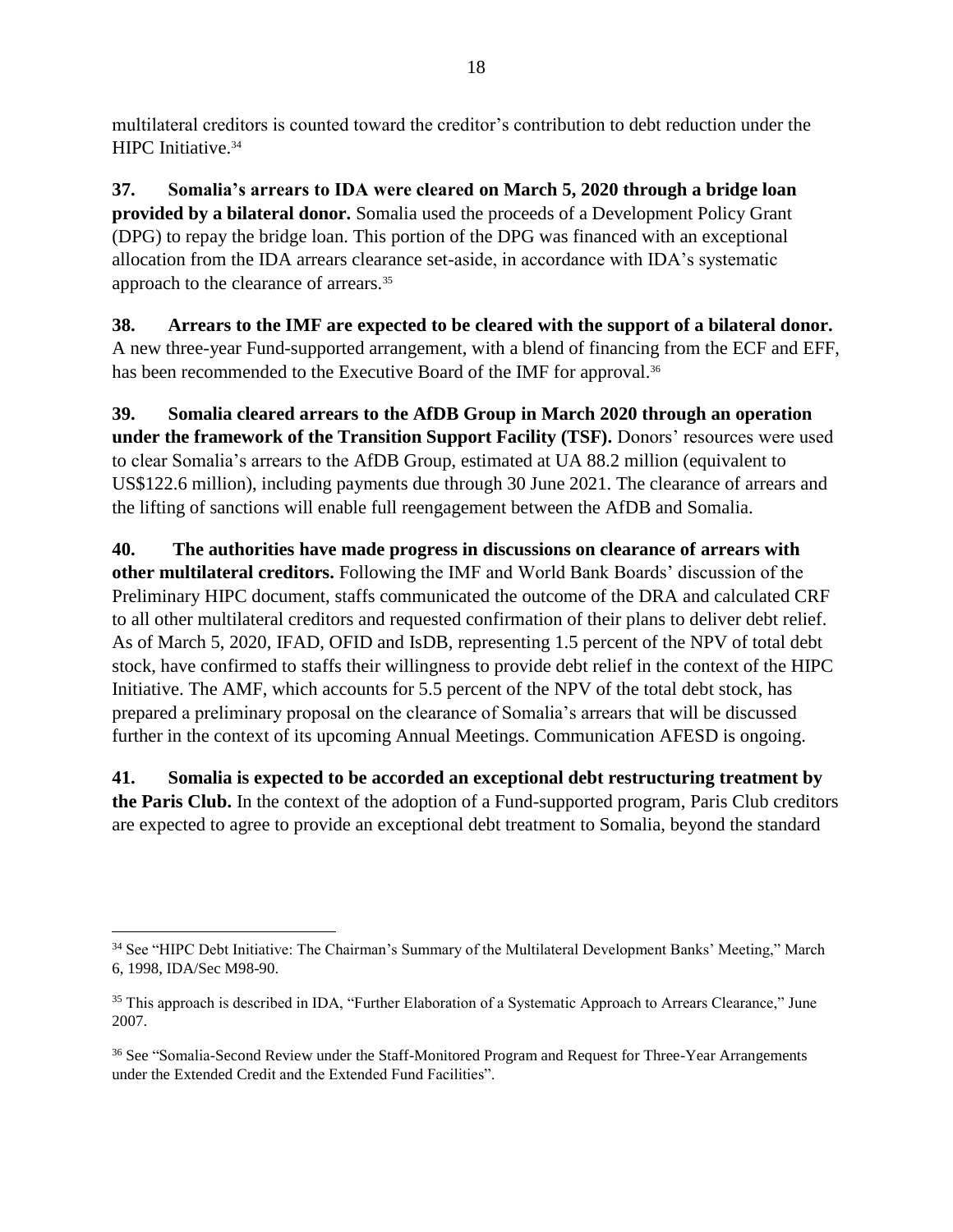multilateral creditors is counted toward the creditor's contribution to debt reduction under the HIPC Initiative.[34]

**37. Somalia's arrears to IDA were cleared on March 5, 2020 through a bridge loan provided by a bilateral donor.** Somalia used the proceeds of a Development Policy Grant (DPG) to repay the bridge loan. This portion of the DPG was financed with an exceptional allocation from the IDA arrears clearance set-aside, in accordance with IDA's systematic approach to the clearance of arrears.[35]

**38. Arrears to the IMF are expected to be cleared with the support of a bilateral donor.** A new three-year Fund-supported arrangement, with a blend of financing from the ECF and EFF, has been recommended to the Executive Board of the IMF for approval.[36]

**39. Somalia cleared arrears to the AfDB Group in March 2020 through an operation under the framework of the Transition Support Facility (TSF).** Donors' resources were used to clear Somalia's arrears to the AfDB Group, estimated at UA 88.2 million (equivalent to US$122.6 million), including payments due through 30 June 2021. The clearance of arrears and the lifting of sanctions will enable full reengagement between the AfDB and Somalia.

**40. The authorities have made progress in discussions on clearance of arrears with other multilateral creditors.** Following the IMF and World Bank Boards' discussion of the Preliminary HIPC document, staffs communicated the outcome of the DRA and calculated CRF to all other multilateral creditors and requested confirmation of their plans to deliver debt relief. As of March 5, 2020, IFAD, OFID and IsDB, representing 1.5 percent of the NPV of total debt stock, have confirmed to staffs their willingness to provide debt relief in the context of the HIPC Initiative. The AMF, which accounts for 5.5 percent of the NPV of the total debt stock, has prepared a preliminary proposal on the clearance of Somalia's arrears that will be discussed further in the context of its upcoming Annual Meetings. Communication AFESD is ongoing.

**41. Somalia is expected to be accorded an exceptional debt restructuring treatment by the Paris Club.** In the context of the adoption of a Fund-supported program, Paris Club creditors are expected to agree to provide an exceptional debt treatment to Somalia, beyond the standard

---

[34] See "HIPC Debt Initiative: The Chairman's Summary of the Multilateral Development Banks' Meeting," March 6, 1998, IDA/Sec M98-90.

[35] This approach is described in IDA, "Further Elaboration of a Systematic Approach to Arrears Clearance," June 2007.

[36] See "Somalia-Second Review under the Staff-Monitored Program and Request for Three-Year Arrangements under the Extended Credit and the Extended Fund Facilities".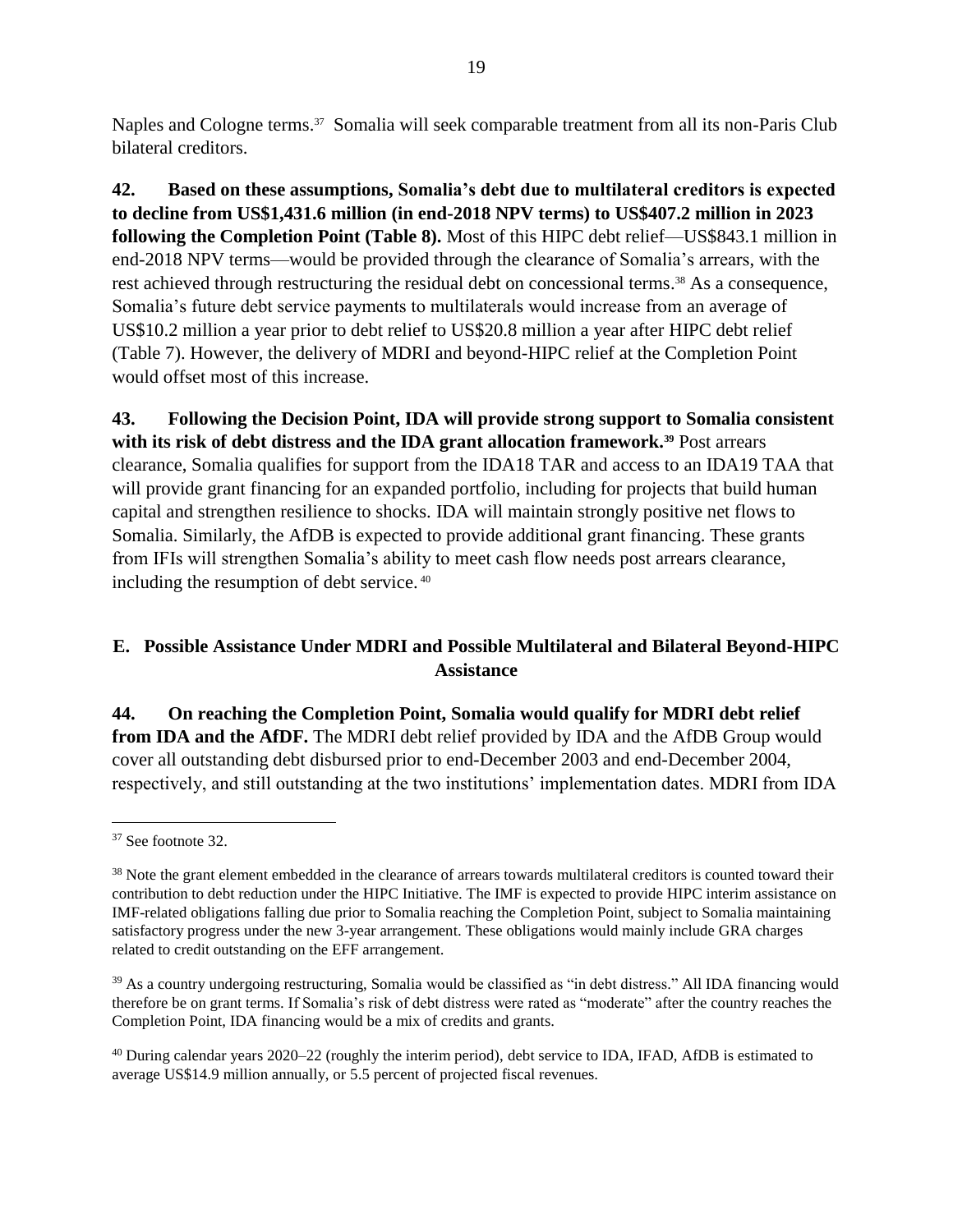Naples and Cologne terms.[37] Somalia will seek comparable treatment from all its non-Paris Club bilateral creditors.

**42. Based on these assumptions, Somalia's debt due to multilateral creditors is expected to decline from US$1,431.6 million (in end-2018 NPV terms) to US$407.2 million in 2023 following the Completion Point (Table 8).** Most of this HIPC debt relief—US$843.1 million in end-2018 NPV terms—would be provided through the clearance of Somalia's arrears, with the rest achieved through restructuring the residual debt on concessional terms.[38] As a consequence, Somalia's future debt service payments to multilaterals would increase from an average of US$10.2 million a year prior to debt relief to US$20.8 million a year after HIPC debt relief (Table 7). However, the delivery of MDRI and beyond-HIPC relief at the Completion Point would offset most of this increase.

**43. Following the Decision Point, IDA will provide strong support to Somalia consistent with its risk of debt distress and the IDA grant allocation framework.[39]** Post arrears clearance, Somalia qualifies for support from the IDA18 TAR and access to an IDA19 TAA that will provide grant financing for an expanded portfolio, including for projects that build human capital and strengthen resilience to shocks. IDA will maintain strongly positive net flows to Somalia. Similarly, the AfDB is expected to provide additional grant financing. These grants from IFIs will strengthen Somalia's ability to meet cash flow needs post arrears clearance, including the resumption of debt service.[40]

## E. Possible Assistance Under MDRI and Possible Multilateral and Bilateral Beyond-HIPC Assistance

**44. On reaching the Completion Point, Somalia would qualify for MDRI debt relief from IDA and the AfDF.** The MDRI debt relief provided by IDA and the AfDB Group would cover all outstanding debt disbursed prior to end-December 2003 and end-December 2004, respectively, and still outstanding at the two institutions' implementation dates. MDRI from IDA

---

[37] See footnote 32.

[38] Note the grant element embedded in the clearance of arrears towards multilateral creditors is counted toward their contribution to debt reduction under the HIPC Initiative. The IMF is expected to provide HIPC interim assistance on IMF-related obligations falling due prior to Somalia reaching the Completion Point, subject to Somalia maintaining satisfactory progress under the new 3-year arrangement. These obligations would mainly include GRA charges related to credit outstanding on the EFF arrangement.

[39] As a country undergoing restructuring, Somalia would be classified as "in debt distress." All IDA financing would therefore be on grant terms. If Somalia's risk of debt distress were rated as "moderate" after the country reaches the Completion Point, IDA financing would be a mix of credits and grants.

[40] During calendar years 2020–22 (roughly the interim period), debt service to IDA, IFAD, AfDB is estimated to average US$14.9 million annually, or 5.5 percent of projected fiscal revenues.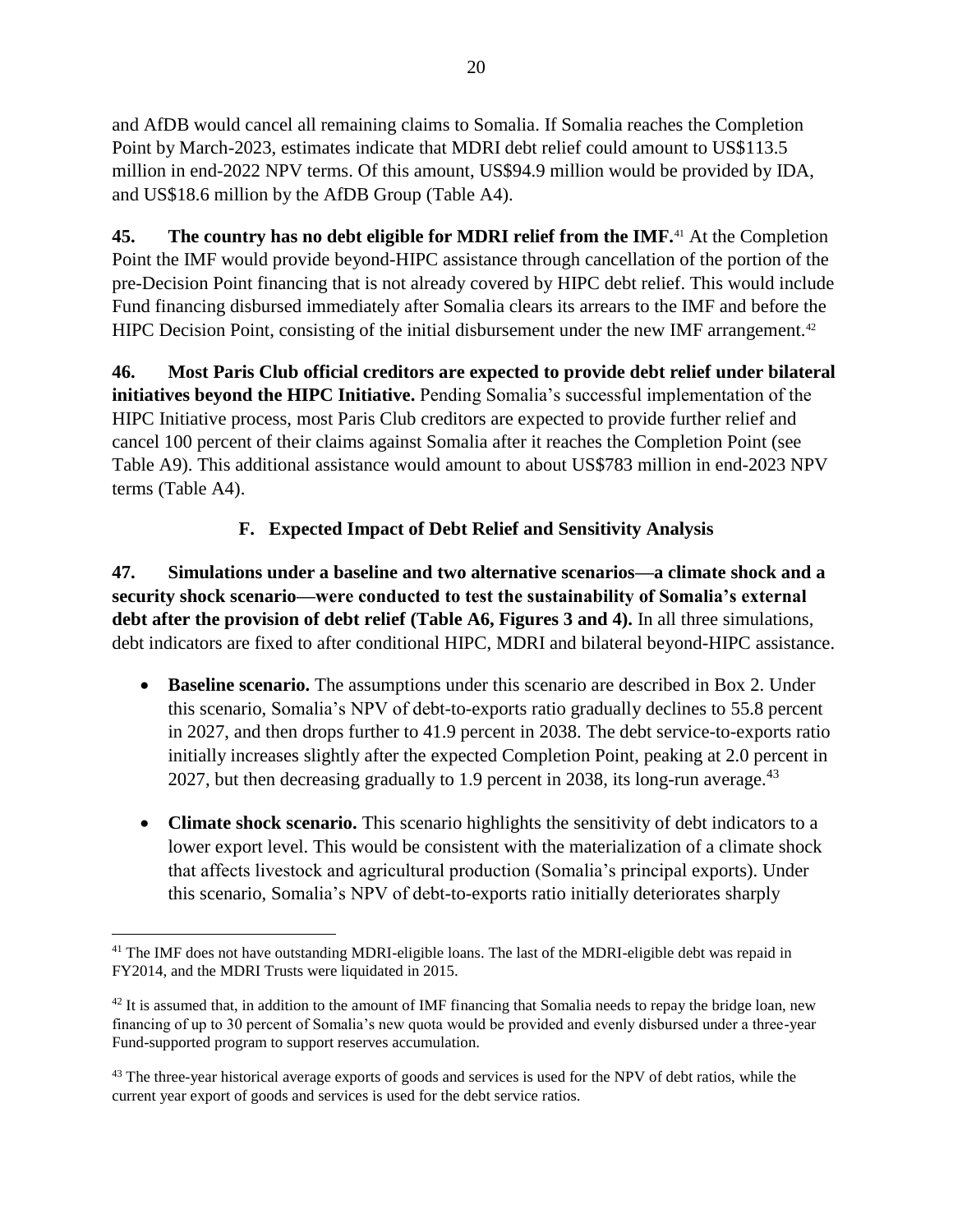and AfDB would cancel all remaining claims to Somalia. If Somalia reaches the Completion Point by March-2023, estimates indicate that MDRI debt relief could amount to US$113.5 million in end-2022 NPV terms. Of this amount, US$94.9 million would be provided by IDA, and US$18.6 million by the AfDB Group (Table A4).

**45. The country has no debt eligible for MDRI relief from the IMF.**[41] At the Completion Point the IMF would provide beyond-HIPC assistance through cancellation of the portion of the pre-Decision Point financing that is not already covered by HIPC debt relief. This would include Fund financing disbursed immediately after Somalia clears its arrears to the IMF and before the HIPC Decision Point, consisting of the initial disbursement under the new IMF arrangement.[42]

**46. Most Paris Club official creditors are expected to provide debt relief under bilateral initiatives beyond the HIPC Initiative.** Pending Somalia's successful implementation of the HIPC Initiative process, most Paris Club creditors are expected to provide further relief and cancel 100 percent of their claims against Somalia after it reaches the Completion Point (see Table A9). This additional assistance would amount to about US$783 million in end-2023 NPV terms (Table A4).

## F. Expected Impact of Debt Relief and Sensitivity Analysis

**47. Simulations under a baseline and two alternative scenarios—a climate shock and a security shock scenario—were conducted to test the sustainability of Somalia's external debt after the provision of debt relief (Table A6, Figures 3 and 4).** In all three simulations, debt indicators are fixed to after conditional HIPC, MDRI and bilateral beyond-HIPC assistance.

- **Baseline scenario.** The assumptions under this scenario are described in Box 2. Under this scenario, Somalia's NPV of debt-to-exports ratio gradually declines to 55.8 percent in 2027, and then drops further to 41.9 percent in 2038. The debt service-to-exports ratio initially increases slightly after the expected Completion Point, peaking at 2.0 percent in 2027, but then decreasing gradually to 1.9 percent in 2038, its long-run average.[43]

- **Climate shock scenario.** This scenario highlights the sensitivity of debt indicators to a lower export level. This would be consistent with the materialization of a climate shock that affects livestock and agricultural production (Somalia's principal exports). Under this scenario, Somalia's NPV of debt-to-exports ratio initially deteriorates sharply

---

[41] The IMF does not have outstanding MDRI-eligible loans. The last of the MDRI-eligible debt was repaid in FY2014, and the MDRI Trusts were liquidated in 2015.

[42] It is assumed that, in addition to the amount of IMF financing that Somalia needs to repay the bridge loan, new financing of up to 30 percent of Somalia's new quota would be provided and evenly disbursed under a three-year Fund-supported program to support reserves accumulation.

[43] The three-year historical average exports of goods and services is used for the NPV of debt ratios, while the current year export of goods and services is used for the debt service ratios.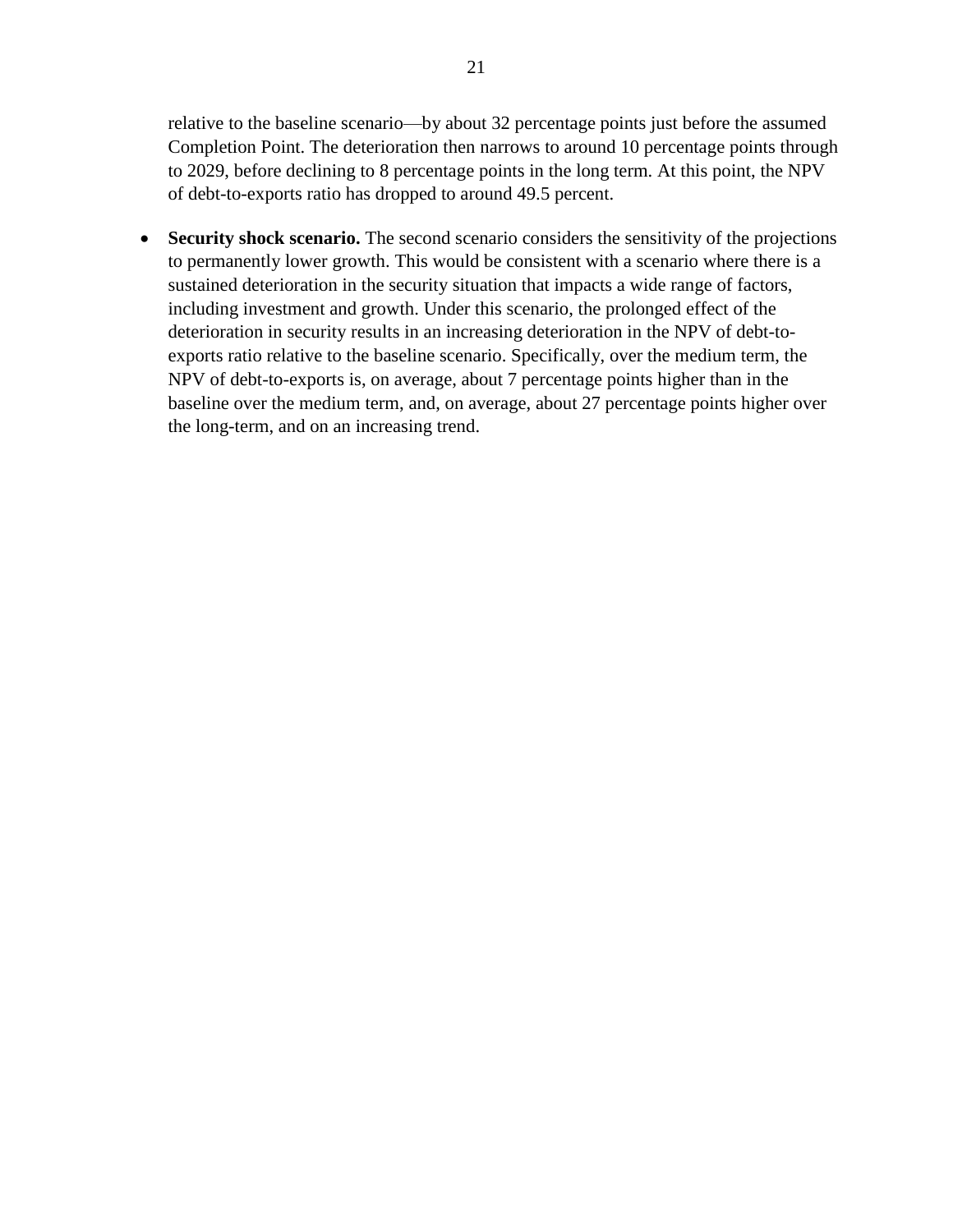relative to the baseline scenario—by about 32 percentage points just before the assumed Completion Point. The deterioration then narrows to around 10 percentage points through to 2029, before declining to 8 percentage points in the long term. At this point, the NPV of debt-to-exports ratio has dropped to around 49.5 percent.

- **Security shock scenario.** The second scenario considers the sensitivity of the projections to permanently lower growth. This would be consistent with a scenario where there is a sustained deterioration in the security situation that impacts a wide range of factors, including investment and growth. Under this scenario, the prolonged effect of the deterioration in security results in an increasing deterioration in the NPV of debt-to-exports ratio relative to the baseline scenario. Specifically, over the medium term, the NPV of debt-to-exports is, on average, about 7 percentage points higher than in the baseline over the medium term, and, on average, about 27 percentage points higher over the long-term, and on an increasing trend.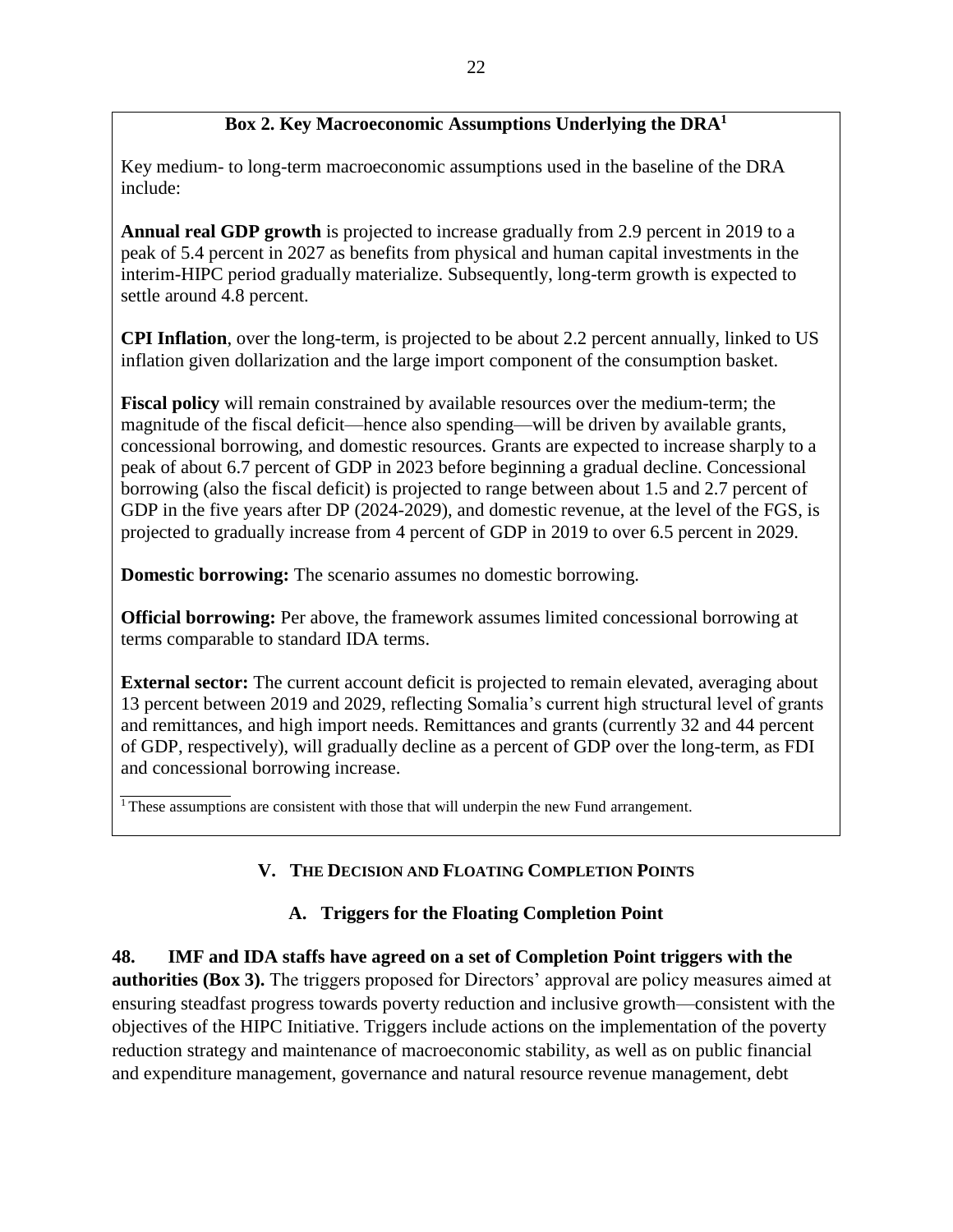### Box 2. Key Macroeconomic Assumptions Underlying the DRA[1]

Key medium- to long-term macroeconomic assumptions used in the baseline of the DRA include:

**Annual real GDP growth** is projected to increase gradually from 2.9 percent in 2019 to a peak of 5.4 percent in 2027 as benefits from physical and human capital investments in the interim-HIPC period gradually materialize. Subsequently, long-term growth is expected to settle around 4.8 percent.

**CPI Inflation**, over the long-term, is projected to be about 2.2 percent annually, linked to US inflation given dollarization and the large import component of the consumption basket.

**Fiscal policy** will remain constrained by available resources over the medium-term; the magnitude of the fiscal deficit—hence also spending—will be driven by available grants, concessional borrowing, and domestic resources. Grants are expected to increase sharply to a peak of about 6.7 percent of GDP in 2023 before beginning a gradual decline. Concessional borrowing (also the fiscal deficit) is projected to range between about 1.5 and 2.7 percent of GDP in the five years after DP (2024-2029), and domestic revenue, at the level of the FGS, is projected to gradually increase from 4 percent of GDP in 2019 to over 6.5 percent in 2029.

**Domestic borrowing:** The scenario assumes no domestic borrowing.

**Official borrowing:** Per above, the framework assumes limited concessional borrowing at terms comparable to standard IDA terms.

**External sector:** The current account deficit is projected to remain elevated, averaging about 13 percent between 2019 and 2029, reflecting Somalia's current high structural level of grants and remittances, and high import needs. Remittances and grants (currently 32 and 44 percent of GDP, respectively), will gradually decline as a percent of GDP over the long-term, as FDI and concessional borrowing increase.

[1] These assumptions are consistent with those that will underpin the new Fund arrangement.

## V. THE DECISION AND FLOATING COMPLETION POINTS

### A. Triggers for the Floating Completion Point

**48. IMF and IDA staffs have agreed on a set of Completion Point triggers with the authorities (Box 3).** The triggers proposed for Directors' approval are policy measures aimed at ensuring steadfast progress towards poverty reduction and inclusive growth—consistent with the objectives of the HIPC Initiative. Triggers include actions on the implementation of the poverty reduction strategy and maintenance of macroeconomic stability, as well as on public financial and expenditure management, governance and natural resource revenue management, debt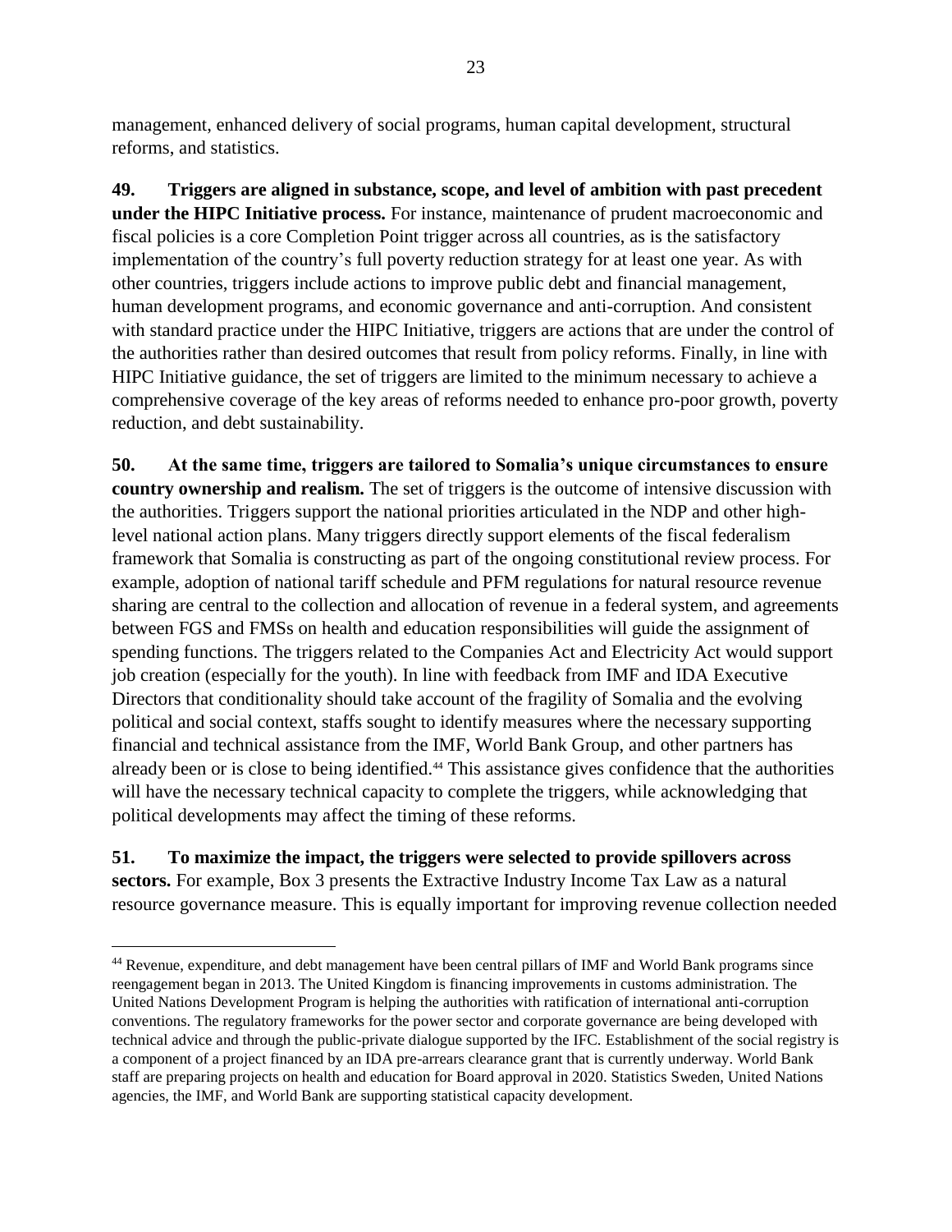management, enhanced delivery of social programs, human capital development, structural reforms, and statistics.

**49. Triggers are aligned in substance, scope, and level of ambition with past precedent under the HIPC Initiative process.** For instance, maintenance of prudent macroeconomic and fiscal policies is a core Completion Point trigger across all countries, as is the satisfactory implementation of the country's full poverty reduction strategy for at least one year. As with other countries, triggers include actions to improve public debt and financial management, human development programs, and economic governance and anti-corruption. And consistent with standard practice under the HIPC Initiative, triggers are actions that are under the control of the authorities rather than desired outcomes that result from policy reforms. Finally, in line with HIPC Initiative guidance, the set of triggers are limited to the minimum necessary to achieve a comprehensive coverage of the key areas of reforms needed to enhance pro-poor growth, poverty reduction, and debt sustainability.

**50. At the same time, triggers are tailored to Somalia's unique circumstances to ensure country ownership and realism.** The set of triggers is the outcome of intensive discussion with the authorities. Triggers support the national priorities articulated in the NDP and other high-level national action plans. Many triggers directly support elements of the fiscal federalism framework that Somalia is constructing as part of the ongoing constitutional review process. For example, adoption of national tariff schedule and PFM regulations for natural resource revenue sharing are central to the collection and allocation of revenue in a federal system, and agreements between FGS and FMSs on health and education responsibilities will guide the assignment of spending functions. The triggers related to the Companies Act and Electricity Act would support job creation (especially for the youth). In line with feedback from IMF and IDA Executive Directors that conditionality should take account of the fragility of Somalia and the evolving political and social context, staffs sought to identify measures where the necessary supporting financial and technical assistance from the IMF, World Bank Group, and other partners has already been or is close to being identified.[44] This assistance gives confidence that the authorities will have the necessary technical capacity to complete the triggers, while acknowledging that political developments may affect the timing of these reforms.

**51. To maximize the impact, the triggers were selected to provide spillovers across sectors.** For example, Box 3 presents the Extractive Industry Income Tax Law as a natural resource governance measure. This is equally important for improving revenue collection needed

---

[44] Revenue, expenditure, and debt management have been central pillars of IMF and World Bank programs since reengagement began in 2013. The United Kingdom is financing improvements in customs administration. The United Nations Development Program is helping the authorities with ratification of international anti-corruption conventions. The regulatory frameworks for the power sector and corporate governance are being developed with technical advice and through the public-private dialogue supported by the IFC. Establishment of the social registry is a component of a project financed by an IDA pre-arrears clearance grant that is currently underway. World Bank staff are preparing projects on health and education for Board approval in 2020. Statistics Sweden, United Nations agencies, the IMF, and World Bank are supporting statistical capacity development.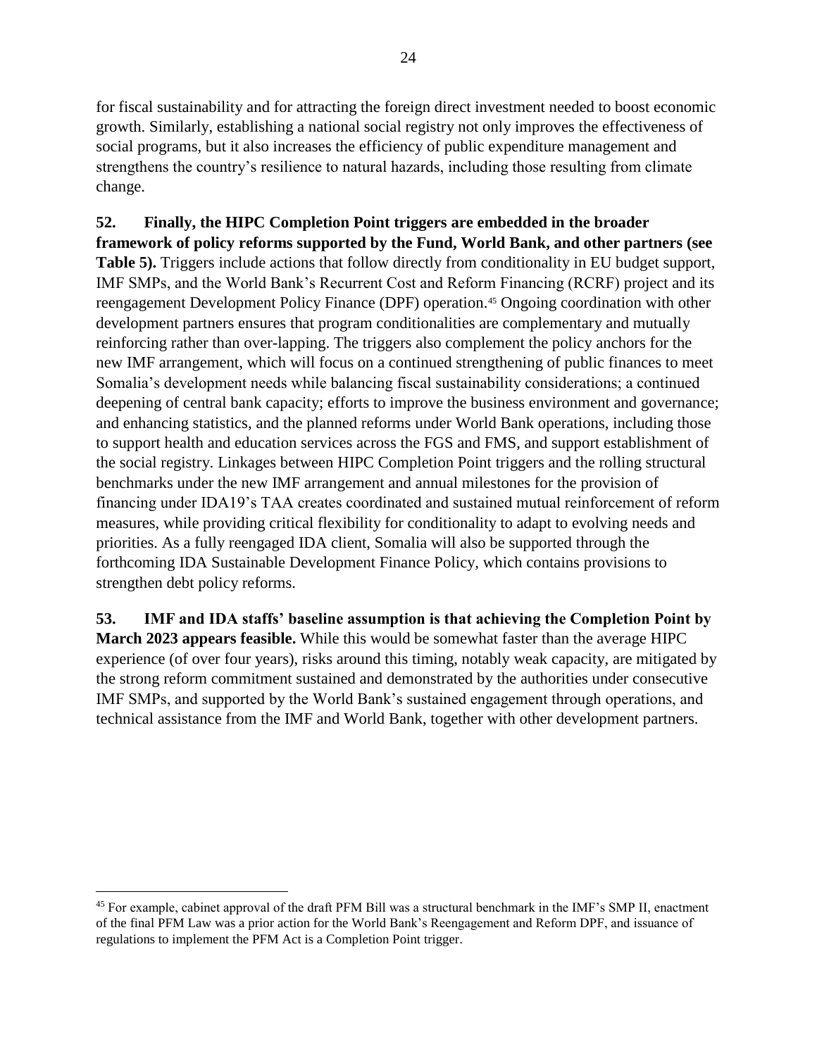for fiscal sustainability and for attracting the foreign direct investment needed to boost economic growth. Similarly, establishing a national social registry not only improves the effectiveness of social programs, but it also increases the efficiency of public expenditure management and strengthens the country's resilience to natural hazards, including those resulting from climate change.

**52. Finally, the HIPC Completion Point triggers are embedded in the broader framework of policy reforms supported by the Fund, World Bank, and other partners (see Table 5).** Triggers include actions that follow directly from conditionality in EU budget support, IMF SMPs, and the World Bank's Recurrent Cost and Reform Financing (RCRF) project and its reengagement Development Policy Finance (DPF) operation.[45] Ongoing coordination with other development partners ensures that program conditionalities are complementary and mutually reinforcing rather than over-lapping. The triggers also complement the policy anchors for the new IMF arrangement, which will focus on a continued strengthening of public finances to meet Somalia's development needs while balancing fiscal sustainability considerations; a continued deepening of central bank capacity; efforts to improve the business environment and governance; and enhancing statistics, and the planned reforms under World Bank operations, including those to support health and education services across the FGS and FMS, and support establishment of the social registry. Linkages between HIPC Completion Point triggers and the rolling structural benchmarks under the new IMF arrangement and annual milestones for the provision of financing under IDA19's TAA creates coordinated and sustained mutual reinforcement of reform measures, while providing critical flexibility for conditionality to adapt to evolving needs and priorities. As a fully reengaged IDA client, Somalia will also be supported through the forthcoming IDA Sustainable Development Finance Policy, which contains provisions to strengthen debt policy reforms.

**53. IMF and IDA staffs' baseline assumption is that achieving the Completion Point by March 2023 appears feasible.** While this would be somewhat faster than the average HIPC experience (of over four years), risks around this timing, notably weak capacity, are mitigated by the strong reform commitment sustained and demonstrated by the authorities under consecutive IMF SMPs, and supported by the World Bank's sustained engagement through operations, and technical assistance from the IMF and World Bank, together with other development partners.

---

[45] For example, cabinet approval of the draft PFM Bill was a structural benchmark in the IMF's SMP II, enactment of the final PFM Law was a prior action for the World Bank's Reengagement and Reform DPF, and issuance of regulations to implement the PFM Act is a Completion Point trigger.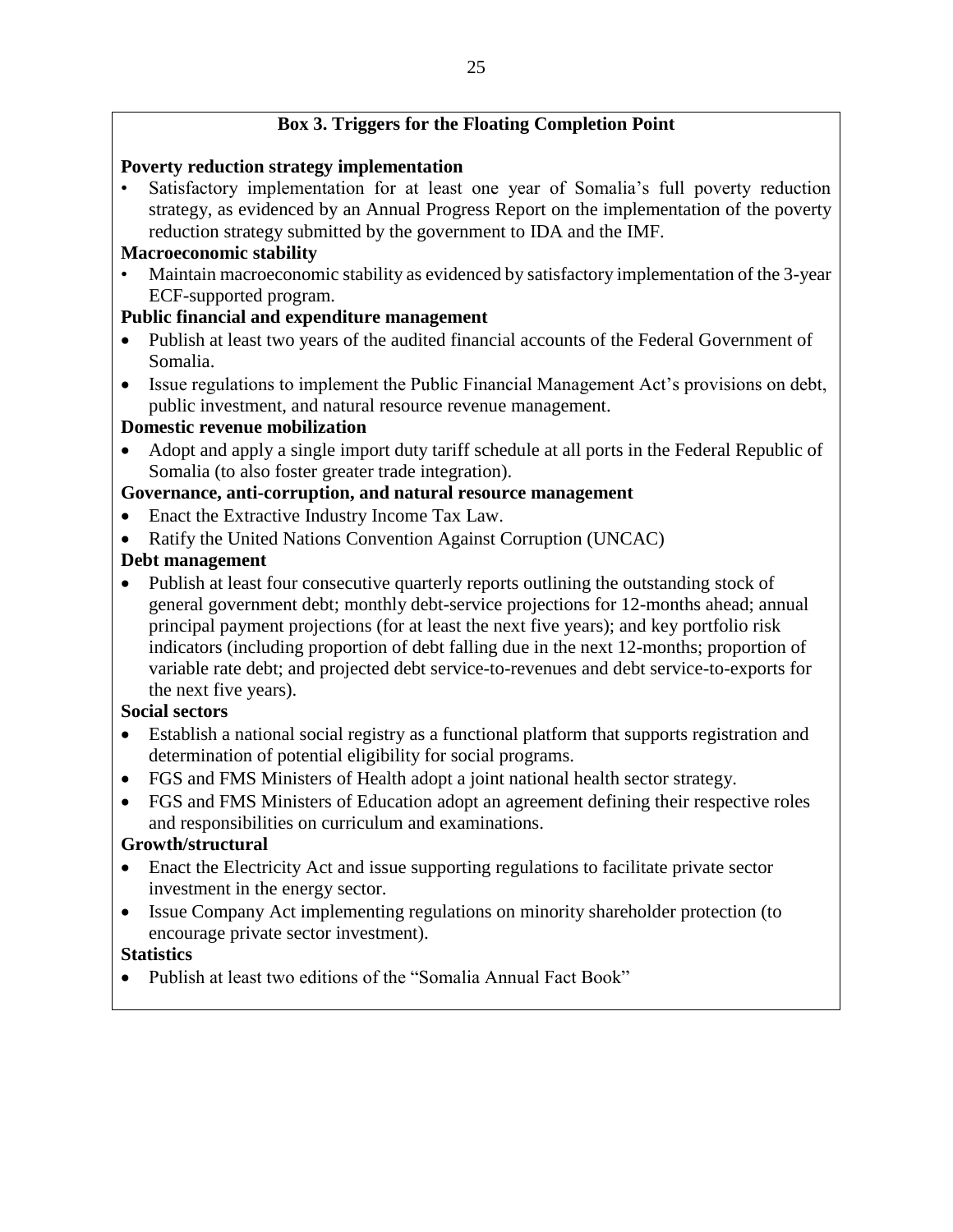## Box 3. Triggers for the Floating Completion Point

**Poverty reduction strategy implementation**

- Satisfactory implementation for at least one year of Somalia's full poverty reduction strategy, as evidenced by an Annual Progress Report on the implementation of the poverty reduction strategy submitted by the government to IDA and the IMF.

**Macroeconomic stability**

- Maintain macroeconomic stability as evidenced by satisfactory implementation of the 3-year ECF-supported program.

**Public financial and expenditure management**

- Publish at least two years of the audited financial accounts of the Federal Government of Somalia.
- Issue regulations to implement the Public Financial Management Act's provisions on debt, public investment, and natural resource revenue management.

**Domestic revenue mobilization**

- Adopt and apply a single import duty tariff schedule at all ports in the Federal Republic of Somalia (to also foster greater trade integration).

**Governance, anti-corruption, and natural resource management**

- Enact the Extractive Industry Income Tax Law.
- Ratify the United Nations Convention Against Corruption (UNCAC)

**Debt management**

- Publish at least four consecutive quarterly reports outlining the outstanding stock of general government debt; monthly debt-service projections for 12-months ahead; annual principal payment projections (for at least the next five years); and key portfolio risk indicators (including proportion of debt falling due in the next 12-months; proportion of variable rate debt; and projected debt service-to-revenues and debt service-to-exports for the next five years).

**Social sectors**

- Establish a national social registry as a functional platform that supports registration and determination of potential eligibility for social programs.
- FGS and FMS Ministers of Health adopt a joint national health sector strategy.
- FGS and FMS Ministers of Education adopt an agreement defining their respective roles and responsibilities on curriculum and examinations.

**Growth/structural**

- Enact the Electricity Act and issue supporting regulations to facilitate private sector investment in the energy sector.
- Issue Company Act implementing regulations on minority shareholder protection (to encourage private sector investment).

**Statistics**

- Publish at least two editions of the "Somalia Annual Fact Book"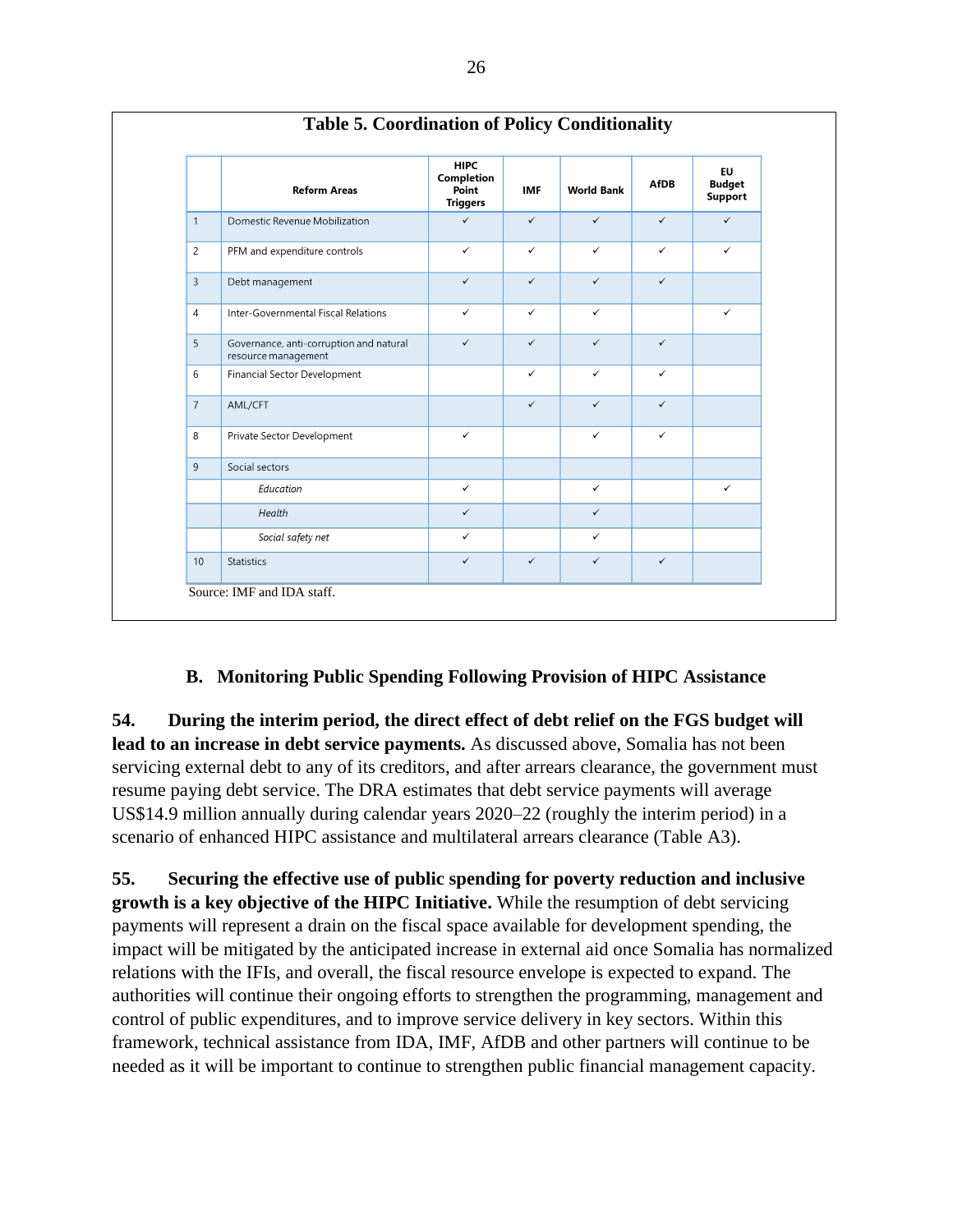**Table 5. Coordination of Policy Conditionality**

| | Reform Areas | HIPC Completion Point Triggers | IMF | World Bank | AfDB | EU Budget Support |
|---|---|---|---|---|---|---|
| 1 | Domestic Revenue Mobilization | ✓ | ✓ | ✓ | ✓ | ✓ |
| 2 | PFM and expenditure controls | ✓ | ✓ | ✓ | ✓ | ✓ |
| 3 | Debt management | ✓ | ✓ | ✓ | ✓ | |
| 4 | Inter-Governmental Fiscal Relations | ✓ | ✓ | ✓ | | ✓ |
| 5 | Governance, anti-corruption and natural resource management | ✓ | ✓ | ✓ | ✓ | |
| 6 | Financial Sector Development | | ✓ | ✓ | ✓ | |
| 7 | AML/CFT | | ✓ | ✓ | ✓ | |
| 8 | Private Sector Development | ✓ | | ✓ | ✓ | |
| 9 | Social sectors | | | | | |
| | *Education* | ✓ | | ✓ | | ✓ |
| | *Health* | ✓ | | ✓ | | |
| | *Social safety net* | ✓ | | ✓ | | |
| 10 | Statistics | ✓ | ✓ | ✓ | ✓ | |

Source: IMF and IDA staff.

## B. Monitoring Public Spending Following Provision of HIPC Assistance

**54. During the interim period, the direct effect of debt relief on the FGS budget will lead to an increase in debt service payments.** As discussed above, Somalia has not been servicing external debt to any of its creditors, and after arrears clearance, the government must resume paying debt service. The DRA estimates that debt service payments will average US$14.9 million annually during calendar years 2020–22 (roughly the interim period) in a scenario of enhanced HIPC assistance and multilateral arrears clearance (Table A3).

**55. Securing the effective use of public spending for poverty reduction and inclusive growth is a key objective of the HIPC Initiative.** While the resumption of debt servicing payments will represent a drain on the fiscal space available for development spending, the impact will be mitigated by the anticipated increase in external aid once Somalia has normalized relations with the IFIs, and overall, the fiscal resource envelope is expected to expand. The authorities will continue their ongoing efforts to strengthen the programming, management and control of public expenditures, and to improve service delivery in key sectors. Within this framework, technical assistance from IDA, IMF, AfDB and other partners will continue to be needed as it will be important to continue to strengthen public financial management capacity.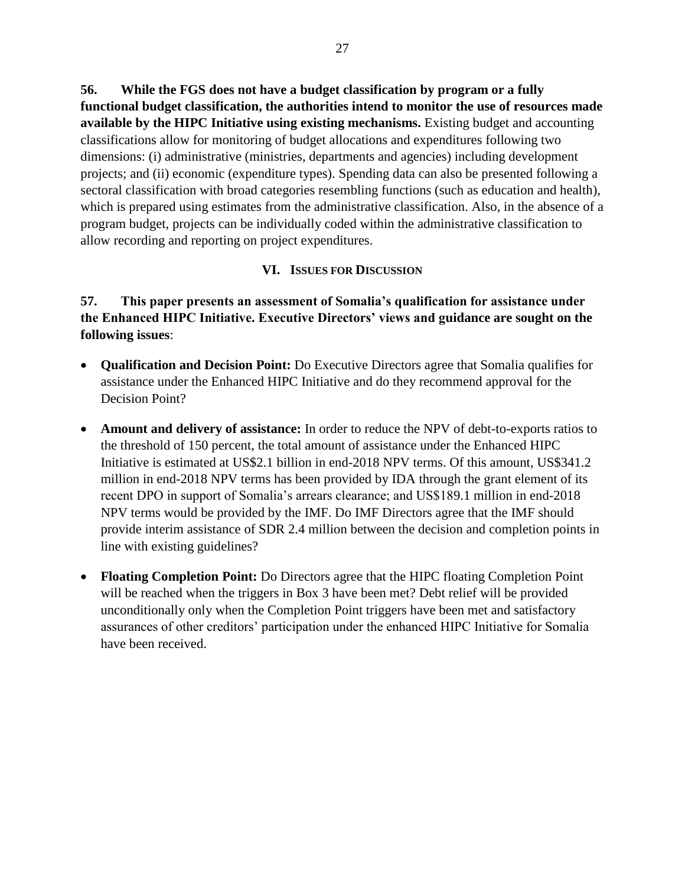**56. While the FGS does not have a budget classification by program or a fully functional budget classification, the authorities intend to monitor the use of resources made available by the HIPC Initiative using existing mechanisms.** Existing budget and accounting classifications allow for monitoring of budget allocations and expenditures following two dimensions: (i) administrative (ministries, departments and agencies) including development projects; and (ii) economic (expenditure types). Spending data can also be presented following a sectoral classification with broad categories resembling functions (such as education and health), which is prepared using estimates from the administrative classification. Also, in the absence of a program budget, projects can be individually coded within the administrative classification to allow recording and reporting on project expenditures.

## VI. Issues for Discussion

**57. This paper presents an assessment of Somalia's qualification for assistance under the Enhanced HIPC Initiative. Executive Directors' views and guidance are sought on the following issues**:

- **Qualification and Decision Point:** Do Executive Directors agree that Somalia qualifies for assistance under the Enhanced HIPC Initiative and do they recommend approval for the Decision Point?
- **Amount and delivery of assistance:** In order to reduce the NPV of debt-to-exports ratios to the threshold of 150 percent, the total amount of assistance under the Enhanced HIPC Initiative is estimated at US$2.1 billion in end-2018 NPV terms. Of this amount, US$341.2 million in end-2018 NPV terms has been provided by IDA through the grant element of its recent DPO in support of Somalia's arrears clearance; and US$189.1 million in end-2018 NPV terms would be provided by the IMF. Do IMF Directors agree that the IMF should provide interim assistance of SDR 2.4 million between the decision and completion points in line with existing guidelines?
- **Floating Completion Point:** Do Directors agree that the HIPC floating Completion Point will be reached when the triggers in Box 3 have been met? Debt relief will be provided unconditionally only when the Completion Point triggers have been met and satisfactory assurances of other creditors' participation under the enhanced HIPC Initiative for Somalia have been received.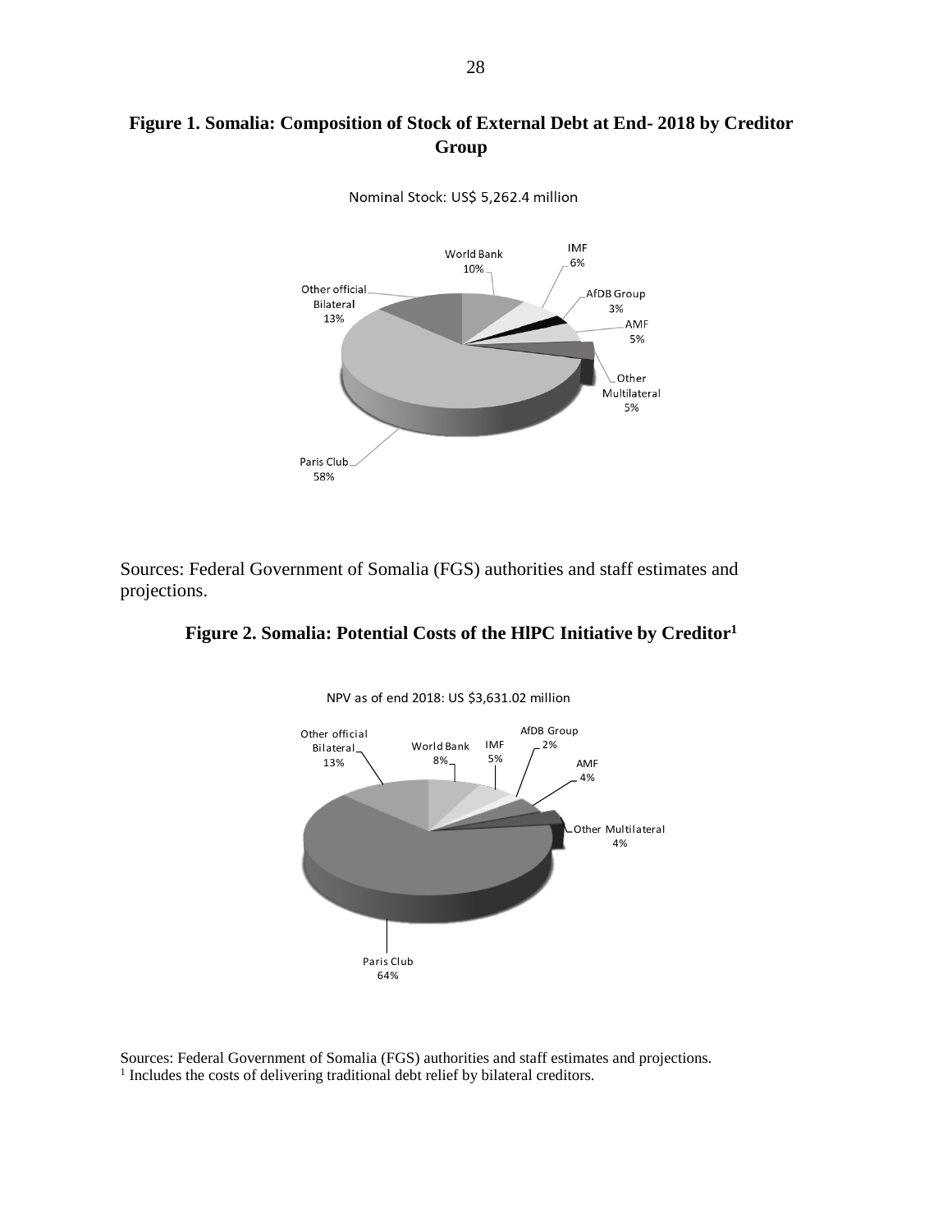**Figure 1. Somalia: Composition of Stock of External Debt at End- 2018 by Creditor Group**

Nominal Stock: US$ 5,262.4 million

World Bank 10%
IMF 6%
AfDB Group 3%
AMF 5%
Other Multilateral 5%
Paris Club 58%
Other official Bilateral 13%

Sources: Federal Government of Somalia (FGS) authorities and staff estimates and projections.

**Figure 2. Somalia: Potential Costs of the HIPC Initiative by Creditor[1]**

NPV as of end 2018: US $3,631.02 million

Other official Bilateral 13%
World Bank 8%
IMF 5%
AfDB Group 2%
AMF 4%
Other Multilateral 4%
Paris Club 64%

Sources: Federal Government of Somalia (FGS) authorities and staff estimates and projections.

[1] Includes the costs of delivering traditional debt relief by bilateral creditors.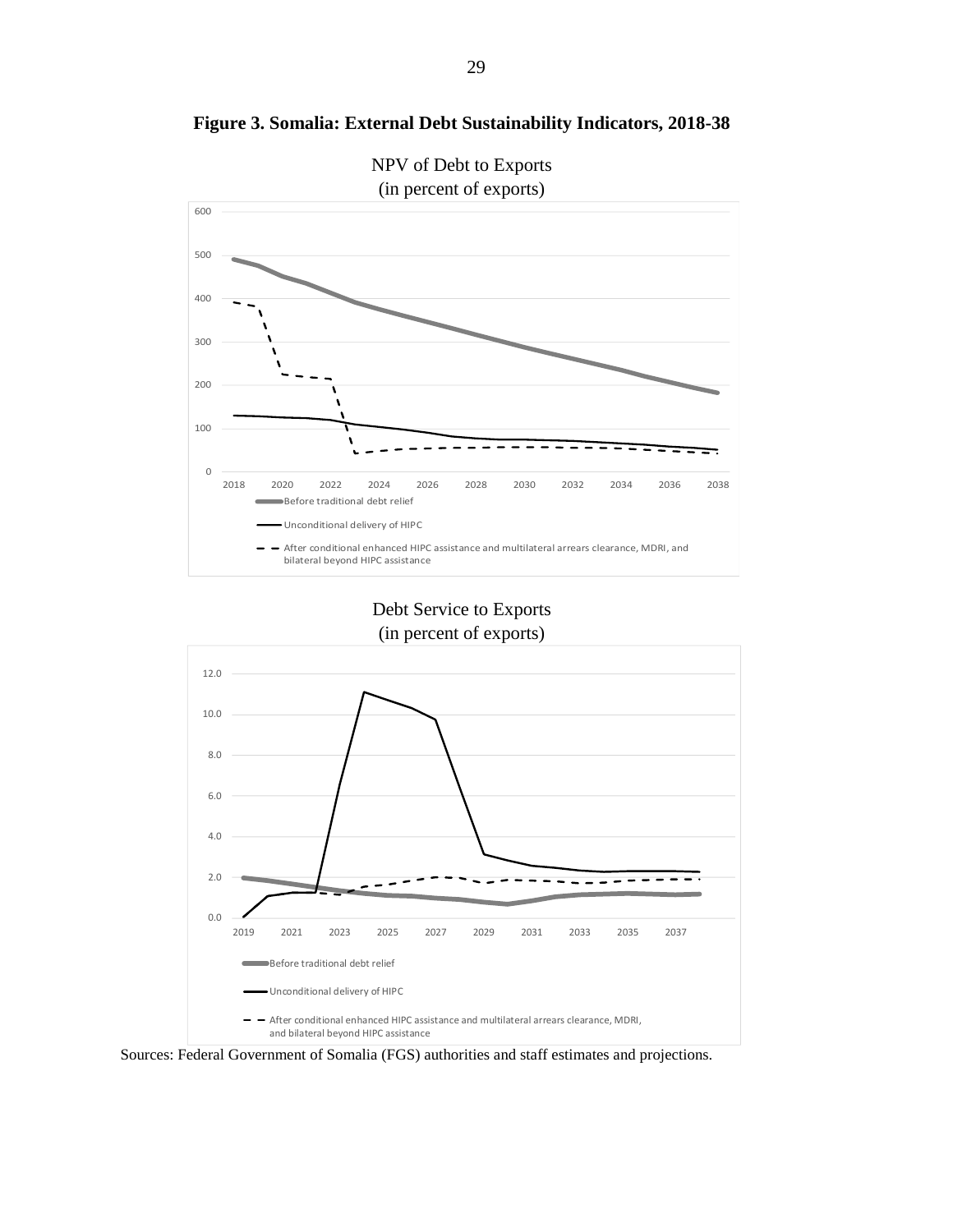**Figure 3. Somalia: External Debt Sustainability Indicators, 2018-38**

NPV of Debt to Exports
(in percent of exports)

Debt Service to Exports
(in percent of exports)

Sources: Federal Government of Somalia (FGS) authorities and staff estimates and projections.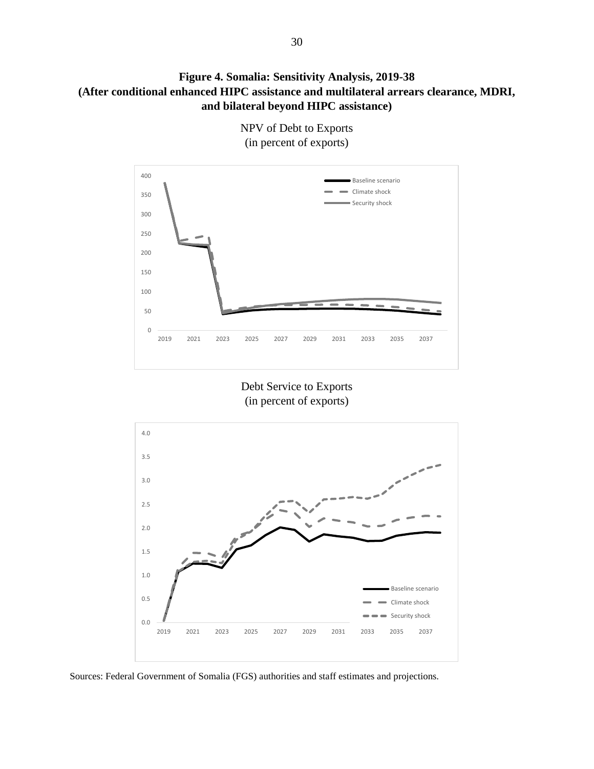**Figure 4. Somalia: Sensitivity Analysis, 2019-38**
**(After conditional enhanced HIPC assistance and multilateral arrears clearance, MDRI, and bilateral beyond HIPC assistance)**

NPV of Debt to Exports
(in percent of exports)

Debt Service to Exports
(in percent of exports)

Sources: Federal Government of Somalia (FGS) authorities and staff estimates and projections.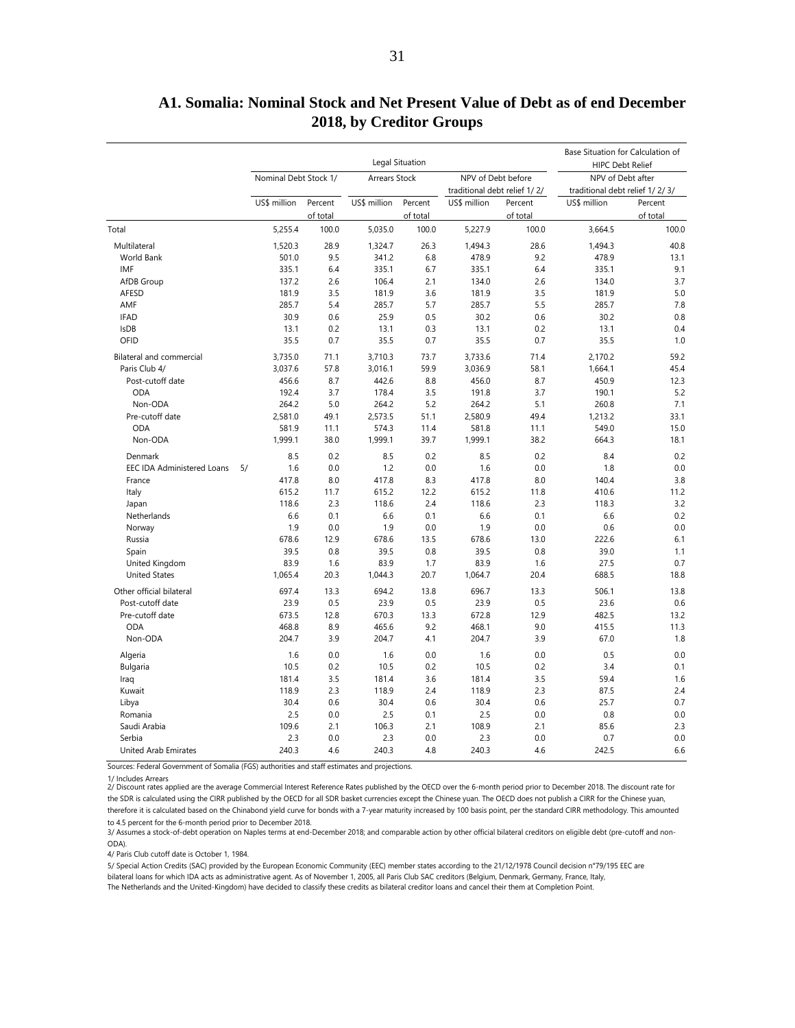## A1. Somalia: Nominal Stock and Net Present Value of Debt as of end December 2018, by Creditor Groups

| | Legal Situation | | | | | | Base Situation for Calculation of HIPC Debt Relief | |
|---|---|---|---|---|---|---|---|---|
| | Nominal Debt Stock 1/ | | Arrears Stock | | NPV of Debt before traditional debt relief 1/ 2/ | | NPV of Debt after traditional debt relief 1/ 2/ 3/ | |
| | US$ million | Percent of total | US$ million | Percent of total | US$ million | Percent of total | US$ million | Percent of total |
| Total | 5,255.4 | 100.0 | 5,035.0 | 100.0 | 5,227.9 | 100.0 | 3,664.5 | 100.0 |
| Multilateral | 1,520.3 | 28.9 | 1,324.7 | 26.3 | 1,494.3 | 28.6 | 1,494.3 | 40.8 |
| World Bank | 501.0 | 9.5 | 341.2 | 6.8 | 478.9 | 9.2 | 478.9 | 13.1 |
| IMF | 335.1 | 6.4 | 335.1 | 6.7 | 335.1 | 6.4 | 335.1 | 9.1 |
| AfDB Group | 137.2 | 2.6 | 106.4 | 2.1 | 134.0 | 2.6 | 134.0 | 3.7 |
| AFESD | 181.9 | 3.5 | 181.9 | 3.6 | 181.9 | 3.5 | 181.9 | 5.0 |
| AMF | 285.7 | 5.4 | 285.7 | 5.7 | 285.7 | 5.5 | 285.7 | 7.8 |
| IFAD | 30.9 | 0.6 | 25.9 | 0.5 | 30.2 | 0.6 | 30.2 | 0.8 |
| IsDB | 13.1 | 0.2 | 13.1 | 0.3 | 13.1 | 0.2 | 13.1 | 0.4 |
| OFID | 35.5 | 0.7 | 35.5 | 0.7 | 35.5 | 0.7 | 35.5 | 1.0 |
| Bilateral and commercial | 3,735.0 | 71.1 | 3,710.3 | 73.7 | 3,733.6 | 71.4 | 2,170.2 | 59.2 |
| Paris Club 4/ | 3,037.6 | 57.8 | 3,016.1 | 59.9 | 3,036.9 | 58.1 | 1,664.1 | 45.4 |
| Post-cutoff date | 456.6 | 8.7 | 442.6 | 8.8 | 456.0 | 8.7 | 450.9 | 12.3 |
| ODA | 192.4 | 3.7 | 178.4 | 3.5 | 191.8 | 3.7 | 190.1 | 5.2 |
| Non-ODA | 264.2 | 5.0 | 264.2 | 5.2 | 264.2 | 5.1 | 260.8 | 7.1 |
| Pre-cutoff date | 2,581.0 | 49.1 | 2,573.5 | 51.1 | 2,580.9 | 49.4 | 1,213.2 | 33.1 |
| ODA | 581.9 | 11.1 | 574.3 | 11.4 | 581.8 | 11.1 | 549.0 | 15.0 |
| Non-ODA | 1,999.1 | 38.0 | 1,999.1 | 39.7 | 1,999.1 | 38.2 | 664.3 | 18.1 |
| Denmark | 8.5 | 0.2 | 8.5 | 0.2 | 8.5 | 0.2 | 8.4 | 0.2 |
| EEC IDA Administered Loans 5/ | 1.6 | 0.0 | 1.2 | 0.0 | 1.6 | 0.0 | 1.8 | 0.0 |
| France | 417.8 | 8.0 | 417.8 | 8.3 | 417.8 | 8.0 | 140.4 | 3.8 |
| Italy | 615.2 | 11.7 | 615.2 | 12.2 | 615.2 | 11.8 | 410.6 | 11.2 |
| Japan | 118.6 | 2.3 | 118.6 | 2.4 | 118.6 | 2.3 | 118.3 | 3.2 |
| Netherlands | 6.6 | 0.1 | 6.6 | 0.1 | 6.6 | 0.1 | 6.6 | 0.2 |
| Norway | 1.9 | 0.0 | 1.9 | 0.0 | 1.9 | 0.0 | 0.6 | 0.0 |
| Russia | 678.6 | 12.9 | 678.6 | 13.5 | 678.6 | 13.0 | 222.6 | 6.1 |
| Spain | 39.5 | 0.8 | 39.5 | 0.8 | 39.5 | 0.8 | 39.0 | 1.1 |
| United Kingdom | 83.9 | 1.6 | 83.9 | 1.7 | 83.9 | 1.6 | 27.5 | 0.7 |
| United States | 1,065.4 | 20.3 | 1,044.3 | 20.7 | 1,064.7 | 20.4 | 688.5 | 18.8 |
| Other official bilateral | 697.4 | 13.3 | 694.2 | 13.8 | 696.7 | 13.3 | 506.1 | 13.8 |
| Post-cutoff date | 23.9 | 0.5 | 23.9 | 0.5 | 23.9 | 0.5 | 23.6 | 0.6 |
| Pre-cutoff date | 673.5 | 12.8 | 670.3 | 13.3 | 672.8 | 12.9 | 482.5 | 13.2 |
| ODA | 468.8 | 8.9 | 465.6 | 9.2 | 468.1 | 9.0 | 415.5 | 11.3 |
| Non-ODA | 204.7 | 3.9 | 204.7 | 4.1 | 204.7 | 3.9 | 67.0 | 1.8 |
| Algeria | 1.6 | 0.0 | 1.6 | 0.0 | 1.6 | 0.0 | 0.5 | 0.0 |
| Bulgaria | 10.5 | 0.2 | 10.5 | 0.2 | 10.5 | 0.2 | 3.4 | 0.1 |
| Iraq | 181.4 | 3.5 | 181.4 | 3.6 | 181.4 | 3.5 | 59.4 | 1.6 |
| Kuwait | 118.9 | 2.3 | 118.9 | 2.4 | 118.9 | 2.3 | 87.5 | 2.4 |
| Libya | 30.4 | 0.6 | 30.4 | 0.6 | 30.4 | 0.6 | 25.7 | 0.7 |
| Romania | 2.5 | 0.0 | 2.5 | 0.1 | 2.5 | 0.0 | 0.8 | 0.0 |
| Saudi Arabia | 109.6 | 2.1 | 106.3 | 2.1 | 108.9 | 2.1 | 85.6 | 2.3 |
| Serbia | 2.3 | 0.0 | 2.3 | 0.0 | 2.3 | 0.0 | 0.7 | 0.0 |
| United Arab Emirates | 240.3 | 4.6 | 240.3 | 4.8 | 240.3 | 4.6 | 242.5 | 6.6 |

Sources: Federal Government of Somalia (FGS) authorities and staff estimates and projections.

1/ Includes Arrears

2/ Discount rates applied are the average Commercial Interest Reference Rates published by the OECD over the 6-month period prior to December 2018. The discount rate for the SDR is calculated using the CIRR published by the OECD for all SDR basket currencies except the Chinese yuan. The OECD does not publish a CIRR for the Chinese yuan, therefore it is calculated based on the Chinabond yield curve for bonds with a 7-year maturity increased by 100 basis point, per the standard CIRR methodology. This amounted to 4.5 percent for the 6-month period prior to December 2018.

3/ Assumes a stock-of-debt operation on Naples terms at end-December 2018; and comparable action by other official bilateral creditors on eligible debt (pre-cutoff and non-ODA).

4/ Paris Club cutoff date is October 1, 1984.

5/ Special Action Credits (SAC) provided by the European Economic Community (EEC) member states according to the 21/12/1978 Council decision n°79/195 EEC are bilateral loans for which IDA acts as administrative agent. As of November 1, 2005, all Paris Club SAC creditors (Belgium, Denmark, Germany, France, Italy, The Netherlands and the United-Kingdom) have decided to classify these credits as bilateral creditor loans and cancel their them at Completion Point.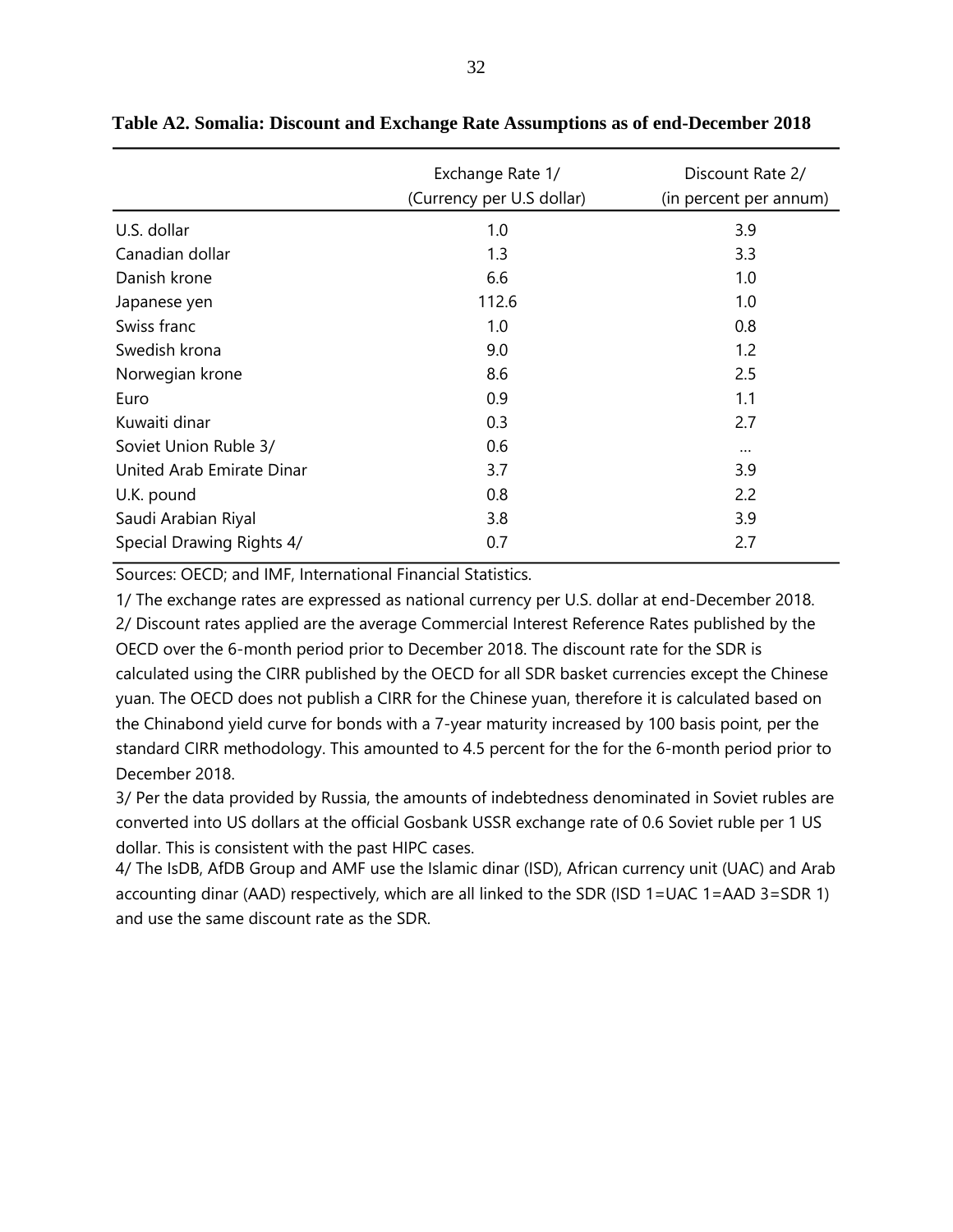**Table A2. Somalia: Discount and Exchange Rate Assumptions as of end-December 2018**

| | Exchange Rate 1/<br>(Currency per U.S dollar) | Discount Rate 2/<br>(in percent per annum) |
|---|---|---|
| U.S. dollar | 1.0 | 3.9 |
| Canadian dollar | 1.3 | 3.3 |
| Danish krone | 6.6 | 1.0 |
| Japanese yen | 112.6 | 1.0 |
| Swiss franc | 1.0 | 0.8 |
| Swedish krona | 9.0 | 1.2 |
| Norwegian krone | 8.6 | 2.5 |
| Euro | 0.9 | 1.1 |
| Kuwaiti dinar | 0.3 | 2.7 |
| Soviet Union Ruble 3/ | 0.6 | … |
| United Arab Emirate Dinar | 3.7 | 3.9 |
| U.K. pound | 0.8 | 2.2 |
| Saudi Arabian Riyal | 3.8 | 3.9 |
| Special Drawing Rights 4/ | 0.7 | 2.7 |

Sources: OECD; and IMF, International Financial Statistics.

1/ The exchange rates are expressed as national currency per U.S. dollar at end-December 2018.

2/ Discount rates applied are the average Commercial Interest Reference Rates published by the OECD over the 6-month period prior to December 2018. The discount rate for the SDR is calculated using the CIRR published by the OECD for all SDR basket currencies except the Chinese yuan. The OECD does not publish a CIRR for the Chinese yuan, therefore it is calculated based on the Chinabond yield curve for bonds with a 7-year maturity increased by 100 basis point, per the standard CIRR methodology. This amounted to 4.5 percent for the for the 6-month period prior to December 2018.

3/ Per the data provided by Russia, the amounts of indebtedness denominated in Soviet rubles are converted into US dollars at the official Gosbank USSR exchange rate of 0.6 Soviet ruble per 1 US dollar. This is consistent with the past HIPC cases.

4/ The IsDB, AfDB Group and AMF use the Islamic dinar (ISD), African currency unit (UAC) and Arab accounting dinar (AAD) respectively, which are all linked to the SDR (ISD 1=UAC 1=AAD 3=SDR 1) and use the same discount rate as the SDR.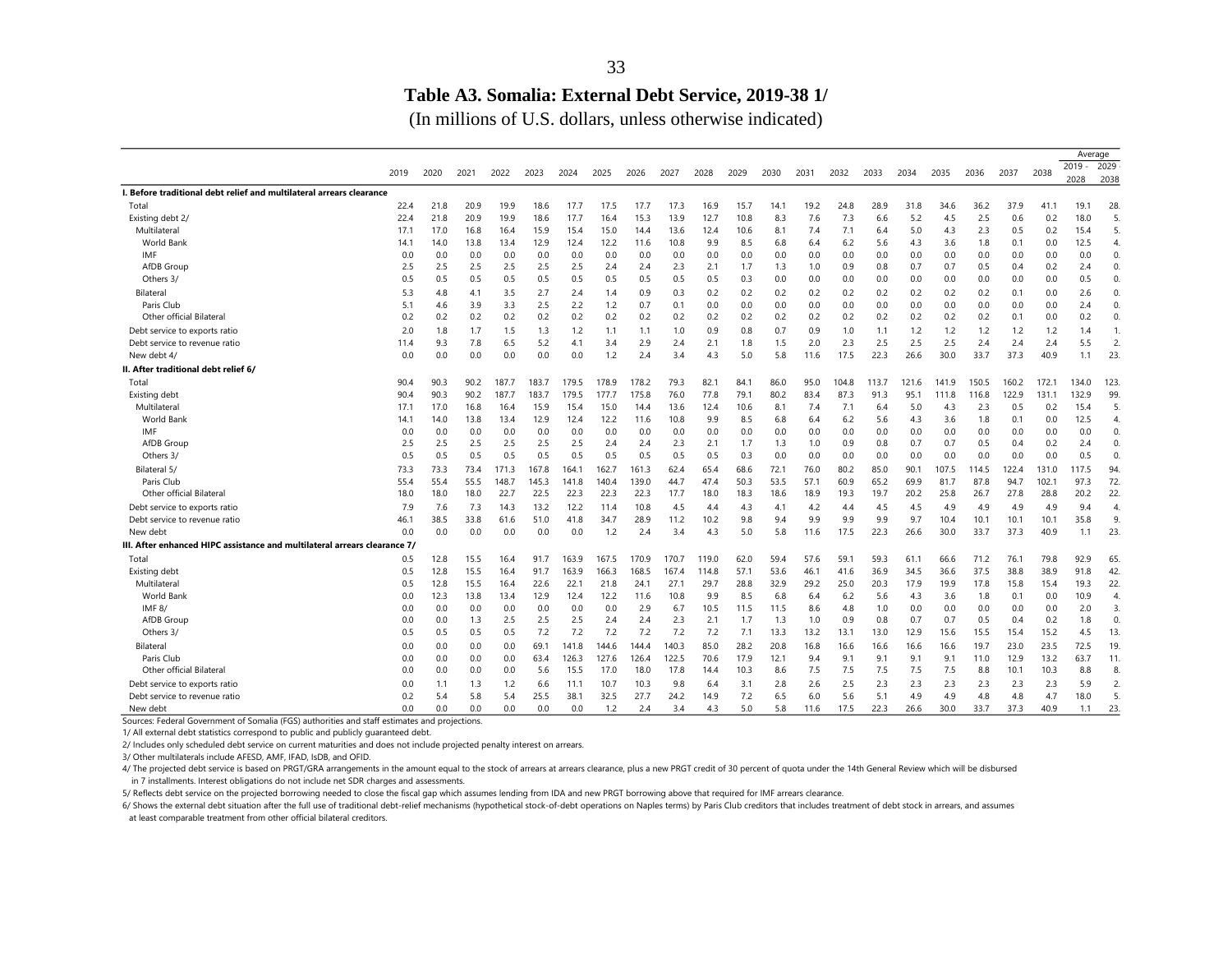## Table A3. Somalia: External Debt Service, 2019-38 1/

(In millions of U.S. dollars, unless otherwise indicated)

| | 2019 | 2020 | 2021 | 2022 | 2023 | 2024 | 2025 | 2026 | 2027 | 2028 | 2029 | 2030 | 2031 | 2032 | 2033 | 2034 | 2035 | 2036 | 2037 | 2038 | Average 2019 - 2028 | Average 2029 - 2038 |
|---|---|---|---|---|---|---|---|---|---|---|---|---|---|---|---|---|---|---|---|---|---|---|
| **I. Before traditional debt relief and multilateral arrears clearance** | | | | | | | | | | | | | | | | | | | | | | |
| Total | 22.4 | 21.8 | 20.9 | 19.9 | 18.6 | 17.7 | 17.5 | 17.7 | 17.3 | 16.9 | 15.7 | 14.1 | 19.2 | 24.8 | 28.9 | 31.8 | 34.6 | 36.2 | 37.9 | 41.1 | 19.1 | 28. |
| Existing debt 2/ | 22.4 | 21.8 | 20.9 | 19.9 | 18.6 | 17.7 | 16.4 | 15.3 | 13.9 | 12.7 | 10.8 | 8.3 | 7.6 | 7.3 | 6.6 | 5.2 | 4.5 | 2.5 | 0.6 | 0.2 | 18.0 | 5. |
| Multilateral | 17.1 | 17.0 | 16.8 | 16.4 | 15.9 | 15.4 | 15.0 | 14.4 | 13.6 | 12.4 | 10.6 | 8.1 | 7.4 | 7.1 | 6.4 | 5.0 | 4.3 | 2.3 | 0.5 | 0.2 | 15.4 | 5. |
| World Bank | 14.1 | 14.0 | 13.8 | 13.4 | 12.9 | 12.4 | 12.2 | 11.6 | 10.8 | 9.9 | 8.5 | 6.8 | 6.4 | 6.2 | 5.6 | 4.3 | 3.6 | 1.8 | 0.1 | 0.0 | 12.5 | 4. |
| IMF | 0.0 | 0.0 | 0.0 | 0.0 | 0.0 | 0.0 | 0.0 | 0.0 | 0.0 | 0.0 | 0.0 | 0.0 | 0.0 | 0.0 | 0.0 | 0.0 | 0.0 | 0.0 | 0.0 | 0.0 | 0.0 | 0. |
| AfDB Group | 2.5 | 2.5 | 2.5 | 2.5 | 2.5 | 2.5 | 2.4 | 2.4 | 2.3 | 2.1 | 1.7 | 1.3 | 1.0 | 0.9 | 0.8 | 0.7 | 0.7 | 0.5 | 0.4 | 0.2 | 2.4 | 0. |
| Others 3/ | 0.5 | 0.5 | 0.5 | 0.5 | 0.5 | 0.5 | 0.5 | 0.5 | 0.5 | 0.5 | 0.3 | 0.0 | 0.0 | 0.0 | 0.0 | 0.0 | 0.0 | 0.0 | 0.0 | 0.0 | 0.5 | 0. |
| Bilateral | 5.3 | 4.8 | 4.1 | 3.5 | 2.7 | 2.4 | 1.4 | 0.9 | 0.3 | 0.2 | 0.2 | 0.2 | 0.2 | 0.2 | 0.2 | 0.2 | 0.2 | 0.2 | 0.1 | 0.0 | 2.6 | 0. |
| Paris Club | 5.1 | 4.6 | 3.9 | 3.3 | 2.5 | 2.2 | 1.2 | 0.7 | 0.1 | 0.0 | 0.0 | 0.0 | 0.0 | 0.0 | 0.0 | 0.0 | 0.0 | 0.0 | 0.0 | 0.0 | 2.4 | 0. |
| Other official Bilateral | 0.2 | 0.2 | 0.2 | 0.2 | 0.2 | 0.2 | 0.2 | 0.2 | 0.2 | 0.2 | 0.2 | 0.2 | 0.2 | 0.2 | 0.2 | 0.2 | 0.2 | 0.2 | 0.1 | 0.0 | 0.2 | 0. |
| Debt service to exports ratio | 2.0 | 1.8 | 1.7 | 1.5 | 1.3 | 1.2 | 1.1 | 1.1 | 1.0 | 0.9 | 0.8 | 0.7 | 0.9 | 1.0 | 1.1 | 1.2 | 1.2 | 1.2 | 1.2 | 1.2 | 1.4 | 1. |
| Debt service to revenue ratio | 11.4 | 9.3 | 7.8 | 6.5 | 5.2 | 4.1 | 3.4 | 2.9 | 2.4 | 2.1 | 1.8 | 1.5 | 2.0 | 2.3 | 2.5 | 2.5 | 2.5 | 2.4 | 2.4 | 2.4 | 5.5 | 2. |
| New debt 4/ | 0.0 | 0.0 | 0.0 | 0.0 | 0.0 | 0.0 | 1.2 | 2.4 | 3.4 | 4.3 | 5.0 | 5.8 | 11.6 | 17.5 | 22.3 | 26.6 | 30.0 | 33.7 | 37.3 | 40.9 | 1.1 | 23. |
| **II. After traditional debt relief 6/** | | | | | | | | | | | | | | | | | | | | | | |
| Total | 90.4 | 90.3 | 90.2 | 187.7 | 183.7 | 179.5 | 178.9 | 178.2 | 79.3 | 82.1 | 84.1 | 86.0 | 95.0 | 104.8 | 113.7 | 121.6 | 141.9 | 150.5 | 160.2 | 172.1 | 134.0 | 123. |
| Existing debt | 90.4 | 90.3 | 90.2 | 187.7 | 183.7 | 179.5 | 177.7 | 175.8 | 76.0 | 77.8 | 79.1 | 80.2 | 83.4 | 87.3 | 91.3 | 95.1 | 111.8 | 116.8 | 122.9 | 131.1 | 132.9 | 99. |
| Multilateral | 17.1 | 17.0 | 16.8 | 16.4 | 15.9 | 15.4 | 15.0 | 14.4 | 13.6 | 12.4 | 10.6 | 8.1 | 7.4 | 7.1 | 6.4 | 5.0 | 4.3 | 2.3 | 0.5 | 0.2 | 15.4 | 5. |
| World Bank | 14.1 | 14.0 | 13.8 | 13.4 | 12.9 | 12.4 | 12.2 | 11.6 | 10.8 | 9.9 | 8.5 | 6.8 | 6.4 | 6.2 | 5.6 | 4.3 | 3.6 | 1.8 | 0.1 | 0.0 | 12.5 | 4. |
| IMF | 0.0 | 0.0 | 0.0 | 0.0 | 0.0 | 0.0 | 0.0 | 0.0 | 0.0 | 0.0 | 0.0 | 0.0 | 0.0 | 0.0 | 0.0 | 0.0 | 0.0 | 0.0 | 0.0 | 0.0 | 0.0 | 0. |
| AfDB Group | 2.5 | 2.5 | 2.5 | 2.5 | 2.5 | 2.5 | 2.4 | 2.4 | 2.3 | 2.1 | 1.7 | 1.3 | 1.0 | 0.9 | 0.8 | 0.7 | 0.7 | 0.5 | 0.4 | 0.2 | 2.4 | 0. |
| Others 3/ | 0.5 | 0.5 | 0.5 | 0.5 | 0.5 | 0.5 | 0.5 | 0.5 | 0.5 | 0.5 | 0.3 | 0.0 | 0.0 | 0.0 | 0.0 | 0.0 | 0.0 | 0.0 | 0.0 | 0.0 | 0.5 | 0. |
| Bilateral 5/ | 73.3 | 73.3 | 73.4 | 171.3 | 167.8 | 164.1 | 162.7 | 161.3 | 62.4 | 65.4 | 68.6 | 72.1 | 76.0 | 80.2 | 85.0 | 90.1 | 107.5 | 114.5 | 122.4 | 131.0 | 117.5 | 94. |
| Paris Club | 55.4 | 55.4 | 55.5 | 148.7 | 145.3 | 141.8 | 140.4 | 139.0 | 44.7 | 47.4 | 50.3 | 53.5 | 57.1 | 60.9 | 65.2 | 69.9 | 81.7 | 87.8 | 94.7 | 102.1 | 97.3 | 72. |
| Other official Bilateral | 18.0 | 18.0 | 18.0 | 22.7 | 22.5 | 22.3 | 22.3 | 22.3 | 17.7 | 18.0 | 18.3 | 18.6 | 18.9 | 19.3 | 19.7 | 20.2 | 25.8 | 26.7 | 27.8 | 28.8 | 20.2 | 22. |
| Debt service to exports ratio | 7.9 | 7.6 | 7.3 | 14.3 | 13.2 | 12.2 | 11.4 | 10.8 | 4.5 | 4.4 | 4.3 | 4.1 | 4.2 | 4.4 | 4.5 | 4.5 | 4.9 | 4.9 | 4.9 | 4.9 | 9.4 | 4. |
| Debt service to revenue ratio | 46.1 | 38.5 | 33.8 | 61.6 | 51.0 | 41.8 | 34.7 | 28.9 | 11.2 | 10.2 | 9.8 | 9.4 | 9.9 | 9.9 | 9.9 | 9.7 | 10.4 | 10.1 | 10.1 | 10.1 | 35.8 | 9. |
| New debt | 0.0 | 0.0 | 0.0 | 0.0 | 0.0 | 0.0 | 1.2 | 2.4 | 3.4 | 4.3 | 5.0 | 5.8 | 11.6 | 17.5 | 22.3 | 26.6 | 30.0 | 33.7 | 37.3 | 40.9 | 1.1 | 23. |
| **III. After enhanced HIPC assistance and multilateral arrears clearance 7/** | | | | | | | | | | | | | | | | | | | | | | |
| Total | 0.5 | 12.8 | 15.5 | 16.4 | 91.7 | 163.9 | 167.5 | 170.9 | 170.7 | 119.0 | 62.0 | 59.4 | 57.6 | 59.1 | 59.3 | 61.1 | 66.6 | 71.2 | 76.1 | 79.8 | 92.9 | 65. |
| Existing debt | 0.5 | 12.8 | 15.5 | 16.4 | 91.7 | 163.9 | 166.3 | 168.5 | 167.4 | 114.8 | 57.1 | 53.6 | 46.1 | 41.6 | 36.9 | 34.5 | 36.6 | 37.5 | 38.8 | 38.9 | 91.8 | 42. |
| Multilateral | 0.5 | 12.8 | 15.5 | 16.4 | 22.6 | 22.1 | 21.8 | 24.1 | 27.1 | 29.7 | 28.8 | 32.9 | 29.2 | 25.0 | 20.3 | 17.9 | 19.9 | 17.8 | 15.8 | 15.4 | 19.3 | 22. |
| World Bank | 0.0 | 12.3 | 13.8 | 13.4 | 12.9 | 12.4 | 12.2 | 11.6 | 10.8 | 9.9 | 8.5 | 6.8 | 6.4 | 6.2 | 5.6 | 4.3 | 3.6 | 1.8 | 0.1 | 0.0 | 10.9 | 4. |
| IMF 8/ | 0.0 | 0.0 | 0.0 | 0.0 | 0.0 | 0.0 | 0.0 | 2.9 | 6.7 | 10.5 | 11.5 | 11.5 | 8.6 | 4.8 | 1.0 | 0.0 | 0.0 | 0.0 | 0.0 | 0.0 | 2.0 | 3. |
| AfDB Group | 0.0 | 0.0 | 1.3 | 2.5 | 2.5 | 2.5 | 2.4 | 2.4 | 2.3 | 2.1 | 1.7 | 1.3 | 1.0 | 0.9 | 0.8 | 0.7 | 0.7 | 0.5 | 0.4 | 0.2 | 1.8 | 0. |
| Others 3/ | 0.5 | 0.5 | 0.5 | 0.5 | 7.2 | 7.2 | 7.2 | 7.2 | 7.2 | 7.2 | 7.1 | 13.3 | 13.2 | 13.1 | 13.0 | 12.9 | 15.6 | 15.5 | 15.4 | 15.2 | 4.5 | 13. |
| Bilateral | 0.0 | 0.0 | 0.0 | 0.0 | 69.1 | 141.8 | 144.6 | 144.4 | 140.3 | 85.0 | 28.2 | 20.8 | 16.8 | 16.6 | 16.6 | 16.6 | 16.6 | 19.7 | 23.0 | 23.5 | 72.5 | 19. |
| Paris Club | 0.0 | 0.0 | 0.0 | 0.0 | 63.4 | 126.3 | 127.6 | 126.4 | 122.5 | 70.6 | 17.9 | 12.1 | 9.4 | 9.1 | 9.1 | 9.1 | 9.1 | 11.0 | 12.9 | 13.2 | 63.7 | 11. |
| Other official Bilateral | 0.0 | 0.0 | 0.0 | 0.0 | 5.6 | 15.5 | 17.0 | 18.0 | 17.8 | 14.4 | 10.3 | 8.6 | 7.5 | 7.5 | 7.5 | 7.5 | 7.5 | 8.8 | 10.1 | 10.3 | 8.8 | 8. |
| Debt service to exports ratio | 0.0 | 1.1 | 1.3 | 1.2 | 6.6 | 11.1 | 10.7 | 10.3 | 9.8 | 6.4 | 3.1 | 2.8 | 2.6 | 2.5 | 2.3 | 2.3 | 2.3 | 2.3 | 2.3 | 2.3 | 5.9 | 2. |
| Debt service to revenue ratio | 0.2 | 5.4 | 5.8 | 5.4 | 25.5 | 38.1 | 32.5 | 27.7 | 24.2 | 14.9 | 7.2 | 6.5 | 6.0 | 5.6 | 5.1 | 4.9 | 4.9 | 4.8 | 4.8 | 4.7 | 18.0 | 5. |
| New debt | 0.0 | 0.0 | 0.0 | 0.0 | 0.0 | 0.0 | 1.2 | 2.4 | 3.4 | 4.3 | 5.0 | 5.8 | 11.6 | 17.5 | 22.3 | 26.6 | 30.0 | 33.7 | 37.3 | 40.9 | 1.1 | 23. |

Sources: Federal Government of Somalia (FGS) authorities and staff estimates and projections.

1/ All external debt statistics correspond to public and publicly guaranteed debt.

2/ Includes only scheduled debt service on current maturities and does not include projected penalty interest on arrears.

3/ Other multilaterals include AFESD, AMF, IFAD, IsDB, and OFID.

4/ The projected debt service is based on PRGT/GRA arrangements in the amount equal to the stock of arrears at arrears clearance, plus a new PRGT credit of 30 percent of quota under the 14th General Review which will be disbursed in 7 installments. Interest obligations do not include net SDR charges and assessments.

5/ Reflects debt service on the projected borrowing needed to close the fiscal gap which assumes lending from IDA and new PRGT borrowing above that required for IMF arrears clearance.

6/ Shows the external debt situation after the full use of traditional debt-relief mechanisms (hypothetical stock-of-debt operations on Naples terms) by Paris Club creditors that includes treatment of debt stock in arrears, and assumes at least comparable treatment from other official bilateral creditors.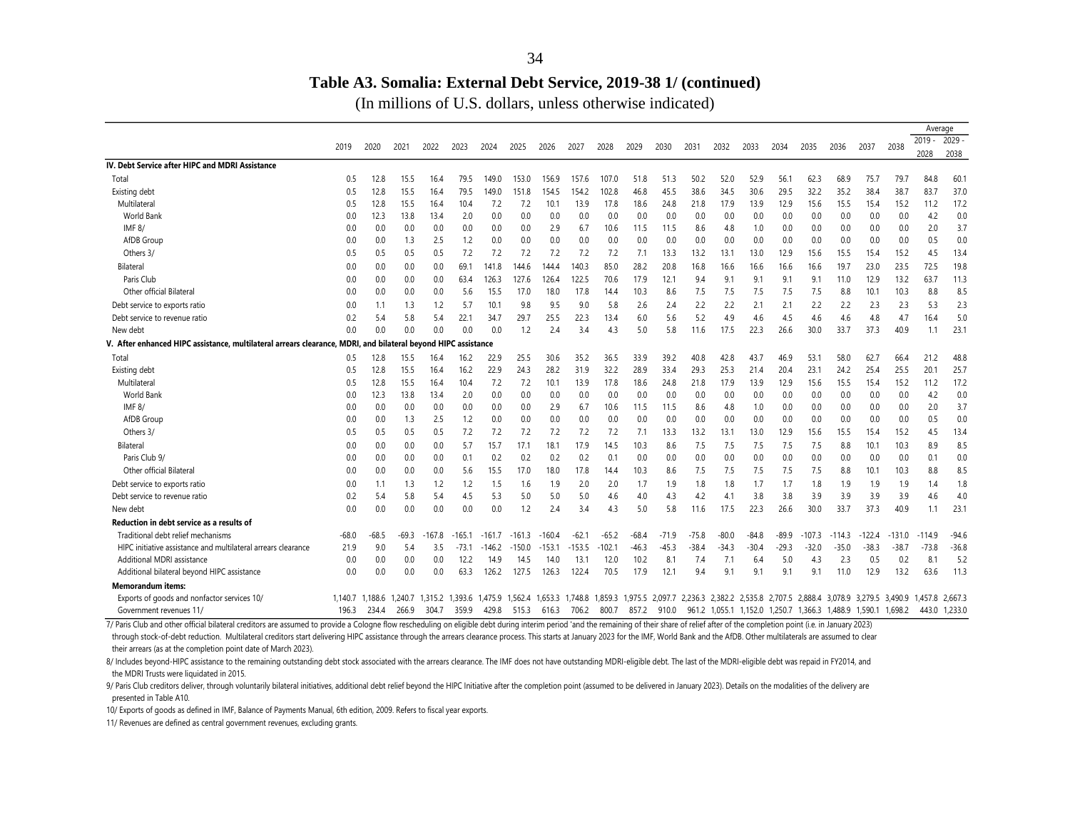## Table A3. Somalia: External Debt Service, 2019-38 1/ (continued)

(In millions of U.S. dollars, unless otherwise indicated)

| | 2019 | 2020 | 2021 | 2022 | 2023 | 2024 | 2025 | 2026 | 2027 | 2028 | 2029 | 2030 | 2031 | 2032 | 2033 | 2034 | 2035 | 2036 | 2037 | 2038 | Average 2019 - 2028 | Average 2029 - 2038 |
|---|---|---|---|---|---|---|---|---|---|---|---|---|---|---|---|---|---|---|---|---|---|---|
| **IV. Debt Service after HIPC and MDRI Assistance** | | | | | | | | | | | | | | | | | | | | | | |
| Total | 0.5 | 12.8 | 15.5 | 16.4 | 79.5 | 149.0 | 153.0 | 156.9 | 157.6 | 107.0 | 51.8 | 51.3 | 50.2 | 52.0 | 52.9 | 56.1 | 62.3 | 68.9 | 75.7 | 79.7 | 84.8 | 60.1 |
| Existing debt | 0.5 | 12.8 | 15.5 | 16.4 | 79.5 | 149.0 | 151.8 | 154.5 | 154.2 | 102.8 | 46.8 | 45.5 | 38.6 | 34.5 | 30.6 | 29.5 | 32.2 | 35.2 | 38.4 | 38.7 | 83.7 | 37.0 |
| Multilateral | 0.5 | 12.8 | 15.5 | 16.4 | 10.4 | 7.2 | 7.2 | 10.1 | 13.9 | 17.8 | 18.6 | 24.8 | 21.8 | 17.9 | 13.9 | 12.9 | 15.6 | 15.5 | 15.4 | 15.2 | 11.2 | 17.2 |
| World Bank | 0.0 | 12.3 | 13.8 | 13.4 | 2.0 | 0.0 | 0.0 | 0.0 | 0.0 | 0.0 | 0.0 | 0.0 | 0.0 | 0.0 | 0.0 | 0.0 | 0.0 | 0.0 | 0.0 | 0.0 | 4.2 | 0.0 |
| IMF 8/ | 0.0 | 0.0 | 0.0 | 0.0 | 0.0 | 0.0 | 0.0 | 2.9 | 6.7 | 10.6 | 11.5 | 11.5 | 8.6 | 4.8 | 1.0 | 0.0 | 0.0 | 0.0 | 0.0 | 0.0 | 2.0 | 3.7 |
| AfDB Group | 0.0 | 0.0 | 1.3 | 2.5 | 1.2 | 0.0 | 0.0 | 0.0 | 0.0 | 0.0 | 0.0 | 0.0 | 0.0 | 0.0 | 0.0 | 0.0 | 0.0 | 0.0 | 0.0 | 0.0 | 0.5 | 0.0 |
| Others 3/ | 0.5 | 0.5 | 0.5 | 0.5 | 7.2 | 7.2 | 7.2 | 7.2 | 7.2 | 7.2 | 7.1 | 13.3 | 13.2 | 13.1 | 13.0 | 12.9 | 15.6 | 15.5 | 15.4 | 15.2 | 4.5 | 13.4 |
| Bilateral | 0.0 | 0.0 | 0.0 | 0.0 | 69.1 | 141.8 | 144.6 | 144.4 | 140.3 | 85.0 | 28.2 | 20.8 | 16.8 | 16.6 | 16.6 | 16.6 | 16.6 | 19.7 | 23.0 | 23.5 | 72.5 | 19.8 |
| Paris Club | 0.0 | 0.0 | 0.0 | 0.0 | 63.4 | 126.3 | 127.6 | 126.4 | 122.5 | 70.6 | 17.9 | 12.1 | 9.4 | 9.1 | 9.1 | 9.1 | 9.1 | 11.0 | 12.9 | 13.2 | 63.7 | 11.3 |
| Other official Bilateral | 0.0 | 0.0 | 0.0 | 0.0 | 5.6 | 15.5 | 17.0 | 18.0 | 17.8 | 14.4 | 10.3 | 8.6 | 7.5 | 7.5 | 7.5 | 7.5 | 7.5 | 8.8 | 10.1 | 10.3 | 8.8 | 8.5 |
| Debt service to exports ratio | 0.0 | 1.1 | 1.3 | 1.2 | 5.7 | 10.1 | 9.8 | 9.5 | 9.0 | 5.8 | 2.6 | 2.4 | 2.2 | 2.2 | 2.1 | 2.1 | 2.2 | 2.2 | 2.3 | 2.3 | 5.3 | 2.3 |
| Debt service to revenue ratio | 0.2 | 5.4 | 5.8 | 5.4 | 22.1 | 34.7 | 29.7 | 25.5 | 22.3 | 13.4 | 6.0 | 5.6 | 5.2 | 4.9 | 4.6 | 4.5 | 4.6 | 4.6 | 4.8 | 4.7 | 16.4 | 5.0 |
| New debt | 0.0 | 0.0 | 0.0 | 0.0 | 0.0 | 0.0 | 1.2 | 2.4 | 3.4 | 4.3 | 5.0 | 5.8 | 11.6 | 17.5 | 22.3 | 26.6 | 30.0 | 33.7 | 37.3 | 40.9 | 1.1 | 23.1 |
| **V. After enhanced HIPC assistance, multilateral arrears clearance, MDRI, and bilateral beyond HIPC assistance** | | | | | | | | | | | | | | | | | | | | | | |
| Total | 0.5 | 12.8 | 15.5 | 16.4 | 16.2 | 22.9 | 25.5 | 30.6 | 35.2 | 36.5 | 33.9 | 39.2 | 40.8 | 42.8 | 43.7 | 46.9 | 53.1 | 58.0 | 62.7 | 66.4 | 21.2 | 48.8 |
| Existing debt | 0.5 | 12.8 | 15.5 | 16.4 | 16.2 | 22.9 | 24.3 | 28.2 | 31.9 | 32.2 | 28.9 | 33.4 | 29.3 | 25.3 | 21.4 | 20.4 | 23.1 | 24.2 | 25.4 | 25.5 | 20.1 | 25.7 |
| Multilateral | 0.5 | 12.8 | 15.5 | 16.4 | 10.4 | 7.2 | 7.2 | 10.1 | 13.9 | 17.8 | 18.6 | 24.8 | 21.8 | 17.9 | 13.9 | 12.9 | 15.6 | 15.5 | 15.4 | 15.2 | 11.2 | 17.2 |
| World Bank | 0.0 | 12.3 | 13.8 | 13.4 | 2.0 | 0.0 | 0.0 | 0.0 | 0.0 | 0.0 | 0.0 | 0.0 | 0.0 | 0.0 | 0.0 | 0.0 | 0.0 | 0.0 | 0.0 | 0.0 | 4.2 | 0.0 |
| IMF 8/ | 0.0 | 0.0 | 0.0 | 0.0 | 0.0 | 0.0 | 0.0 | 2.9 | 6.7 | 10.6 | 11.5 | 11.5 | 8.6 | 4.8 | 1.0 | 0.0 | 0.0 | 0.0 | 0.0 | 0.0 | 2.0 | 3.7 |
| AfDB Group | 0.0 | 0.0 | 1.3 | 2.5 | 1.2 | 0.0 | 0.0 | 0.0 | 0.0 | 0.0 | 0.0 | 0.0 | 0.0 | 0.0 | 0.0 | 0.0 | 0.0 | 0.0 | 0.0 | 0.0 | 0.5 | 0.0 |
| Others 3/ | 0.5 | 0.5 | 0.5 | 0.5 | 7.2 | 7.2 | 7.2 | 7.2 | 7.2 | 7.2 | 7.1 | 13.3 | 13.2 | 13.1 | 13.0 | 12.9 | 15.6 | 15.5 | 15.4 | 15.2 | 4.5 | 13.4 |
| Bilateral | 0.0 | 0.0 | 0.0 | 0.0 | 5.7 | 15.7 | 17.1 | 18.1 | 17.9 | 14.5 | 10.3 | 8.6 | 7.5 | 7.5 | 7.5 | 7.5 | 7.5 | 8.8 | 10.1 | 10.3 | 8.9 | 8.5 |
| Paris Club 9/ | 0.0 | 0.0 | 0.0 | 0.0 | 0.1 | 0.2 | 0.2 | 0.2 | 0.2 | 0.1 | 0.0 | 0.0 | 0.0 | 0.0 | 0.0 | 0.0 | 0.0 | 0.0 | 0.0 | 0.0 | 0.1 | 0.0 |
| Other official Bilateral | 0.0 | 0.0 | 0.0 | 0.0 | 5.6 | 15.5 | 17.0 | 18.0 | 17.8 | 14.4 | 10.3 | 8.6 | 7.5 | 7.5 | 7.5 | 7.5 | 7.5 | 8.8 | 10.1 | 10.3 | 8.8 | 8.5 |
| Debt service to exports ratio | 0.0 | 1.1 | 1.3 | 1.2 | 1.2 | 1.5 | 1.6 | 1.9 | 2.0 | 2.0 | 1.7 | 1.9 | 1.8 | 1.8 | 1.7 | 1.7 | 1.8 | 1.9 | 1.9 | 1.9 | 1.4 | 1.8 |
| Debt service to revenue ratio | 0.2 | 5.4 | 5.8 | 5.4 | 4.5 | 5.3 | 5.0 | 5.0 | 5.0 | 4.6 | 4.0 | 4.3 | 4.2 | 4.1 | 3.8 | 3.8 | 3.9 | 3.9 | 3.9 | 3.9 | 4.6 | 4.0 |
| New debt | 0.0 | 0.0 | 0.0 | 0.0 | 0.0 | 0.0 | 1.2 | 2.4 | 3.4 | 4.3 | 5.0 | 5.8 | 11.6 | 17.5 | 22.3 | 26.6 | 30.0 | 33.7 | 37.3 | 40.9 | 1.1 | 23.1 |
| **Reduction in debt service as a results of** | | | | | | | | | | | | | | | | | | | | | | |
| Traditional debt relief mechanisms | -68.0 | -68.5 | -69.3 | -167.8 | -165.1 | -161.7 | -161.3 | -160.4 | -62.1 | -65.2 | -68.4 | -71.9 | -75.8 | -80.0 | -84.8 | -89.9 | -107.3 | -114.3 | -122.4 | -131.0 | -114.9 | -94.6 |
| HIPC initiative assistance and multilateral arrears clearance | 21.9 | 9.0 | 5.4 | 3.5 | -73.1 | -146.2 | -150.0 | -153.1 | -153.5 | -102.1 | -46.3 | -45.3 | -38.4 | -34.3 | -30.4 | -29.3 | -32.0 | -35.0 | -38.3 | -38.7 | -73.8 | -36.8 |
| Additional MDRI assistance | 0.0 | 0.0 | 0.0 | 0.0 | 12.2 | 14.9 | 14.5 | 14.0 | 13.1 | 12.0 | 10.2 | 8.1 | 7.4 | 7.1 | 6.4 | 5.0 | 4.3 | 2.3 | 0.5 | 0.2 | 8.1 | 5.2 |
| Additional bilateral beyond HIPC assistance | 0.0 | 0.0 | 0.0 | 0.0 | 63.3 | 126.2 | 127.5 | 126.3 | 122.4 | 70.5 | 17.9 | 12.1 | 9.4 | 9.1 | 9.1 | 9.1 | 9.1 | 11.0 | 12.9 | 13.2 | 63.6 | 11.3 |
| **Memorandum items:** | | | | | | | | | | | | | | | | | | | | | | |
| Exports of goods and nonfactor services 10/ | 1,140.7 | 1,188.6 | 1,240.7 | 1,315.2 | 1,393.6 | 1,475.9 | 1,562.4 | 1,653.3 | 1,748.8 | 1,859.3 | 1,975.5 | 2,097.7 | 2,236.3 | 2,382.2 | 2,535.8 | 2,707.5 | 2,888.4 | 3,078.9 | 3,279.5 | 3,490.9 | 1,457.8 | 2,667.3 |
| Government revenues 11/ | 196.3 | 234.4 | 266.9 | 304.7 | 359.9 | 429.8 | 515.3 | 616.3 | 706.2 | 800.7 | 857.2 | 910.0 | 961.2 | 1,055.1 | 1,152.0 | 1,250.7 | 1,366.3 | 1,488.9 | 1,590.1 | 1,698.2 | 443.0 | 1,233.0 |

7/ Paris Club and other official bilateral creditors are assumed to provide a Cologne flow rescheduling on eligible debt during interim period 'and the remaining of their share of relief after of the completion point (i.e. in January 2023) through stock-of-debt reduction. Multilateral creditors start delivering HIPC assistance through the arrears clearance process. This starts at January 2023 for the IMF, World Bank and the AfDB. Other multilaterals are assumed to clear their arrears (as at the completion point date of March 2023).

8/ Includes beyond-HIPC assistance to the remaining outstanding debt stock associated with the arrears clearance. The IMF does not have outstanding MDRI-eligible debt. The last of the MDRI-eligible debt was repaid in FY2014, and the MDRI Trusts were liquidated in 2015.

9/ Paris Club creditors deliver, through voluntarily bilateral initiatives, additional debt relief beyond the HIPC Initiative after the completion point (assumed to be delivered in January 2023). Details on the modalities of the delivery are presented in Table A10.

10/ Exports of goods as defined in IMF, Balance of Payments Manual, 6th edition, 2009. Refers to fiscal year exports.

11/ Revenues are defined as central government revenues, excluding grants.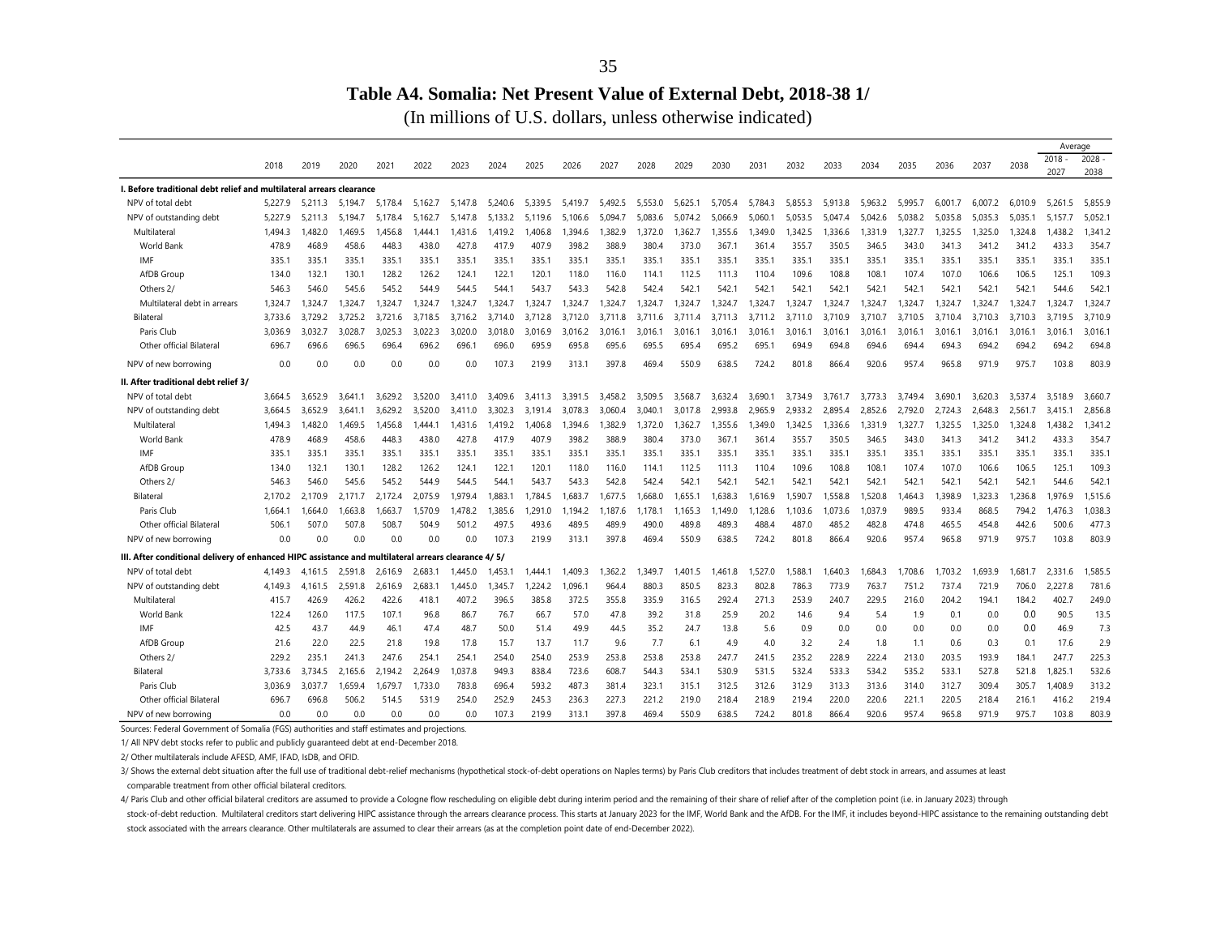# Table A4. Somalia: Net Present Value of External Debt, 2018-38 1/

(In millions of U.S. dollars, unless otherwise indicated)

| | 2018 | 2019 | 2020 | 2021 | 2022 | 2023 | 2024 | 2025 | 2026 | 2027 | 2028 | 2029 | 2030 | 2031 | 2032 | 2033 | 2034 | 2035 | 2036 | 2037 | 2038 | Average 2018 - 2027 | Average 2028 - 2038 |
|---|---|---|---|---|---|---|---|---|---|---|---|---|---|---|---|---|---|---|---|---|---|---|---|
| **I. Before traditional debt relief and multilateral arrears clearance** | | | | | | | | | | | | | | | | | | | | | | | |
| NPV of total debt | 5,227.9 | 5,211.3 | 5,194.7 | 5,178.4 | 5,162.7 | 5,147.8 | 5,240.6 | 5,339.5 | 5,419.7 | 5,492.5 | 5,553.0 | 5,625.1 | 5,705.4 | 5,784.3 | 5,855.3 | 5,913.8 | 5,963.2 | 5,995.7 | 6,001.7 | 6,007.2 | 6,010.9 | 5,261.5 | 5,855.9 |
| NPV of outstanding debt | 5,227.9 | 5,211.3 | 5,194.7 | 5,178.4 | 5,162.7 | 5,147.8 | 5,133.2 | 5,119.6 | 5,106.6 | 5,094.7 | 5,083.6 | 5,074.2 | 5,066.9 | 5,060.1 | 5,053.5 | 5,047.4 | 5,042.6 | 5,038.2 | 5,035.8 | 5,035.3 | 5,035.1 | 5,157.7 | 5,052.1 |
| Multilateral | 1,494.3 | 1,482.0 | 1,469.5 | 1,456.8 | 1,444.1 | 1,431.6 | 1,419.2 | 1,406.8 | 1,394.6 | 1,382.9 | 1,372.0 | 1,362.7 | 1,355.6 | 1,349.0 | 1,342.5 | 1,336.6 | 1,331.9 | 1,327.7 | 1,325.5 | 1,325.0 | 1,324.8 | 1,438.2 | 1,341.2 |
| World Bank | 478.9 | 468.9 | 458.6 | 448.3 | 438.0 | 427.8 | 417.9 | 407.9 | 398.2 | 388.9 | 380.4 | 373.0 | 367.1 | 361.4 | 355.7 | 350.5 | 346.5 | 343.0 | 341.3 | 341.2 | 341.2 | 433.3 | 354.7 |
| IMF | 335.1 | 335.1 | 335.1 | 335.1 | 335.1 | 335.1 | 335.1 | 335.1 | 335.1 | 335.1 | 335.1 | 335.1 | 335.1 | 335.1 | 335.1 | 335.1 | 335.1 | 335.1 | 335.1 | 335.1 | 335.1 | 335.1 | 335.1 |
| AfDB Group | 134.0 | 132.1 | 130.1 | 128.2 | 126.2 | 124.1 | 122.1 | 120.1 | 118.0 | 116.0 | 114.1 | 112.5 | 111.3 | 110.4 | 109.6 | 108.8 | 108.1 | 107.4 | 107.0 | 106.6 | 106.5 | 125.1 | 109.3 |
| Others 2/ | 546.3 | 546.0 | 545.6 | 545.2 | 544.9 | 544.5 | 544.1 | 543.7 | 543.3 | 542.8 | 542.4 | 542.1 | 542.1 | 542.1 | 542.1 | 542.1 | 542.1 | 542.1 | 542.1 | 542.1 | 542.1 | 544.6 | 542.1 |
| Multilateral debt in arrears | 1,324.7 | 1,324.7 | 1,324.7 | 1,324.7 | 1,324.7 | 1,324.7 | 1,324.7 | 1,324.7 | 1,324.7 | 1,324.7 | 1,324.7 | 1,324.7 | 1,324.7 | 1,324.7 | 1,324.7 | 1,324.7 | 1,324.7 | 1,324.7 | 1,324.7 | 1,324.7 | 1,324.7 | 1,324.7 | 1,324.7 |
| Bilateral | 3,733.6 | 3,729.2 | 3,725.2 | 3,721.6 | 3,718.5 | 3,716.2 | 3,714.0 | 3,712.8 | 3,712.0 | 3,711.8 | 3,711.6 | 3,711.4 | 3,711.3 | 3,711.2 | 3,711.0 | 3,710.9 | 3,710.7 | 3,710.5 | 3,710.4 | 3,710.3 | 3,710.3 | 3,719.5 | 3,710.9 |
| Paris Club | 3,036.9 | 3,032.7 | 3,028.7 | 3,025.3 | 3,022.3 | 3,020.0 | 3,018.0 | 3,016.9 | 3,016.2 | 3,016.1 | 3,016.1 | 3,016.1 | 3,016.1 | 3,016.1 | 3,016.1 | 3,016.1 | 3,016.1 | 3,016.1 | 3,016.1 | 3,016.1 | 3,016.1 | 3,016.1 | 3,016.1 |
| Other official Bilateral | 696.7 | 696.6 | 696.5 | 696.4 | 696.2 | 696.1 | 696.0 | 695.9 | 695.8 | 695.6 | 695.5 | 695.4 | 695.2 | 695.1 | 694.9 | 694.8 | 694.6 | 694.4 | 694.3 | 694.2 | 694.2 | 694.2 | 694.8 |
| NPV of new borrowing | 0.0 | 0.0 | 0.0 | 0.0 | 0.0 | 0.0 | 107.3 | 219.9 | 313.1 | 397.8 | 469.4 | 550.9 | 638.5 | 724.2 | 801.8 | 866.4 | 920.6 | 957.4 | 965.8 | 971.9 | 975.7 | 103.8 | 803.9 |
| **II. After traditional debt relief 3/** | | | | | | | | | | | | | | | | | | | | | | | |
| NPV of total debt | 3,664.5 | 3,652.9 | 3,641.1 | 3,629.2 | 3,520.0 | 3,411.0 | 3,409.6 | 3,411.3 | 3,391.5 | 3,458.2 | 3,509.5 | 3,568.7 | 3,632.4 | 3,690.1 | 3,734.9 | 3,761.7 | 3,773.3 | 3,749.4 | 3,690.1 | 3,620.3 | 3,537.4 | 3,518.9 | 3,660.7 |
| NPV of outstanding debt | 3,664.5 | 3,652.9 | 3,641.1 | 3,629.2 | 3,520.0 | 3,411.0 | 3,302.3 | 3,191.4 | 3,078.3 | 3,060.4 | 3,040.1 | 3,017.8 | 2,993.8 | 2,965.9 | 2,933.2 | 2,895.4 | 2,852.6 | 2,792.0 | 2,724.3 | 2,648.3 | 2,561.7 | 3,415.1 | 2,856.8 |
| Multilateral | 1,494.3 | 1,482.0 | 1,469.5 | 1,456.8 | 1,444.1 | 1,431.6 | 1,419.2 | 1,406.8 | 1,394.6 | 1,382.9 | 1,372.0 | 1,362.7 | 1,355.6 | 1,349.0 | 1,342.5 | 1,336.6 | 1,331.9 | 1,327.7 | 1,325.5 | 1,325.0 | 1,324.8 | 1,438.2 | 1,341.2 |
| World Bank | 478.9 | 468.9 | 458.6 | 448.3 | 438.0 | 427.8 | 417.9 | 407.9 | 398.2 | 388.9 | 380.4 | 373.0 | 367.1 | 361.4 | 355.7 | 350.5 | 346.5 | 343.0 | 341.3 | 341.2 | 341.2 | 433.3 | 354.7 |
| IMF | 335.1 | 335.1 | 335.1 | 335.1 | 335.1 | 335.1 | 335.1 | 335.1 | 335.1 | 335.1 | 335.1 | 335.1 | 335.1 | 335.1 | 335.1 | 335.1 | 335.1 | 335.1 | 335.1 | 335.1 | 335.1 | 335.1 | 335.1 |
| AfDB Group | 134.0 | 132.1 | 130.1 | 128.2 | 126.2 | 124.1 | 122.1 | 120.1 | 118.0 | 116.0 | 114.1 | 112.5 | 111.3 | 110.4 | 109.6 | 108.8 | 108.1 | 107.4 | 107.0 | 106.6 | 106.5 | 125.1 | 109.3 |
| Others 2/ | 546.3 | 546.0 | 545.6 | 545.2 | 544.9 | 544.5 | 544.1 | 543.7 | 543.3 | 542.8 | 542.4 | 542.1 | 542.1 | 542.1 | 542.1 | 542.1 | 542.1 | 542.1 | 542.1 | 542.1 | 542.1 | 544.6 | 542.1 |
| Bilateral | 2,170.2 | 2,170.9 | 2,171.7 | 2,172.4 | 2,075.9 | 1,979.4 | 1,883.1 | 1,784.5 | 1,683.7 | 1,677.5 | 1,668.0 | 1,655.1 | 1,638.3 | 1,616.9 | 1,590.7 | 1,558.8 | 1,520.8 | 1,464.3 | 1,398.9 | 1,323.3 | 1,236.8 | 1,976.9 | 1,515.6 |
| Paris Club | 1,664.1 | 1,664.0 | 1,663.8 | 1,663.7 | 1,570.9 | 1,478.2 | 1,385.6 | 1,291.0 | 1,194.2 | 1,187.6 | 1,178.1 | 1,165.3 | 1,149.0 | 1,128.6 | 1,103.6 | 1,073.6 | 1,037.9 | 989.5 | 933.4 | 868.5 | 794.2 | 1,476.3 | 1,038.3 |
| Other official Bilateral | 506.1 | 507.0 | 507.8 | 508.7 | 504.9 | 501.2 | 497.5 | 493.6 | 489.5 | 489.9 | 490.0 | 489.8 | 489.3 | 488.4 | 487.0 | 485.2 | 482.8 | 474.8 | 465.5 | 454.8 | 442.6 | 500.6 | 477.3 |
| NPV of new borrowing | 0.0 | 0.0 | 0.0 | 0.0 | 0.0 | 0.0 | 107.3 | 219.9 | 313.1 | 397.8 | 469.4 | 550.9 | 638.5 | 724.2 | 801.8 | 866.4 | 920.6 | 957.4 | 965.8 | 971.9 | 975.7 | 103.8 | 803.9 |
| **III. After conditional delivery of enhanced HIPC assistance and multilateral arrears clearance 4/ 5/** | | | | | | | | | | | | | | | | | | | | | | | |
| NPV of total debt | 4,149.3 | 4,161.5 | 2,591.8 | 2,616.9 | 2,683.1 | 1,445.0 | 1,453.1 | 1,444.1 | 1,409.3 | 1,362.2 | 1,349.7 | 1,401.5 | 1,461.8 | 1,527.0 | 1,588.1 | 1,640.3 | 1,684.3 | 1,708.6 | 1,703.2 | 1,693.9 | 1,681.7 | 2,331.6 | 1,585.5 |
| NPV of outstanding debt | 4,149.3 | 4,161.5 | 2,591.8 | 2,616.9 | 2,683.1 | 1,445.0 | 1,345.7 | 1,224.2 | 1,096.1 | 964.4 | 880.3 | 850.5 | 823.3 | 802.8 | 786.3 | 773.9 | 763.7 | 751.2 | 737.4 | 721.9 | 706.0 | 2,227.8 | 781.6 |
| Multilateral | 415.7 | 426.9 | 426.2 | 422.6 | 418.1 | 407.2 | 396.5 | 385.8 | 372.5 | 355.8 | 335.9 | 316.5 | 292.4 | 271.3 | 253.9 | 240.7 | 229.5 | 216.0 | 204.2 | 194.1 | 184.2 | 402.7 | 249.0 |
| World Bank | 122.4 | 126.0 | 117.5 | 107.1 | 96.8 | 86.7 | 76.7 | 66.7 | 57.0 | 47.8 | 39.2 | 31.8 | 25.9 | 20.2 | 14.6 | 9.4 | 5.4 | 1.9 | 0.1 | 0.0 | 0.0 | 90.5 | 13.5 |
| IMF | 42.5 | 43.7 | 44.9 | 46.1 | 47.4 | 48.7 | 50.0 | 51.4 | 49.9 | 44.5 | 35.2 | 24.7 | 13.8 | 5.6 | 0.9 | 0.0 | 0.0 | 0.0 | 0.0 | 0.0 | 0.0 | 46.9 | 7.3 |
| AfDB Group | 21.6 | 22.0 | 22.5 | 21.8 | 19.8 | 17.8 | 15.7 | 13.7 | 11.7 | 9.6 | 7.7 | 6.1 | 4.9 | 4.0 | 3.2 | 2.4 | 1.8 | 1.1 | 0.6 | 0.3 | 0.1 | 17.6 | 2.9 |
| Others 2/ | 229.2 | 235.1 | 241.3 | 247.6 | 254.1 | 254.1 | 254.0 | 254.0 | 253.9 | 253.8 | 253.8 | 253.8 | 247.7 | 241.5 | 235.2 | 228.9 | 222.4 | 213.0 | 203.5 | 193.9 | 184.1 | 247.7 | 225.3 |
| Bilateral | 3,733.6 | 3,734.5 | 2,165.6 | 2,194.2 | 2,264.9 | 1,037.8 | 949.3 | 838.4 | 723.6 | 608.7 | 544.3 | 534.1 | 530.9 | 531.5 | 532.4 | 533.3 | 534.2 | 535.2 | 533.1 | 527.8 | 521.8 | 1,825.1 | 532.6 |
| Paris Club | 3,036.9 | 3,037.7 | 1,659.4 | 1,679.7 | 1,733.0 | 783.8 | 696.4 | 593.2 | 487.3 | 381.4 | 323.1 | 315.1 | 312.5 | 312.6 | 312.9 | 313.3 | 313.6 | 314.0 | 312.7 | 309.4 | 305.7 | 1,408.9 | 313.2 |
| Other official Bilateral | 696.7 | 696.8 | 506.2 | 514.5 | 531.9 | 254.0 | 252.9 | 245.3 | 236.3 | 227.3 | 221.2 | 219.0 | 218.4 | 218.9 | 219.4 | 220.0 | 220.6 | 221.1 | 220.5 | 218.4 | 216.1 | 416.2 | 219.4 |
| NPV of new borrowing | 0.0 | 0.0 | 0.0 | 0.0 | 0.0 | 0.0 | 107.3 | 219.9 | 313.1 | 397.8 | 469.4 | 550.9 | 638.5 | 724.2 | 801.8 | 866.4 | 920.6 | 957.4 | 965.8 | 971.9 | 975.7 | 103.8 | 803.9 |

Sources: Federal Government of Somalia (FGS) authorities and staff estimates and projections.

1/ All NPV debt stocks refer to public and publicly guaranteed debt at end-December 2018.

2/ Other multilaterals include AFESD, AMF, IFAD, IsDB, and OFID.

3/ Shows the external debt situation after the full use of traditional debt-relief mechanisms (hypothetical stock-of-debt operations on Naples terms) by Paris Club creditors that includes treatment of debt stock in arrears, and assumes at least comparable treatment from other official bilateral creditors.

4/ Paris Club and other official bilateral creditors are assumed to provide a Cologne flow rescheduling on eligible debt during interim period and the remaining of their share of relief after of the completion point (i.e. in January 2023) through stock-of-debt reduction. Multilateral creditors start delivering HIPC assistance through the arrears clearance process. This starts at January 2023 for the IMF, World Bank and the AfDB. For the IMF, it includes beyond-HIPC assistance to the remaining outstanding debt stock associated with the arrears clearance. Other multilaterals are assumed to clear their arrears (as at the completion point date of end-December 2022).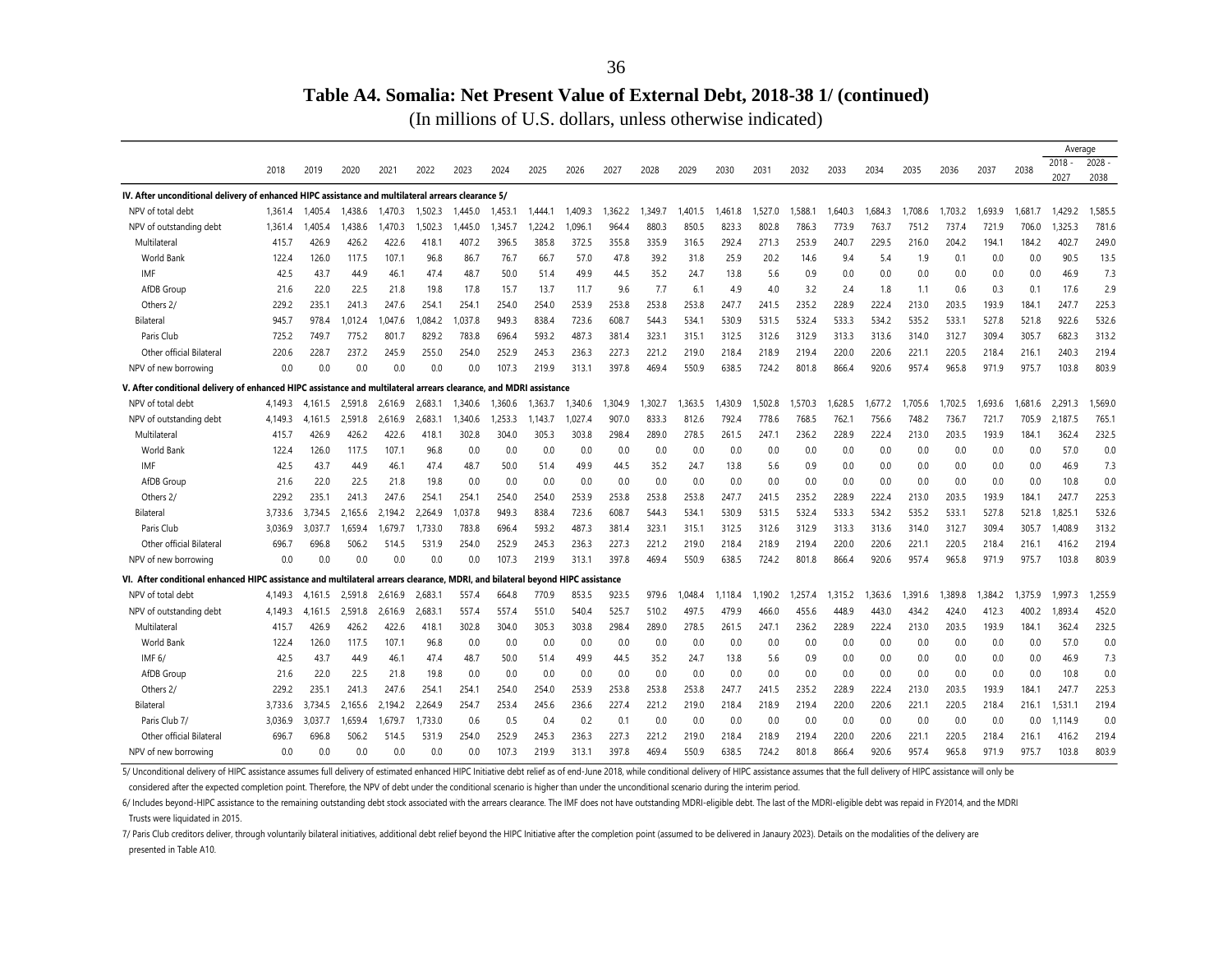# Table A4. Somalia: Net Present Value of External Debt, 2018-38 1/ (continued)

(In millions of U.S. dollars, unless otherwise indicated)

| | 2018 | 2019 | 2020 | 2021 | 2022 | 2023 | 2024 | 2025 | 2026 | 2027 | 2028 | 2029 | 2030 | 2031 | 2032 | 2033 | 2034 | 2035 | 2036 | 2037 | 2038 | Average 2018 - 2027 | Average 2028 - 2038 |
|---|---|---|---|---|---|---|---|---|---|---|---|---|---|---|---|---|---|---|---|---|---|---|---|
| **IV. After unconditional delivery of enhanced HIPC assistance and multilateral arrears clearance 5/** | | | | | | | | | | | | | | | | | | | | | | | |
| NPV of total debt | 1,361.4 | 1,405.4 | 1,438.6 | 1,470.3 | 1,502.3 | 1,445.0 | 1,453.1 | 1,444.1 | 1,409.3 | 1,362.2 | 1,349.7 | 1,401.5 | 1,461.8 | 1,527.0 | 1,588.1 | 1,640.3 | 1,684.3 | 1,708.6 | 1,703.2 | 1,693.9 | 1,681.7 | 1,429.2 | 1,585.5 |
| NPV of outstanding debt | 1,361.4 | 1,405.4 | 1,438.6 | 1,470.3 | 1,502.3 | 1,445.0 | 1,345.7 | 1,224.2 | 1,096.1 | 964.4 | 880.3 | 850.5 | 823.3 | 802.8 | 786.3 | 773.9 | 763.7 | 751.2 | 737.4 | 721.9 | 706.0 | 1,325.3 | 781.6 |
| Multilateral | 415.7 | 426.9 | 426.2 | 422.6 | 418.1 | 407.2 | 396.5 | 385.8 | 372.5 | 355.8 | 335.9 | 316.5 | 292.4 | 271.3 | 253.9 | 240.7 | 229.5 | 216.0 | 204.2 | 194.1 | 184.2 | 402.7 | 249.0 |
| World Bank | 122.4 | 126.0 | 117.5 | 107.1 | 96.8 | 86.7 | 76.7 | 66.7 | 57.0 | 47.8 | 39.2 | 31.8 | 25.9 | 20.2 | 14.6 | 9.4 | 5.4 | 1.9 | 0.1 | 0.0 | 0.0 | 90.5 | 13.5 |
| IMF | 42.5 | 43.7 | 44.9 | 46.1 | 47.4 | 48.7 | 50.0 | 51.4 | 49.9 | 44.5 | 35.2 | 24.7 | 13.8 | 5.6 | 0.9 | 0.0 | 0.0 | 0.0 | 0.0 | 0.0 | 0.0 | 46.9 | 7.3 |
| AfDB Group | 21.6 | 22.0 | 22.5 | 21.8 | 19.8 | 17.8 | 15.7 | 13.7 | 11.7 | 9.6 | 7.7 | 6.1 | 4.9 | 4.0 | 3.2 | 2.4 | 1.8 | 1.1 | 0.6 | 0.3 | 0.1 | 17.6 | 2.9 |
| Others 2/ | 229.2 | 235.1 | 241.3 | 247.6 | 254.1 | 254.1 | 254.0 | 254.0 | 253.9 | 253.8 | 253.8 | 253.8 | 247.7 | 241.5 | 235.2 | 228.9 | 222.4 | 213.0 | 203.5 | 193.9 | 184.1 | 247.7 | 225.3 |
| Bilateral | 945.7 | 978.4 | 1,012.4 | 1,047.6 | 1,084.2 | 1,037.8 | 949.3 | 838.4 | 723.6 | 608.7 | 544.3 | 534.1 | 530.9 | 531.5 | 532.4 | 533.3 | 534.2 | 535.2 | 533.1 | 527.8 | 521.8 | 922.6 | 532.6 |
| Paris Club | 725.2 | 749.7 | 775.2 | 801.7 | 829.2 | 783.8 | 696.4 | 593.2 | 487.3 | 381.4 | 323.1 | 315.1 | 312.5 | 312.6 | 312.9 | 313.3 | 313.6 | 314.0 | 312.7 | 309.4 | 305.7 | 682.3 | 313.2 |
| Other official Bilateral | 220.6 | 228.7 | 237.2 | 245.9 | 255.0 | 254.0 | 252.9 | 245.3 | 236.3 | 227.3 | 221.2 | 219.0 | 218.4 | 218.9 | 219.4 | 220.0 | 220.6 | 221.1 | 220.5 | 218.4 | 216.1 | 240.3 | 219.4 |
| NPV of new borrowing | 0.0 | 0.0 | 0.0 | 0.0 | 0.0 | 0.0 | 107.3 | 219.9 | 313.1 | 397.8 | 469.4 | 550.9 | 638.5 | 724.2 | 801.8 | 866.4 | 920.6 | 957.4 | 965.8 | 971.9 | 975.7 | 103.8 | 803.9 |
| **V. After conditional delivery of enhanced HIPC assistance and multilateral arrears clearance, and MDRI assistance** | | | | | | | | | | | | | | | | | | | | | | | |
| NPV of total debt | 4,149.3 | 4,161.5 | 2,591.8 | 2,616.9 | 2,683.1 | 1,340.6 | 1,360.6 | 1,363.7 | 1,340.6 | 1,304.9 | 1,302.7 | 1,363.5 | 1,430.9 | 1,502.8 | 1,570.3 | 1,628.5 | 1,677.2 | 1,705.6 | 1,702.5 | 1,693.6 | 1,681.6 | 2,291.3 | 1,569.0 |
| NPV of outstanding debt | 4,149.3 | 4,161.5 | 2,591.8 | 2,616.9 | 2,683.1 | 1,340.6 | 1,253.3 | 1,143.7 | 1,027.4 | 907.0 | 833.3 | 812.6 | 792.4 | 778.6 | 768.5 | 762.1 | 756.6 | 748.2 | 736.7 | 721.7 | 705.9 | 2,187.5 | 765.1 |
| Multilateral | 415.7 | 426.9 | 426.2 | 422.6 | 418.1 | 302.8 | 304.0 | 305.3 | 303.8 | 298.4 | 289.0 | 278.5 | 261.5 | 247.1 | 236.2 | 228.9 | 222.4 | 213.0 | 203.5 | 193.9 | 184.1 | 362.4 | 232.5 |
| World Bank | 122.4 | 126.0 | 117.5 | 107.1 | 96.8 | 0.0 | 0.0 | 0.0 | 0.0 | 0.0 | 0.0 | 0.0 | 0.0 | 0.0 | 0.0 | 0.0 | 0.0 | 0.0 | 0.0 | 0.0 | 0.0 | 57.0 | 0.0 |
| IMF | 42.5 | 43.7 | 44.9 | 46.1 | 47.4 | 48.7 | 50.0 | 51.4 | 49.9 | 44.5 | 35.2 | 24.7 | 13.8 | 5.6 | 0.9 | 0.0 | 0.0 | 0.0 | 0.0 | 0.0 | 0.0 | 46.9 | 7.3 |
| AfDB Group | 21.6 | 22.0 | 22.5 | 21.8 | 19.8 | 0.0 | 0.0 | 0.0 | 0.0 | 0.0 | 0.0 | 0.0 | 0.0 | 0.0 | 0.0 | 0.0 | 0.0 | 0.0 | 0.0 | 0.0 | 0.0 | 10.8 | 0.0 |
| Others 2/ | 229.2 | 235.1 | 241.3 | 247.6 | 254.1 | 254.1 | 254.0 | 254.0 | 253.9 | 253.8 | 253.8 | 253.8 | 247.7 | 241.5 | 235.2 | 228.9 | 222.4 | 213.0 | 203.5 | 193.9 | 184.1 | 247.7 | 225.3 |
| Bilateral | 3,733.6 | 3,734.5 | 2,165.6 | 2,194.2 | 2,264.9 | 1,037.8 | 949.3 | 838.4 | 723.6 | 608.7 | 544.3 | 534.1 | 530.9 | 531.5 | 532.4 | 533.3 | 534.2 | 535.2 | 533.1 | 527.8 | 521.8 | 1,825.1 | 532.6 |
| Paris Club | 3,036.9 | 3,037.7 | 1,659.4 | 1,679.7 | 1,733.0 | 783.8 | 696.4 | 593.2 | 487.3 | 381.4 | 323.1 | 315.1 | 312.5 | 312.6 | 312.9 | 313.3 | 313.6 | 314.0 | 312.7 | 309.4 | 305.7 | 1,408.9 | 313.2 |
| Other official Bilateral | 696.7 | 696.8 | 506.2 | 514.5 | 531.9 | 254.0 | 252.9 | 245.3 | 236.3 | 227.3 | 221.2 | 219.0 | 218.4 | 218.9 | 219.4 | 220.0 | 220.6 | 221.1 | 220.5 | 218.4 | 216.1 | 416.2 | 219.4 |
| NPV of new borrowing | 0.0 | 0.0 | 0.0 | 0.0 | 0.0 | 0.0 | 107.3 | 219.9 | 313.1 | 397.8 | 469.4 | 550.9 | 638.5 | 724.2 | 801.8 | 866.4 | 920.6 | 957.4 | 965.8 | 971.9 | 975.7 | 103.8 | 803.9 |
| **VI. After conditional enhanced HIPC assistance and multilateral arrears clearance, MDRI, and bilateral beyond HIPC assistance** | | | | | | | | | | | | | | | | | | | | | | | |
| NPV of total debt | 4,149.3 | 4,161.5 | 2,591.8 | 2,616.9 | 2,683.1 | 557.4 | 664.8 | 770.9 | 853.5 | 923.5 | 979.6 | 1,048.4 | 1,118.4 | 1,190.2 | 1,257.4 | 1,315.2 | 1,363.6 | 1,391.6 | 1,389.8 | 1,384.2 | 1,375.9 | 1,997.3 | 1,255.9 |
| NPV of outstanding debt | 4,149.3 | 4,161.5 | 2,591.8 | 2,616.9 | 2,683.1 | 557.4 | 557.4 | 551.0 | 540.4 | 525.7 | 510.2 | 497.5 | 479.9 | 466.0 | 455.6 | 448.9 | 443.0 | 434.2 | 424.0 | 412.3 | 400.2 | 1,893.4 | 452.0 |
| Multilateral | 415.7 | 426.9 | 426.2 | 422.6 | 418.1 | 302.8 | 304.0 | 305.3 | 303.8 | 298.4 | 289.0 | 278.5 | 261.5 | 247.1 | 236.2 | 228.9 | 222.4 | 213.0 | 203.5 | 193.9 | 184.1 | 362.4 | 232.5 |
| World Bank | 122.4 | 126.0 | 117.5 | 107.1 | 96.8 | 0.0 | 0.0 | 0.0 | 0.0 | 0.0 | 0.0 | 0.0 | 0.0 | 0.0 | 0.0 | 0.0 | 0.0 | 0.0 | 0.0 | 0.0 | 0.0 | 57.0 | 0.0 |
| IMF 6/ | 42.5 | 43.7 | 44.9 | 46.1 | 47.4 | 48.7 | 50.0 | 51.4 | 49.9 | 44.5 | 35.2 | 24.7 | 13.8 | 5.6 | 0.9 | 0.0 | 0.0 | 0.0 | 0.0 | 0.0 | 0.0 | 46.9 | 7.3 |
| AfDB Group | 21.6 | 22.0 | 22.5 | 21.8 | 19.8 | 0.0 | 0.0 | 0.0 | 0.0 | 0.0 | 0.0 | 0.0 | 0.0 | 0.0 | 0.0 | 0.0 | 0.0 | 0.0 | 0.0 | 0.0 | 0.0 | 10.8 | 0.0 |
| Others 2/ | 229.2 | 235.1 | 241.3 | 247.6 | 254.1 | 254.1 | 254.0 | 254.0 | 253.9 | 253.8 | 253.8 | 253.8 | 247.7 | 241.5 | 235.2 | 228.9 | 222.4 | 213.0 | 203.5 | 193.9 | 184.1 | 247.7 | 225.3 |
| Bilateral | 3,733.6 | 3,734.5 | 2,165.6 | 2,194.2 | 2,264.9 | 254.7 | 253.4 | 245.6 | 236.6 | 227.4 | 221.2 | 219.0 | 218.4 | 218.9 | 219.4 | 220.0 | 220.6 | 221.1 | 220.5 | 218.4 | 216.1 | 1,531.1 | 219.4 |
| Paris Club 7/ | 3,036.9 | 3,037.7 | 1,659.4 | 1,679.7 | 1,733.0 | 0.6 | 0.5 | 0.4 | 0.2 | 0.1 | 0.0 | 0.0 | 0.0 | 0.0 | 0.0 | 0.0 | 0.0 | 0.0 | 0.0 | 0.0 | 0.0 | 1,114.9 | 0.0 |
| Other official Bilateral | 696.7 | 696.8 | 506.2 | 514.5 | 531.9 | 254.0 | 252.9 | 245.3 | 236.3 | 227.3 | 221.2 | 219.0 | 218.4 | 218.9 | 219.4 | 220.0 | 220.6 | 221.1 | 220.5 | 218.4 | 216.1 | 416.2 | 219.4 |
| NPV of new borrowing | 0.0 | 0.0 | 0.0 | 0.0 | 0.0 | 0.0 | 107.3 | 219.9 | 313.1 | 397.8 | 469.4 | 550.9 | 638.5 | 724.2 | 801.8 | 866.4 | 920.6 | 957.4 | 965.8 | 971.9 | 975.7 | 103.8 | 803.9 |

5/ Unconditional delivery of HIPC assistance assumes full delivery of estimated enhanced HIPC Initiative debt relief as of end-June 2018, while conditional delivery of HIPC assistance assumes that the full delivery of HIPC assistance will only be considered after the expected completion point. Therefore, the NPV of debt under the conditional scenario is higher than under the unconditional scenario during the interim period.

6/ Includes beyond-HIPC assistance to the remaining outstanding debt stock associated with the arrears clearance. The IMF does not have outstanding MDRI-eligible debt. The last of the MDRI-eligible debt was repaid in FY2014, and the MDRI Trusts were liquidated in 2015.

7/ Paris Club creditors deliver, through voluntarily bilateral initiatives, additional debt relief beyond the HIPC Initiative after the completion point (assumed to be delivered in Janaury 2023). Details on the modalities of the delivery are presented in Table A10.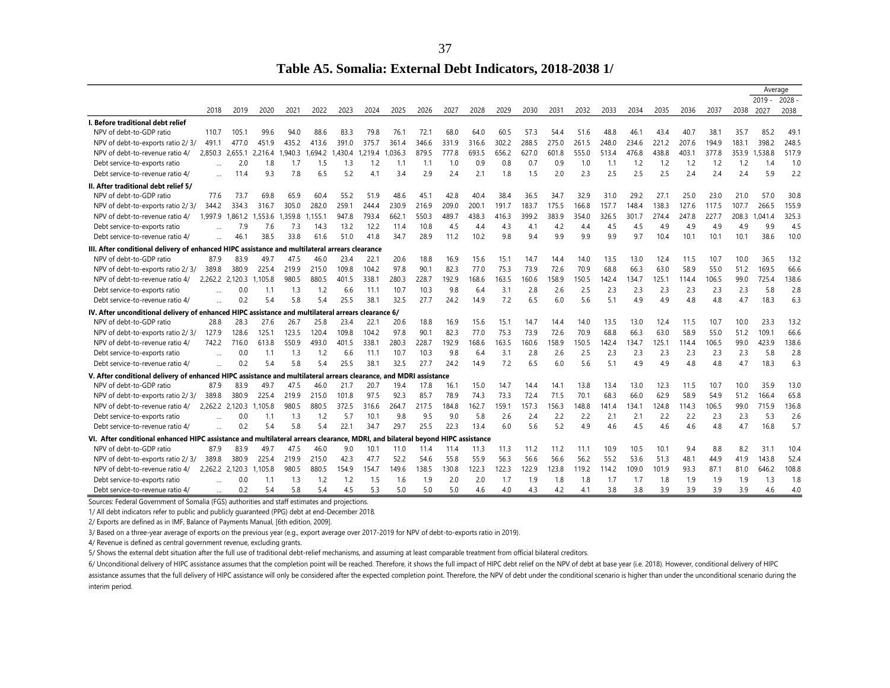# Table A5. Somalia: External Debt Indicators, 2018-2038 1/

| | 2018 | 2019 | 2020 | 2021 | 2022 | 2023 | 2024 | 2025 | 2026 | 2027 | 2028 | 2029 | 2030 | 2031 | 2032 | 2033 | 2034 | 2035 | 2036 | 2037 | 2038 | Average 2019 - 2027 | Average 2028 - 2038 |
|---|---|---|---|---|---|---|---|---|---|---|---|---|---|---|---|---|---|---|---|---|---|---|---|
| **I. Before traditional debt relief** | | | | | | | | | | | | | | | | | | | | | | | |
| NPV of debt-to-GDP ratio | 110.7 | 105.1 | 99.6 | 94.0 | 88.6 | 83.3 | 79.8 | 76.1 | 72.1 | 68.0 | 64.0 | 60.5 | 57.3 | 54.4 | 51.6 | 48.8 | 46.1 | 43.4 | 40.7 | 38.1 | 35.7 | 85.2 | 49.1 |
| NPV of debt-to-exports ratio 2/ 3/ | 491.1 | 477.0 | 451.9 | 435.2 | 413.6 | 391.0 | 375.7 | 361.4 | 346.6 | 331.9 | 316.6 | 302.2 | 288.5 | 275.0 | 261.5 | 248.0 | 234.6 | 221.2 | 207.6 | 194.9 | 183.1 | 398.2 | 248.5 |
| NPV of debt-to-revenue ratio 4/ | 2,850.3 | 2,655.1 | 2,216.4 | 1,940.3 | 1,694.2 | 1,430.4 | 1,219.4 | 1,036.3 | 879.5 | 777.8 | 693.5 | 656.2 | 627.0 | 601.8 | 555.0 | 513.4 | 476.8 | 438.8 | 403.1 | 377.8 | 353.9 | 1,538.8 | 517.9 |
| Debt service-to-exports ratio | ... | 2.0 | 1.8 | 1.7 | 1.5 | 1.3 | 1.2 | 1.1 | 1.1 | 1.0 | 0.9 | 0.8 | 0.7 | 0.9 | 1.0 | 1.1 | 1.2 | 1.2 | 1.2 | 1.2 | 1.2 | 1.4 | 1.0 |
| Debt service-to-revenue ratio 4/ | ... | 11.4 | 9.3 | 7.8 | 6.5 | 5.2 | 4.1 | 3.4 | 2.9 | 2.4 | 2.1 | 1.8 | 1.5 | 2.0 | 2.3 | 2.5 | 2.5 | 2.5 | 2.4 | 2.4 | 2.4 | 5.9 | 2.2 |
| **II. After traditional debt relief 5/** | | | | | | | | | | | | | | | | | | | | | | | |
| NPV of debt-to-GDP ratio | 77.6 | 73.7 | 69.8 | 65.9 | 60.4 | 55.2 | 51.9 | 48.6 | 45.1 | 42.8 | 40.4 | 38.4 | 36.5 | 34.7 | 32.9 | 31.0 | 29.2 | 27.1 | 25.0 | 23.0 | 21.0 | 57.0 | 30.8 |
| NPV of debt-to-exports ratio 2/ 3/ | 344.2 | 334.3 | 316.7 | 305.0 | 282.0 | 259.1 | 244.4 | 230.9 | 216.9 | 209.0 | 200.1 | 191.7 | 183.7 | 175.5 | 166.8 | 157.7 | 148.4 | 138.3 | 127.6 | 117.5 | 107.7 | 266.5 | 155.9 |
| NPV of debt-to-revenue ratio 4/ | 1,997.9 | 1,861.2 | 1,553.6 | 1,359.8 | 1,155.1 | 947.8 | 793.4 | 662.1 | 550.3 | 489.7 | 438.3 | 416.3 | 399.2 | 383.9 | 354.0 | 326.5 | 301.7 | 274.4 | 247.8 | 227.7 | 208.3 | 1,041.4 | 325.3 |
| Debt service-to-exports ratio | ... | 7.9 | 7.6 | 7.3 | 14.3 | 13.2 | 12.2 | 11.4 | 10.8 | 4.5 | 4.4 | 4.3 | 4.1 | 4.2 | 4.4 | 4.5 | 4.5 | 4.9 | 4.9 | 4.9 | 4.9 | 9.9 | 4.5 |
| Debt service-to-revenue ratio 4/ | ... | 46.1 | 38.5 | 33.8 | 61.6 | 51.0 | 41.8 | 34.7 | 28.9 | 11.2 | 10.2 | 9.8 | 9.4 | 9.9 | 9.9 | 9.9 | 9.7 | 10.4 | 10.1 | 10.1 | 10.1 | 38.6 | 10.0 |
| **III. After conditional delivery of enhanced HIPC assistance and multilateral arrears clearance** | | | | | | | | | | | | | | | | | | | | | | | |
| NPV of debt-to-GDP ratio | 87.9 | 83.9 | 49.7 | 47.5 | 46.0 | 23.4 | 22.1 | 20.6 | 18.8 | 16.9 | 15.6 | 15.1 | 14.7 | 14.4 | 14.0 | 13.5 | 13.0 | 12.4 | 11.5 | 10.7 | 10.0 | 36.5 | 13.2 |
| NPV of debt-to-exports ratio 2/ 3/ | 389.8 | 380.9 | 225.4 | 219.9 | 215.0 | 109.8 | 104.2 | 97.8 | 90.1 | 82.3 | 77.0 | 75.3 | 73.9 | 72.6 | 70.9 | 68.8 | 66.3 | 63.0 | 58.9 | 55.0 | 51.2 | 169.5 | 66.6 |
| NPV of debt-to-revenue ratio 4/ | 2,262.2 | 2,120.3 | 1,105.8 | 980.5 | 880.5 | 401.5 | 338.1 | 280.3 | 228.7 | 192.9 | 168.6 | 163.5 | 160.6 | 158.9 | 150.5 | 142.4 | 134.7 | 125.1 | 114.4 | 106.5 | 99.0 | 725.4 | 138.6 |
| Debt service-to-exports ratio | ... | 0.0 | 1.1 | 1.3 | 1.2 | 6.6 | 11.1 | 10.7 | 10.3 | 9.8 | 6.4 | 3.1 | 2.8 | 2.6 | 2.5 | 2.3 | 2.3 | 2.3 | 2.3 | 2.3 | 2.3 | 5.8 | 2.8 |
| Debt service-to-revenue ratio 4/ | ... | 0.2 | 5.4 | 5.8 | 5.4 | 25.5 | 38.1 | 32.5 | 27.7 | 24.2 | 14.9 | 7.2 | 6.5 | 6.0 | 5.6 | 5.1 | 4.9 | 4.9 | 4.8 | 4.8 | 4.7 | 18.3 | 6.3 |
| **IV. After unconditional delivery of enhanced HIPC assistance and multilateral arrears clearance 6/** | | | | | | | | | | | | | | | | | | | | | | | |
| NPV of debt-to-GDP ratio | 28.8 | 28.3 | 27.6 | 26.7 | 25.8 | 23.4 | 22.1 | 20.6 | 18.8 | 16.9 | 15.6 | 15.1 | 14.7 | 14.4 | 14.0 | 13.5 | 13.0 | 12.4 | 11.5 | 10.7 | 10.0 | 23.3 | 13.2 |
| NPV of debt-to-exports ratio 2/ 3/ | 127.9 | 128.6 | 125.1 | 123.5 | 120.4 | 109.8 | 104.2 | 97.8 | 90.1 | 82.3 | 77.0 | 75.3 | 73.9 | 72.6 | 70.9 | 68.8 | 66.3 | 63.0 | 58.9 | 55.0 | 51.2 | 109.1 | 66.6 |
| NPV of debt-to-revenue ratio 4/ | 742.2 | 716.0 | 613.8 | 550.9 | 493.0 | 401.5 | 338.1 | 280.3 | 228.7 | 192.9 | 168.6 | 163.5 | 160.6 | 158.9 | 150.5 | 142.4 | 134.7 | 125.1 | 114.4 | 106.5 | 99.0 | 423.9 | 138.6 |
| Debt service-to-exports ratio | ... | 0.0 | 1.1 | 1.3 | 1.2 | 6.6 | 11.1 | 10.7 | 10.3 | 9.8 | 6.4 | 3.1 | 2.8 | 2.6 | 2.5 | 2.3 | 2.3 | 2.3 | 2.3 | 2.3 | 2.3 | 5.8 | 2.8 |
| Debt service-to-revenue ratio 4/ | ... | 0.2 | 5.4 | 5.8 | 5.4 | 25.5 | 38.1 | 32.5 | 27.7 | 24.2 | 14.9 | 7.2 | 6.5 | 6.0 | 5.6 | 5.1 | 4.9 | 4.9 | 4.8 | 4.8 | 4.7 | 18.3 | 6.3 |
| **V. After conditional delivery of enhanced HIPC assistance and multilateral arrears clearance, and MDRI assistance** | | | | | | | | | | | | | | | | | | | | | | | |
| NPV of debt-to-GDP ratio | 87.9 | 83.9 | 49.7 | 47.5 | 46.0 | 21.7 | 20.7 | 19.4 | 17.8 | 16.1 | 15.0 | 14.7 | 14.4 | 14.1 | 13.8 | 13.4 | 13.0 | 12.3 | 11.5 | 10.7 | 10.0 | 35.9 | 13.0 |
| NPV of debt-to-exports ratio 2/ 3/ | 389.8 | 380.9 | 225.4 | 219.9 | 215.0 | 101.8 | 97.5 | 92.3 | 85.7 | 78.9 | 74.3 | 73.3 | 72.4 | 71.5 | 70.1 | 68.3 | 66.0 | 62.9 | 58.9 | 54.9 | 51.2 | 166.4 | 65.8 |
| NPV of debt-to-revenue ratio 4/ | 2,262.2 | 2,120.3 | 1,105.8 | 980.5 | 880.5 | 372.5 | 316.6 | 264.7 | 217.5 | 184.8 | 162.7 | 159.1 | 157.3 | 156.3 | 148.8 | 141.4 | 134.1 | 124.8 | 114.3 | 106.5 | 99.0 | 715.9 | 136.8 |
| Debt service-to-exports ratio | ... | 0.0 | 1.1 | 1.3 | 1.2 | 5.7 | 10.1 | 9.8 | 9.5 | 9.0 | 5.8 | 2.6 | 2.4 | 2.2 | 2.2 | 2.1 | 2.1 | 2.2 | 2.2 | 2.3 | 2.3 | 5.3 | 2.6 |
| Debt service-to-revenue ratio 4/ | ... | 0.2 | 5.4 | 5.8 | 5.4 | 22.1 | 34.7 | 29.7 | 25.5 | 22.3 | 13.4 | 6.0 | 5.6 | 5.2 | 4.9 | 4.6 | 4.5 | 4.6 | 4.6 | 4.8 | 4.7 | 16.8 | 5.7 |
| **VI. After conditional enhanced HIPC assistance and multilateral arrears clearance, MDRI, and bilateral beyond HIPC assistance** | | | | | | | | | | | | | | | | | | | | | | | |
| NPV of debt-to-GDP ratio | 87.9 | 83.9 | 49.7 | 47.5 | 46.0 | 9.0 | 10.1 | 11.0 | 11.4 | 11.4 | 11.3 | 11.3 | 11.2 | 11.2 | 11.1 | 10.9 | 10.5 | 10.1 | 9.4 | 8.8 | 8.2 | 31.1 | 10.4 |
| NPV of debt-to-exports ratio 2/ 3/ | 389.8 | 380.9 | 225.4 | 219.9 | 215.0 | 42.3 | 47.7 | 52.2 | 54.6 | 55.8 | 55.9 | 56.3 | 56.6 | 56.6 | 56.2 | 55.2 | 53.6 | 51.3 | 48.1 | 44.9 | 41.9 | 143.8 | 52.4 |
| NPV of debt-to-revenue ratio 4/ | 2,262.2 | 2,120.3 | 1,105.8 | 980.5 | 880.5 | 154.9 | 154.7 | 149.6 | 138.5 | 130.8 | 122.3 | 122.9 | 122.3 | 123.8 | 119.2 | 114.2 | 109.0 | 101.9 | 93.3 | 87.1 | 81.0 | 646.2 | 108.8 |
| Debt service-to-exports ratio | ... | 0.0 | 1.1 | 1.3 | 1.2 | 1.2 | 1.5 | 1.6 | 1.9 | 2.0 | 2.0 | 1.7 | 1.9 | 1.8 | 1.8 | 1.7 | 1.7 | 1.8 | 1.9 | 1.9 | 1.9 | 1.3 | 1.8 |
| Debt service-to-revenue ratio 4/ | ... | 0.2 | 5.4 | 5.8 | 5.4 | 4.5 | 5.3 | 5.0 | 5.0 | 5.0 | 4.6 | 4.0 | 4.3 | 4.2 | 4.1 | 3.8 | 3.8 | 3.9 | 3.9 | 3.9 | 3.9 | 4.6 | 4.0 |

Sources: Federal Government of Somalia (FGS) authorities and staff estimates and projections.

1/ All debt indicators refer to public and publicly guaranteed (PPG) debt at end-December 2018.

2/ Exports are defined as in IMF, Balance of Payments Manual, [6th edition, 2009].

3/ Based on a three-year average of exports on the previous year (e.g., export average over 2017-2019 for NPV of debt-to-exports ratio in 2019).

4/ Revenue is defined as central government revenue, excluding grants.

5/ Shows the external debt situation after the full use of traditional debt-relief mechanisms, and assuming at least comparable treatment from official bilateral creditors.

6/ Unconditional delivery of HIPC assistance assumes that the completion point will be reached. Therefore, it shows the full impact of HIPC debt relief on the NPV of debt at base year (i.e. 2018). However, conditional delivery of HIPC assistance assumes that the full delivery of HIPC assistance will only be considered after the expected completion point. Therefore, the NPV of debt under the conditional scenario is higher than under the unconditional scenario during the interim period.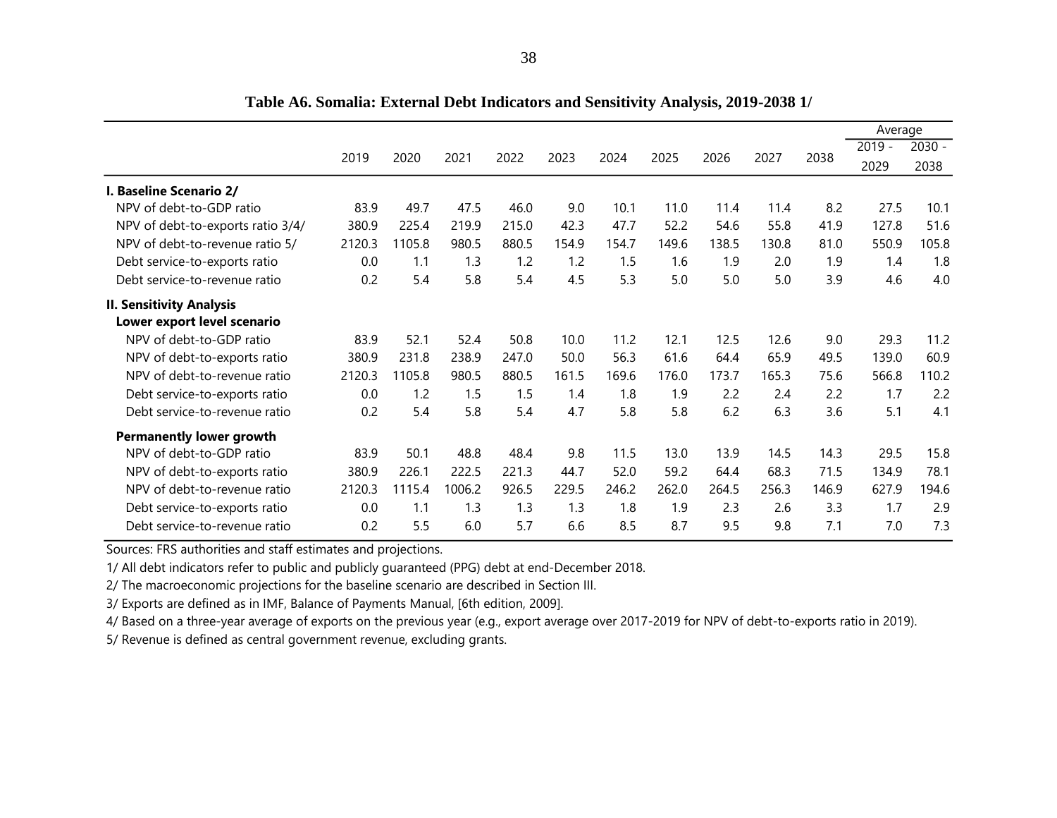**Table A6. Somalia: External Debt Indicators and Sensitivity Analysis, 2019-2038 1/**

| | 2019 | 2020 | 2021 | 2022 | 2023 | 2024 | 2025 | 2026 | 2027 | 2038 | Average | |
|---|---|---|---|---|---|---|---|---|---|---|---|---|
| | | | | | | | | | | | 2019 - 2029 | 2030 - 2038 |
| **I. Baseline Scenario 2/** | | | | | | | | | | | | |
| NPV of debt-to-GDP ratio | 83.9 | 49.7 | 47.5 | 46.0 | 9.0 | 10.1 | 11.0 | 11.4 | 11.4 | 8.2 | 27.5 | 10.1 |
| NPV of debt-to-exports ratio 3/4/ | 380.9 | 225.4 | 219.9 | 215.0 | 42.3 | 47.7 | 52.2 | 54.6 | 55.8 | 41.9 | 127.8 | 51.6 |
| NPV of debt-to-revenue ratio 5/ | 2120.3 | 1105.8 | 980.5 | 880.5 | 154.9 | 154.7 | 149.6 | 138.5 | 130.8 | 81.0 | 550.9 | 105.8 |
| Debt service-to-exports ratio | 0.0 | 1.1 | 1.3 | 1.2 | 1.2 | 1.5 | 1.6 | 1.9 | 2.0 | 1.9 | 1.4 | 1.8 |
| Debt service-to-revenue ratio | 0.2 | 5.4 | 5.8 | 5.4 | 4.5 | 5.3 | 5.0 | 5.0 | 5.0 | 3.9 | 4.6 | 4.0 |
| **II. Sensitivity Analysis** | | | | | | | | | | | | |
| **Lower export level scenario** | | | | | | | | | | | | |
| NPV of debt-to-GDP ratio | 83.9 | 52.1 | 52.4 | 50.8 | 10.0 | 11.2 | 12.1 | 12.5 | 12.6 | 9.0 | 29.3 | 11.2 |
| NPV of debt-to-exports ratio | 380.9 | 231.8 | 238.9 | 247.0 | 50.0 | 56.3 | 61.6 | 64.4 | 65.9 | 49.5 | 139.0 | 60.9 |
| NPV of debt-to-revenue ratio | 2120.3 | 1105.8 | 980.5 | 880.5 | 161.5 | 169.6 | 176.0 | 173.7 | 165.3 | 75.6 | 566.8 | 110.2 |
| Debt service-to-exports ratio | 0.0 | 1.2 | 1.5 | 1.5 | 1.4 | 1.8 | 1.9 | 2.2 | 2.4 | 2.2 | 1.7 | 2.2 |
| Debt service-to-revenue ratio | 0.2 | 5.4 | 5.8 | 5.4 | 4.7 | 5.8 | 5.8 | 6.2 | 6.3 | 3.6 | 5.1 | 4.1 |
| **Permanently lower growth** | | | | | | | | | | | | |
| NPV of debt-to-GDP ratio | 83.9 | 50.1 | 48.8 | 48.4 | 9.8 | 11.5 | 13.0 | 13.9 | 14.5 | 14.3 | 29.5 | 15.8 |
| NPV of debt-to-exports ratio | 380.9 | 226.1 | 222.5 | 221.3 | 44.7 | 52.0 | 59.2 | 64.4 | 68.3 | 71.5 | 134.9 | 78.1 |
| NPV of debt-to-revenue ratio | 2120.3 | 1115.4 | 1006.2 | 926.5 | 229.5 | 246.2 | 262.0 | 264.5 | 256.3 | 146.9 | 627.9 | 194.6 |
| Debt service-to-exports ratio | 0.0 | 1.1 | 1.3 | 1.3 | 1.3 | 1.8 | 1.9 | 2.3 | 2.6 | 3.3 | 1.7 | 2.9 |
| Debt service-to-revenue ratio | 0.2 | 5.5 | 6.0 | 5.7 | 6.6 | 8.5 | 8.7 | 9.5 | 9.8 | 7.1 | 7.0 | 7.3 |

Sources: FRS authorities and staff estimates and projections.

1/ All debt indicators refer to public and publicly guaranteed (PPG) debt at end-December 2018.

2/ The macroeconomic projections for the baseline scenario are described in Section III.

3/ Exports are defined as in IMF, Balance of Payments Manual, [6th edition, 2009].

4/ Based on a three-year average of exports on the previous year (e.g., export average over 2017-2019 for NPV of debt-to-exports ratio in 2019).

5/ Revenue is defined as central government revenue, excluding grants.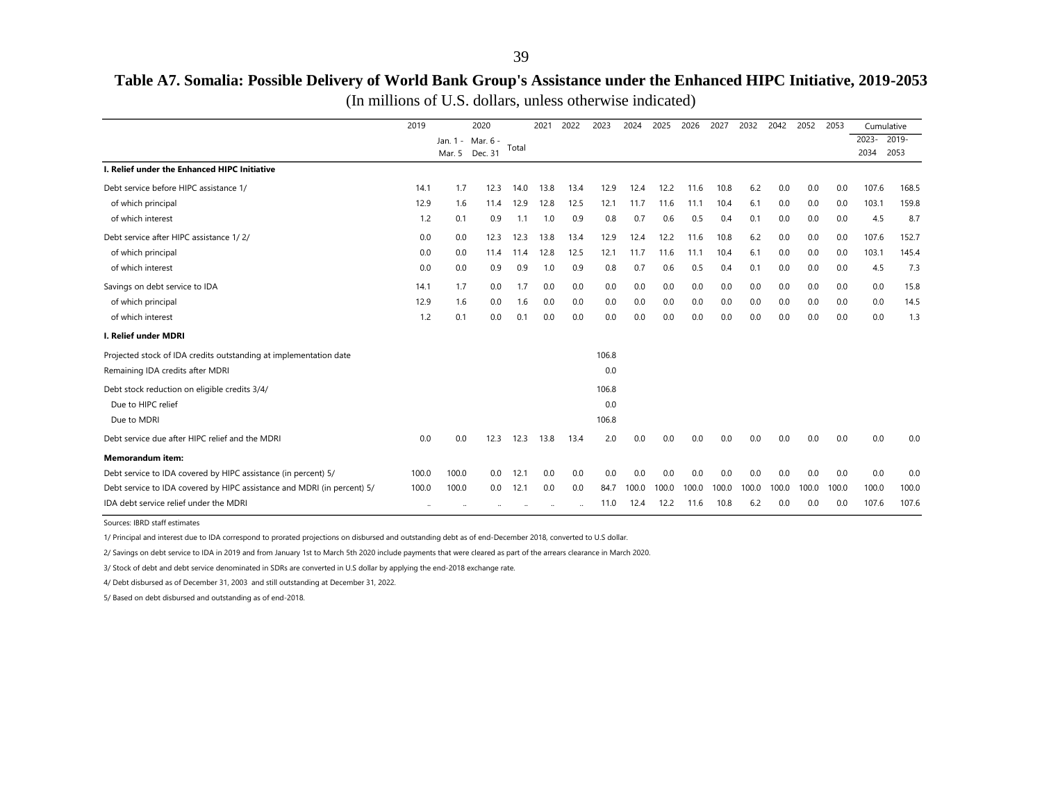# Table A7. Somalia: Possible Delivery of World Bank Group's Assistance under the Enhanced HIPC Initiative, 2019-2053

(In millions of U.S. dollars, unless otherwise indicated)

| | 2019 | 2020 | | | 2021 | 2022 | 2023 | 2024 | 2025 | 2026 | 2027 | 2032 | 2042 | 2052 | 2053 | Cumulative | |
|---|---|---|---|---|---|---|---|---|---|---|---|---|---|---|---|---|---|
| | | Jan. 1 - Mar. 5 | Mar. 6 - Dec. 31 | Total | | | | | | | | | | | | 2023-2034 | 2019-2053 |
| **I. Relief under the Enhanced HIPC Initiative** | | | | | | | | | | | | | | | | | |
| Debt service before HIPC assistance 1/ | 14.1 | 1.7 | 12.3 | 14.0 | 13.8 | 13.4 | 12.9 | 12.4 | 12.2 | 11.6 | 10.8 | 6.2 | 0.0 | 0.0 | 0.0 | 107.6 | 168.5 |
| of which principal | 12.9 | 1.6 | 11.4 | 12.9 | 12.8 | 12.5 | 12.1 | 11.7 | 11.6 | 11.1 | 10.4 | 6.1 | 0.0 | 0.0 | 0.0 | 103.1 | 159.8 |
| of which interest | 1.2 | 0.1 | 0.9 | 1.1 | 1.0 | 0.9 | 0.8 | 0.7 | 0.6 | 0.5 | 0.4 | 0.1 | 0.0 | 0.0 | 0.0 | 4.5 | 8.7 |
| Debt service after HIPC assistance 1/ 2/ | 0.0 | 0.0 | 12.3 | 12.3 | 13.8 | 13.4 | 12.9 | 12.4 | 12.2 | 11.6 | 10.8 | 6.2 | 0.0 | 0.0 | 0.0 | 107.6 | 152.7 |
| of which principal | 0.0 | 0.0 | 11.4 | 11.4 | 12.8 | 12.5 | 12.1 | 11.7 | 11.6 | 11.1 | 10.4 | 6.1 | 0.0 | 0.0 | 0.0 | 103.1 | 145.4 |
| of which interest | 0.0 | 0.0 | 0.9 | 0.9 | 1.0 | 0.9 | 0.8 | 0.7 | 0.6 | 0.5 | 0.4 | 0.1 | 0.0 | 0.0 | 0.0 | 4.5 | 7.3 |
| Savings on debt service to IDA | 14.1 | 1.7 | 0.0 | 1.7 | 0.0 | 0.0 | 0.0 | 0.0 | 0.0 | 0.0 | 0.0 | 0.0 | 0.0 | 0.0 | 0.0 | 0.0 | 15.8 |
| of which principal | 12.9 | 1.6 | 0.0 | 1.6 | 0.0 | 0.0 | 0.0 | 0.0 | 0.0 | 0.0 | 0.0 | 0.0 | 0.0 | 0.0 | 0.0 | 0.0 | 14.5 |
| of which interest | 1.2 | 0.1 | 0.0 | 0.1 | 0.0 | 0.0 | 0.0 | 0.0 | 0.0 | 0.0 | 0.0 | 0.0 | 0.0 | 0.0 | 0.0 | 0.0 | 1.3 |
| **I. Relief under MDRI** | | | | | | | | | | | | | | | | | |
| Projected stock of IDA credits outstanding at implementation date | | | | | | | 106.8 | | | | | | | | | | |
| Remaining IDA credits after MDRI | | | | | | | 0.0 | | | | | | | | | | |
| Debt stock reduction on eligible credits 3/4/ | | | | | | | 106.8 | | | | | | | | | | |
| Due to HIPC relief | | | | | | | 0.0 | | | | | | | | | | |
| Due to MDRI | | | | | | | 106.8 | | | | | | | | | | |
| Debt service due after HIPC relief and the MDRI | 0.0 | 0.0 | 12.3 | 12.3 | 13.8 | 13.4 | 2.0 | 0.0 | 0.0 | 0.0 | 0.0 | 0.0 | 0.0 | 0.0 | 0.0 | 0.0 | 0.0 |
| **Memorandum item:** | | | | | | | | | | | | | | | | | |
| Debt service to IDA covered by HIPC assistance (in percent) 5/ | 100.0 | 100.0 | 0.0 | 12.1 | 0.0 | 0.0 | 0.0 | 0.0 | 0.0 | 0.0 | 0.0 | 0.0 | 0.0 | 0.0 | 0.0 | 0.0 | 0.0 |
| Debt service to IDA covered by HIPC assistance and MDRI (in percent) 5/ | 100.0 | 100.0 | 0.0 | 12.1 | 0.0 | 0.0 | 84.7 | 100.0 | 100.0 | 100.0 | 100.0 | 100.0 | 100.0 | 100.0 | 100.0 | 100.0 | 100.0 |
| IDA debt service relief under the MDRI | .. | .. | .. | .. | .. | .. | 11.0 | 12.4 | 12.2 | 11.6 | 10.8 | 6.2 | 0.0 | 0.0 | 0.0 | 107.6 | 107.6 |

Sources: IBRD staff estimates

1/ Principal and interest due to IDA correspond to prorated projections on disbursed and outstanding debt as of end-December 2018, converted to U.S dollar.

2/ Savings on debt service to IDA in 2019 and from January 1st to March 5th 2020 include payments that were cleared as part of the arrears clearance in March 2020.

3/ Stock of debt and debt service denominated in SDRs are converted in U.S dollar by applying the end-2018 exchange rate.

4/ Debt disbursed as of December 31, 2003 and still outstanding at December 31, 2022.

5/ Based on debt disbursed and outstanding as of end-2018.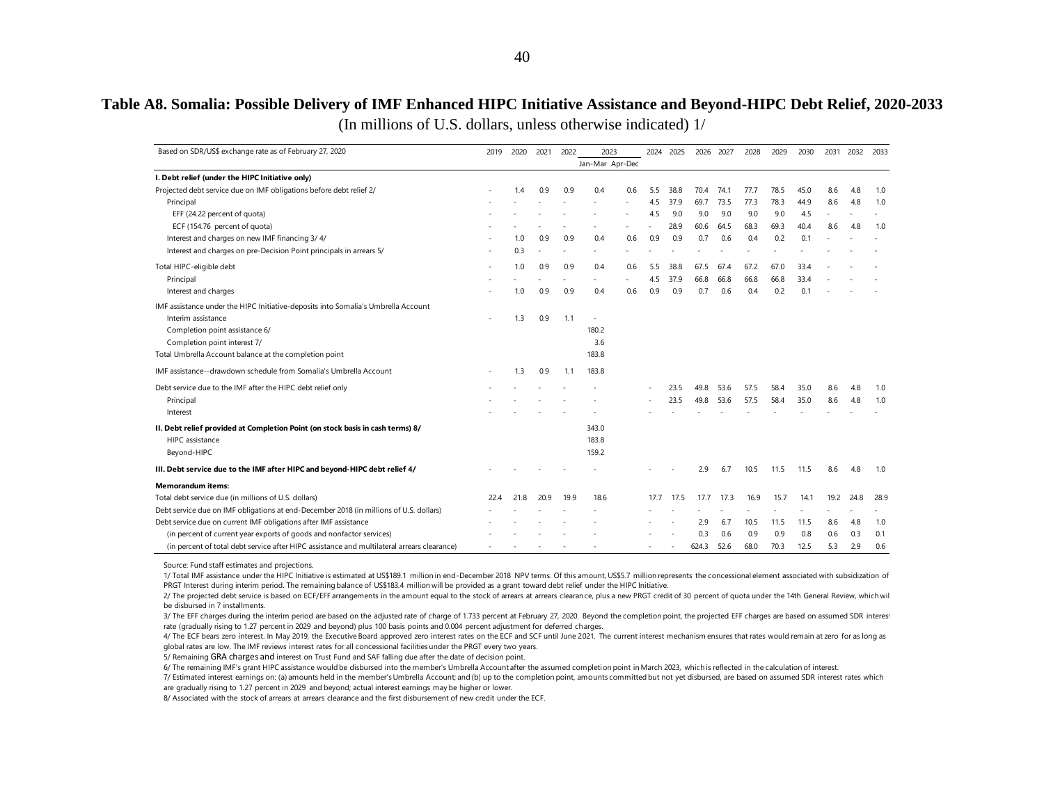## Table A8. Somalia: Possible Delivery of IMF Enhanced HIPC Initiative Assistance and Beyond-HIPC Debt Relief, 2020-2033

(In millions of U.S. dollars, unless otherwise indicated) 1/

| Based on SDR/US$ exchange rate as of February 27, 2020 | 2019 | 2020 | 2021 | 2022 | 2023 | | 2024 | 2025 | 2026 | 2027 | 2028 | 2029 | 2030 | 2031 | 2032 | 2033 |
|---|---|---|---|---|---|---|---|---|---|---|---|---|---|---|---|---|
| | | | | | Jan-Mar | Apr-Dec | | | | | | | | | | |
| **I. Debt relief (under the HIPC Initiative only)** | | | | | | | | | | | | | | | | |
| Projected debt service due on IMF obligations before debt relief 2/ | - | 1.4 | 0.9 | 0.9 | 0.4 | 0.6 | 5.5 | 38.8 | 70.4 | 74.1 | 77.7 | 78.5 | 45.0 | 8.6 | 4.8 | 1.0 |
| Principal | - | - | - | - | - | - | 4.5 | 37.9 | 69.7 | 73.5 | 77.3 | 78.3 | 44.9 | 8.6 | 4.8 | 1.0 |
| EFF (24.22 percent of quota) | - | - | - | - | - | - | 4.5 | 9.0 | 9.0 | 9.0 | 9.0 | 9.0 | 4.5 | - | - | - |
| ECF (154.76 percent of quota) | - | - | - | - | - | - | - | 28.9 | 60.6 | 64.5 | 68.3 | 69.3 | 40.4 | 8.6 | 4.8 | 1.0 |
| Interest and charges on new IMF financing 3/ 4/ | - | 1.0 | 0.9 | 0.9 | 0.4 | 0.6 | 0.9 | 0.9 | 0.7 | 0.6 | 0.4 | 0.2 | 0.1 | - | - | - |
| Interest and charges on pre-Decision Point principals in arrears 5/ | - | 0.3 | - | - | - | - | - | - | - | - | - | - | - | - | - | - |
| Total HIPC-eligible debt | - | 1.0 | 0.9 | 0.9 | 0.4 | 0.6 | 5.5 | 38.8 | 67.5 | 67.4 | 67.2 | 67.0 | 33.4 | - | - | - |
| Principal | - | - | - | - | - | - | 4.5 | 37.9 | 66.8 | 66.8 | 66.8 | 66.8 | 33.4 | - | - | - |
| Interest and charges | - | 1.0 | 0.9 | 0.9 | 0.4 | 0.6 | 0.9 | 0.9 | 0.7 | 0.6 | 0.4 | 0.2 | 0.1 | - | - | - |
| IMF assistance under the HIPC Initiative-deposits into Somalia's Umbrella Account | | | | | | | | | | | | | | | | |
| Interim assistance | - | 1.3 | 0.9 | 1.1 | - | | | | | | | | | | | |
| Completion point assistance 6/ | | | | | 180.2 | | | | | | | | | | | |
| Completion point interest 7/ | | | | | 3.6 | | | | | | | | | | | |
| Total Umbrella Account balance at the completion point | | | | | 183.8 | | | | | | | | | | | |
| IMF assistance--drawdown schedule from Somalia's Umbrella Account | - | 1.3 | 0.9 | 1.1 | 183.8 | | | | | | | | | | | |
| Debt service due to the IMF after the HIPC debt relief only | - | - | - | - | - | | - | 23.5 | 49.8 | 53.6 | 57.5 | 58.4 | 35.0 | 8.6 | 4.8 | 1.0 |
| Principal | - | - | - | - | - | | - | 23.5 | 49.8 | 53.6 | 57.5 | 58.4 | 35.0 | 8.6 | 4.8 | 1.0 |
| Interest | - | - | - | - | - | | - | - | - | - | - | - | - | - | - | - |
| **II. Debt relief provided at Completion Point (on stock basis in cash terms) 8/** | | | | | 343.0 | | | | | | | | | | | |
| HIPC assistance | | | | | 183.8 | | | | | | | | | | | |
| Beyond-HIPC | | | | | 159.2 | | | | | | | | | | | |
| **III. Debt service due to the IMF after HIPC and beyond-HIPC debt relief 4/** | - | - | - | - | - | | - | - | 2.9 | 6.7 | 10.5 | 11.5 | 11.5 | 8.6 | 4.8 | 1.0 |
| **Memorandum items:** | | | | | | | | | | | | | | | | |
| Total debt service due (in millions of U.S. dollars) | 22.4 | 21.8 | 20.9 | 19.9 | 18.6 | | 17.7 | 17.5 | 17.7 | 17.3 | 16.9 | 15.7 | 14.1 | 19.2 | 24.8 | 28.9 |
| Debt service due on IMF obligations at end-December 2018 (in millions of U.S. dollars) | - | - | - | - | - | | - | - | - | - | - | - | - | - | - | - |
| Debt service due on current IMF obligations after IMF assistance | - | - | - | - | - | | - | - | 2.9 | 6.7 | 10.5 | 11.5 | 11.5 | 8.6 | 4.8 | 1.0 |
| (in percent of current year exports of goods and nonfactor services) | - | - | - | - | - | | - | - | 0.3 | 0.6 | 0.9 | 0.9 | 0.8 | 0.6 | 0.3 | 0.1 |
| (in percent of total debt service after HIPC assistance and multilateral arrears clearance) | - | - | - | - | - | | - | - | 624.3 | 52.6 | 68.0 | 70.3 | 12.5 | 5.3 | 2.9 | 0.6 |

Source: Fund staff estimates and projections.

1/ Total IMF assistance under the HIPC Initiative is estimated at US$189.1 million in end-December 2018 NPV terms. Of this amount, US$5.7 million represents the concessional element associated with subsidization of PRGT Interest during interim period. The remaining balance of US$183.4 million will be provided as a grant toward debt relief under the HIPC Initiative.

2/ The projected debt service is based on ECF/EFF arrangements in the amount equal to the stock of arrears at arrears clearance, plus a new PRGT credit of 30 percent of quota under the 14th General Review, which wil be disbursed in 7 installments.

3/ The EFF charges during the interim period are based on the adjusted rate of charge of 1.733 percent at February 27, 2020. Beyond the completion point, the projected EFF charges are based on assumed SDR interest rate (gradually rising to 1.27 percent in 2029 and beyond) plus 100 basis points and 0.004 percent adjustment for deferred charges.

4/ The ECF bears zero interest. In May 2019, the Executive Board approved zero interest rates on the ECF and SCF until June 2021. The current interest mechanism ensures that rates would remain at zero for as long as global rates are low. The IMF reviews interest rates for all concessional facilities under the PRGT every two years.

5/ Remaining GRA charges and interest on Trust Fund and SAF falling due after the date of decision point.

6/ The remaining IMF's grant HIPC assistance would be disbursed into the member's Umbrella Account after the assumed completion point in March 2023, which is reflected in the calculation of interest.

7/ Estimated interest earnings on: (a) amounts held in the member's Umbrella Account; and (b) up to the completion point, amounts committed but not yet disbursed, are based on assumed SDR interest rates which are gradually rising to 1.27 percent in 2029 and beyond; actual interest earnings may be higher or lower.

8/ Associated with the stock of arrears at arrears clearance and the first disbursement of new credit under the ECF.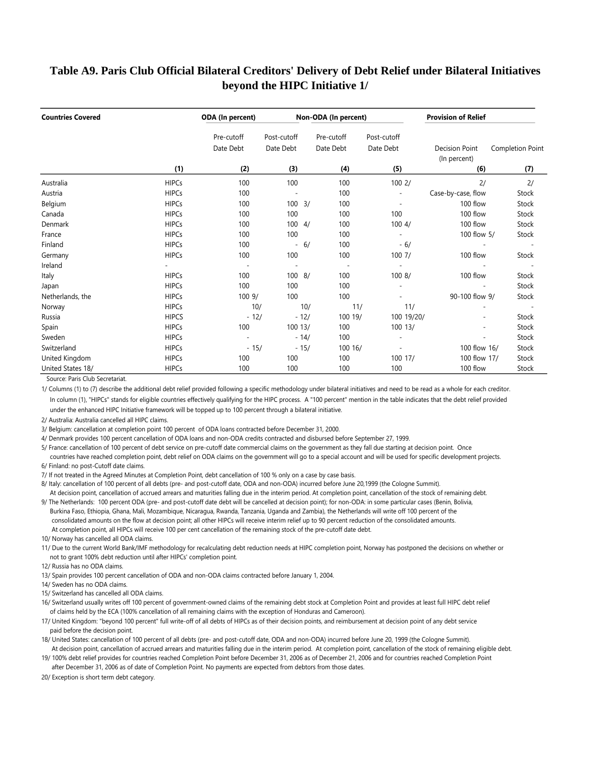# Table A9. Paris Club Official Bilateral Creditors' Delivery of Debt Relief under Bilateral Initiatives beyond the HIPC Initiative 1/

| Countries Covered | | ODA (In percent) | | Non-ODA (In percent) | | Provision of Relief | |
|---|---|---|---|---|---|---|---|
| | | Pre-cutoff Date Debt | Post-cutoff Date Debt | Pre-cutoff Date Debt | Post-cutoff Date Debt | Decision Point (In percent) | Completion Point |
| | (1) | (2) | (3) | (4) | (5) | (6) | (7) |
| Australia | HIPCs | 100 | 100 | 100 | 100 2/ | 2/ | 2/ |
| Austria | HIPCs | 100 | - | 100 | - | Case-by-case, flow | Stock |
| Belgium | HIPCs | 100 | 100 3/ | 100 | - | 100 flow | Stock |
| Canada | HIPCs | 100 | 100 | 100 | 100 | 100 flow | Stock |
| Denmark | HIPCs | 100 | 100 4/ | 100 | 100 4/ | 100 flow | Stock |
| France | HIPCs | 100 | 100 | 100 | - | 100 flow 5/ | Stock |
| Finland | HIPCs | 100 | - 6/ | 100 | - 6/ | - | - |
| Germany | HIPCs | 100 | 100 | 100 | 100 7/ | 100 flow | Stock |
| Ireland | - | - | - | - | - | - | - |
| Italy | HIPCs | 100 | 100 8/ | 100 | 100 8/ | 100 flow | Stock |
| Japan | HIPCs | 100 | 100 | 100 | - | - | Stock |
| Netherlands, the | HIPCs | 100 9/ | 100 | 100 | - | 90-100 flow 9/ | Stock |
| Norway | HIPCs | 10/ | 10/ | 11/ | 11/ | - | - |
| Russia | HIPCS | - 12/ | - 12/ | 100 19/ | 100 19/20/ | - | Stock |
| Spain | HIPCs | 100 | 100 13/ | 100 | 100 13/ | - | Stock |
| Sweden | HIPCs | - | - 14/ | 100 | - | - | Stock |
| Switzerland | HIPCs | - 15/ | - 15/ | 100 16/ | - | 100 flow 16/ | Stock |
| United Kingdom | HIPCs | 100 | 100 | 100 | 100 17/ | 100 flow 17/ | Stock |
| United States 18/ | HIPCs | 100 | 100 | 100 | 100 | 100 flow | Stock |

Source: Paris Club Secretariat.

1/ Columns (1) to (7) describe the additional debt relief provided following a specific methodology under bilateral initiatives and need to be read as a whole for each creditor. In column (1), "HIPCs" stands for eligible countries effectively qualifying for the HIPC process. A "100 percent" mention in the table indicates that the debt relief provided under the enhanced HIPC Initiative framework will be topped up to 100 percent through a bilateral initiative.

2/ Australia: Australia cancelled all HIPC claims.

3/ Belgium: cancellation at completion point 100 percent of ODA loans contracted before December 31, 2000.

4/ Denmark provides 100 percent cancellation of ODA loans and non-ODA credits contracted and disbursed before September 27, 1999.

5/ France: cancellation of 100 percent of debt service on pre-cutoff date commercial claims on the government as they fall due starting at decision point. Once countries have reached completion point, debt relief on ODA claims on the government will go to a special account and will be used for specific development projects.

6/ Finland: no post-Cutoff date claims.

7/ If not treated in the Agreed Minutes at Completion Point, debt cancellation of 100 % only on a case by case basis.

8/ Italy: cancellation of 100 percent of all debts (pre- and post-cutoff date, ODA and non-ODA) incurred before June 20,1999 (the Cologne Summit). At decision point, cancellation of accrued arrears and maturities falling due in the interim period. At completion point, cancellation of the stock of remaining debt.

9/ The Netherlands: 100 percent ODA (pre- and post-cutoff date debt will be cancelled at decision point); for non-ODA: in some particular cases (Benin, Bolivia, Burkina Faso, Ethiopia, Ghana, Mali, Mozambique, Nicaragua, Rwanda, Tanzania, Uganda and Zambia), the Netherlands will write off 100 percent of the consolidated amounts on the flow at decision point; all other HIPCs will receive interim relief up to 90 percent reduction of the consolidated amounts. At completion point, all HIPCs will receive 100 per cent cancellation of the remaining stock of the pre-cutoff date debt.

10/ Norway has cancelled all ODA claims.

11/ Due to the current World Bank/IMF methodology for recalculating debt reduction needs at HIPC completion point, Norway has postponed the decisions on whether or not to grant 100% debt reduction until after HIPCs' completion point.

12/ Russia has no ODA claims.

13/ Spain provides 100 percent cancellation of ODA and non-ODA claims contracted before January 1, 2004.

14/ Sweden has no ODA claims.

15/ Switzerland has cancelled all ODA claims.

16/ Switzerland usually writes off 100 percent of government-owned claims of the remaining debt stock at Completion Point and provides at least full HIPC debt relief of claims held by the ECA (100% cancellation of all remaining claims with the exception of Honduras and Cameroon).

17/ United Kingdom: "beyond 100 percent" full write-off of all debts of HIPCs as of their decision points, and reimbursement at decision point of any debt service paid before the decision point.

18/ United States: cancellation of 100 percent of all debts (pre- and post-cutoff date, ODA and non-ODA) incurred before June 20, 1999 (the Cologne Summit). At decision point, cancellation of accrued arrears and maturities falling due in the interim period. At completion point, cancellation of the stock of remaining eligible debt.

19/ 100% debt relief provides for countries reached Completion Point before December 31, 2006 as of December 21, 2006 and for countries reached Completion Point after December 31, 2006 as of date of Completion Point. No payments are expected from debtors from those dates.

20/ Exception is short term debt category.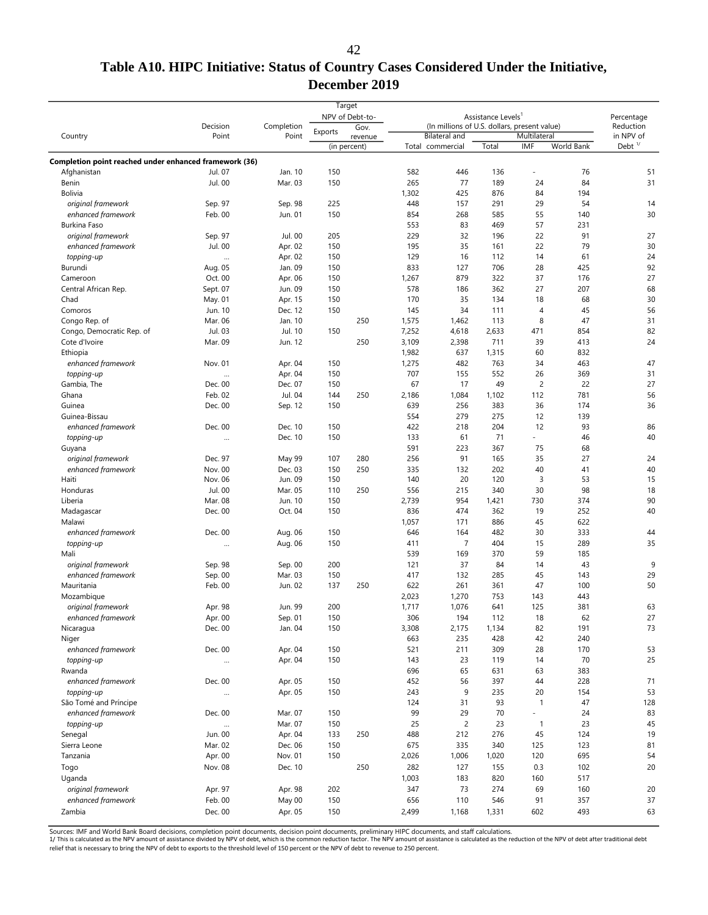# Table A10. HIPC Initiative: Status of Country Cases Considered Under the Initiative, December 2019

| Country | Decision Point | Completion Point | Target NPV of Debt-to- Exports | Gov. revenue | Assistance Levels[1] (In millions of U.S. dollars, present value) Total | Bilateral and commercial | Multilateral Total | IMF | World Bank | Percentage Reduction in NPV of Debt [1/] |
|---|---|---|---|---|---|---|---|---|---|---|
| | | | (in percent) | | | | | | | |
| **Completion point reached under enhanced framework (36)** | | | | | | | | | | |
| Afghanistan | Jul. 07 | Jan. 10 | 150 | | 582 | 446 | 136 | - | 76 | 51 |
| Benin | Jul. 00 | Mar. 03 | 150 | | 265 | 77 | 189 | 24 | 84 | 31 |
| Bolivia | | | | | 1,302 | 425 | 876 | 84 | 194 | |
| *original framework* | Sep. 97 | Sep. 98 | 225 | | 448 | 157 | 291 | 29 | 54 | 14 |
| *enhanced framework* | Feb. 00 | Jun. 01 | 150 | | 854 | 268 | 585 | 55 | 140 | 30 |
| Burkina Faso | | | | | 553 | 83 | 469 | 57 | 231 | |
| *original framework* | Sep. 97 | Jul. 00 | 205 | | 229 | 32 | 196 | 22 | 91 | 27 |
| *enhanced framework* | Jul. 00 | Apr. 02 | 150 | | 195 | 35 | 161 | 22 | 79 | 30 |
| *topping-up* | ... | Apr. 02 | 150 | | 129 | 16 | 112 | 14 | 61 | 24 |
| Burundi | Aug. 05 | Jan. 09 | 150 | | 833 | 127 | 706 | 28 | 425 | 92 |
| Cameroon | Oct. 00 | Apr. 06 | 150 | | 1,267 | 879 | 322 | 37 | 176 | 27 |
| Central African Rep. | Sept. 07 | Jun. 09 | 150 | | 578 | 186 | 362 | 27 | 207 | 68 |
| Chad | May. 01 | Apr. 15 | 150 | | 170 | 35 | 134 | 18 | 68 | 30 |
| Comoros | Jun. 10 | Dec. 12 | 150 | | 145 | 34 | 111 | 4 | 45 | 56 |
| Congo Rep. of | Mar. 06 | Jan. 10 | | 250 | 1,575 | 1,462 | 113 | 8 | 47 | 31 |
| Congo, Democratic Rep. of | Jul. 03 | Jul. 10 | 150 | | 7,252 | 4,618 | 2,633 | 471 | 854 | 82 |
| Cote d'Ivoire | Mar. 09 | Jun. 12 | | 250 | 3,109 | 2,398 | 711 | 39 | 413 | 24 |
| Ethiopia | | | | | 1,982 | 637 | 1,315 | 60 | 832 | |
| *enhanced framework* | Nov. 01 | Apr. 04 | 150 | | 1,275 | 482 | 763 | 34 | 463 | 47 |
| *topping-up* | ... | Apr. 04 | 150 | | 707 | 155 | 552 | 26 | 369 | 31 |
| Gambia, The | Dec. 00 | Dec. 07 | 150 | | 67 | 17 | 49 | 2 | 22 | 27 |
| Ghana | Feb. 02 | Jul. 04 | 144 | 250 | 2,186 | 1,084 | 1,102 | 112 | 781 | 56 |
| Guinea | Dec. 00 | Sep. 12 | 150 | | 639 | 256 | 383 | 36 | 174 | 36 |
| Guinea-Bissau | | | | | 554 | 279 | 275 | 12 | 139 | |
| *enhanced framework* | Dec. 00 | Dec. 10 | 150 | | 422 | 218 | 204 | 12 | 93 | 86 |
| *topping-up* | ... | Dec. 10 | 150 | | 133 | 61 | 71 | - | 46 | 40 |
| Guyana | | | | | 591 | 223 | 367 | 75 | 68 | |
| *original framework* | Dec. 97 | May 99 | 107 | 280 | 256 | 91 | 165 | 35 | 27 | 24 |
| *enhanced framework* | Nov. 00 | Dec. 03 | 150 | 250 | 335 | 132 | 202 | 40 | 41 | 40 |
| Haiti | Nov. 06 | Jun. 09 | 150 | | 140 | 20 | 120 | 3 | 53 | 15 |
| Honduras | Jul. 00 | Mar. 05 | 110 | 250 | 556 | 215 | 340 | 30 | 98 | 18 |
| Liberia | Mar. 08 | Jun. 10 | 150 | | 2,739 | 954 | 1,421 | 730 | 374 | 90 |
| Madagascar | Dec. 00 | Oct. 04 | 150 | | 836 | 474 | 362 | 19 | 252 | 40 |
| Malawi | | | | | 1,057 | 171 | 886 | 45 | 622 | |
| *enhanced framework* | Dec. 00 | Aug. 06 | 150 | | 646 | 164 | 482 | 30 | 333 | 44 |
| *topping-up* | ... | Aug. 06 | 150 | | 411 | 7 | 404 | 15 | 289 | 35 |
| Mali | | | | | 539 | 169 | 370 | 59 | 185 | |
| *original framework* | Sep. 98 | Sep. 00 | 200 | | 121 | 37 | 84 | 14 | 43 | 9 |
| *enhanced framework* | Sep. 00 | Mar. 03 | 150 | | 417 | 132 | 285 | 45 | 143 | 29 |
| Mauritania | Feb. 00 | Jun. 02 | 137 | 250 | 622 | 261 | 361 | 47 | 100 | 50 |
| Mozambique | | | | | 2,023 | 1,270 | 753 | 143 | 443 | |
| *original framework* | Apr. 98 | Jun. 99 | 200 | | 1,717 | 1,076 | 641 | 125 | 381 | 63 |
| *enhanced framework* | Apr. 00 | Sep. 01 | 150 | | 306 | 194 | 112 | 18 | 62 | 27 |
| Nicaragua | Dec. 00 | Jan. 04 | 150 | | 3,308 | 2,175 | 1,134 | 82 | 191 | 73 |
| Niger | | | | | 663 | 235 | 428 | 42 | 240 | |
| *enhanced framework* | Dec. 00 | Apr. 04 | 150 | | 521 | 211 | 309 | 28 | 170 | 53 |
| *topping-up* | ... | Apr. 04 | 150 | | 143 | 23 | 119 | 14 | 70 | 25 |
| Rwanda | | | | | 696 | 65 | 631 | 63 | 383 | |
| *enhanced framework* | Dec. 00 | Apr. 05 | 150 | | 452 | 56 | 397 | 44 | 228 | 71 |
| *topping-up* | ... | Apr. 05 | 150 | | 243 | 9 | 235 | 20 | 154 | 53 |
| São Tomé and Príncipe | | | | | 124 | 31 | 93 | 1 | 47 | 128 |
| *enhanced framework* | Dec. 00 | Mar. 07 | 150 | | 99 | 29 | 70 | - | 24 | 83 |
| *topping-up* | ... | Mar. 07 | 150 | | 25 | 2 | 23 | 1 | 23 | 45 |
| Senegal | Jun. 00 | Apr. 04 | 133 | 250 | 488 | 212 | 276 | 45 | 124 | 19 |
| Sierra Leone | Mar. 02 | Dec. 06 | 150 | | 675 | 335 | 340 | 125 | 123 | 81 |
| Tanzania | Apr. 00 | Nov. 01 | 150 | | 2,026 | 1,006 | 1,020 | 120 | 695 | 54 |
| Togo | Nov. 08 | Dec. 10 | | 250 | 282 | 127 | 155 | 0.3 | 102 | 20 |
| Uganda | | | | | 1,003 | 183 | 820 | 160 | 517 | |
| *original framework* | Apr. 97 | Apr. 98 | 202 | | 347 | 73 | 274 | 69 | 160 | 20 |
| *enhanced framework* | Feb. 00 | May 00 | 150 | | 656 | 110 | 546 | 91 | 357 | 37 |
| Zambia | Dec. 00 | Apr. 05 | 150 | | 2,499 | 1,168 | 1,331 | 602 | 493 | 63 |

Sources: IMF and World Bank Board decisions, completion point documents, decision point documents, preliminary HIPC documents, and staff calculations.
1/ This is calculated as the NPV amount of assistance divided by NPV of debt, which is the common reduction factor. The NPV amount of assistance is calculated as the reduction of the NPV of debt after traditional debt relief that is necessary to bring the NPV of debt to exports to the threshold level of 150 percent or the NPV of debt to revenue to 250 percent.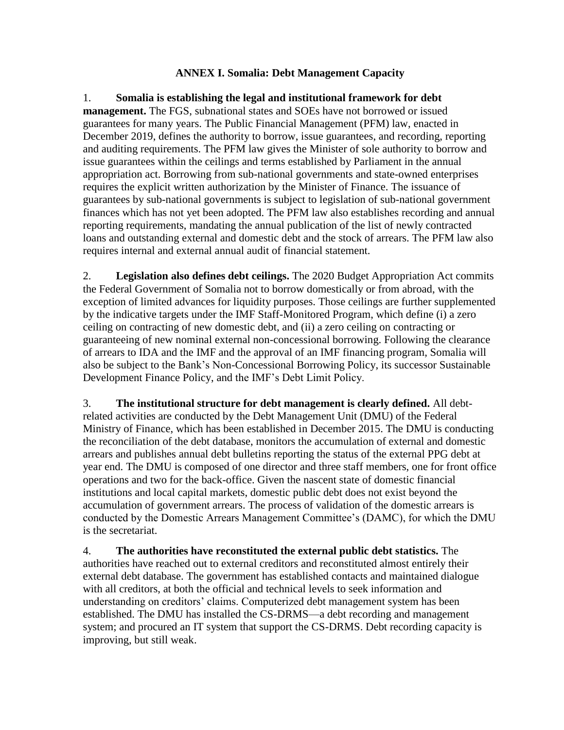# ANNEX I. Somalia: Debt Management Capacity

1. **Somalia is establishing the legal and institutional framework for debt management.** The FGS, subnational states and SOEs have not borrowed or issued guarantees for many years. The Public Financial Management (PFM) law, enacted in December 2019, defines the authority to borrow, issue guarantees, and recording, reporting and auditing requirements. The PFM law gives the Minister of sole authority to borrow and issue guarantees within the ceilings and terms established by Parliament in the annual appropriation act. Borrowing from sub-national governments and state-owned enterprises requires the explicit written authorization by the Minister of Finance. The issuance of guarantees by sub-national governments is subject to legislation of sub-national government finances which has not yet been adopted. The PFM law also establishes recording and annual reporting requirements, mandating the annual publication of the list of newly contracted loans and outstanding external and domestic debt and the stock of arrears. The PFM law also requires internal and external annual audit of financial statement.

2. **Legislation also defines debt ceilings.** The 2020 Budget Appropriation Act commits the Federal Government of Somalia not to borrow domestically or from abroad, with the exception of limited advances for liquidity purposes. Those ceilings are further supplemented by the indicative targets under the IMF Staff-Monitored Program, which define (i) a zero ceiling on contracting of new domestic debt, and (ii) a zero ceiling on contracting or guaranteeing of new nominal external non-concessional borrowing. Following the clearance of arrears to IDA and the IMF and the approval of an IMF financing program, Somalia will also be subject to the Bank's Non-Concessional Borrowing Policy, its successor Sustainable Development Finance Policy, and the IMF's Debt Limit Policy.

3. **The institutional structure for debt management is clearly defined.** All debt-related activities are conducted by the Debt Management Unit (DMU) of the Federal Ministry of Finance, which has been established in December 2015. The DMU is conducting the reconciliation of the debt database, monitors the accumulation of external and domestic arrears and publishes annual debt bulletins reporting the status of the external PPG debt at year end. The DMU is composed of one director and three staff members, one for front office operations and two for the back-office. Given the nascent state of domestic financial institutions and local capital markets, domestic public debt does not exist beyond the accumulation of government arrears. The process of validation of the domestic arrears is conducted by the Domestic Arrears Management Committee's (DAMC), for which the DMU is the secretariat.

4. **The authorities have reconstituted the external public debt statistics.** The authorities have reached out to external creditors and reconstituted almost entirely their external debt database. The government has established contacts and maintained dialogue with all creditors, at both the official and technical levels to seek information and understanding on creditors' claims. Computerized debt management system has been established. The DMU has installed the CS-DRMS—a debt recording and management system; and procured an IT system that support the CS-DRMS. Debt recording capacity is improving, but still weak.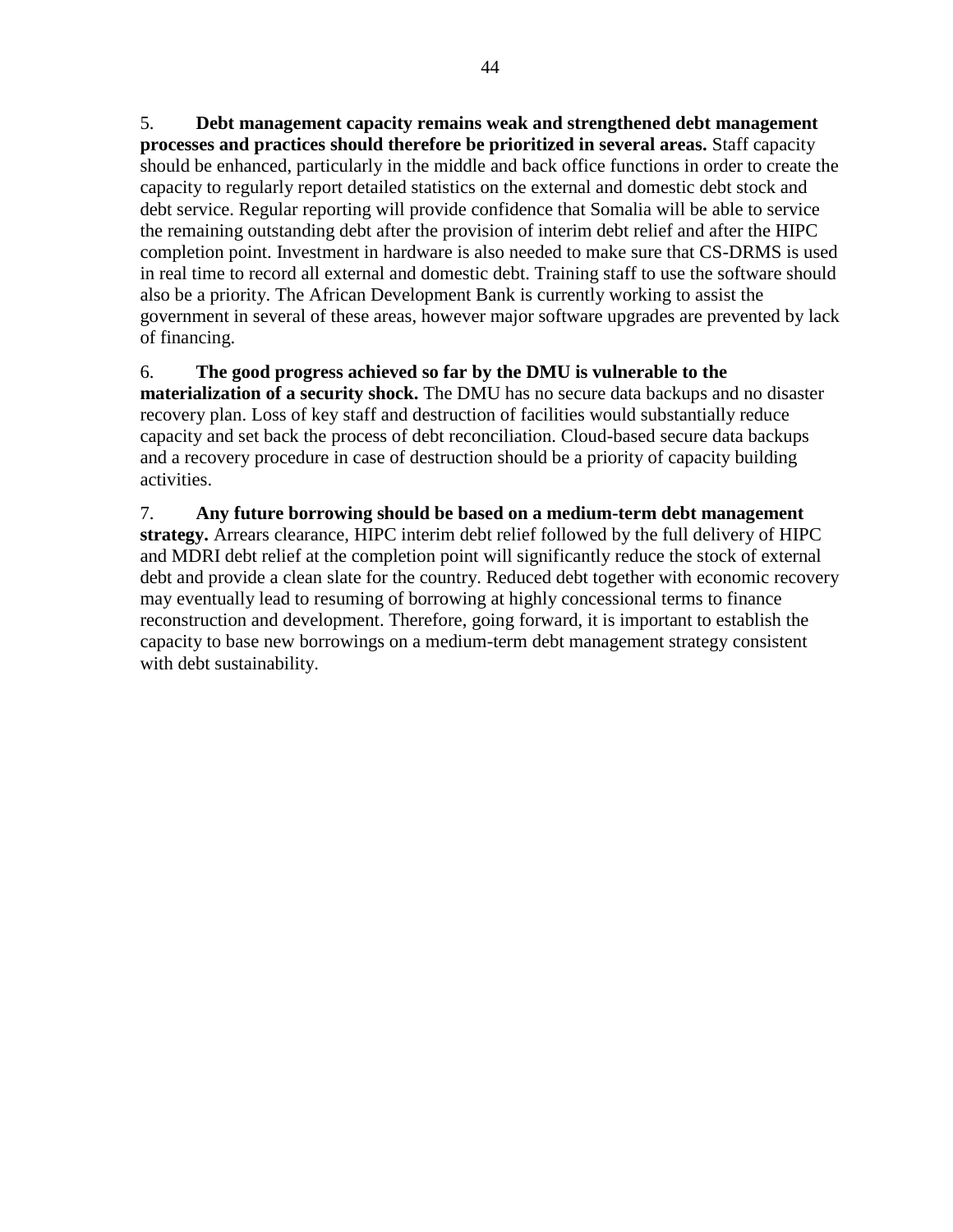5. **Debt management capacity remains weak and strengthened debt management processes and practices should therefore be prioritized in several areas.** Staff capacity should be enhanced, particularly in the middle and back office functions in order to create the capacity to regularly report detailed statistics on the external and domestic debt stock and debt service. Regular reporting will provide confidence that Somalia will be able to service the remaining outstanding debt after the provision of interim debt relief and after the HIPC completion point. Investment in hardware is also needed to make sure that CS-DRMS is used in real time to record all external and domestic debt. Training staff to use the software should also be a priority. The African Development Bank is currently working to assist the government in several of these areas, however major software upgrades are prevented by lack of financing.

6. **The good progress achieved so far by the DMU is vulnerable to the materialization of a security shock.** The DMU has no secure data backups and no disaster recovery plan. Loss of key staff and destruction of facilities would substantially reduce capacity and set back the process of debt reconciliation. Cloud-based secure data backups and a recovery procedure in case of destruction should be a priority of capacity building activities.

7. **Any future borrowing should be based on a medium-term debt management strategy.** Arrears clearance, HIPC interim debt relief followed by the full delivery of HIPC and MDRI debt relief at the completion point will significantly reduce the stock of external debt and provide a clean slate for the country. Reduced debt together with economic recovery may eventually lead to resuming of borrowing at highly concessional terms to finance reconstruction and development. Therefore, going forward, it is important to establish the capacity to base new borrowings on a medium-term debt management strategy consistent with debt sustainability.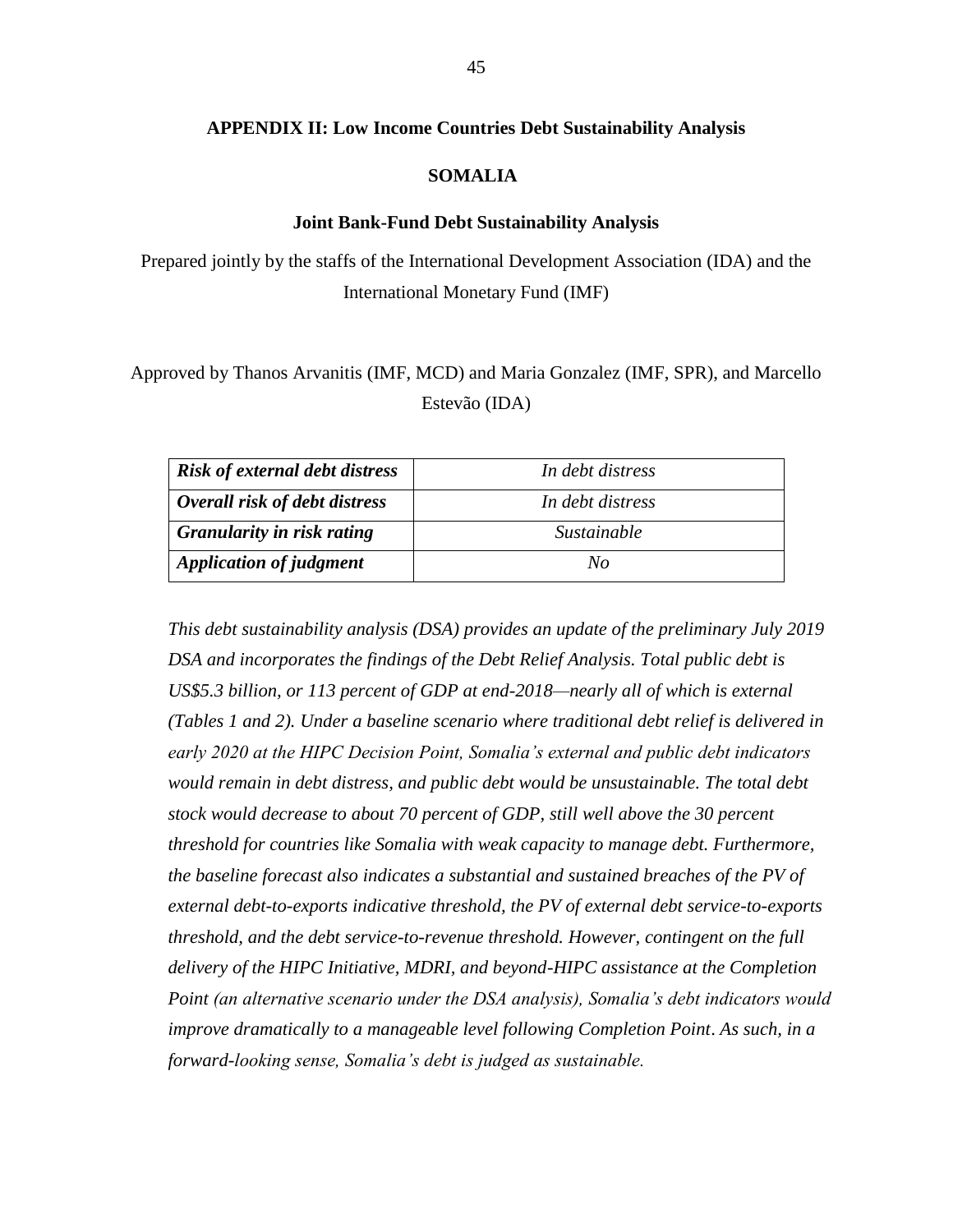**APPENDIX II: Low Income Countries Debt Sustainability Analysis**

**SOMALIA**

**Joint Bank-Fund Debt Sustainability Analysis**

Prepared jointly by the staffs of the International Development Association (IDA) and the International Monetary Fund (IMF)

Approved by Thanos Arvanitis (IMF, MCD) and Maria Gonzalez (IMF, SPR), and Marcello Estevão (IDA)

| | |
|---|---|
| ***Risk of external debt distress*** | *In debt distress* |
| ***Overall risk of debt distress*** | *In debt distress* |
| ***Granularity in risk rating*** | *Sustainable* |
| ***Application of judgment*** | *No* |

*This debt sustainability analysis (DSA) provides an update of the preliminary July 2019 DSA and incorporates the findings of the Debt Relief Analysis. Total public debt is US$5.3 billion, or 113 percent of GDP at end-2018—nearly all of which is external (Tables 1 and 2). Under a baseline scenario where traditional debt relief is delivered in early 2020 at the HIPC Decision Point, Somalia's external and public debt indicators would remain in debt distress, and public debt would be unsustainable. The total debt stock would decrease to about 70 percent of GDP, still well above the 30 percent threshold for countries like Somalia with weak capacity to manage debt. Furthermore, the baseline forecast also indicates a substantial and sustained breaches of the PV of external debt-to-exports indicative threshold, the PV of external debt service-to-exports threshold, and the debt service-to-revenue threshold. However, contingent on the full delivery of the HIPC Initiative, MDRI, and beyond-HIPC assistance at the Completion Point (an alternative scenario under the DSA analysis), Somalia's debt indicators would improve dramatically to a manageable level following Completion Point. As such, in a forward-looking sense, Somalia's debt is judged as sustainable.*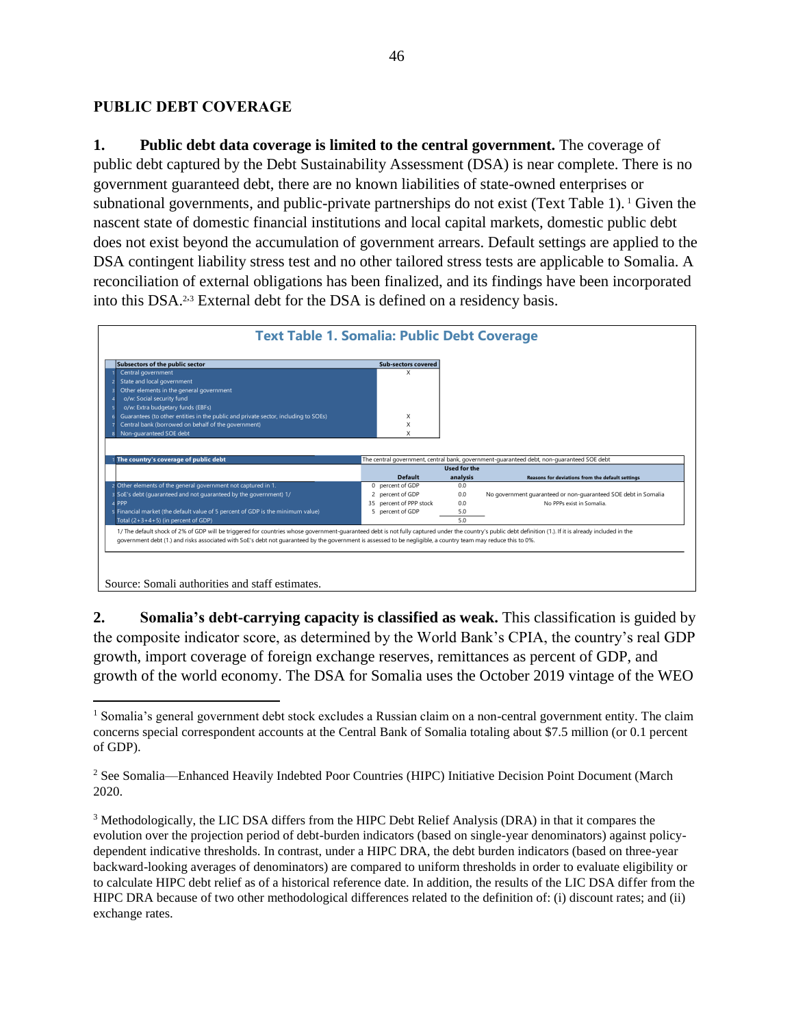## PUBLIC DEBT COVERAGE

**1. Public debt data coverage is limited to the central government.** The coverage of public debt captured by the Debt Sustainability Assessment (DSA) is near complete. There is no government guaranteed debt, there are no known liabilities of state-owned enterprises or subnational governments, and public-private partnerships do not exist (Text Table 1).[1] Given the nascent state of domestic financial institutions and local capital markets, domestic public debt does not exist beyond the accumulation of government arrears. Default settings are applied to the DSA contingent liability stress test and no other tailored stress tests are applicable to Somalia. A reconciliation of external obligations has been finalized, and its findings have been incorporated into this DSA.[2,3] External debt for the DSA is defined on a residency basis.

**Text Table 1. Somalia: Public Debt Coverage**

| | Subsectors of the public sector | Sub-sectors covered |
|---|---|---|
| 1 | Central government | X |
| 2 | State and local government | |
| 3 | Other elements in the general government | |
| 4 | o/w: Social security fund | |
| 5 | o/w: Extra budgetary funds (EBFs) | |
| 6 | Guarantees (to other entities in the public and private sector, including to SOEs) | X |
| 7 | Central bank (borrowed on behalf of the government) | X |
| 8 | Non-guaranteed SOE debt | X |

| | The country's coverage of public debt | The central government, central bank, government-guaranteed debt, non-guaranteed SOE debt | | |
|---|---|---|---|---|
| | | Default | Used for the analysis | Reasons for deviations from the default settings |
| 2 | Other elements of the general government not captured in 1. | 0 percent of GDP | 0.0 | |
| 3 | SoE's debt (guaranteed and not guaranteed by the government) 1/ | 2 percent of GDP | 0.0 | No government guaranteed or non-guaranteed SOE debt in Somalia |
| 4 | PPP | 35 percent of PPP stock | 0.0 | No PPPs exist in Somalia. |
| 5 | Financial market (the default value of 5 percent of GDP is the minimum value) | 5 percent of GDP | 5.0 | |
| | Total (2+3+4+5) (in percent of GDP) | | 5.0 | |

1/ The default shock of 2% of GDP will be triggered for countries whose government-guaranteed debt is not fully captured under the country's public debt definition (1.). If it is already included in the government debt (1.) and risks associated with SoE's debt not guaranteed by the government is assessed to be negligible, a country team may reduce this to 0%.

Source: Somali authorities and staff estimates.

**2. Somalia's debt-carrying capacity is classified as weak.** This classification is guided by the composite indicator score, as determined by the World Bank's CPIA, the country's real GDP growth, import coverage of foreign exchange reserves, remittances as percent of GDP, and growth of the world economy. The DSA for Somalia uses the October 2019 vintage of the WEO

---

[1] Somalia's general government debt stock excludes a Russian claim on a non-central government entity. The claim concerns special correspondent accounts at the Central Bank of Somalia totaling about $7.5 million (or 0.1 percent of GDP).

[2] See Somalia—Enhanced Heavily Indebted Poor Countries (HIPC) Initiative Decision Point Document (March 2020.

[3] Methodologically, the LIC DSA differs from the HIPC Debt Relief Analysis (DRA) in that it compares the evolution over the projection period of debt-burden indicators (based on single-year denominators) against policy-dependent indicative thresholds. In contrast, under a HIPC DRA, the debt burden indicators (based on three-year backward-looking averages of denominators) are compared to uniform thresholds in order to evaluate eligibility or to calculate HIPC debt relief as of a historical reference date. In addition, the results of the LIC DSA differ from the HIPC DRA because of two other methodological differences related to the definition of: (i) discount rates; and (ii) exchange rates.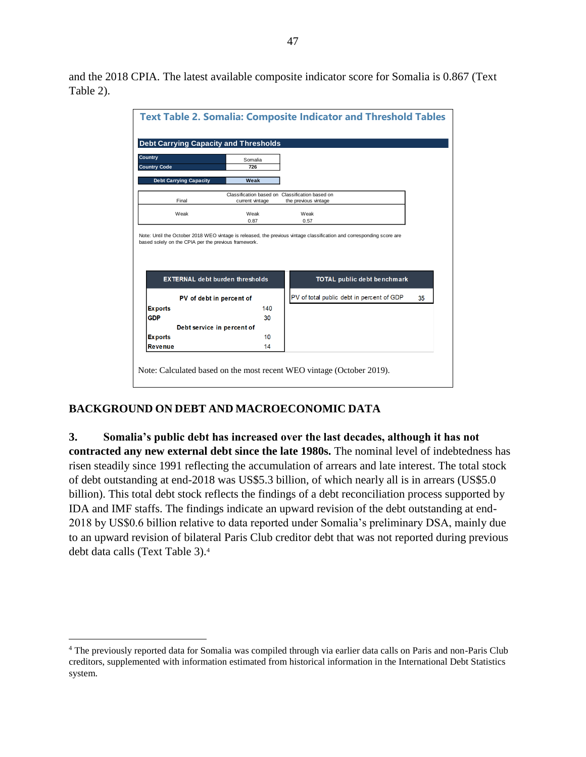and the 2018 CPIA. The latest available composite indicator score for Somalia is 0.867 (Text Table 2).

**Text Table 2. Somalia: Composite Indicator and Threshold Tables**

**Debt Carrying Capacity and Thresholds**

| Country | Somalia |
|---|---|
| Country Code | 726 |

| Debt Carrying Capacity | Weak |
|---|---|

| Final | Classification based on current vintage | Classification based on the previous vintage |
|---|---|---|
| Weak | Weak<br>0.87 | Weak<br>0.57 |

Note: Until the October 2018 WEO vintage is released, the previous vintage classification and corresponding score are based solely on the CPIA per the previous framework.

| EXTERNAL debt burden thresholds | |
|---|---|
| **PV of debt in percent of** | |
| **Exports** | 140 |
| **GDP** | 30 |
| **Debt service in percent of** | |
| **Exports** | 10 |
| **Revenue** | 14 |

| TOTAL public debt benchmark | |
|---|---|
| PV of total public debt in percent of GDP | 35 |

Note: Calculated based on the most recent WEO vintage (October 2019).

## BACKGROUND ON DEBT AND MACROECONOMIC DATA

**3. Somalia's public debt has increased over the last decades, although it has not contracted any new external debt since the late 1980s.** The nominal level of indebtedness has risen steadily since 1991 reflecting the accumulation of arrears and late interest. The total stock of debt outstanding at end-2018 was US$5.3 billion, of which nearly all is in arrears (US$5.0 billion). This total debt stock reflects the findings of a debt reconciliation process supported by IDA and IMF staffs. The findings indicate an upward revision of the debt outstanding at end-2018 by US$0.6 billion relative to data reported under Somalia's preliminary DSA, mainly due to an upward revision of bilateral Paris Club creditor debt that was not reported during previous debt data calls (Text Table 3).[4]

---

[4] The previously reported data for Somalia was compiled through via earlier data calls on Paris and non-Paris Club creditors, supplemented with information estimated from historical information in the International Debt Statistics system.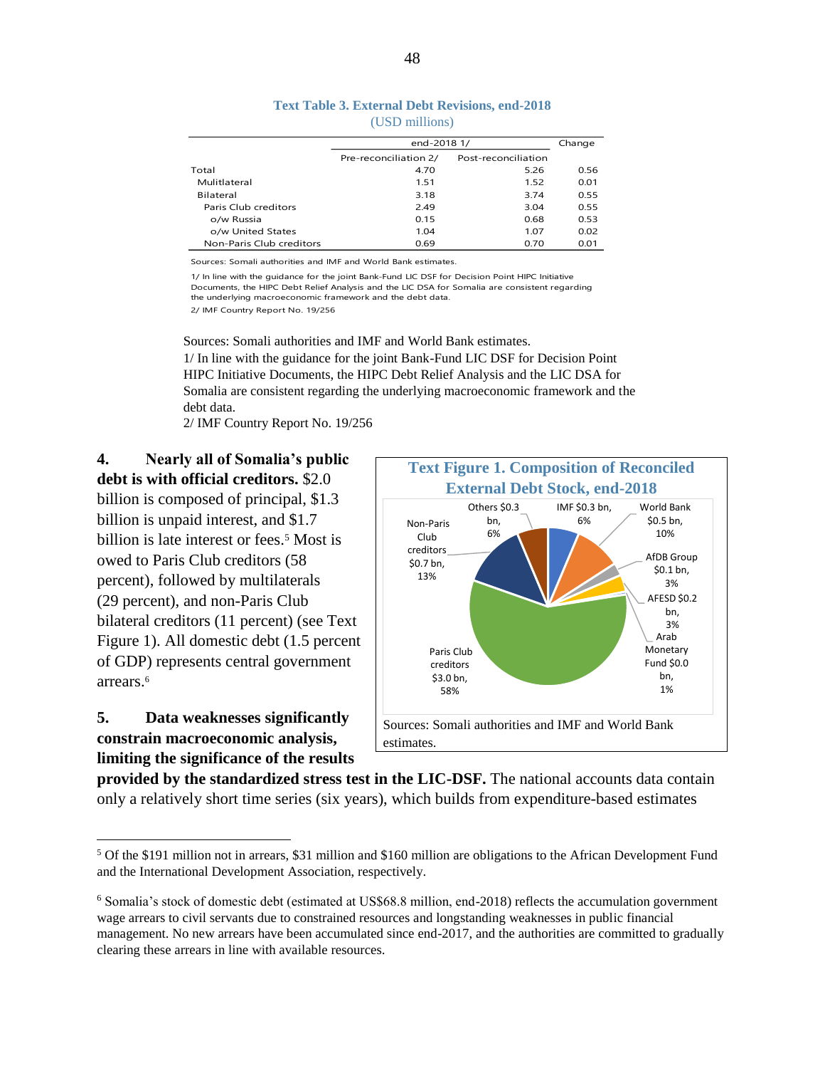**Text Table 3. External Debt Revisions, end-2018**
(USD millions)

| | end-2018 1/ | | Change |
|---|---|---|---|
| | Pre-reconciliation 2/ | Post-reconciliation | |
| Total | 4.70 | 5.26 | 0.56 |
| Mulitlateral | 1.51 | 1.52 | 0.01 |
| Bilateral | 3.18 | 3.74 | 0.55 |
| Paris Club creditors | 2.49 | 3.04 | 0.55 |
| o/w Russia | 0.15 | 0.68 | 0.53 |
| o/w United States | 1.04 | 1.07 | 0.02 |
| Non-Paris Club creditors | 0.69 | 0.70 | 0.01 |

Sources: Somali authorities and IMF and World Bank estimates.

1/ In line with the guidance for the joint Bank-Fund LIC DSF for Decision Point HIPC Initiative Documents, the HIPC Debt Relief Analysis and the LIC DSA for Somalia are consistent regarding the underlying macroeconomic framework and the debt data.

2/ IMF Country Report No. 19/256

Sources: Somali authorities and IMF and World Bank estimates.
1/ In line with the guidance for the joint Bank-Fund LIC DSF for Decision Point HIPC Initiative Documents, the HIPC Debt Relief Analysis and the LIC DSA for Somalia are consistent regarding the underlying macroeconomic framework and the debt data.
2/ IMF Country Report No. 19/256

**4. Nearly all of Somalia's public debt is with official creditors.** $2.0 billion is composed of principal, $1.3 billion is unpaid interest, and $1.7 billion is late interest or fees.[5] Most is owed to Paris Club creditors (58 percent), followed by multilaterals (29 percent), and non-Paris Club bilateral creditors (11 percent) (see Text Figure 1). All domestic debt (1.5 percent of GDP) represents central government arrears.[6]

**Text Figure 1. Composition of Reconciled External Debt Stock, end-2018**

| Creditor | Amount | Share |
|---|---|---|
| IMF | $0.3 bn | 6% |
| World Bank | $0.5 bn | 10% |
| AfDB Group | $0.1 bn | 3% |
| AFESD | $0.2 bn | 3% |
| Arab Monetary Fund | $0.0 bn | 1% |
| Paris Club creditors | $3.0 bn | 58% |
| Non-Paris Club creditors | $0.7 bn | 13% |
| Others | $0.3 bn | 6% |

Sources: Somali authorities and IMF and World Bank estimates.

**5. Data weaknesses significantly constrain macroeconomic analysis, limiting the significance of the results provided by the standardized stress test in the LIC-DSF.** The national accounts data contain only a relatively short time series (six years), which builds from expenditure-based estimates

[5] Of the $191 million not in arrears, $31 million and $160 million are obligations to the African Development Fund and the International Development Association, respectively.

[6] Somalia's stock of domestic debt (estimated at US$68.8 million, end-2018) reflects the accumulation government wage arrears to civil servants due to constrained resources and longstanding weaknesses in public financial management. No new arrears have been accumulated since end-2017, and the authorities are committed to gradually clearing these arrears in line with available resources.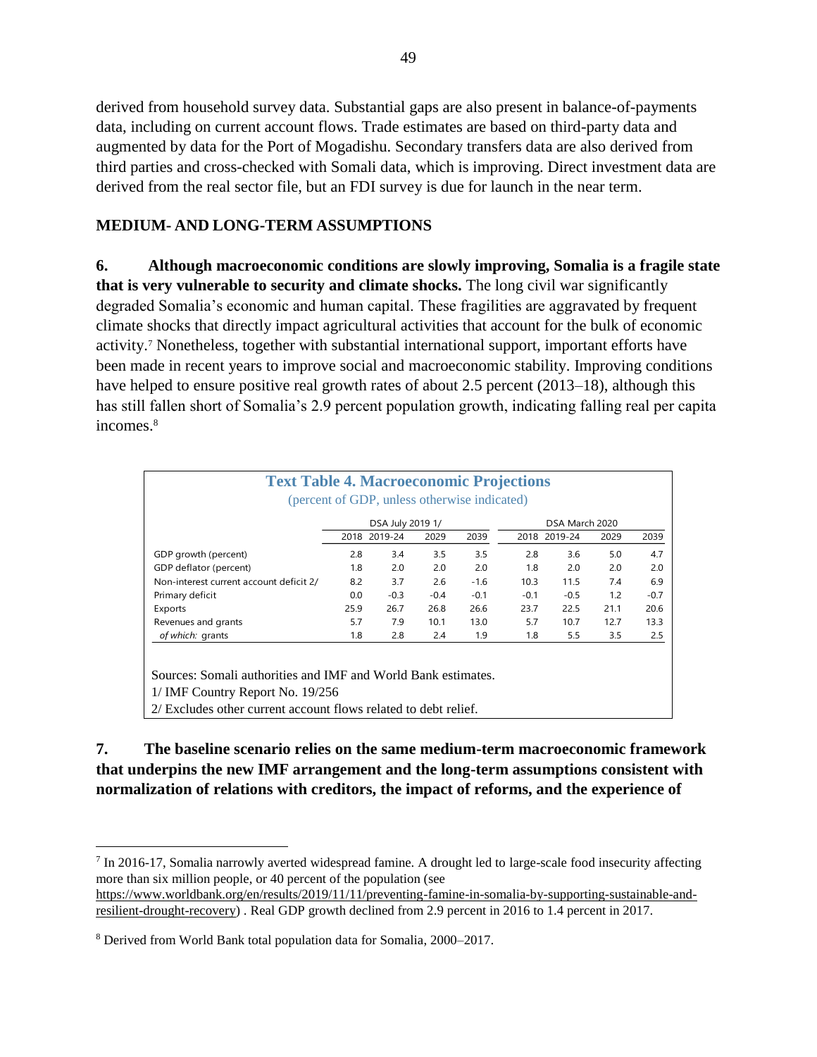derived from household survey data. Substantial gaps are also present in balance-of-payments data, including on current account flows. Trade estimates are based on third-party data and augmented by data for the Port of Mogadishu. Secondary transfers data are also derived from third parties and cross-checked with Somali data, which is improving. Direct investment data are derived from the real sector file, but an FDI survey is due for launch in the near term.

## MEDIUM- AND LONG-TERM ASSUMPTIONS

**6. Although macroeconomic conditions are slowly improving, Somalia is a fragile state that is very vulnerable to security and climate shocks.** The long civil war significantly degraded Somalia's economic and human capital. These fragilities are aggravated by frequent climate shocks that directly impact agricultural activities that account for the bulk of economic activity.[7] Nonetheless, together with substantial international support, important efforts have been made in recent years to improve social and macroeconomic stability. Improving conditions have helped to ensure positive real growth rates of about 2.5 percent (2013–18), although this has still fallen short of Somalia's 2.9 percent population growth, indicating falling real per capita incomes.[8]

**Text Table 4. Macroeconomic Projections**
(percent of GDP, unless otherwise indicated)

| | DSA July 2019 1/ | | | | DSA March 2020 | | | |
|---|---|---|---|---|---|---|---|---|
| | 2018 | 2019-24 | 2029 | 2039 | 2018 | 2019-24 | 2029 | 2039 |
| GDP growth (percent) | 2.8 | 3.4 | 3.5 | 3.5 | 2.8 | 3.6 | 5.0 | 4.7 |
| GDP deflator (percent) | 1.8 | 2.0 | 2.0 | 2.0 | 1.8 | 2.0 | 2.0 | 2.0 |
| Non-interest current account deficit 2/ | 8.2 | 3.7 | 2.6 | -1.6 | 10.3 | 11.5 | 7.4 | 6.9 |
| Primary deficit | 0.0 | -0.3 | -0.4 | -0.1 | -0.1 | -0.5 | 1.2 | -0.7 |
| Exports | 25.9 | 26.7 | 26.8 | 26.6 | 23.7 | 22.5 | 21.1 | 20.6 |
| Revenues and grants | 5.7 | 7.9 | 10.1 | 13.0 | 5.7 | 10.7 | 12.7 | 13.3 |
| *of which:* grants | 1.8 | 2.8 | 2.4 | 1.9 | 1.8 | 5.5 | 3.5 | 2.5 |

Sources: Somali authorities and IMF and World Bank estimates.
1/ IMF Country Report No. 19/256
2/ Excludes other current account flows related to debt relief.

**7. The baseline scenario relies on the same medium-term macroeconomic framework that underpins the new IMF arrangement and the long-term assumptions consistent with normalization of relations with creditors, the impact of reforms, and the experience of**

---

[7] In 2016-17, Somalia narrowly averted widespread famine. A drought led to large-scale food insecurity affecting more than six million people, or 40 percent of the population (see https://www.worldbank.org/en/results/2019/11/11/preventing-famine-in-somalia-by-supporting-sustainable-and-resilient-drought-recovery) . Real GDP growth declined from 2.9 percent in 2016 to 1.4 percent in 2017.

[8] Derived from World Bank total population data for Somalia, 2000–2017.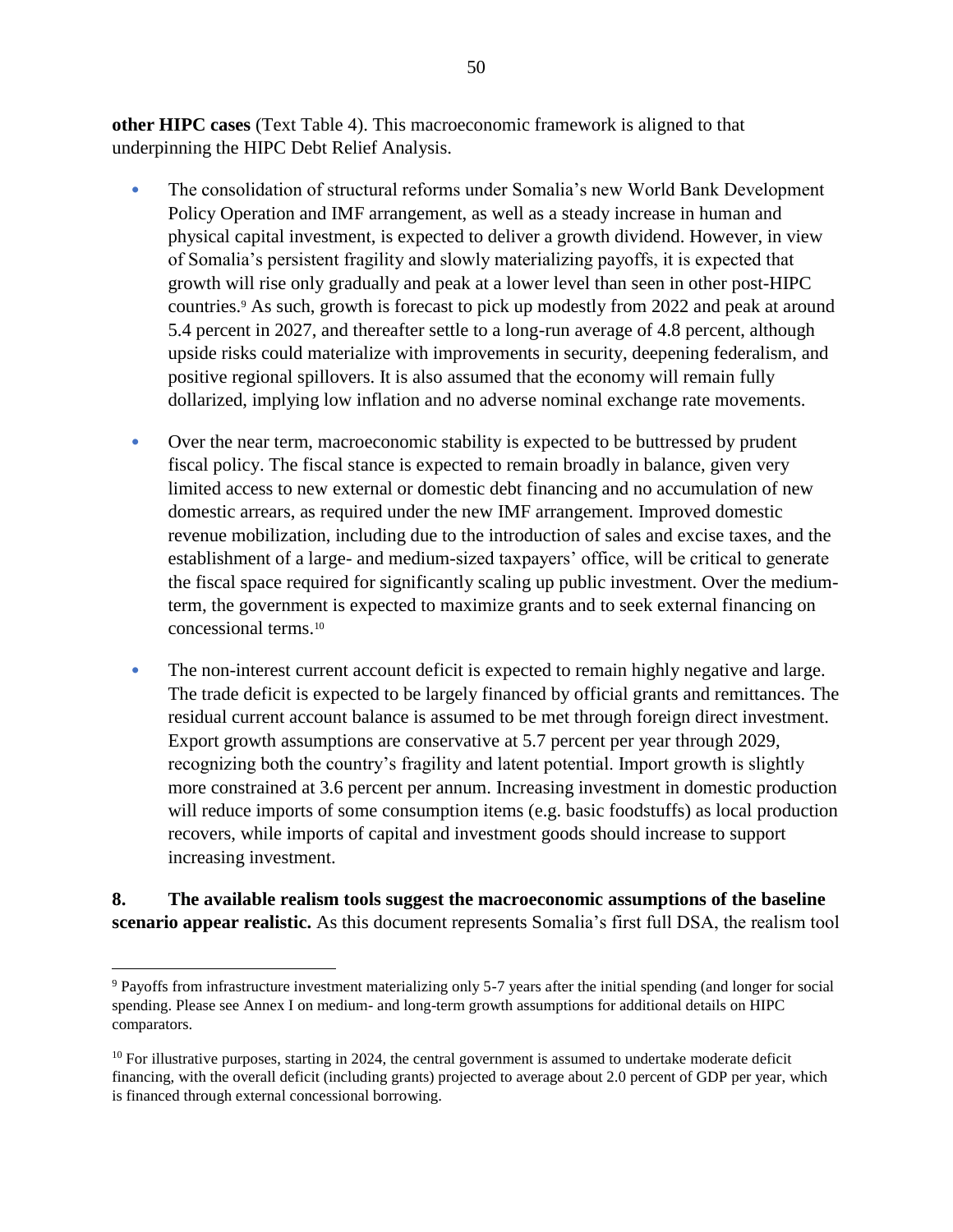**other HIPC cases** (Text Table 4). This macroeconomic framework is aligned to that underpinning the HIPC Debt Relief Analysis.

- The consolidation of structural reforms under Somalia's new World Bank Development Policy Operation and IMF arrangement, as well as a steady increase in human and physical capital investment, is expected to deliver a growth dividend. However, in view of Somalia's persistent fragility and slowly materializing payoffs, it is expected that growth will rise only gradually and peak at a lower level than seen in other post-HIPC countries.[9] As such, growth is forecast to pick up modestly from 2022 and peak at around 5.4 percent in 2027, and thereafter settle to a long-run average of 4.8 percent, although upside risks could materialize with improvements in security, deepening federalism, and positive regional spillovers. It is also assumed that the economy will remain fully dollarized, implying low inflation and no adverse nominal exchange rate movements.

- Over the near term, macroeconomic stability is expected to be buttressed by prudent fiscal policy. The fiscal stance is expected to remain broadly in balance, given very limited access to new external or domestic debt financing and no accumulation of new domestic arrears, as required under the new IMF arrangement. Improved domestic revenue mobilization, including due to the introduction of sales and excise taxes, and the establishment of a large- and medium-sized taxpayers' office, will be critical to generate the fiscal space required for significantly scaling up public investment. Over the medium-term, the government is expected to maximize grants and to seek external financing on concessional terms.[10]

- The non-interest current account deficit is expected to remain highly negative and large. The trade deficit is expected to be largely financed by official grants and remittances. The residual current account balance is assumed to be met through foreign direct investment. Export growth assumptions are conservative at 5.7 percent per year through 2029, recognizing both the country's fragility and latent potential. Import growth is slightly more constrained at 3.6 percent per annum. Increasing investment in domestic production will reduce imports of some consumption items (e.g. basic foodstuffs) as local production recovers, while imports of capital and investment goods should increase to support increasing investment.

**8. The available realism tools suggest the macroeconomic assumptions of the baseline scenario appear realistic.** As this document represents Somalia's first full DSA, the realism tool

---

[9] Payoffs from infrastructure investment materializing only 5-7 years after the initial spending (and longer for social spending. Please see Annex I on medium- and long-term growth assumptions for additional details on HIPC comparators.

[10] For illustrative purposes, starting in 2024, the central government is assumed to undertake moderate deficit financing, with the overall deficit (including grants) projected to average about 2.0 percent of GDP per year, which is financed through external concessional borrowing.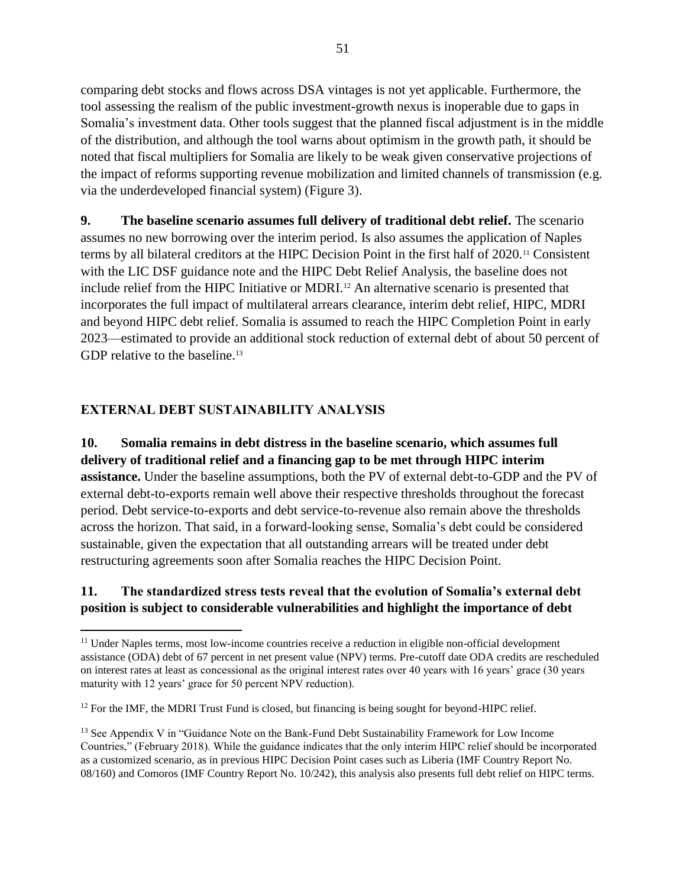comparing debt stocks and flows across DSA vintages is not yet applicable. Furthermore, the tool assessing the realism of the public investment-growth nexus is inoperable due to gaps in Somalia's investment data. Other tools suggest that the planned fiscal adjustment is in the middle of the distribution, and although the tool warns about optimism in the growth path, it should be noted that fiscal multipliers for Somalia are likely to be weak given conservative projections of the impact of reforms supporting revenue mobilization and limited channels of transmission (e.g. via the underdeveloped financial system) (Figure 3).

**9. The baseline scenario assumes full delivery of traditional debt relief.** The scenario assumes no new borrowing over the interim period. Is also assumes the application of Naples terms by all bilateral creditors at the HIPC Decision Point in the first half of 2020.[11] Consistent with the LIC DSF guidance note and the HIPC Debt Relief Analysis, the baseline does not include relief from the HIPC Initiative or MDRI.[12] An alternative scenario is presented that incorporates the full impact of multilateral arrears clearance, interim debt relief, HIPC, MDRI and beyond HIPC debt relief. Somalia is assumed to reach the HIPC Completion Point in early 2023—estimated to provide an additional stock reduction of external debt of about 50 percent of GDP relative to the baseline.[13]

## EXTERNAL DEBT SUSTAINABILITY ANALYSIS

**10. Somalia remains in debt distress in the baseline scenario, which assumes full delivery of traditional relief and a financing gap to be met through HIPC interim assistance.** Under the baseline assumptions, both the PV of external debt-to-GDP and the PV of external debt-to-exports remain well above their respective thresholds throughout the forecast period. Debt service-to-exports and debt service-to-revenue also remain above the thresholds across the horizon. That said, in a forward-looking sense, Somalia's debt could be considered sustainable, given the expectation that all outstanding arrears will be treated under debt restructuring agreements soon after Somalia reaches the HIPC Decision Point.

**11. The standardized stress tests reveal that the evolution of Somalia's external debt position is subject to considerable vulnerabilities and highlight the importance of debt**

---

[11] Under Naples terms, most low-income countries receive a reduction in eligible non-official development assistance (ODA) debt of 67 percent in net present value (NPV) terms. Pre-cutoff date ODA credits are rescheduled on interest rates at least as concessional as the original interest rates over 40 years with 16 years' grace (30 years maturity with 12 years' grace for 50 percent NPV reduction).

[12] For the IMF, the MDRI Trust Fund is closed, but financing is being sought for beyond-HIPC relief.

[13] See Appendix V in "Guidance Note on the Bank-Fund Debt Sustainability Framework for Low Income Countries," (February 2018). While the guidance indicates that the only interim HIPC relief should be incorporated as a customized scenario, as in previous HIPC Decision Point cases such as Liberia (IMF Country Report No. 08/160) and Comoros (IMF Country Report No. 10/242), this analysis also presents full debt relief on HIPC terms.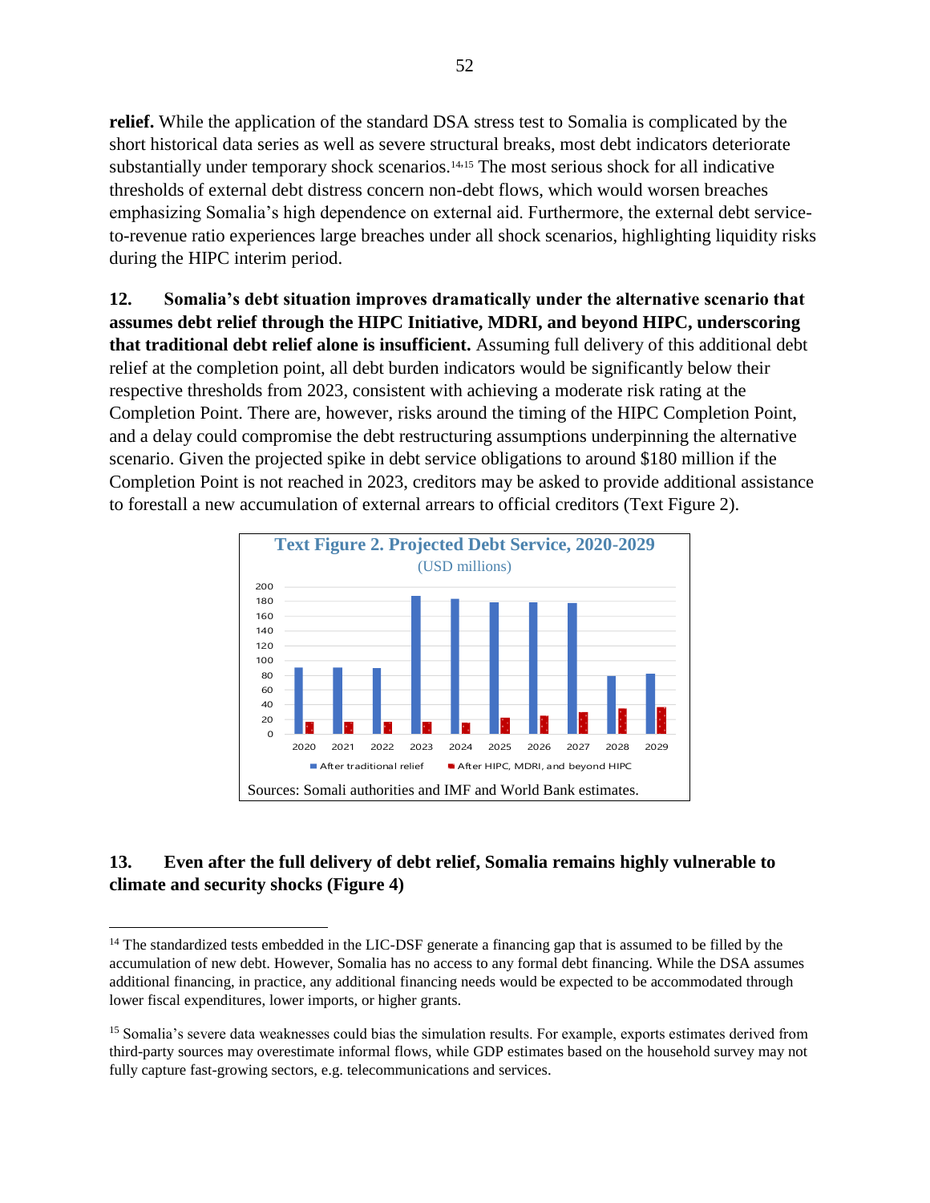**relief.** While the application of the standard DSA stress test to Somalia is complicated by the short historical data series as well as severe structural breaks, most debt indicators deteriorate substantially under temporary shock scenarios.[14,15] The most serious shock for all indicative thresholds of external debt distress concern non-debt flows, which would worsen breaches emphasizing Somalia's high dependence on external aid. Furthermore, the external debt service-to-revenue ratio experiences large breaches under all shock scenarios, highlighting liquidity risks during the HIPC interim period.

**12. Somalia's debt situation improves dramatically under the alternative scenario that assumes debt relief through the HIPC Initiative, MDRI, and beyond HIPC, underscoring that traditional debt relief alone is insufficient.** Assuming full delivery of this additional debt relief at the completion point, all debt burden indicators would be significantly below their respective thresholds from 2023, consistent with achieving a moderate risk rating at the Completion Point. There are, however, risks around the timing of the HIPC Completion Point, and a delay could compromise the debt restructuring assumptions underpinning the alternative scenario. Given the projected spike in debt service obligations to around $180 million if the Completion Point is not reached in 2023, creditors may be asked to provide additional assistance to forestall a new accumulation of external arrears to official creditors (Text Figure 2).

**Text Figure 2. Projected Debt Service, 2020-2029**

(USD millions)

Legend: After traditional relief; After HIPC, MDRI, and beyond HIPC

Sources: Somali authorities and IMF and World Bank estimates.

**13. Even after the full delivery of debt relief, Somalia remains highly vulnerable to climate and security shocks (Figure 4)**

[14] The standardized tests embedded in the LIC-DSF generate a financing gap that is assumed to be filled by the accumulation of new debt. However, Somalia has no access to any formal debt financing. While the DSA assumes additional financing, in practice, any additional financing needs would be expected to be accommodated through lower fiscal expenditures, lower imports, or higher grants.

[15] Somalia's severe data weaknesses could bias the simulation results. For example, exports estimates derived from third-party sources may overestimate informal flows, while GDP estimates based on the household survey may not fully capture fast-growing sectors, e.g. telecommunications and services.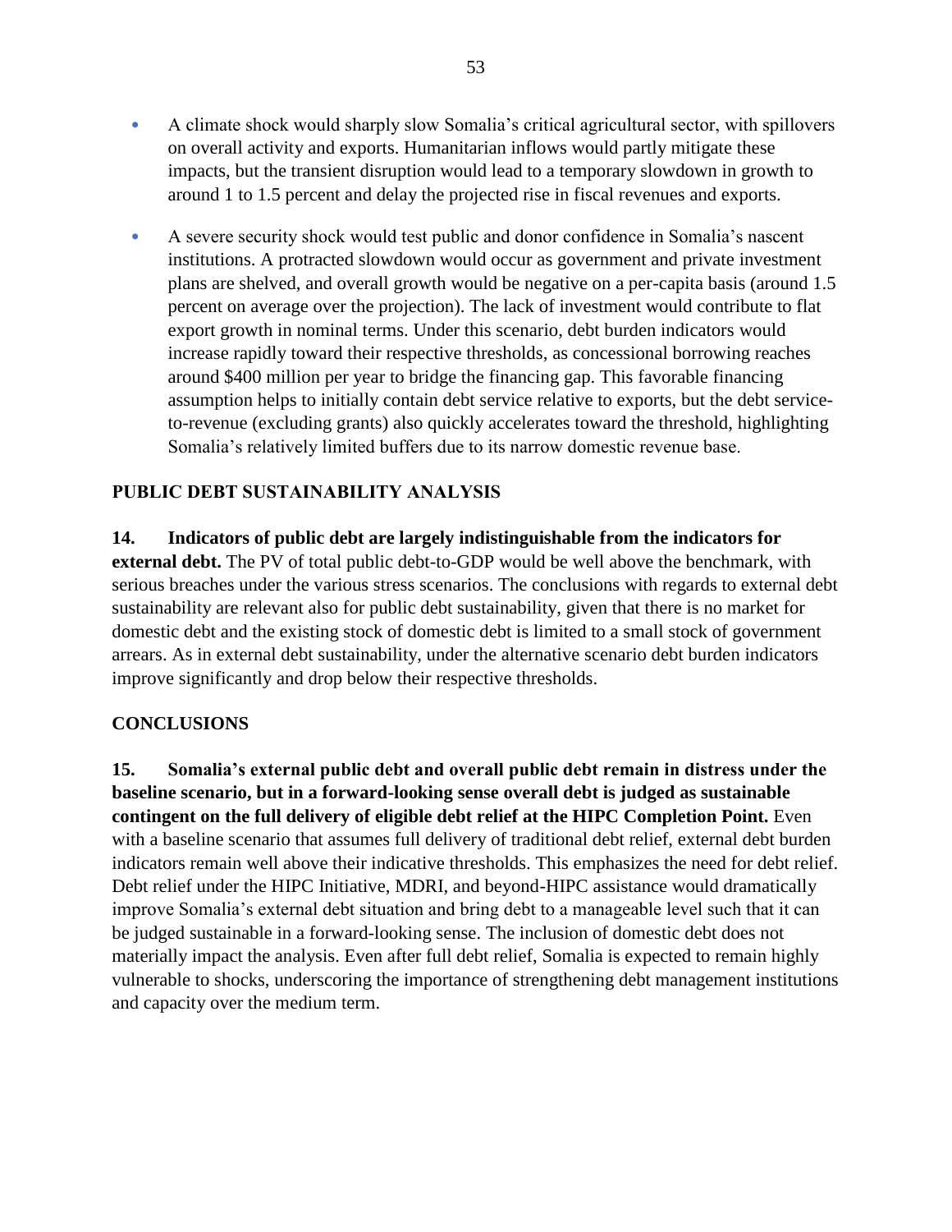- A climate shock would sharply slow Somalia's critical agricultural sector, with spillovers on overall activity and exports. Humanitarian inflows would partly mitigate these impacts, but the transient disruption would lead to a temporary slowdown in growth to around 1 to 1.5 percent and delay the projected rise in fiscal revenues and exports.

- A severe security shock would test public and donor confidence in Somalia's nascent institutions. A protracted slowdown would occur as government and private investment plans are shelved, and overall growth would be negative on a per-capita basis (around 1.5 percent on average over the projection). The lack of investment would contribute to flat export growth in nominal terms. Under this scenario, debt burden indicators would increase rapidly toward their respective thresholds, as concessional borrowing reaches around $400 million per year to bridge the financing gap. This favorable financing assumption helps to initially contain debt service relative to exports, but the debt service-to-revenue (excluding grants) also quickly accelerates toward the threshold, highlighting Somalia's relatively limited buffers due to its narrow domestic revenue base.

## PUBLIC DEBT SUSTAINABILITY ANALYSIS

**14. Indicators of public debt are largely indistinguishable from the indicators for external debt.** The PV of total public debt-to-GDP would be well above the benchmark, with serious breaches under the various stress scenarios. The conclusions with regards to external debt sustainability are relevant also for public debt sustainability, given that there is no market for domestic debt and the existing stock of domestic debt is limited to a small stock of government arrears. As in external debt sustainability, under the alternative scenario debt burden indicators improve significantly and drop below their respective thresholds.

## CONCLUSIONS

**15. Somalia's external public debt and overall public debt remain in distress under the baseline scenario, but in a forward-looking sense overall debt is judged as sustainable contingent on the full delivery of eligible debt relief at the HIPC Completion Point.** Even with a baseline scenario that assumes full delivery of traditional debt relief, external debt burden indicators remain well above their indicative thresholds. This emphasizes the need for debt relief. Debt relief under the HIPC Initiative, MDRI, and beyond-HIPC assistance would dramatically improve Somalia's external debt situation and bring debt to a manageable level such that it can be judged sustainable in a forward-looking sense. The inclusion of domestic debt does not materially impact the analysis. Even after full debt relief, Somalia is expected to remain highly vulnerable to shocks, underscoring the importance of strengthening debt management institutions and capacity over the medium term.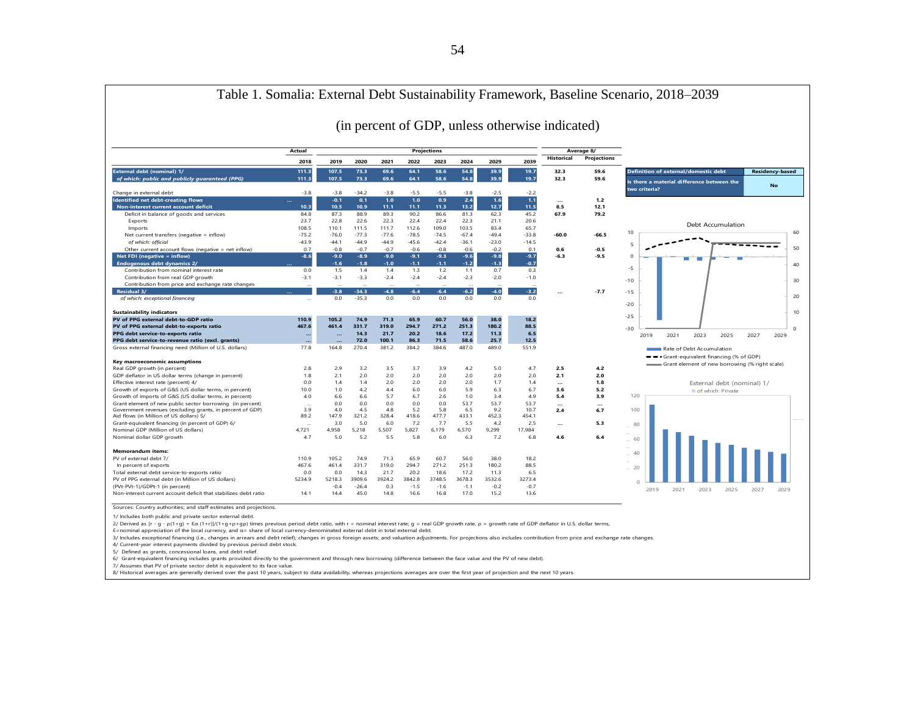# Table 1. Somalia: External Debt Sustainability Framework, Baseline Scenario, 2018–2039

## (in percent of GDP, unless otherwise indicated)

| | Actual | Projections | | | | | | | | Average 8/ | |
|---|---|---|---|---|---|---|---|---|---|---|---|
| | 2018 | 2019 | 2020 | 2021 | 2022 | 2023 | 2024 | 2029 | 2039 | Historical | Projections |
| **External debt (nominal) 1/** | 111.3 | 107.5 | 73.3 | 69.6 | 64.1 | 58.6 | 54.8 | 39.9 | 19.7 | 32.3 | 59.6 |
| *of which: public and publicly guaranteed (PPG)* | 111.3 | 107.5 | 73.3 | 69.6 | 64.1 | 58.6 | 54.8 | 39.9 | 19.7 | 32.3 | 59.6 |
| Change in external debt | -3.8 | -3.8 | -34.2 | -3.8 | -5.5 | -5.5 | -3.8 | -2.5 | -2.2 | | |
| **Identified net debt-creating flows** | ... | -0.1 | 0.1 | 1.0 | 1.0 | 0.9 | 2.4 | 1.6 | 1.1 | ... | 1.2 |
| **Non-interest current account deficit** | 10.3 | 10.5 | 10.9 | 11.1 | 11.1 | 11.3 | 13.2 | 12.7 | 11.5 | 8.5 | 12.1 |
| Deficit in balance of goods and services | 84.8 | 87.3 | 88.9 | 89.3 | 90.2 | 86.6 | 81.3 | 62.3 | 45.2 | 67.9 | 79.2 |
| Exports | 23.7 | 22.8 | 22.6 | 22.3 | 22.4 | 22.4 | 22.3 | 21.1 | 20.6 | | |
| Imports | 108.5 | 110.1 | 111.5 | 111.7 | 112.6 | 109.0 | 103.5 | 83.4 | 65.7 | | |
| Net current transfers (negative = inflow) | -75.2 | -76.0 | -77.3 | -77.6 | -78.5 | -74.5 | -67.4 | -49.4 | -33.8 | -60.0 | -66.5 |
| *of which: official* | -43.9 | -44.1 | -44.9 | -44.9 | -45.6 | -42.4 | -36.1 | -23.0 | -14.5 | | |
| Other current account flows (negative = net inflow) | 0.7 | -0.8 | -0.7 | -0.7 | -0.6 | -0.8 | -0.6 | -0.2 | 0.1 | 0.6 | -0.5 |
| **Net FDI (negative = inflow)** | -8.6 | -9.0 | -8.9 | -9.0 | -9.1 | -9.3 | -9.6 | -9.8 | -9.7 | -6.3 | -9.5 |
| **Endogenous debt dynamics 2/** | ... | -1.6 | -1.8 | -1.0 | -1.1 | -1.1 | -1.2 | -1.3 | -0.7 | | |
| Contribution from nominal interest rate | 0.0 | 1.5 | 1.4 | 1.4 | 1.3 | 1.2 | 1.1 | 0.7 | 0.3 | | |
| Contribution from real GDP growth | -3.1 | -3.1 | -3.3 | -2.4 | -2.4 | -2.4 | -2.3 | -2.0 | -1.0 | | |
| Contribution from price and exchange rate changes | ... | ... | ... | ... | ... | ... | ... | ... | ... | | |
| **Residual 3/** | ... | -3.8 | -34.3 | -4.8 | -6.4 | -6.4 | -6.2 | -4.0 | -3.2 | ... | -7.7 |
| *of which: exceptional financing* | ... | 0.0 | -35.3 | 0.0 | 0.0 | 0.0 | 0.0 | 0.0 | 0.0 | | |
| **Sustainability indicators** | | | | | | | | | | | |
| **PV of PPG external debt-to-GDP ratio** | 110.9 | 105.2 | 74.9 | 71.3 | 65.9 | 60.7 | 56.0 | 38.0 | 18.2 | | |
| **PV of PPG external debt-to-exports ratio** | 467.6 | 461.4 | 331.7 | 319.0 | 294.7 | 271.2 | 251.3 | 180.2 | 88.5 | | |
| **PPG debt service-to-exports ratio** | ... | ... | 14.3 | 21.7 | 20.2 | 18.6 | 17.2 | 11.3 | 6.5 | | |
| **PPG debt service-to-revenue ratio (excl. grants)** | ... | ... | 72.0 | 100.1 | 86.3 | 71.5 | 58.6 | 25.7 | 12.5 | | |
| Gross external financing need (Million of U.S. dollars) | 77.8 | 164.8 | 270.4 | 381.2 | 384.2 | 384.6 | 487.0 | 489.0 | 551.9 | | |
| **Key macroeconomic assumptions** | | | | | | | | | | | |
| Real GDP growth (in percent) | 2.8 | 2.9 | 3.2 | 3.5 | 3.7 | 3.9 | 4.2 | 5.0 | 4.7 | 2.5 | 4.2 |
| GDP deflator in US dollar terms (change in percent) | 1.8 | 2.1 | 2.0 | 2.0 | 2.0 | 2.0 | 2.0 | 2.0 | 2.0 | 2.1 | 2.0 |
| Effective interest rate (percent) 4/ | 0.0 | 1.4 | 1.4 | 2.0 | 2.0 | 2.0 | 2.0 | 1.7 | 1.4 | ... | 1.8 |
| Growth of exports of G&S (US dollar terms, in percent) | 10.0 | 1.0 | 4.2 | 4.4 | 6.0 | 6.0 | 5.9 | 6.3 | 6.7 | 3.6 | 5.2 |
| Growth of imports of G&S (US dollar terms, in percent) | 4.0 | 6.6 | 6.6 | 5.7 | 6.7 | 2.6 | 1.0 | 3.4 | 4.9 | 5.4 | 3.9 |
| Grant element of new public sector borrowing (in percent) | ... | 0.0 | 0.0 | 0.0 | 0.0 | 0.0 | 53.7 | 53.7 | 53.7 | ... | ... |
| Government revenues (excluding grants, in percent of GDP) | 3.9 | 4.0 | 4.5 | 4.8 | 5.2 | 5.8 | 6.5 | 9.2 | 10.7 | 2.4 | 6.7 |
| Aid flows (in Million of US dollars) 5/ | 89.2 | 147.9 | 321.2 | 328.4 | 418.6 | 477.7 | 433.1 | 452.3 | 454.1 | | |
| Grant-equivalent financing (in percent of GDP) 6/ | ... | 3.0 | 5.0 | 6.0 | 7.2 | 7.7 | 5.5 | 4.2 | 2.5 | ... | 5.3 |
| Nominal GDP (Million of US dollars) | 4,721 | 4,958 | 5,218 | 5,507 | 5,827 | 6,179 | 6,570 | 9,299 | 17,984 | | |
| Nominal dollar GDP growth | 4.7 | 5.0 | 5.2 | 5.5 | 5.8 | 6.0 | 6.3 | 7.2 | 6.8 | 4.6 | 6.4 |
| **Memorandum items:** | | | | | | | | | | | |
| PV of external debt 7/ | 110.9 | 105.2 | 74.9 | 71.3 | 65.9 | 60.7 | 56.0 | 38.0 | 18.2 | | |
| In percent of exports | 467.6 | 461.4 | 331.7 | 319.0 | 294.7 | 271.2 | 251.3 | 180.2 | 88.5 | | |
| Total external debt service-to-exports ratio | 0.0 | 0.0 | 14.3 | 21.7 | 20.2 | 18.6 | 17.2 | 11.3 | 6.5 | | |
| PV of PPG external debt (in Million of US dollars) | 5234.9 | 5218.3 | 3909.6 | 3924.2 | 3842.8 | 3748.5 | 3678.3 | 3532.6 | 3273.4 | | |
| (PVt-PVt-1)/GDPt-1 (in percent) | | -0.4 | -26.4 | 0.3 | -1.5 | -1.6 | -1.1 | -0.2 | -0.7 | | |
| Non-interest current account deficit that stabilizes debt ratio | 14.1 | 14.4 | 45.0 | 14.8 | 16.6 | 16.8 | 17.0 | 15.2 | 13.6 | | |

| Definition of external/domestic debt | Residency-based |
|---|---|
| Is there a material difference between the two criteria? | No |

Debt Accumulation

Rate of Debt Accumulation
Grant-equivalent financing (% of GDP)
Grant element of new borrowing (% right scale)

External debt (nominal) 1/
of which: Private

Sources: Country authorities; and staff estimates and projections.

1/ Includes both public and private sector external debt.

2/ Derived as $[r - g - \rho(1+g) + \varepsilon\alpha(1+r)]/(1+g+\rho+g\rho)$ times previous period debt ratio, with r = nominal interest rate; g = real GDP growth rate, ρ = growth rate of GDP deflator in U.S. dollar terms, ε=nominal appreciation of the local currency, and α= share of local currency-denominated external debt in total external debt.

3/ Includes exceptional financing (i.e., changes in arrears and debt relief); changes in gross foreign assets; and valuation adjustments. For projections also includes contribution from price and exchange rate changes.

4/ Current-year interest payments divided by previous period debt stock.

5/ Defined as grants, concessional loans, and debt relief.

6/ Grant-equivalent financing includes grants provided directly to the government and through new borrowing (difference between the face value and the PV of new debt).

7/ Assumes that PV of private sector debt is equivalent to its face value.

8/ Historical averages are generally derived over the past 10 years, subject to data availability, whereas projections averages are over the first year of projection and the next 10 years.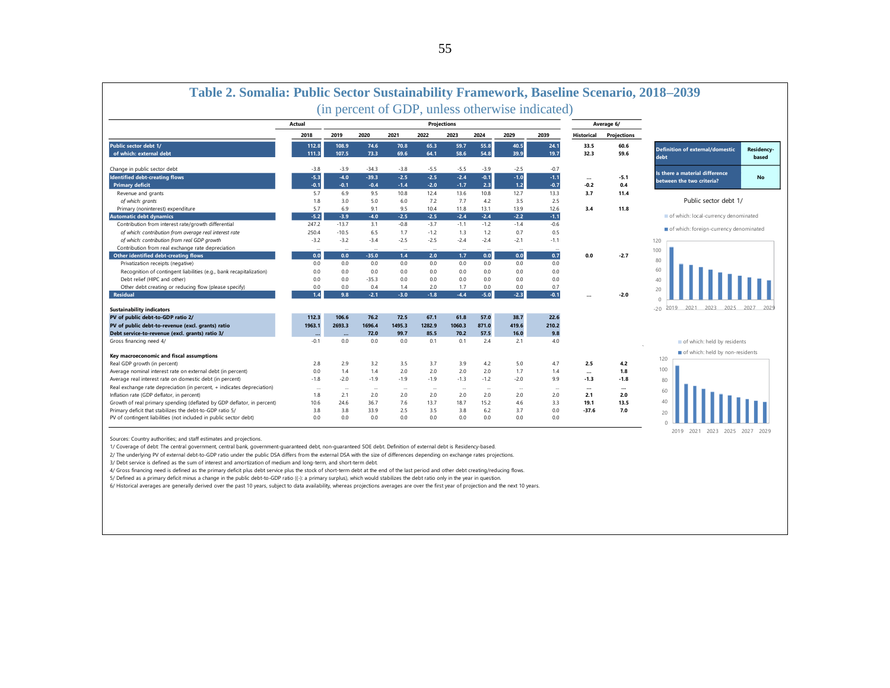# Table 2. Somalia: Public Sector Sustainability Framework, Baseline Scenario, 2018–2039

(in percent of GDP, unless otherwise indicated)

| | Actual | Projections | | | | | | | | Average 6/ | |
|---|---|---|---|---|---|---|---|---|---|---|---|
| | 2018 | 2019 | 2020 | 2021 | 2022 | 2023 | 2024 | 2029 | 2039 | Historical | Projections |
| **Public sector debt 1/** | 112.8 | 108.9 | 74.6 | 70.8 | 65.3 | 59.7 | 55.8 | 40.5 | 24.1 | 33.5 | 60.6 |
| **of which: external debt** | 111.3 | 107.5 | 73.3 | 69.6 | 64.1 | 58.6 | 54.8 | 39.9 | 19.7 | 32.3 | 59.6 |
| Change in public sector debt | -3.8 | -3.9 | -34.3 | -3.8 | -5.5 | -5.5 | -3.9 | -2.5 | -0.7 | | |
| **Identified debt-creating flows** | -5.3 | -4.0 | -39.3 | -2.5 | -2.5 | -2.4 | -0.1 | -1.0 | -1.1 | … | -5.1 |
| **Primary deficit** | -0.1 | -0.1 | -0.4 | -1.4 | -2.0 | -1.7 | 2.3 | 1.2 | -0.7 | -0.2 | 0.4 |
| Revenue and grants | 5.7 | 6.9 | 9.5 | 10.8 | 12.4 | 13.6 | 10.8 | 12.7 | 13.3 | 3.7 | 11.4 |
| *of which: grants* | 1.8 | 3.0 | 5.0 | 6.0 | 7.2 | 7.7 | 4.2 | 3.5 | 2.5 | | |
| Primary (noninterest) expenditure | 5.7 | 6.9 | 9.1 | 9.5 | 10.4 | 11.8 | 13.1 | 13.9 | 12.6 | 3.4 | 11.8 |
| **Automatic debt dynamics** | -5.2 | -3.9 | -4.0 | -2.5 | -2.5 | -2.4 | -2.4 | -2.2 | -1.1 | | |
| Contribution from interest rate/growth differential | 247.2 | -13.7 | 3.1 | -0.8 | -3.7 | -1.1 | -1.2 | -1.4 | -0.6 | | |
| *of which: contribution from average real interest rate* | 250.4 | -10.5 | 6.5 | 1.7 | -1.2 | 1.3 | 1.2 | 0.7 | 0.5 | | |
| *of which: contribution from real GDP growth* | -3.2 | -3.2 | -3.4 | -2.5 | -2.5 | -2.4 | -2.4 | -2.1 | -1.1 | | |
| Contribution from real exchange rate depreciation | … | … | … | … | … | … | … | … | … | | |
| **Other identified debt-creating flows** | 0.0 | 0.0 | -35.0 | 1.4 | 2.0 | 1.7 | 0.0 | 0.0 | 0.7 | 0.0 | -2.7 |
| Privatization receipts (negative) | 0.0 | 0.0 | 0.0 | 0.0 | 0.0 | 0.0 | 0.0 | 0.0 | 0.0 | | |
| Recognition of contingent liabilities (e.g., bank recapitalization) | 0.0 | 0.0 | 0.0 | 0.0 | 0.0 | 0.0 | 0.0 | 0.0 | 0.0 | | |
| Debt relief (HIPC and other) | 0.0 | 0.0 | -35.3 | 0.0 | 0.0 | 0.0 | 0.0 | 0.0 | 0.0 | | |
| Other debt creating or reducing flow (please specify) | 0.0 | 0.0 | 0.4 | 1.4 | 2.0 | 1.7 | 0.0 | 0.0 | 0.7 | | |
| **Residual** | 1.4 | 9.8 | -2.1 | -3.0 | -1.8 | -4.4 | -5.0 | -2.3 | -0.1 | … | -2.0 |
| **Sustainability indicators** | | | | | | | | | | | |
| **PV of public debt-to-GDP ratio 2/** | 112.3 | 106.6 | 76.2 | 72.5 | 67.1 | 61.8 | 57.0 | 38.7 | 22.6 | | |
| **PV of public debt-to-revenue (excl. grants) ratio** | 1963.1 | 2693.3 | 1696.4 | 1495.3 | 1282.9 | 1060.3 | 871.0 | 419.6 | 210.2 | | |
| **Debt service-to-revenue (excl. grants) ratio 3/** | … | … | 72.0 | 99.7 | 85.5 | 70.2 | 57.5 | 16.0 | 9.8 | | |
| Gross financing need 4/ | -0.1 | 0.0 | 0.0 | 0.0 | 0.1 | 0.1 | 2.4 | 2.1 | 4.0 | | |
| **Key macroeconomic and fiscal assumptions** | | | | | | | | | | | |
| Real GDP growth (in percent) | 2.8 | 2.9 | 3.2 | 3.5 | 3.7 | 3.9 | 4.2 | 5.0 | 4.7 | 2.5 | 4.2 |
| Average nominal interest rate on external debt (in percent) | 0.0 | 1.4 | 1.4 | 2.0 | 2.0 | 2.0 | 2.0 | 1.7 | 1.4 | … | 1.8 |
| Average real interest rate on domestic debt (in percent) | -1.8 | -2.0 | -1.9 | -1.9 | -1.9 | -1.3 | -1.2 | -2.0 | 9.9 | -1.3 | -1.8 |
| Real exchange rate depreciation (in percent, + indicates depreciation) | … | … | … | … | … | … | … | … | … | … | … |
| Inflation rate (GDP deflator, in percent) | 1.8 | 2.1 | 2.0 | 2.0 | 2.0 | 2.0 | 2.0 | 2.0 | 2.0 | 2.1 | 2.0 |
| Growth of real primary spending (deflated by GDP deflator, in percent) | 10.6 | 24.6 | 36.7 | 7.6 | 13.7 | 18.7 | 15.2 | 4.6 | 3.3 | 19.1 | 13.5 |
| Primary deficit that stabilizes the debt-to-GDP ratio 5/ | 3.8 | 3.8 | 33.9 | 2.5 | 3.5 | 3.8 | 6.2 | 3.7 | 0.0 | -37.6 | 7.0 |
| PV of contingent liabilities (not included in public sector debt) | 0.0 | 0.0 | 0.0 | 0.0 | 0.0 | 0.0 | 0.0 | 0.0 | 0.0 | | |

| Definition of external/domestic debt | Residency-based |
|---|---|
| Is there a material difference between the two criteria? | No |

Public sector debt 1/

Sources: Country authorities; and staff estimates and projections.

1/ Coverage of debt: The central government, central bank, government-guaranteed debt, non-guaranteed SOE debt. Definition of external debt is Residency-based.

2/ The underlying PV of external debt-to-GDP ratio under the public DSA differs from the external DSA with the size of differences depending on exchange rates projections.

3/ Debt service is defined as the sum of interest and amortization of medium and long-term, and short-term debt.

4/ Gross financing need is defined as the primary deficit plus debt service plus the stock of short-term debt at the end of the last period and other debt creating/reducing flows.

5/ Defined as a primary deficit minus a change in the public debt-to-GDP ratio ((-): a primary surplus), which would stabilizes the debt ratio only in the year in question.

6/ Historical averages are generally derived over the past 10 years, subject to data availability, whereas projections averages are over the first year of projection and the next 10 years.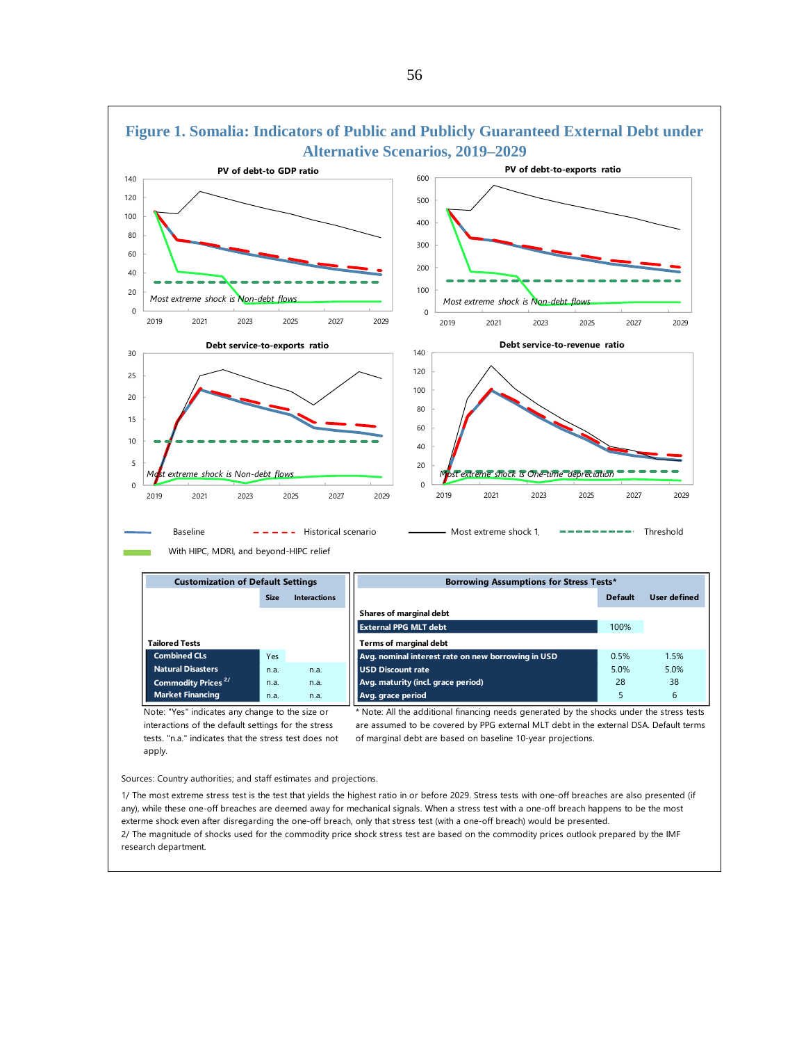# Figure 1. Somalia: Indicators of Public and Publicly Guaranteed External Debt under Alternative Scenarios, 2019–2029

**PV of debt-to GDP ratio**

*Most extreme shock is Non-debt flows*

**PV of debt-to-exports ratio**

*Most extreme shock is Non-debt flows*

**Debt service-to-exports ratio**

*Most extreme shock is Non-debt flows*

**Debt service-to-revenue ratio**

*Most extreme shock is One-time depreciation*

Baseline — Historical scenario — Most extreme shock 1/ — Threshold

With HIPC, MDRI, and beyond-HIPC relief

| Customization of Default Settings | | |
|---|---|---|
| | Size | Interactions |
| **Tailored Tests** | | |
| **Combined CLs** | Yes | |
| **Natural Disasters** | n.a. | n.a. |
| **Commodity Prices** [2/] | n.a. | n.a. |
| **Market Financing** | n.a. | n.a. |

Note: "Yes" indicates any change to the size or interactions of the default settings for the stress tests. "n.a." indicates that the stress test does not apply.

| Borrowing Assumptions for Stress Tests* | Default | User defined |
|---|---|---|
| **Shares of marginal debt** | | |
| **External PPG MLT debt** | 100% | |
| **Terms of marginal debt** | | |
| **Avg. nominal interest rate on new borrowing in USD** | 0.5% | 1.5% |
| **USD Discount rate** | 5.0% | 5.0% |
| **Avg. maturity (incl. grace period)** | 28 | 38 |
| **Avg. grace period** | 5 | 6 |

\* Note: All the additional financing needs generated by the shocks under the stress tests are assumed to be covered by PPG external MLT debt in the external DSA. Default terms of marginal debt are based on baseline 10-year projections.

Sources: Country authorities; and staff estimates and projections.

1/ The most extreme stress test is the test that yields the highest ratio in or before 2029. Stress tests with one-off breaches are also presented (if any), while these one-off breaches are deemed away for mechanical signals. When a stress test with a one-off breach happens to be the most exterme shock even after disregarding the one-off breach, only that stress test (with a one-off breach) would be presented.

2/ The magnitude of shocks used for the commodity price shock stress test are based on the commodity prices outlook prepared by the IMF research department.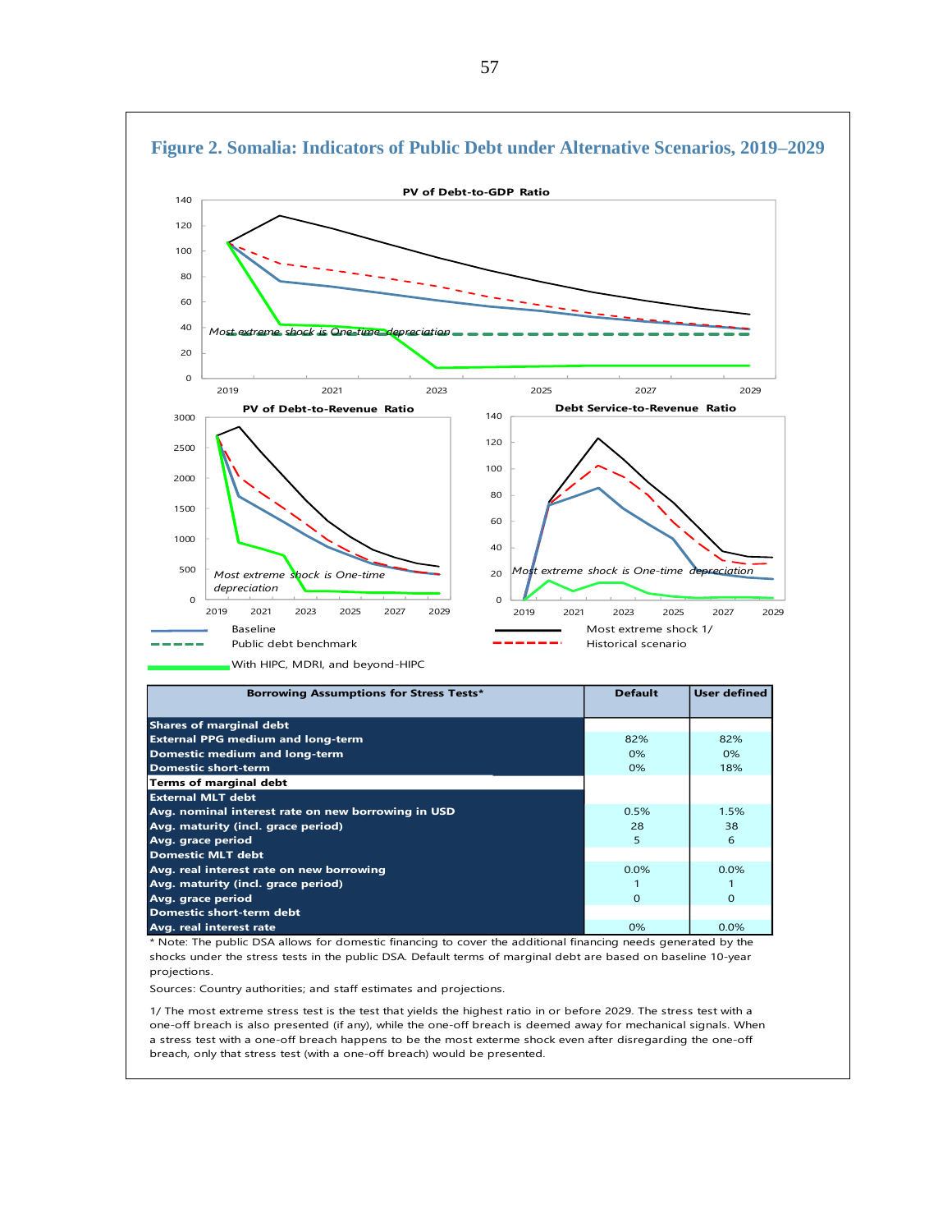# Figure 2. Somalia: Indicators of Public Debt under Alternative Scenarios, 2019–2029

PV of Debt-to-GDP Ratio

*Most extreme shock is One-time depreciation*

PV of Debt-to-Revenue Ratio

*Most extreme shock is One-time depreciation*

Debt Service-to-Revenue Ratio

*Most extreme shock is One-time depreciation*

Baseline

Public debt benchmark

With HIPC, MDRI, and beyond-HIPC

Most extreme shock 1/

Historical scenario

| Borrowing Assumptions for Stress Tests* | Default | User defined |
|---|---|---|
| **Shares of marginal debt** | | |
| **External PPG medium and long-term** | 82% | 82% |
| **Domestic medium and long-term** | 0% | 0% |
| **Domestic short-term** | 0% | 18% |
| **Terms of marginal debt** | | |
| **External MLT debt** | | |
| **Avg. nominal interest rate on new borrowing in USD** | 0.5% | 1.5% |
| **Avg. maturity (incl. grace period)** | 28 | 38 |
| **Avg. grace period** | 5 | 6 |
| **Domestic MLT debt** | | |
| **Avg. real interest rate on new borrowing** | 0.0% | 0.0% |
| **Avg. maturity (incl. grace period)** | 1 | 1 |
| **Avg. grace period** | 0 | 0 |
| **Domestic short-term debt** | | |
| **Avg. real interest rate** | 0% | 0.0% |

\* Note: The public DSA allows for domestic financing to cover the additional financing needs generated by the shocks under the stress tests in the public DSA. Default terms of marginal debt are based on baseline 10-year projections.

Sources: Country authorities; and staff estimates and projections.

1/ The most extreme stress test is the test that yields the highest ratio in or before 2029. The stress test with a one-off breach is also presented (if any), while the one-off breach is deemed away for mechanical signals. When a stress test with a one-off breach happens to be the most exterme shock even after disregarding the one-off breach, only that stress test (with a one-off breach) would be presented.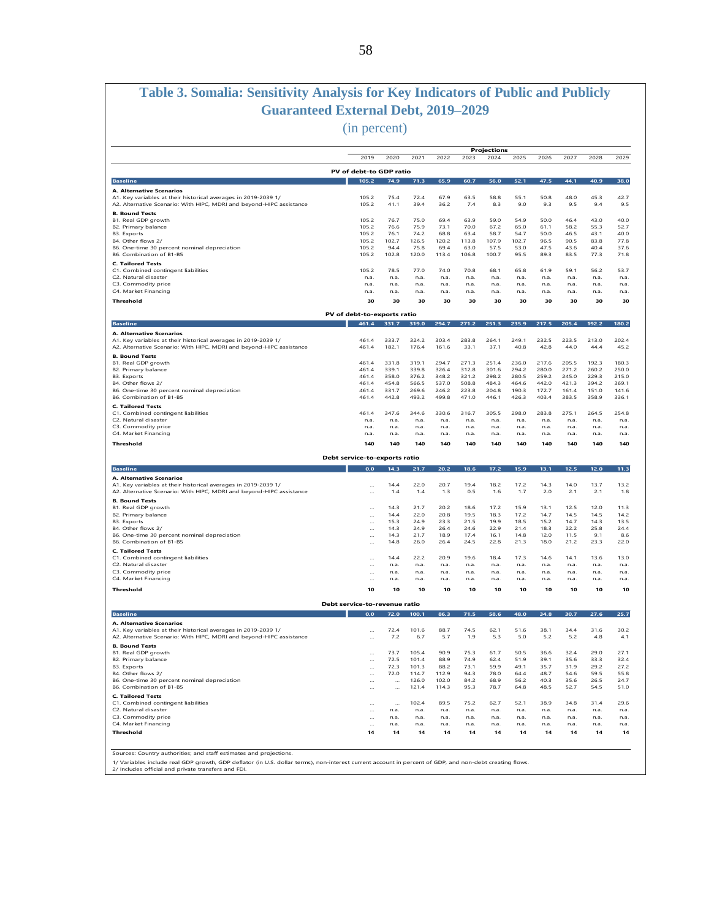# Table 3. Somalia: Sensitivity Analysis for Key Indicators of Public and Publicly Guaranteed External Debt, 2019–2029

(in percent)

| | Projections | | | | | | | | | | |
|---|---|---|---|---|---|---|---|---|---|---|---|
| | 2019 | 2020 | 2021 | 2022 | 2023 | 2024 | 2025 | 2026 | 2027 | 2028 | 2029 |
| **PV of debt-to GDP ratio** | | | | | | | | | | | |
| **Baseline** | **105.2** | **74.9** | **71.3** | **65.9** | **60.7** | **56.0** | **52.1** | **47.5** | **44.1** | **40.9** | **38.0** |
| **A. Alternative Scenarios** | | | | | | | | | | | |
| A1. Key variables at their historical averages in 2019-2039 1/ | 105.2 | 75.4 | 72.4 | 67.9 | 63.5 | 58.8 | 55.1 | 50.8 | 48.0 | 45.3 | 42.7 |
| A2. Alternative Scenario: With HIPC, MDRI and beyond-HIPC assistance | 105.2 | 41.1 | 39.4 | 36.2 | 7.4 | 8.3 | 9.0 | 9.3 | 9.5 | 9.4 | 9.5 |
| **B. Bound Tests** | | | | | | | | | | | |
| B1. Real GDP growth | 105.2 | 76.7 | 75.0 | 69.4 | 63.9 | 59.0 | 54.9 | 50.0 | 46.4 | 43.0 | 40.0 |
| B2. Primary balance | 105.2 | 76.6 | 75.9 | 73.1 | 70.0 | 67.2 | 65.0 | 61.1 | 58.2 | 55.3 | 52.7 |
| B3. Exports | 105.2 | 76.1 | 74.2 | 68.8 | 63.4 | 58.7 | 54.7 | 50.0 | 46.5 | 43.1 | 40.0 |
| B4. Other flows 2/ | 105.2 | 102.7 | 126.5 | 120.2 | 113.8 | 107.9 | 102.7 | 96.5 | 90.5 | 83.8 | 77.8 |
| B6. One-time 30 percent nominal depreciation | 105.2 | 94.4 | 75.8 | 69.4 | 63.0 | 57.5 | 53.0 | 47.5 | 43.6 | 40.4 | 37.6 |
| B6. Combination of B1-B5 | 105.2 | 102.8 | 120.0 | 113.4 | 106.8 | 100.7 | 95.5 | 89.3 | 83.5 | 77.3 | 71.8 |
| **C. Tailored Tests** | | | | | | | | | | | |
| C1. Combined contingent liabilities | 105.2 | 78.5 | 77.0 | 74.0 | 70.8 | 68.1 | 65.8 | 61.9 | 59.1 | 56.2 | 53.7 |
| C2. Natural disaster | n.a. | n.a. | n.a. | n.a. | n.a. | n.a. | n.a. | n.a. | n.a. | n.a. | n.a. |
| C3. Commodity price | n.a. | n.a. | n.a. | n.a. | n.a. | n.a. | n.a. | n.a. | n.a. | n.a. | n.a. |
| C4. Market Financing | n.a. | n.a. | n.a. | n.a. | n.a. | n.a. | n.a. | n.a. | n.a. | n.a. | n.a. |
| **Threshold** | **30** | **30** | **30** | **30** | **30** | **30** | **30** | **30** | **30** | **30** | **30** |
| **PV of debt-to-exports ratio** | | | | | | | | | | | |
| **Baseline** | **461.4** | **331.7** | **319.0** | **294.7** | **271.2** | **251.3** | **235.9** | **217.5** | **205.4** | **192.2** | **180.2** |
| **A. Alternative Scenarios** | | | | | | | | | | | |
| A1. Key variables at their historical averages in 2019-2039 1/ | 461.4 | 333.7 | 324.2 | 303.4 | 283.8 | 264.1 | 249.1 | 232.5 | 223.5 | 213.0 | 202.4 |
| A2. Alternative Scenario: With HIPC, MDRI and beyond-HIPC assistance | 461.4 | 182.1 | 176.4 | 161.6 | 33.1 | 37.1 | 40.8 | 42.8 | 44.0 | 44.4 | 45.2 |
| **B. Bound Tests** | | | | | | | | | | | |
| B1. Real GDP growth | 461.4 | 331.8 | 319.1 | 294.7 | 271.3 | 251.4 | 236.0 | 217.6 | 205.5 | 192.3 | 180.3 |
| B2. Primary balance | 461.4 | 339.1 | 339.8 | 326.4 | 312.8 | 301.6 | 294.2 | 280.0 | 271.2 | 260.2 | 250.0 |
| B3. Exports | 461.4 | 358.0 | 376.2 | 348.2 | 321.2 | 298.2 | 280.5 | 259.2 | 245.0 | 229.3 | 215.0 |
| B4. Other flows 2/ | 461.4 | 454.8 | 566.5 | 537.0 | 508.8 | 484.3 | 464.6 | 442.0 | 421.3 | 394.2 | 369.1 |
| B6. One-time 30 percent nominal depreciation | 461.4 | 331.7 | 269.6 | 246.2 | 223.8 | 204.8 | 190.3 | 172.7 | 161.4 | 151.0 | 141.6 |
| B6. Combination of B1-B5 | 461.4 | 442.8 | 493.2 | 499.8 | 471.0 | 446.1 | 426.3 | 403.4 | 383.5 | 358.9 | 336.1 |
| **C. Tailored Tests** | | | | | | | | | | | |
| C1. Combined contingent liabilities | 461.4 | 347.6 | 344.6 | 330.6 | 316.7 | 305.5 | 298.0 | 283.8 | 275.1 | 264.5 | 254.8 |
| C2. Natural disaster | n.a. | n.a. | n.a. | n.a. | n.a. | n.a. | n.a. | n.a. | n.a. | n.a. | n.a. |
| C3. Commodity price | n.a. | n.a. | n.a. | n.a. | n.a. | n.a. | n.a. | n.a. | n.a. | n.a. | n.a. |
| C4. Market Financing | n.a. | n.a. | n.a. | n.a. | n.a. | n.a. | n.a. | n.a. | n.a. | n.a. | n.a. |
| **Threshold** | **140** | **140** | **140** | **140** | **140** | **140** | **140** | **140** | **140** | **140** | **140** |
| **Debt service-to-exports ratio** | | | | | | | | | | | |
| **Baseline** | **0.0** | **14.3** | **21.7** | **20.2** | **18.6** | **17.2** | **15.9** | **13.1** | **12.5** | **12.0** | **11.3** |
| **A. Alternative Scenarios** | | | | | | | | | | | |
| A1. Key variables at their historical averages in 2019-2039 1/ | ... | 14.4 | 22.0 | 20.7 | 19.4 | 18.2 | 17.2 | 14.3 | 14.0 | 13.7 | 13.2 |
| A2. Alternative Scenario: With HIPC, MDRI and beyond-HIPC assistance | ... | 1.4 | 1.4 | 1.3 | 0.5 | 1.6 | 1.7 | 2.0 | 2.1 | 2.1 | 1.8 |
| **B. Bound Tests** | | | | | | | | | | | |
| B1. Real GDP growth | ... | 14.3 | 21.7 | 20.2 | 18.6 | 17.2 | 15.9 | 13.1 | 12.5 | 12.0 | 11.3 |
| B2. Primary balance | ... | 14.4 | 22.0 | 20.8 | 19.5 | 18.3 | 17.2 | 14.7 | 14.5 | 14.5 | 14.2 |
| B3. Exports | ... | 15.3 | 24.9 | 23.3 | 21.5 | 19.9 | 18.5 | 15.2 | 14.7 | 14.3 | 13.5 |
| B4. Other flows 2/ | ... | 14.3 | 24.9 | 26.4 | 24.6 | 22.9 | 21.4 | 18.3 | 22.2 | 25.8 | 24.4 |
| B6. One-time 30 percent nominal depreciation | ... | 14.3 | 21.7 | 18.9 | 17.4 | 16.1 | 14.8 | 12.0 | 11.5 | 9.1 | 8.6 |
| B6. Combination of B1-B5 | ... | 14.8 | 26.0 | 26.4 | 24.5 | 22.8 | 21.3 | 18.0 | 21.2 | 23.3 | 22.0 |
| **C. Tailored Tests** | | | | | | | | | | | |
| C1. Combined contingent liabilities | ... | 14.4 | 22.2 | 20.9 | 19.6 | 18.4 | 17.3 | 14.6 | 14.1 | 13.6 | 13.0 |
| C2. Natural disaster | ... | n.a. | n.a. | n.a. | n.a. | n.a. | n.a. | n.a. | n.a. | n.a. | n.a. |
| C3. Commodity price | ... | n.a. | n.a. | n.a. | n.a. | n.a. | n.a. | n.a. | n.a. | n.a. | n.a. |
| C4. Market Financing | ... | n.a. | n.a. | n.a. | n.a. | n.a. | n.a. | n.a. | n.a. | n.a. | n.a. |
| **Threshold** | **10** | **10** | **10** | **10** | **10** | **10** | **10** | **10** | **10** | **10** | **10** |
| **Debt service-to-revenue ratio** | | | | | | | | | | | |
| **Baseline** | **0.0** | **72.0** | **100.1** | **86.3** | **71.5** | **58.6** | **48.0** | **34.8** | **30.7** | **27.6** | **25.7** |
| **A. Alternative Scenarios** | | | | | | | | | | | |
| A1. Key variables at their historical averages in 2019-2039 1/ | ... | 72.4 | 101.6 | 88.7 | 74.5 | 62.1 | 51.6 | 38.1 | 34.4 | 31.6 | 30.2 |
| A2. Alternative Scenario: With HIPC, MDRI and beyond-HIPC assistance | ... | 7.2 | 6.7 | 5.7 | 1.9 | 5.3 | 5.0 | 5.2 | 5.2 | 4.8 | 4.1 |
| **B. Bound Tests** | | | | | | | | | | | |
| B1. Real GDP growth | ... | 73.7 | 105.4 | 90.9 | 75.3 | 61.7 | 50.5 | 36.6 | 32.4 | 29.0 | 27.1 |
| B2. Primary balance | ... | 72.5 | 101.4 | 88.9 | 74.9 | 62.4 | 51.9 | 39.1 | 35.6 | 33.3 | 32.4 |
| B3. Exports | ... | 72.3 | 101.3 | 88.2 | 73.1 | 59.9 | 49.1 | 35.7 | 31.9 | 29.2 | 27.2 |
| B4. Other flows 2/ | ... | 72.0 | 114.7 | 112.9 | 94.3 | 78.0 | 64.4 | 48.7 | 54.6 | 59.5 | 55.8 |
| B6. One-time 30 percent nominal depreciation | ... | ... | 126.0 | 102.0 | 84.2 | 68.9 | 56.2 | 40.3 | 35.6 | 26.5 | 24.7 |
| B6. Combination of B1-B5 | ... | ... | 121.4 | 114.3 | 95.3 | 78.7 | 64.8 | 48.5 | 52.7 | 54.5 | 51.0 |
| **C. Tailored Tests** | | | | | | | | | | | |
| C1. Combined contingent liabilities | ... | ... | 102.4 | 89.5 | 75.2 | 62.7 | 52.1 | 38.9 | 34.8 | 31.4 | 29.6 |
| C2. Natural disaster | ... | n.a. | n.a. | n.a. | n.a. | n.a. | n.a. | n.a. | n.a. | n.a. | n.a. |
| C3. Commodity price | ... | n.a. | n.a. | n.a. | n.a. | n.a. | n.a. | n.a. | n.a. | n.a. | n.a. |
| C4. Market Financing | ... | n.a. | n.a. | n.a. | n.a. | n.a. | n.a. | n.a. | n.a. | n.a. | n.a. |
| **Threshold** | **14** | **14** | **14** | **14** | **14** | **14** | **14** | **14** | **14** | **14** | **14** |

Sources: Country authorities; and staff estimates and projections.

1/ Variables include real GDP growth, GDP deflator (in U.S. dollar terms), non-interest current account in percent of GDP, and non-debt creating flows.

2/ Includes official and private transfers and FDI.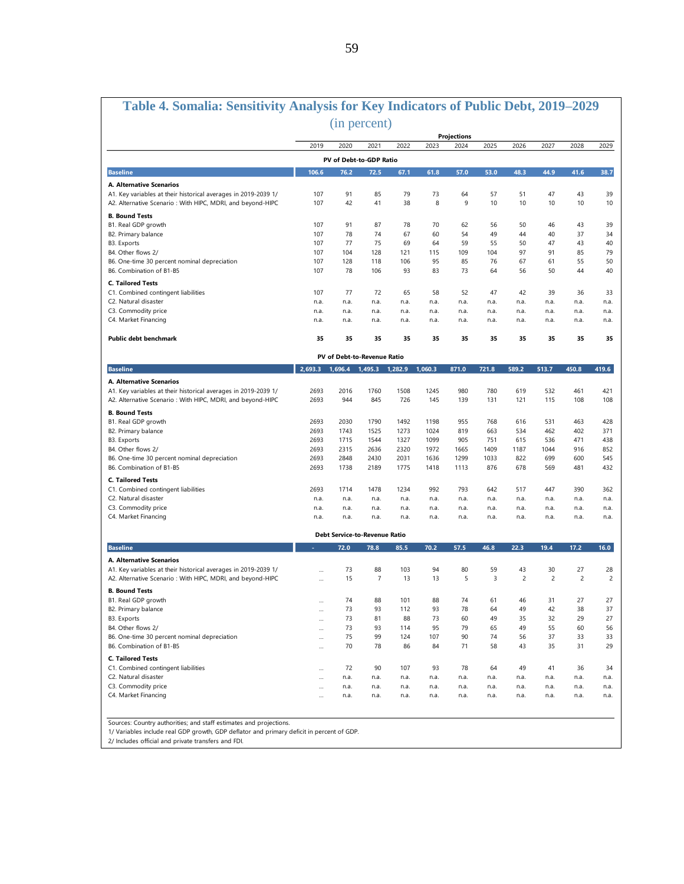# Table 4. Somalia: Sensitivity Analysis for Key Indicators of Public Debt, 2019–2029

(in percent)

| | 2019 | 2020 | 2021 | 2022 | 2023 | 2024 | 2025 | 2026 | 2027 | 2028 | 2029 |
|---|---|---|---|---|---|---|---|---|---|---|---|
| | | | | | | Projections | | | | | |
| **PV of Debt-to-GDP Ratio** | | | | | | | | | | | |
| **Baseline** | 106.6 | 76.2 | 72.5 | 67.1 | 61.8 | 57.0 | 53.0 | 48.3 | 44.9 | 41.6 | 38.7 |
| **A. Alternative Scenarios** | | | | | | | | | | | |
| A1. Key variables at their historical averages in 2019-2039 1/ | 107 | 91 | 85 | 79 | 73 | 64 | 57 | 51 | 47 | 43 | 39 |
| A2. Alternative Scenario : With HIPC, MDRI, and beyond-HIPC | 107 | 42 | 41 | 38 | 8 | 9 | 10 | 10 | 10 | 10 | 10 |
| **B. Bound Tests** | | | | | | | | | | | |
| B1. Real GDP growth | 107 | 91 | 87 | 78 | 70 | 62 | 56 | 50 | 46 | 43 | 39 |
| B2. Primary balance | 107 | 78 | 74 | 67 | 60 | 54 | 49 | 44 | 40 | 37 | 34 |
| B3. Exports | 107 | 77 | 75 | 69 | 64 | 59 | 55 | 50 | 47 | 43 | 40 |
| B4. Other flows 2/ | 107 | 104 | 128 | 121 | 115 | 109 | 104 | 97 | 91 | 85 | 79 |
| B6. One-time 30 percent nominal depreciation | 107 | 128 | 118 | 106 | 95 | 85 | 76 | 67 | 61 | 55 | 50 |
| B6. Combination of B1-B5 | 107 | 78 | 106 | 93 | 83 | 73 | 64 | 56 | 50 | 44 | 40 |
| **C. Tailored Tests** | | | | | | | | | | | |
| C1. Combined contingent liabilities | 107 | 77 | 72 | 65 | 58 | 52 | 47 | 42 | 39 | 36 | 33 |
| C2. Natural disaster | n.a. | n.a. | n.a. | n.a. | n.a. | n.a. | n.a. | n.a. | n.a. | n.a. | n.a. |
| C3. Commodity price | n.a. | n.a. | n.a. | n.a. | n.a. | n.a. | n.a. | n.a. | n.a. | n.a. | n.a. |
| C4. Market Financing | n.a. | n.a. | n.a. | n.a. | n.a. | n.a. | n.a. | n.a. | n.a. | n.a. | n.a. |
| **Public debt benchmark** | **35** | **35** | **35** | **35** | **35** | **35** | **35** | **35** | **35** | **35** | **35** |
| **PV of Debt-to-Revenue Ratio** | | | | | | | | | | | |
| **Baseline** | 2,693.3 | 1,696.4 | 1,495.3 | 1,282.9 | 1,060.3 | 871.0 | 721.8 | 589.2 | 513.7 | 450.8 | 419.6 |
| **A. Alternative Scenarios** | | | | | | | | | | | |
| A1. Key variables at their historical averages in 2019-2039 1/ | 2693 | 2016 | 1760 | 1508 | 1245 | 980 | 780 | 619 | 532 | 461 | 421 |
| A2. Alternative Scenario : With HIPC, MDRI, and beyond-HIPC | 2693 | 944 | 845 | 726 | 145 | 139 | 131 | 121 | 115 | 108 | 108 |
| **B. Bound Tests** | | | | | | | | | | | |
| B1. Real GDP growth | 2693 | 2030 | 1790 | 1492 | 1198 | 955 | 768 | 616 | 531 | 463 | 428 |
| B2. Primary balance | 2693 | 1743 | 1525 | 1273 | 1024 | 819 | 663 | 534 | 462 | 402 | 371 |
| B3. Exports | 2693 | 1715 | 1544 | 1327 | 1099 | 905 | 751 | 615 | 536 | 471 | 438 |
| B4. Other flows 2/ | 2693 | 2315 | 2636 | 2320 | 1972 | 1665 | 1409 | 1187 | 1044 | 916 | 852 |
| B6. One-time 30 percent nominal depreciation | 2693 | 2848 | 2430 | 2031 | 1636 | 1299 | 1033 | 822 | 699 | 600 | 545 |
| B6. Combination of B1-B5 | 2693 | 1738 | 2189 | 1775 | 1418 | 1113 | 876 | 678 | 569 | 481 | 432 |
| **C. Tailored Tests** | | | | | | | | | | | |
| C1. Combined contingent liabilities | 2693 | 1714 | 1478 | 1234 | 992 | 793 | 642 | 517 | 447 | 390 | 362 |
| C2. Natural disaster | n.a. | n.a. | n.a. | n.a. | n.a. | n.a. | n.a. | n.a. | n.a. | n.a. | n.a. |
| C3. Commodity price | n.a. | n.a. | n.a. | n.a. | n.a. | n.a. | n.a. | n.a. | n.a. | n.a. | n.a. |
| C4. Market Financing | n.a. | n.a. | n.a. | n.a. | n.a. | n.a. | n.a. | n.a. | n.a. | n.a. | n.a. |
| **Debt Service-to-Revenue Ratio** | | | | | | | | | | | |
| **Baseline** | - | 72.0 | 78.8 | 85.5 | 70.2 | 57.5 | 46.8 | 22.3 | 19.4 | 17.2 | 16.0 |
| **A. Alternative Scenarios** | | | | | | | | | | | |
| A1. Key variables at their historical averages in 2019-2039 1/ | ... | 73 | 88 | 103 | 94 | 80 | 59 | 43 | 30 | 27 | 28 |
| A2. Alternative Scenario : With HIPC, MDRI, and beyond-HIPC | ... | 15 | 7 | 13 | 13 | 5 | 3 | 2 | 2 | 2 | 2 |
| **B. Bound Tests** | | | | | | | | | | | |
| B1. Real GDP growth | ... | 74 | 88 | 101 | 88 | 74 | 61 | 46 | 31 | 27 | 27 |
| B2. Primary balance | ... | 73 | 93 | 112 | 93 | 78 | 64 | 49 | 42 | 38 | 37 |
| B3. Exports | ... | 73 | 81 | 88 | 73 | 60 | 49 | 35 | 32 | 29 | 27 |
| B4. Other flows 2/ | ... | 73 | 93 | 114 | 95 | 79 | 65 | 49 | 55 | 60 | 56 |
| B6. One-time 30 percent nominal depreciation | ... | 75 | 99 | 124 | 107 | 90 | 74 | 56 | 37 | 33 | 33 |
| B6. Combination of B1-B5 | ... | 70 | 78 | 86 | 84 | 71 | 58 | 43 | 35 | 31 | 29 |
| **C. Tailored Tests** | | | | | | | | | | | |
| C1. Combined contingent liabilities | ... | 72 | 90 | 107 | 93 | 78 | 64 | 49 | 41 | 36 | 34 |
| C2. Natural disaster | ... | n.a. | n.a. | n.a. | n.a. | n.a. | n.a. | n.a. | n.a. | n.a. | n.a. |
| C3. Commodity price | ... | n.a. | n.a. | n.a. | n.a. | n.a. | n.a. | n.a. | n.a. | n.a. | n.a. |
| C4. Market Financing | ... | n.a. | n.a. | n.a. | n.a. | n.a. | n.a. | n.a. | n.a. | n.a. | n.a. |

Sources: Country authorities; and staff estimates and projections.

1/ Variables include real GDP growth, GDP deflator and primary deficit in percent of GDP.

2/ Includes official and private transfers and FDI.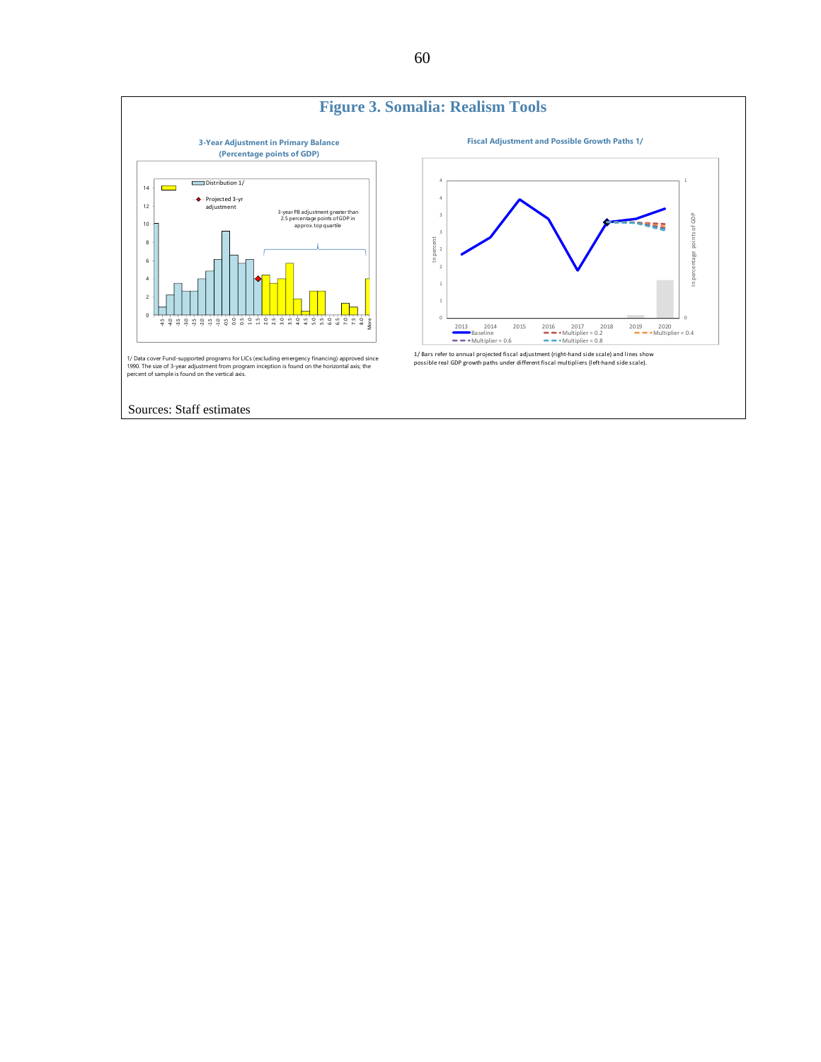## Figure 3. Somalia: Realism Tools

**3-Year Adjustment in Primary Balance (Percentage points of GDP)**

1/ Data cover Fund-supported programs for LICs (excluding emergency financing) approved since 1990. The size of 3-year adjustment from program inception is found on the horizontal axis; the percent of sample is found on the vertical axis.

**Fiscal Adjustment and Possible Growth Paths 1/**

1/ Bars refer to annual projected fiscal adjustment (right-hand side scale) and lines show possible real GDP growth paths under different fiscal multipliers (left-hand side scale).

Sources: Staff estimates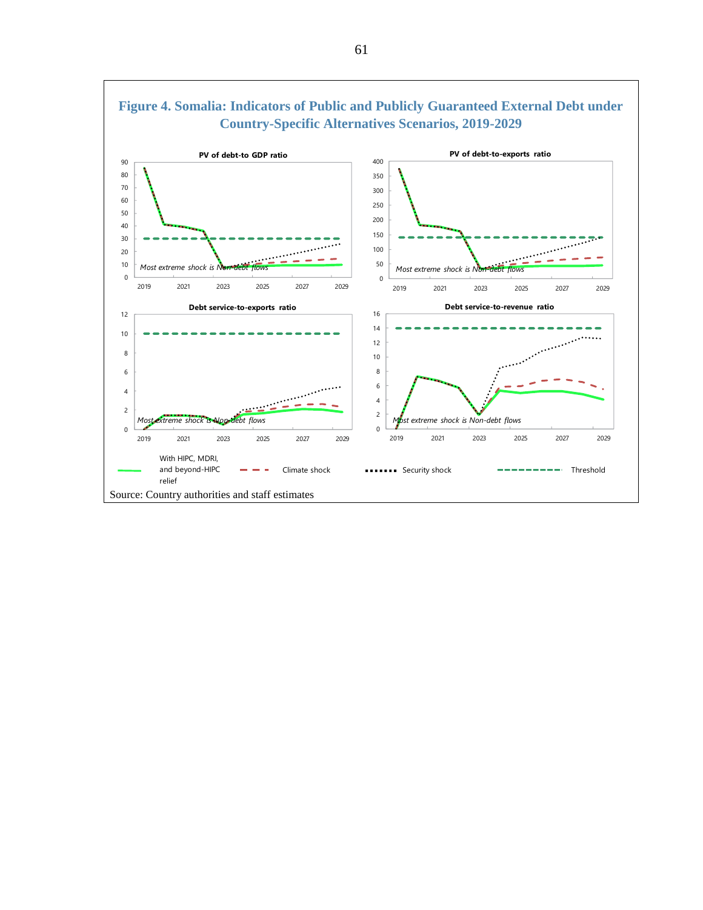**Figure 4. Somalia: Indicators of Public and Publicly Guaranteed External Debt under Country-Specific Alternatives Scenarios, 2019-2029**

PV of debt-to GDP ratio

90
80
70
60
50
40
30
20
10
0

2019 2021 2023 2025 2027 2029

*Most extreme shock is Non-debt flows*

PV of debt-to-exports ratio

400
350
300
250
200
150
100
50
0

2019 2021 2023 2025 2027 2029

*Most extreme shock is Non-debt flows*

Debt service-to-exports ratio

12
10
8
6
4
2
0

2019 2021 2023 2025 2027 2029

*Most extreme shock is Non-debt flows*

Debt service-to-revenue ratio

16
14
12
10
8
6
4
2
0

2019 2021 2023 2025 2027 2029

*Most extreme shock is Non-debt flows*

With HIPC, MDRI, and beyond-HIPC relief

Climate shock

Security shock

Threshold

Source: Country authorities and staff estimates